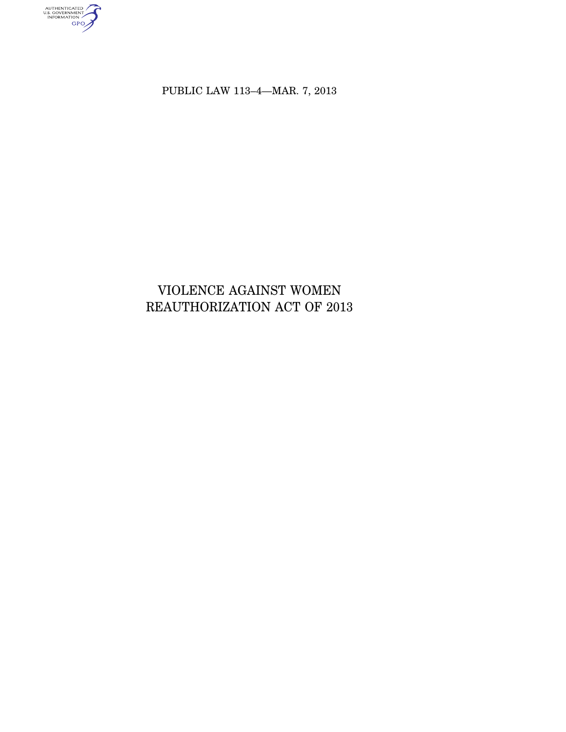PUBLIC LAW 113–4—MAR. 7, 2013

# VIOLENCE AGAINST WOMEN REAUTHORIZATION ACT OF 2013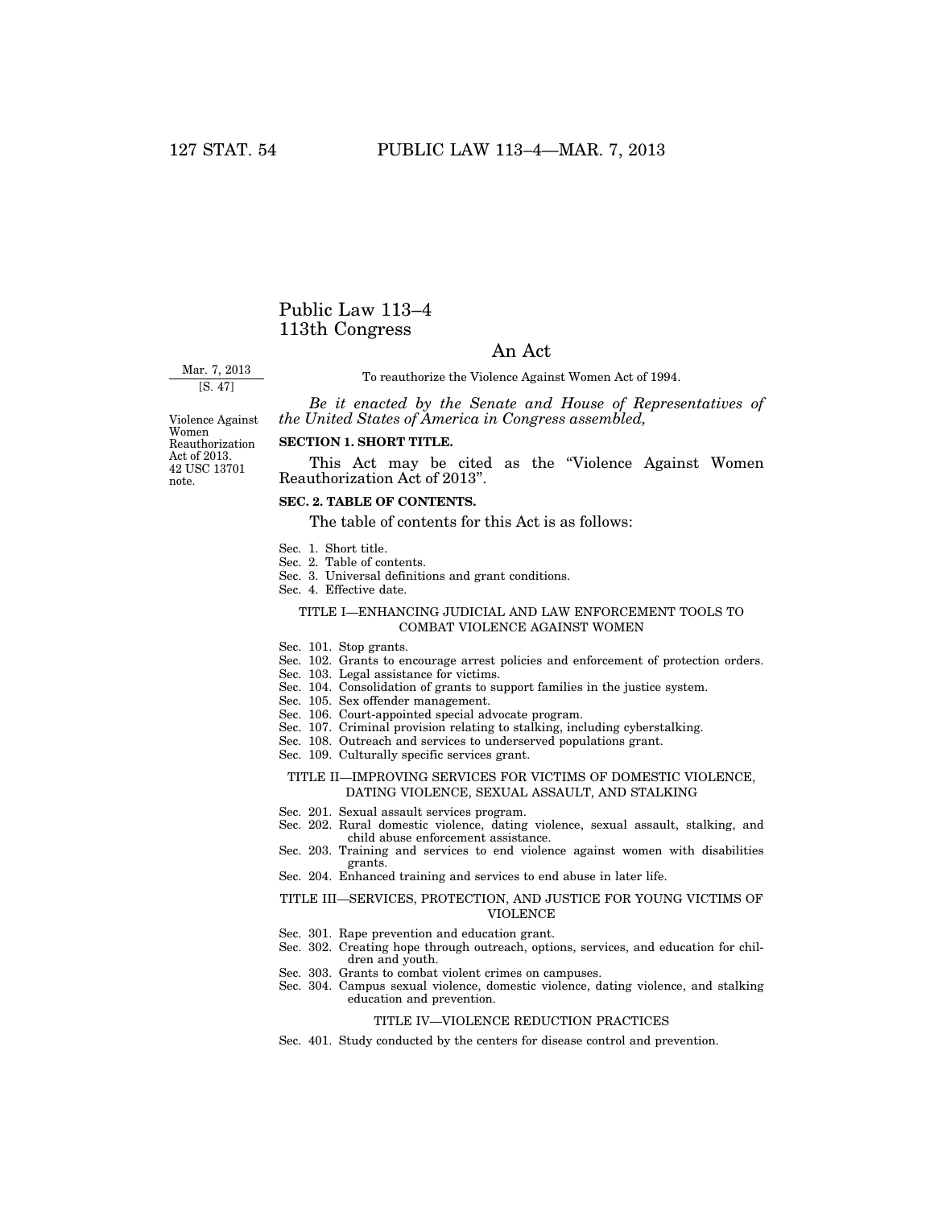# Public Law 113–4
# 113th Congress

## An Act

Mar. 7, 2013
[S. 47]

To reauthorize the Violence Against Women Act of 1994.

*Be it enacted by the Senate and House of Representatives of the United States of America in Congress assembled,*

Violence Against Women Reauthorization Act of 2013.
42 USC 13701 note.

**SECTION 1. SHORT TITLE.**

This Act may be cited as the "Violence Against Women Reauthorization Act of 2013".

**SEC. 2. TABLE OF CONTENTS.**

The table of contents for this Act is as follows:

Sec. 1. Short title.
Sec. 2. Table of contents.
Sec. 3. Universal definitions and grant conditions.
Sec. 4. Effective date.

TITLE I—ENHANCING JUDICIAL AND LAW ENFORCEMENT TOOLS TO COMBAT VIOLENCE AGAINST WOMEN

Sec. 101. Stop grants.
Sec. 102. Grants to encourage arrest policies and enforcement of protection orders.
Sec. 103. Legal assistance for victims.
Sec. 104. Consolidation of grants to support families in the justice system.
Sec. 105. Sex offender management.
Sec. 106. Court-appointed special advocate program.
Sec. 107. Criminal provision relating to stalking, including cyberstalking.
Sec. 108. Outreach and services to underserved populations grant.
Sec. 109. Culturally specific services grant.

TITLE II—IMPROVING SERVICES FOR VICTIMS OF DOMESTIC VIOLENCE, DATING VIOLENCE, SEXUAL ASSAULT, AND STALKING

Sec. 201. Sexual assault services program.
Sec. 202. Rural domestic violence, dating violence, sexual assault, stalking, and child abuse enforcement assistance.
Sec. 203. Training and services to end violence against women with disabilities grants.
Sec. 204. Enhanced training and services to end abuse in later life.

TITLE III—SERVICES, PROTECTION, AND JUSTICE FOR YOUNG VICTIMS OF VIOLENCE

Sec. 301. Rape prevention and education grant.
Sec. 302. Creating hope through outreach, options, services, and education for children and youth.
Sec. 303. Grants to combat violent crimes on campuses.
Sec. 304. Campus sexual violence, domestic violence, dating violence, and stalking education and prevention.

TITLE IV—VIOLENCE REDUCTION PRACTICES

Sec. 401. Study conducted by the centers for disease control and prevention.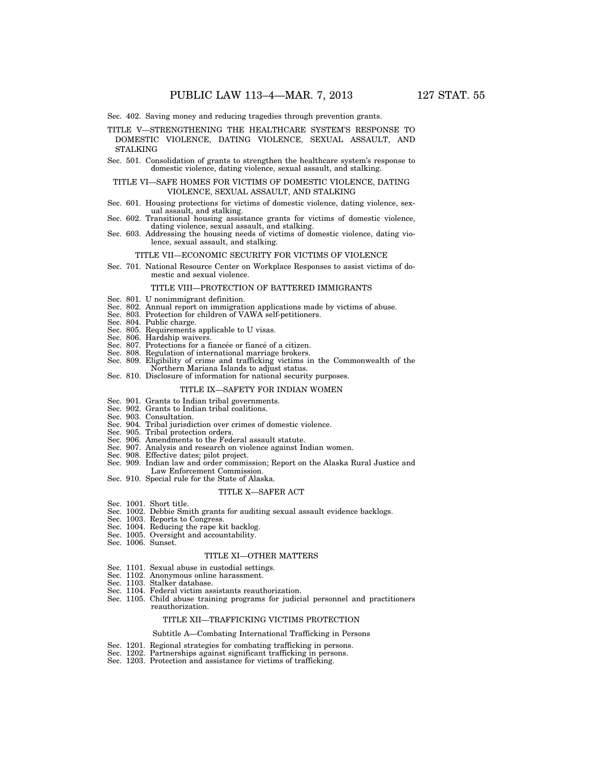Sec. 402. Saving money and reducing tragedies through prevention grants.

TITLE V—STRENGTHENING THE HEALTHCARE SYSTEM'S RESPONSE TO DOMESTIC VIOLENCE, DATING VIOLENCE, SEXUAL ASSAULT, AND STALKING

Sec. 501. Consolidation of grants to strengthen the healthcare system's response to domestic violence, dating violence, sexual assault, and stalking.

TITLE VI—SAFE HOMES FOR VICTIMS OF DOMESTIC VIOLENCE, DATING VIOLENCE, SEXUAL ASSAULT, AND STALKING

Sec. 601. Housing protections for victims of domestic violence, dating violence, sexual assault, and stalking.
Sec. 602. Transitional housing assistance grants for victims of domestic violence, dating violence, sexual assault, and stalking.
Sec. 603. Addressing the housing needs of victims of domestic violence, dating violence, sexual assault, and stalking.

TITLE VII—ECONOMIC SECURITY FOR VICTIMS OF VIOLENCE

Sec. 701. National Resource Center on Workplace Responses to assist victims of domestic and sexual violence.

TITLE VIII—PROTECTION OF BATTERED IMMIGRANTS

Sec. 801. U nonimmigrant definition.
Sec. 802. Annual report on immigration applications made by victims of abuse.
Sec. 803. Protection for children of VAWA self-petitioners.
Sec. 804. Public charge.
Sec. 805. Requirements applicable to U visas.
Sec. 806. Hardship waivers.
Sec. 807. Protections for a fiancée or fiancé of a citizen.
Sec. 808. Regulation of international marriage brokers.
Sec. 809. Eligibility of crime and trafficking victims in the Commonwealth of the Northern Mariana Islands to adjust status.
Sec. 810. Disclosure of information for national security purposes.

TITLE IX—SAFETY FOR INDIAN WOMEN

Sec. 901. Grants to Indian tribal governments.
Sec. 902. Grants to Indian tribal coalitions.
Sec. 903. Consultation.
Sec. 904. Tribal jurisdiction over crimes of domestic violence.
Sec. 905. Tribal protection orders.
Sec. 906. Amendments to the Federal assault statute.
Sec. 907. Analysis and research on violence against Indian women.
Sec. 908. Effective dates; pilot project.
Sec. 909. Indian law and order commission; Report on the Alaska Rural Justice and Law Enforcement Commission.
Sec. 910. Special rule for the State of Alaska.

TITLE X—SAFER ACT

Sec. 1001. Short title.
Sec. 1002. Debbie Smith grants for auditing sexual assault evidence backlogs.
Sec. 1003. Reports to Congress.
Sec. 1004. Reducing the rape kit backlog.
Sec. 1005. Oversight and accountability.
Sec. 1006. Sunset.

TITLE XI—OTHER MATTERS

Sec. 1101. Sexual abuse in custodial settings.
Sec. 1102. Anonymous online harassment.
Sec. 1103. Stalker database.
Sec. 1104. Federal victim assistants reauthorization.
Sec. 1105. Child abuse training programs for judicial personnel and practitioners reauthorization.

TITLE XII—TRAFFICKING VICTIMS PROTECTION

Subtitle A—Combating International Trafficking in Persons

Sec. 1201. Regional strategies for combating trafficking in persons.
Sec. 1202. Partnerships against significant trafficking in persons.
Sec. 1203. Protection and assistance for victims of trafficking.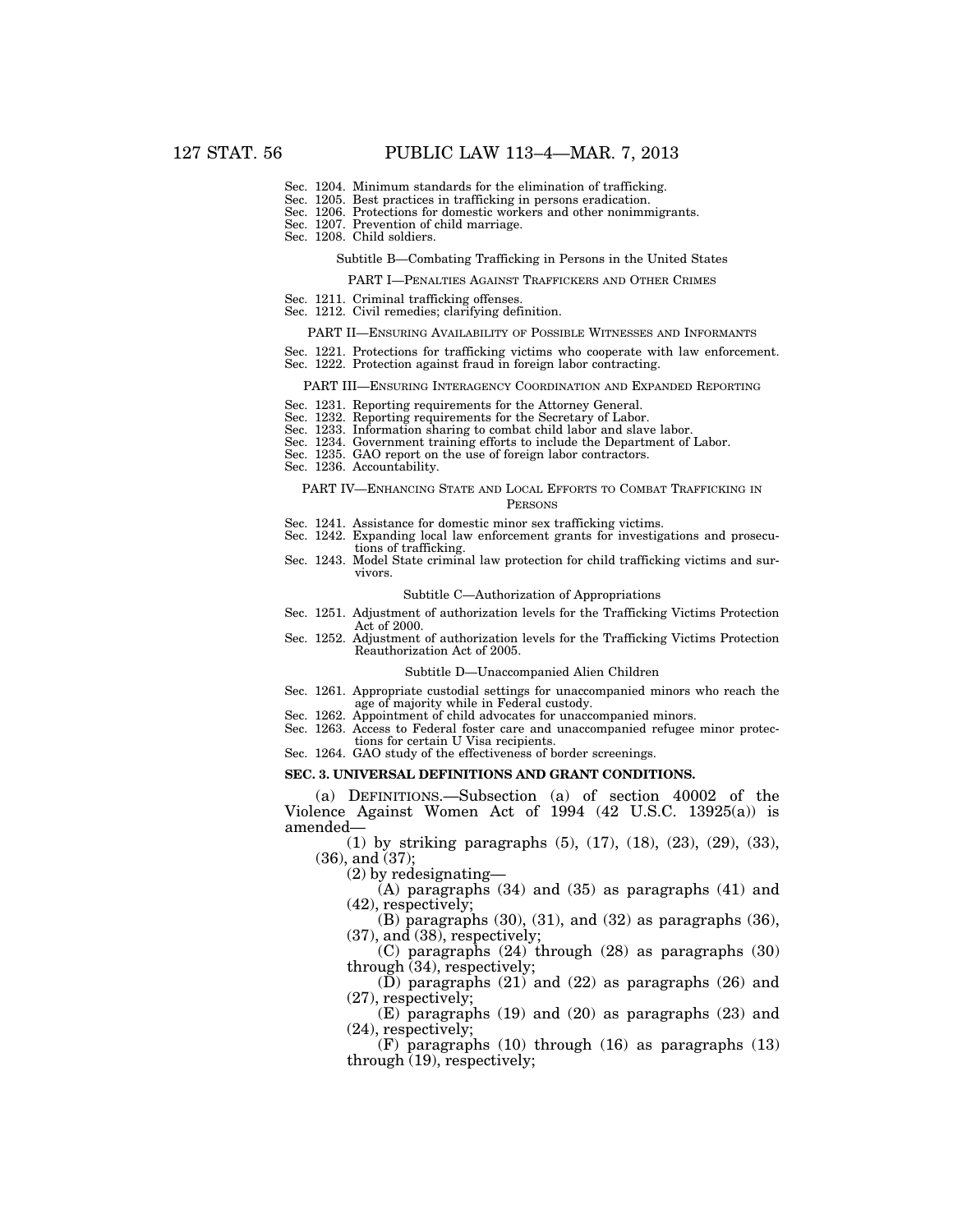Sec. 1204. Minimum standards for the elimination of trafficking.
Sec. 1205. Best practices in trafficking in persons eradication.
Sec. 1206. Protections for domestic workers and other nonimmigrants.
Sec. 1207. Prevention of child marriage.
Sec. 1208. Child soldiers.

Subtitle B—Combating Trafficking in Persons in the United States

PART I—PENALTIES AGAINST TRAFFICKERS AND OTHER CRIMES

Sec. 1211. Criminal trafficking offenses.
Sec. 1212. Civil remedies; clarifying definition.

PART II—ENSURING AVAILABILITY OF POSSIBLE WITNESSES AND INFORMANTS

Sec. 1221. Protections for trafficking victims who cooperate with law enforcement.
Sec. 1222. Protection against fraud in foreign labor contracting.

PART III—ENSURING INTERAGENCY COORDINATION AND EXPANDED REPORTING

Sec. 1231. Reporting requirements for the Attorney General.
Sec. 1232. Reporting requirements for the Secretary of Labor.
Sec. 1233. Information sharing to combat child labor and slave labor.
Sec. 1234. Government training efforts to include the Department of Labor.
Sec. 1235. GAO report on the use of foreign labor contractors.
Sec. 1236. Accountability.

PART IV—ENHANCING STATE AND LOCAL EFFORTS TO COMBAT TRAFFICKING IN PERSONS

Sec. 1241. Assistance for domestic minor sex trafficking victims.
Sec. 1242. Expanding local law enforcement grants for investigations and prosecutions of trafficking.
Sec. 1243. Model State criminal law protection for child trafficking victims and survivors.

Subtitle C—Authorization of Appropriations

Sec. 1251. Adjustment of authorization levels for the Trafficking Victims Protection Act of 2000.
Sec. 1252. Adjustment of authorization levels for the Trafficking Victims Protection Reauthorization Act of 2005.

Subtitle D—Unaccompanied Alien Children

Sec. 1261. Appropriate custodial settings for unaccompanied minors who reach the age of majority while in Federal custody.
Sec. 1262. Appointment of child advocates for unaccompanied minors.
Sec. 1263. Access to Federal foster care and unaccompanied refugee minor protections for certain U Visa recipients.
Sec. 1264. GAO study of the effectiveness of border screenings.

**SEC. 3. UNIVERSAL DEFINITIONS AND GRANT CONDITIONS.**

(a) DEFINITIONS.—Subsection (a) of section 40002 of the Violence Against Women Act of 1994 (42 U.S.C. 13925(a)) is amended—

(1) by striking paragraphs (5), (17), (18), (23), (29), (33), (36), and (37);

(2) by redesignating—

(A) paragraphs (34) and (35) as paragraphs (41) and (42), respectively;

(B) paragraphs (30), (31), and (32) as paragraphs (36), (37), and (38), respectively;

(C) paragraphs (24) through (28) as paragraphs (30) through (34), respectively;

(D) paragraphs (21) and (22) as paragraphs (26) and (27), respectively;

(E) paragraphs (19) and (20) as paragraphs (23) and (24), respectively;

(F) paragraphs (10) through (16) as paragraphs (13) through (19), respectively;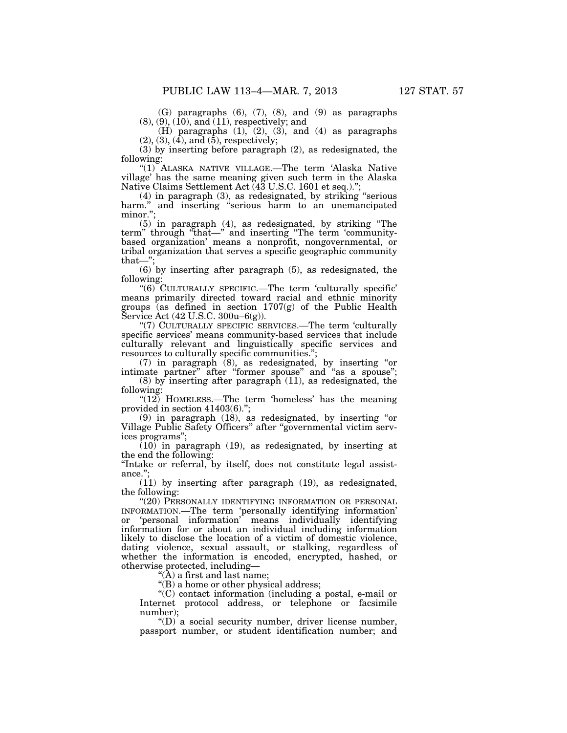(G) paragraphs (6), (7), (8), and (9) as paragraphs (8), (9), (10), and (11), respectively; and

(H) paragraphs (1), (2), (3), and (4) as paragraphs (2), (3), (4), and (5), respectively;

(3) by inserting before paragraph (2), as redesignated, the following:

"(1) ALASKA NATIVE VILLAGE.—The term 'Alaska Native village' has the same meaning given such term in the Alaska Native Claims Settlement Act (43 U.S.C. 1601 et seq.).";

(4) in paragraph (3), as redesignated, by striking "serious harm." and inserting "serious harm to an unemancipated minor.";

(5) in paragraph (4), as redesignated, by striking "The term" through "that—" and inserting "The term 'community-based organization' means a nonprofit, nongovernmental, or tribal organization that serves a specific geographic community that—";

(6) by inserting after paragraph (5), as redesignated, the following:

"(6) CULTURALLY SPECIFIC.—The term 'culturally specific' means primarily directed toward racial and ethnic minority groups (as defined in section 1707(g) of the Public Health Service Act (42 U.S.C. 300u–6(g)).

"(7) CULTURALLY SPECIFIC SERVICES.—The term 'culturally specific services' means community-based services that include culturally relevant and linguistically specific services and resources to culturally specific communities.";

(7) in paragraph (8), as redesignated, by inserting "or intimate partner" after "former spouse" and "as a spouse";

(8) by inserting after paragraph (11), as redesignated, the following:

"(12) HOMELESS.—The term 'homeless' has the meaning provided in section 41403(6).";

(9) in paragraph (18), as redesignated, by inserting "or Village Public Safety Officers" after "governmental victim services programs";

(10) in paragraph (19), as redesignated, by inserting at the end the following:

"Intake or referral, by itself, does not constitute legal assistance.";

(11) by inserting after paragraph (19), as redesignated, the following:

"(20) PERSONALLY IDENTIFYING INFORMATION OR PERSONAL INFORMATION.—The term 'personally identifying information' or 'personal information' means individually identifying information for or about an individual including information likely to disclose the location of a victim of domestic violence, dating violence, sexual assault, or stalking, regardless of whether the information is encoded, encrypted, hashed, or otherwise protected, including—

"(A) a first and last name;

"(B) a home or other physical address;

"(C) contact information (including a postal, e-mail or Internet protocol address, or telephone or facsimile number);

"(D) a social security number, driver license number, passport number, or student identification number; and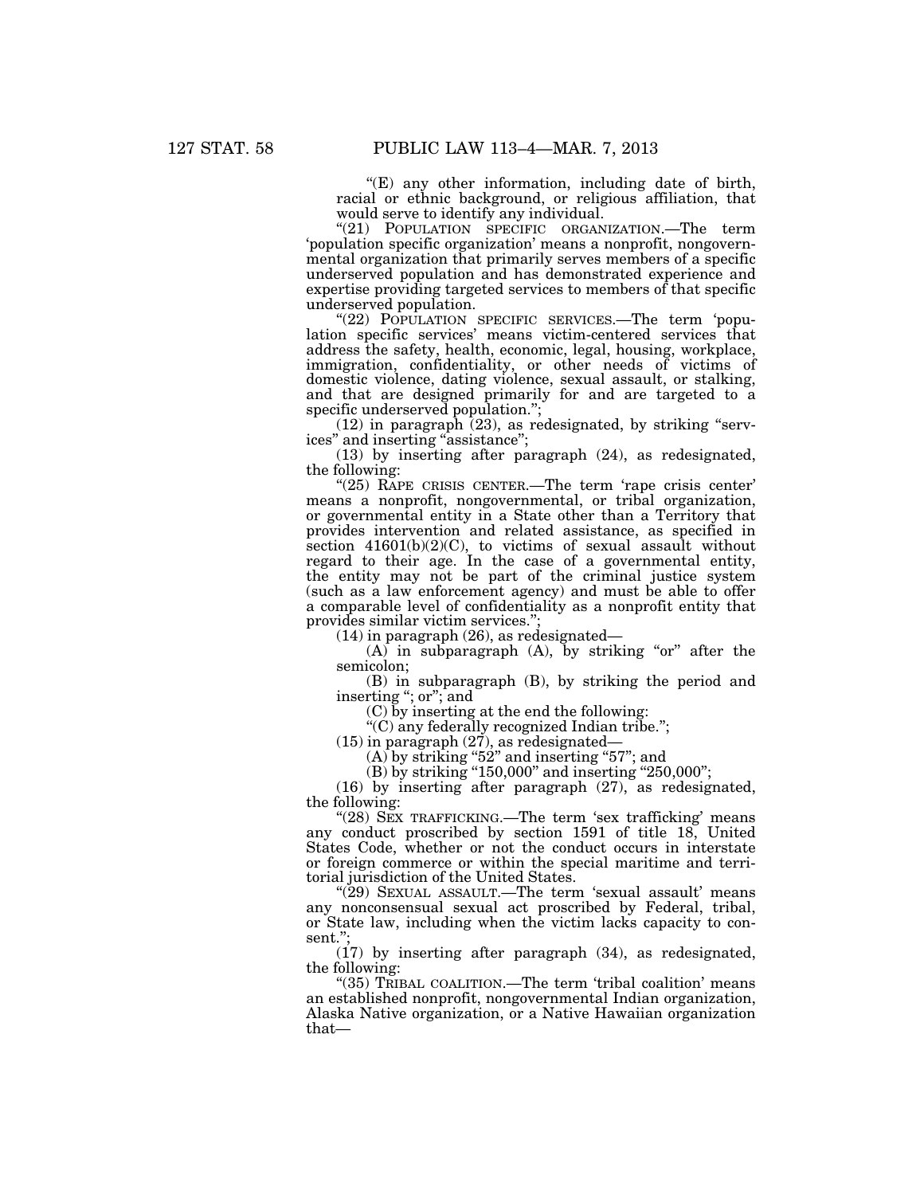"(E) any other information, including date of birth, racial or ethnic background, or religious affiliation, that would serve to identify any individual.

"(21) POPULATION SPECIFIC ORGANIZATION.—The term 'population specific organization' means a nonprofit, nongovernmental organization that primarily serves members of a specific underserved population and has demonstrated experience and expertise providing targeted services to members of that specific underserved population.

"(22) POPULATION SPECIFIC SERVICES.—The term 'population specific services' means victim-centered services that address the safety, health, economic, legal, housing, workplace, immigration, confidentiality, or other needs of victims of domestic violence, dating violence, sexual assault, or stalking, and that are designed primarily for and are targeted to a specific underserved population.";

(12) in paragraph (23), as redesignated, by striking "services" and inserting "assistance";

(13) by inserting after paragraph (24), as redesignated, the following:

"(25) RAPE CRISIS CENTER.—The term 'rape crisis center' means a nonprofit, nongovernmental, or tribal organization, or governmental entity in a State other than a Territory that provides intervention and related assistance, as specified in section 41601(b)(2)(C), to victims of sexual assault without regard to their age. In the case of a governmental entity, the entity may not be part of the criminal justice system (such as a law enforcement agency) and must be able to offer a comparable level of confidentiality as a nonprofit entity that provides similar victim services.";

(14) in paragraph (26), as redesignated—

(A) in subparagraph (A), by striking "or" after the semicolon;

(B) in subparagraph (B), by striking the period and inserting "; or"; and

(C) by inserting at the end the following:

"(C) any federally recognized Indian tribe.";

(15) in paragraph (27), as redesignated—

(A) by striking "52" and inserting "57"; and

(B) by striking "150,000" and inserting "250,000";

(16) by inserting after paragraph (27), as redesignated, the following:

"(28) SEX TRAFFICKING.—The term 'sex trafficking' means any conduct proscribed by section 1591 of title 18, United States Code, whether or not the conduct occurs in interstate or foreign commerce or within the special maritime and territorial jurisdiction of the United States.

"(29) SEXUAL ASSAULT.—The term 'sexual assault' means any nonconsensual sexual act proscribed by Federal, tribal, or State law, including when the victim lacks capacity to consent.";

(17) by inserting after paragraph (34), as redesignated, the following:

"(35) TRIBAL COALITION.—The term 'tribal coalition' means an established nonprofit, nongovernmental Indian organization, Alaska Native organization, or a Native Hawaiian organization that—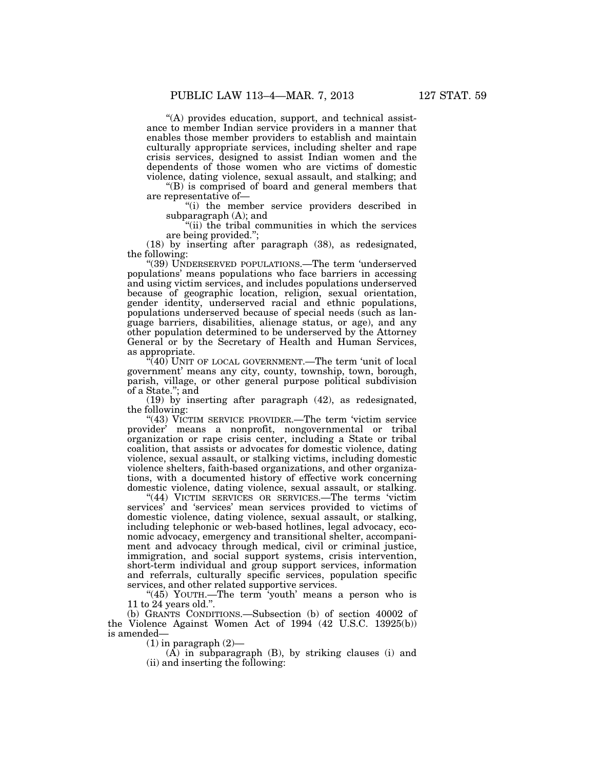"(A) provides education, support, and technical assistance to member Indian service providers in a manner that enables those member providers to establish and maintain culturally appropriate services, including shelter and rape crisis services, designed to assist Indian women and the dependents of those women who are victims of domestic violence, dating violence, sexual assault, and stalking; and

"(B) is comprised of board and general members that are representative of—

"(i) the member service providers described in subparagraph (A); and

"(ii) the tribal communities in which the services are being provided.";

(18) by inserting after paragraph (38), as redesignated, the following:

"(39) UNDERSERVED POPULATIONS.—The term 'underserved populations' means populations who face barriers in accessing and using victim services, and includes populations underserved because of geographic location, religion, sexual orientation, gender identity, underserved racial and ethnic populations, populations underserved because of special needs (such as language barriers, disabilities, alienage status, or age), and any other population determined to be underserved by the Attorney General or by the Secretary of Health and Human Services, as appropriate.

"(40) UNIT OF LOCAL GOVERNMENT.—The term 'unit of local government' means any city, county, township, town, borough, parish, village, or other general purpose political subdivision of a State."; and

(19) by inserting after paragraph (42), as redesignated, the following:

"(43) VICTIM SERVICE PROVIDER.—The term 'victim service provider' means a nonprofit, nongovernmental or tribal organization or rape crisis center, including a State or tribal coalition, that assists or advocates for domestic violence, dating violence, sexual assault, or stalking victims, including domestic violence shelters, faith-based organizations, and other organizations, with a documented history of effective work concerning domestic violence, dating violence, sexual assault, or stalking.

"(44) VICTIM SERVICES OR SERVICES.—The terms 'victim services' and 'services' mean services provided to victims of domestic violence, dating violence, sexual assault, or stalking, including telephonic or web-based hotlines, legal advocacy, economic advocacy, emergency and transitional shelter, accompaniment and advocacy through medical, civil or criminal justice, immigration, and social support systems, crisis intervention, short-term individual and group support services, information and referrals, culturally specific services, population specific services, and other related supportive services.

"(45) YOUTH.—The term 'youth' means a person who is 11 to 24 years old.".

(b) GRANTS CONDITIONS.—Subsection (b) of section 40002 of the Violence Against Women Act of 1994 (42 U.S.C. 13925(b)) is amended—

(1) in paragraph (2)—

(A) in subparagraph (B), by striking clauses (i) and (ii) and inserting the following: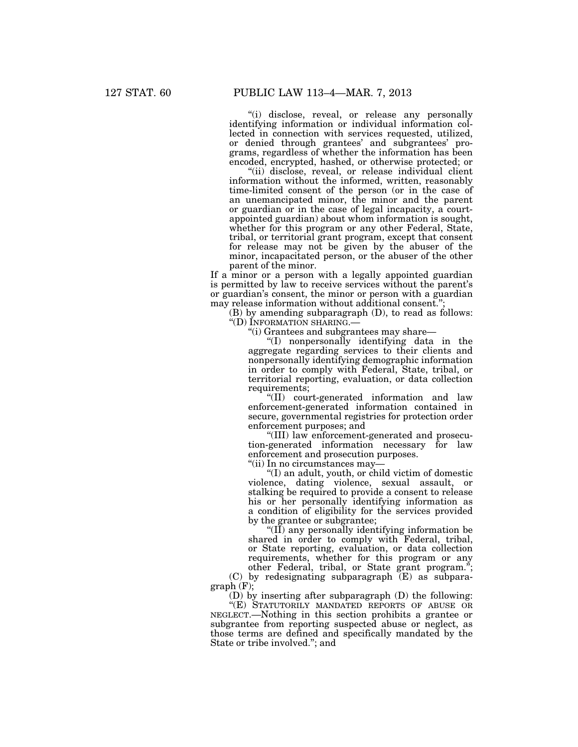"(i) disclose, reveal, or release any personally identifying information or individual information collected in connection with services requested, utilized, or denied through grantees' and subgrantees' programs, regardless of whether the information has been encoded, encrypted, hashed, or otherwise protected; or

"(ii) disclose, reveal, or release individual client information without the informed, written, reasonably time-limited consent of the person (or in the case of an unemancipated minor, the minor and the parent or guardian or in the case of legal incapacity, a court-appointed guardian) about whom information is sought, whether for this program or any other Federal, State, tribal, or territorial grant program, except that consent for release may not be given by the abuser of the minor, incapacitated person, or the abuser of the other parent of the minor.

If a minor or a person with a legally appointed guardian is permitted by law to receive services without the parent's or guardian's consent, the minor or person with a guardian may release information without additional consent.";

(B) by amending subparagraph (D), to read as follows:

"(D) INFORMATION SHARING.—

"(i) Grantees and subgrantees may share—

"(I) nonpersonally identifying data in the aggregate regarding services to their clients and nonpersonally identifying demographic information in order to comply with Federal, State, tribal, or territorial reporting, evaluation, or data collection requirements;

"(II) court-generated information and law enforcement-generated information contained in secure, governmental registries for protection order enforcement purposes; and

"(III) law enforcement-generated and prosecution-generated information necessary for law enforcement and prosecution purposes.

"(ii) In no circumstances may—

"(I) an adult, youth, or child victim of domestic violence, dating violence, sexual assault, or stalking be required to provide a consent to release his or her personally identifying information as a condition of eligibility for the services provided by the grantee or subgrantee;

"(II) any personally identifying information be shared in order to comply with Federal, tribal, or State reporting, evaluation, or data collection requirements, whether for this program or any other Federal, tribal, or State grant program.";

(C) by redesignating subparagraph (E) as subparagraph (F);

(D) by inserting after subparagraph (D) the following:

"(E) STATUTORILY MANDATED REPORTS OF ABUSE OR NEGLECT.—Nothing in this section prohibits a grantee or subgrantee from reporting suspected abuse or neglect, as those terms are defined and specifically mandated by the State or tribe involved."; and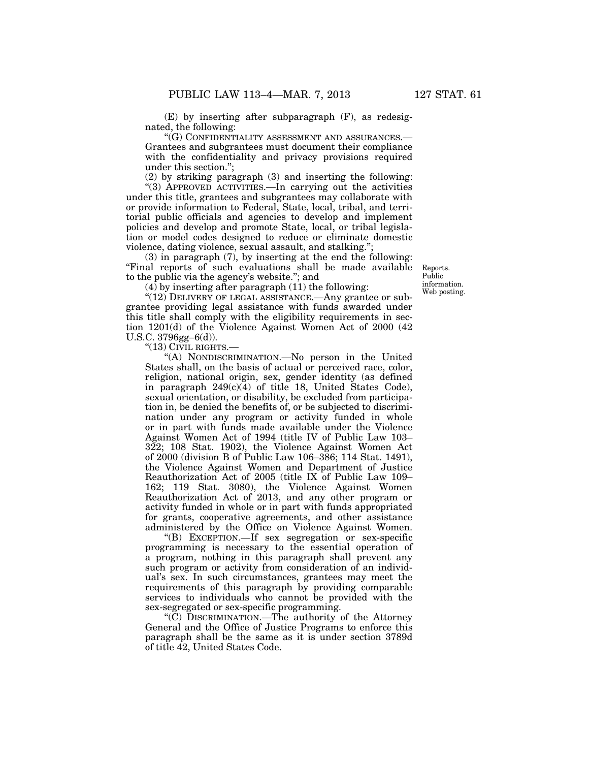(E) by inserting after subparagraph (F), as redesignated, the following:

"(G) CONFIDENTIALITY ASSESSMENT AND ASSURANCES.—Grantees and subgrantees must document their compliance with the confidentiality and privacy provisions required under this section.";

(2) by striking paragraph (3) and inserting the following:

"(3) APPROVED ACTIVITIES.—In carrying out the activities under this title, grantees and subgrantees may collaborate with or provide information to Federal, State, local, tribal, and territorial public officials and agencies to develop and implement policies and develop and promote State, local, or tribal legislation or model codes designed to reduce or eliminate domestic violence, dating violence, sexual assault, and stalking.";

(3) in paragraph (7), by inserting at the end the following: "Final reports of such evaluations shall be made available to the public via the agency's website."; and

Reports. Public information. Web posting.

(4) by inserting after paragraph (11) the following:

"(12) DELIVERY OF LEGAL ASSISTANCE.—Any grantee or subgrantee providing legal assistance with funds awarded under this title shall comply with the eligibility requirements in section 1201(d) of the Violence Against Women Act of 2000 (42 U.S.C. 3796gg–6(d)).

"(13) CIVIL RIGHTS.—

"(A) NONDISCRIMINATION.—No person in the United States shall, on the basis of actual or perceived race, color, religion, national origin, sex, gender identity (as defined in paragraph 249(c)(4) of title 18, United States Code), sexual orientation, or disability, be excluded from participation in, be denied the benefits of, or be subjected to discrimination under any program or activity funded in whole or in part with funds made available under the Violence Against Women Act of 1994 (title IV of Public Law 103–322; 108 Stat. 1902), the Violence Against Women Act of 2000 (division B of Public Law 106–386; 114 Stat. 1491), the Violence Against Women and Department of Justice Reauthorization Act of 2005 (title IX of Public Law 109–162; 119 Stat. 3080), the Violence Against Women Reauthorization Act of 2013, and any other program or activity funded in whole or in part with funds appropriated for grants, cooperative agreements, and other assistance administered by the Office on Violence Against Women.

"(B) EXCEPTION.—If sex segregation or sex-specific programming is necessary to the essential operation of a program, nothing in this paragraph shall prevent any such program or activity from consideration of an individual's sex. In such circumstances, grantees may meet the requirements of this paragraph by providing comparable services to individuals who cannot be provided with the sex-segregated or sex-specific programming.

"(C) DISCRIMINATION.—The authority of the Attorney General and the Office of Justice Programs to enforce this paragraph shall be the same as it is under section 3789d of title 42, United States Code.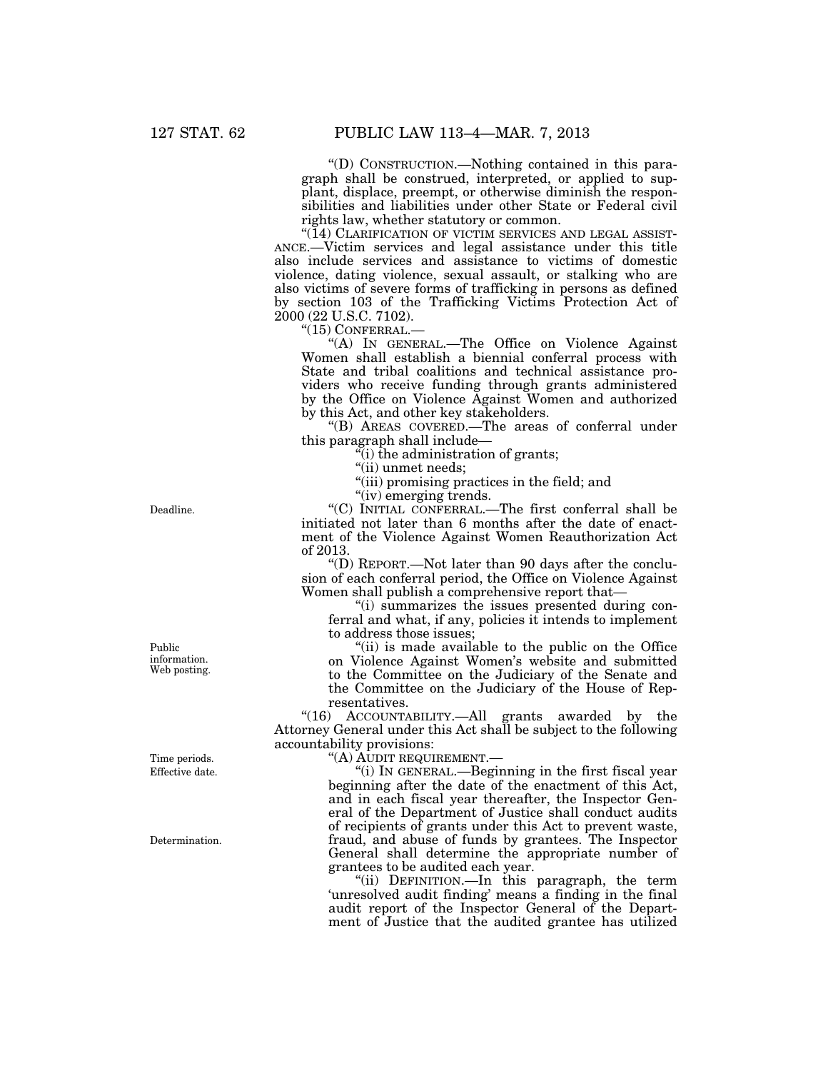"(D) CONSTRUCTION.—Nothing contained in this paragraph shall be construed, interpreted, or applied to supplant, displace, preempt, or otherwise diminish the responsibilities and liabilities under other State or Federal civil rights law, whether statutory or common.

"(14) CLARIFICATION OF VICTIM SERVICES AND LEGAL ASSISTANCE.—Victim services and legal assistance under this title also include services and assistance to victims of domestic violence, dating violence, sexual assault, or stalking who are also victims of severe forms of trafficking in persons as defined by section 103 of the Trafficking Victims Protection Act of 2000 (22 U.S.C. 7102).

"(15) CONFERRAL.—

"(A) IN GENERAL.—The Office on Violence Against Women shall establish a biennial conferral process with State and tribal coalitions and technical assistance providers who receive funding through grants administered by the Office on Violence Against Women and authorized by this Act, and other key stakeholders.

"(B) AREAS COVERED.—The areas of conferral under this paragraph shall include—

"(i) the administration of grants;

"(ii) unmet needs;

"(iii) promising practices in the field; and

"(iv) emerging trends.

Deadline.

"(C) INITIAL CONFERRAL.—The first conferral shall be initiated not later than 6 months after the date of enactment of the Violence Against Women Reauthorization Act of 2013.

"(D) REPORT.—Not later than 90 days after the conclusion of each conferral period, the Office on Violence Against Women shall publish a comprehensive report that—

"(i) summarizes the issues presented during conferral and what, if any, policies it intends to implement to address those issues;

Public information. Web posting.

"(ii) is made available to the public on the Office on Violence Against Women's website and submitted to the Committee on the Judiciary of the Senate and the Committee on the Judiciary of the House of Representatives.

"(16) ACCOUNTABILITY.—All grants awarded by the Attorney General under this Act shall be subject to the following accountability provisions:

"(A) AUDIT REQUIREMENT.—

Time periods. Effective date.

"(i) IN GENERAL.—Beginning in the first fiscal year beginning after the date of the enactment of this Act, and in each fiscal year thereafter, the Inspector General of the Department of Justice shall conduct audits of recipients of grants under this Act to prevent waste, fraud, and abuse of funds by grantees. The Inspector General shall determine the appropriate number of grantees to be audited each year.

Determination.

"(ii) DEFINITION.—In this paragraph, the term 'unresolved audit finding' means a finding in the final audit report of the Inspector General of the Department of Justice that the audited grantee has utilized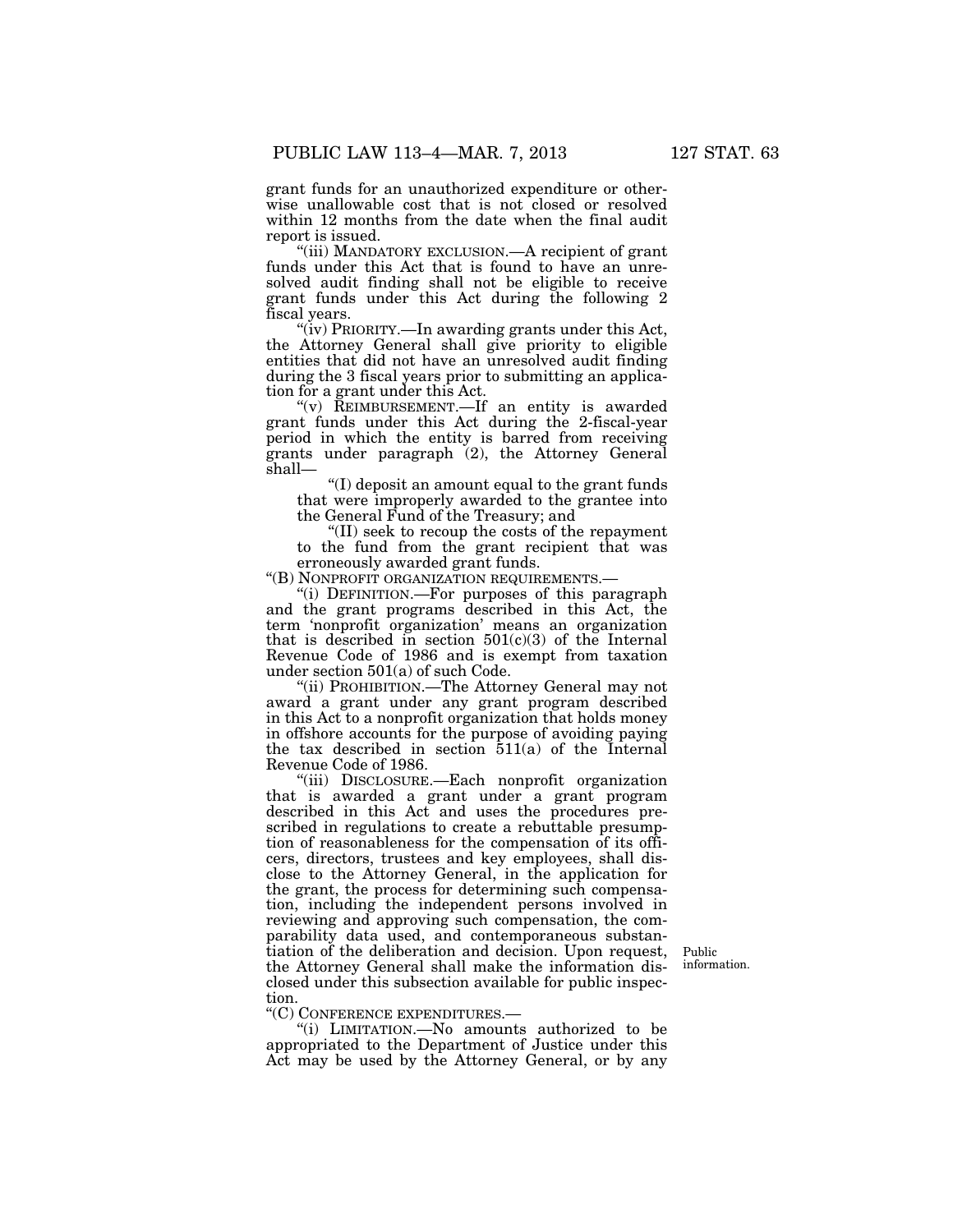grant funds for an unauthorized expenditure or otherwise unallowable cost that is not closed or resolved within 12 months from the date when the final audit report is issued.

"(iii) MANDATORY EXCLUSION.—A recipient of grant funds under this Act that is found to have an unresolved audit finding shall not be eligible to receive grant funds under this Act during the following 2 fiscal years.

"(iv) PRIORITY.—In awarding grants under this Act, the Attorney General shall give priority to eligible entities that did not have an unresolved audit finding during the 3 fiscal years prior to submitting an application for a grant under this Act.

"(v) REIMBURSEMENT.—If an entity is awarded grant funds under this Act during the 2-fiscal-year period in which the entity is barred from receiving grants under paragraph (2), the Attorney General shall—

"(I) deposit an amount equal to the grant funds that were improperly awarded to the grantee into the General Fund of the Treasury; and

"(II) seek to recoup the costs of the repayment to the fund from the grant recipient that was erroneously awarded grant funds.

"(B) NONPROFIT ORGANIZATION REQUIREMENTS.—

"(i) DEFINITION.—For purposes of this paragraph and the grant programs described in this Act, the term 'nonprofit organization' means an organization that is described in section 501(c)(3) of the Internal Revenue Code of 1986 and is exempt from taxation under section 501(a) of such Code.

"(ii) PROHIBITION.—The Attorney General may not award a grant under any grant program described in this Act to a nonprofit organization that holds money in offshore accounts for the purpose of avoiding paying the tax described in section 511(a) of the Internal Revenue Code of 1986.

"(iii) DISCLOSURE.—Each nonprofit organization that is awarded a grant under a grant program described in this Act and uses the procedures prescribed in regulations to create a rebuttable presumption of reasonableness for the compensation of its officers, directors, trustees and key employees, shall disclose to the Attorney General, in the application for the grant, the process for determining such compensation, including the independent persons involved in reviewing and approving such compensation, the comparability data used, and contemporaneous substantiation of the deliberation and decision. Upon request, the Attorney General shall make the information disclosed under this subsection available for public inspection.

Public information.

"(C) CONFERENCE EXPENDITURES.—

"(i) LIMITATION.—No amounts authorized to be appropriated to the Department of Justice under this Act may be used by the Attorney General, or by any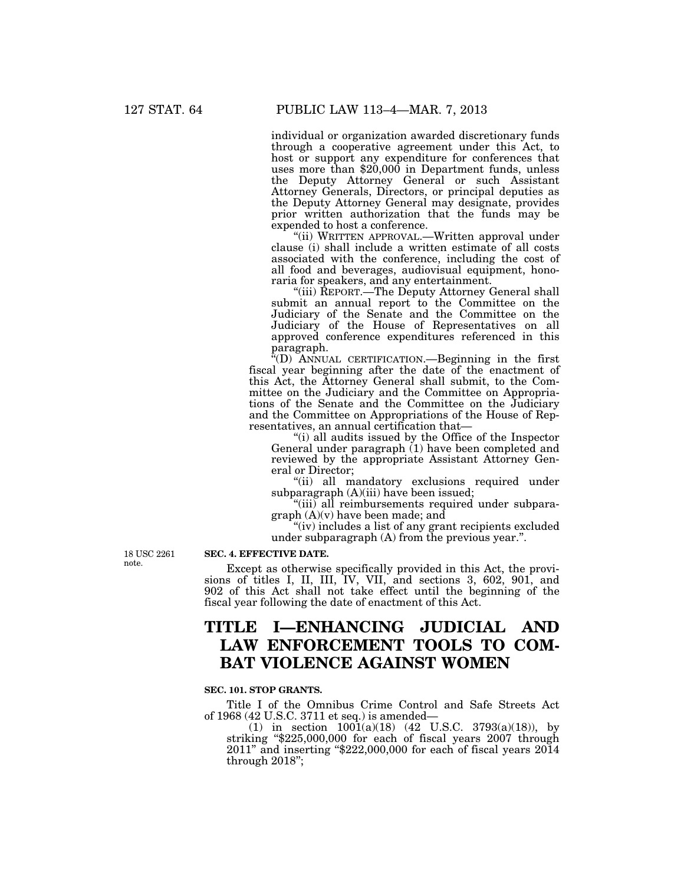individual or organization awarded discretionary funds through a cooperative agreement under this Act, to host or support any expenditure for conferences that uses more than $20,000 in Department funds, unless the Deputy Attorney General or such Assistant Attorney Generals, Directors, or principal deputies as the Deputy Attorney General may designate, provides prior written authorization that the funds may be expended to host a conference.

"(ii) WRITTEN APPROVAL.—Written approval under clause (i) shall include a written estimate of all costs associated with the conference, including the cost of all food and beverages, audiovisual equipment, honoraria for speakers, and any entertainment.

"(iii) REPORT.—The Deputy Attorney General shall submit an annual report to the Committee on the Judiciary of the Senate and the Committee on the Judiciary of the House of Representatives on all approved conference expenditures referenced in this paragraph.

"(D) ANNUAL CERTIFICATION.—Beginning in the first fiscal year beginning after the date of the enactment of this Act, the Attorney General shall submit, to the Committee on the Judiciary and the Committee on Appropriations of the Senate and the Committee on the Judiciary and the Committee on Appropriations of the House of Representatives, an annual certification that—

"(i) all audits issued by the Office of the Inspector General under paragraph (1) have been completed and reviewed by the appropriate Assistant Attorney General or Director;

"(ii) all mandatory exclusions required under subparagraph (A)(iii) have been issued;

"(iii) all reimbursements required under subparagraph (A)(v) have been made; and

"(iv) includes a list of any grant recipients excluded under subparagraph (A) from the previous year.".

18 USC 2261 note.

**SEC. 4. EFFECTIVE DATE.**

Except as otherwise specifically provided in this Act, the provisions of titles I, II, III, IV, VII, and sections 3, 602, 901, and 902 of this Act shall not take effect until the beginning of the fiscal year following the date of enactment of this Act.

# TITLE I—ENHANCING JUDICIAL AND LAW ENFORCEMENT TOOLS TO COMBAT VIOLENCE AGAINST WOMEN

**SEC. 101. STOP GRANTS.**

Title I of the Omnibus Crime Control and Safe Streets Act of 1968 (42 U.S.C. 3711 et seq.) is amended—

(1) in section 1001(a)(18) (42 U.S.C. 3793(a)(18)), by striking "$225,000,000 for each of fiscal years 2007 through 2011" and inserting "$222,000,000 for each of fiscal years 2014 through 2018";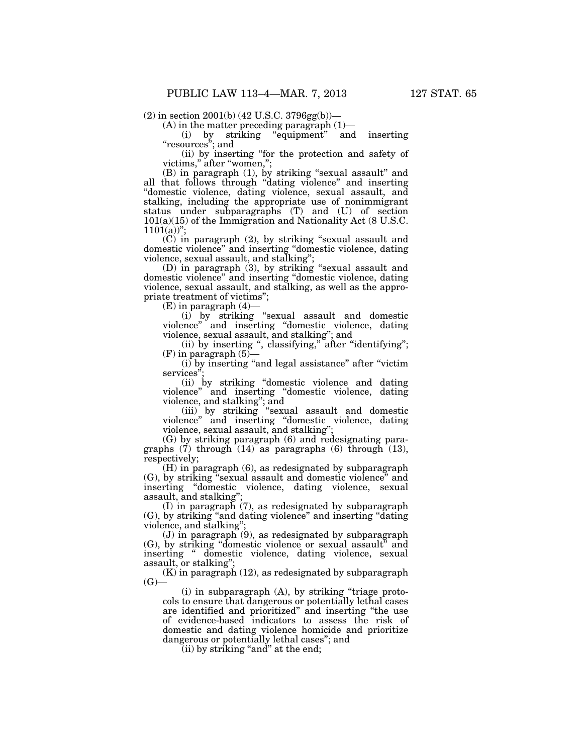(2) in section 2001(b) (42 U.S.C. 3796gg(b))—

(A) in the matter preceding paragraph (1)—

(i) by striking "equipment" and inserting "resources"; and

(ii) by inserting "for the protection and safety of victims," after "women,";

(B) in paragraph (1), by striking "sexual assault" and all that follows through "dating violence" and inserting "domestic violence, dating violence, sexual assault, and stalking, including the appropriate use of nonimmigrant status under subparagraphs (T) and (U) of section 101(a)(15) of the Immigration and Nationality Act (8 U.S.C. 1101(a))";

(C) in paragraph (2), by striking "sexual assault and domestic violence" and inserting "domestic violence, dating violence, sexual assault, and stalking";

(D) in paragraph (3), by striking "sexual assault and domestic violence" and inserting "domestic violence, dating violence, sexual assault, and stalking, as well as the appropriate treatment of victims";

(E) in paragraph (4)—

(i) by striking "sexual assault and domestic violence" and inserting "domestic violence, dating violence, sexual assault, and stalking"; and

(ii) by inserting ", classifying," after "identifying";

(F) in paragraph (5)—

(i) by inserting "and legal assistance" after "victim services";

(ii) by striking "domestic violence and dating violence" and inserting "domestic violence, dating violence, and stalking"; and

(iii) by striking "sexual assault and domestic violence" and inserting "domestic violence, dating violence, sexual assault, and stalking";

(G) by striking paragraph (6) and redesignating paragraphs (7) through (14) as paragraphs (6) through (13), respectively;

(H) in paragraph (6), as redesignated by subparagraph (G), by striking "sexual assault and domestic violence" and inserting "domestic violence, dating violence, sexual assault, and stalking";

(I) in paragraph (7), as redesignated by subparagraph (G), by striking "and dating violence" and inserting "dating violence, and stalking";

(J) in paragraph (9), as redesignated by subparagraph (G), by striking "domestic violence or sexual assault" and inserting " domestic violence, dating violence, sexual assault, or stalking";

(K) in paragraph (12), as redesignated by subparagraph (G)—

(i) in subparagraph (A), by striking "triage protocols to ensure that dangerous or potentially lethal cases are identified and prioritized" and inserting "the use of evidence-based indicators to assess the risk of domestic and dating violence homicide and prioritize dangerous or potentially lethal cases"; and

(ii) by striking "and" at the end;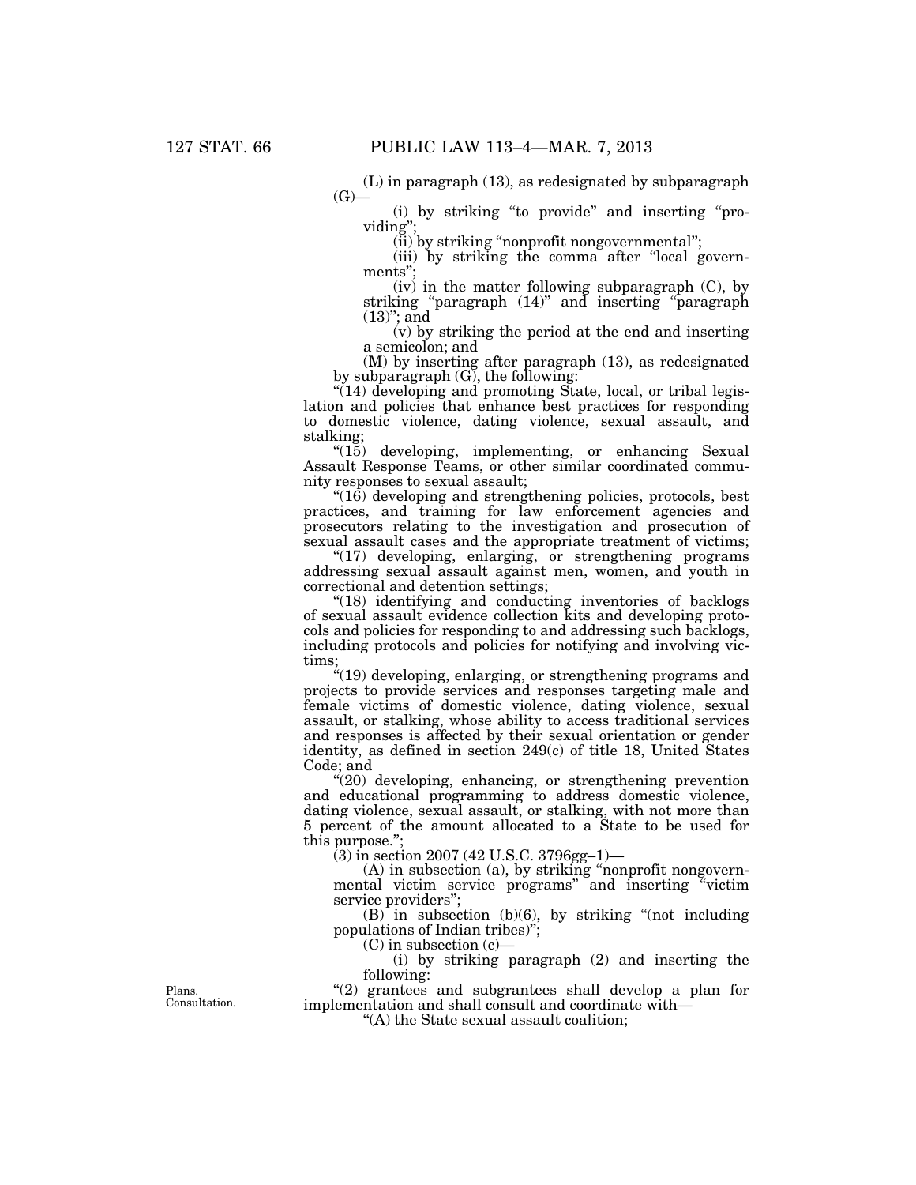(L) in paragraph (13), as redesignated by subparagraph (G)—

(i) by striking "to provide" and inserting "providing";

(ii) by striking "nonprofit nongovernmental";

(iii) by striking the comma after "local governments";

(iv) in the matter following subparagraph (C), by striking "paragraph (14)" and inserting "paragraph (13)"; and

(v) by striking the period at the end and inserting a semicolon; and

(M) by inserting after paragraph (13), as redesignated by subparagraph (G), the following:

"(14) developing and promoting State, local, or tribal legislation and policies that enhance best practices for responding to domestic violence, dating violence, sexual assault, and stalking;

"(15) developing, implementing, or enhancing Sexual Assault Response Teams, or other similar coordinated community responses to sexual assault;

"(16) developing and strengthening policies, protocols, best practices, and training for law enforcement agencies and prosecutors relating to the investigation and prosecution of sexual assault cases and the appropriate treatment of victims;

"(17) developing, enlarging, or strengthening programs addressing sexual assault against men, women, and youth in correctional and detention settings;

"(18) identifying and conducting inventories of backlogs of sexual assault evidence collection kits and developing protocols and policies for responding to and addressing such backlogs, including protocols and policies for notifying and involving victims;

"(19) developing, enlarging, or strengthening programs and projects to provide services and responses targeting male and female victims of domestic violence, dating violence, sexual assault, or stalking, whose ability to access traditional services and responses is affected by their sexual orientation or gender identity, as defined in section 249(c) of title 18, United States Code; and

"(20) developing, enhancing, or strengthening prevention and educational programming to address domestic violence, dating violence, sexual assault, or stalking, with not more than 5 percent of the amount allocated to a State to be used for this purpose.";

(3) in section 2007 (42 U.S.C. 3796gg–1)—

(A) in subsection (a), by striking "nonprofit nongovernmental victim service programs" and inserting "victim service providers";

(B) in subsection (b)(6), by striking "(not including populations of Indian tribes)";

(C) in subsection (c)—

(i) by striking paragraph (2) and inserting the following:

Plans. Consultation.

"(2) grantees and subgrantees shall develop a plan for implementation and shall consult and coordinate with—

"(A) the State sexual assault coalition;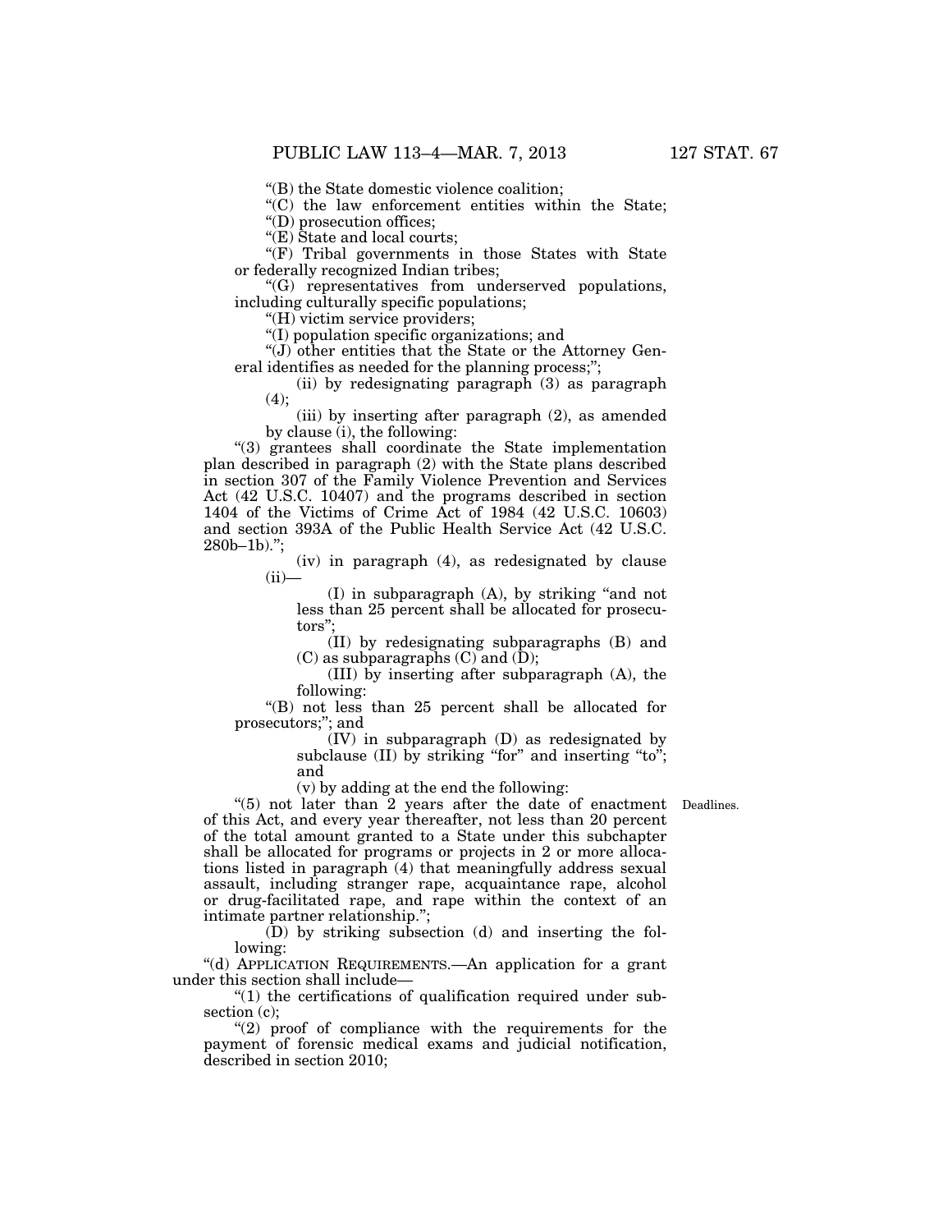"(B) the State domestic violence coalition;

"(C) the law enforcement entities within the State;

"(D) prosecution offices;

"(E) State and local courts;

"(F) Tribal governments in those States with State or federally recognized Indian tribes;

"(G) representatives from underserved populations, including culturally specific populations;

"(H) victim service providers;

"(I) population specific organizations; and

"(J) other entities that the State or the Attorney General identifies as needed for the planning process;";

(ii) by redesignating paragraph (3) as paragraph (4);

(iii) by inserting after paragraph (2), as amended by clause (i), the following:

"(3) grantees shall coordinate the State implementation plan described in paragraph (2) with the State plans described in section 307 of the Family Violence Prevention and Services Act (42 U.S.C. 10407) and the programs described in section 1404 of the Victims of Crime Act of 1984 (42 U.S.C. 10603) and section 393A of the Public Health Service Act (42 U.S.C. 280b–1b).";

(iv) in paragraph (4), as redesignated by clause (ii)—

(I) in subparagraph (A), by striking "and not less than 25 percent shall be allocated for prosecutors";

(II) by redesignating subparagraphs (B) and (C) as subparagraphs (C) and (D);

(III) by inserting after subparagraph (A), the following:

"(B) not less than 25 percent shall be allocated for prosecutors;"; and

(IV) in subparagraph (D) as redesignated by subclause (II) by striking "for" and inserting "to"; and

(v) by adding at the end the following:

Deadlines.

"(5) not later than 2 years after the date of enactment of this Act, and every year thereafter, not less than 20 percent of the total amount granted to a State under this subchapter shall be allocated for programs or projects in 2 or more allocations listed in paragraph (4) that meaningfully address sexual assault, including stranger rape, acquaintance rape, alcohol or drug-facilitated rape, and rape within the context of an intimate partner relationship.";

(D) by striking subsection (d) and inserting the following:

"(d) APPLICATION REQUIREMENTS.—An application for a grant under this section shall include—

"(1) the certifications of qualification required under subsection (c);

"(2) proof of compliance with the requirements for the payment of forensic medical exams and judicial notification, described in section 2010;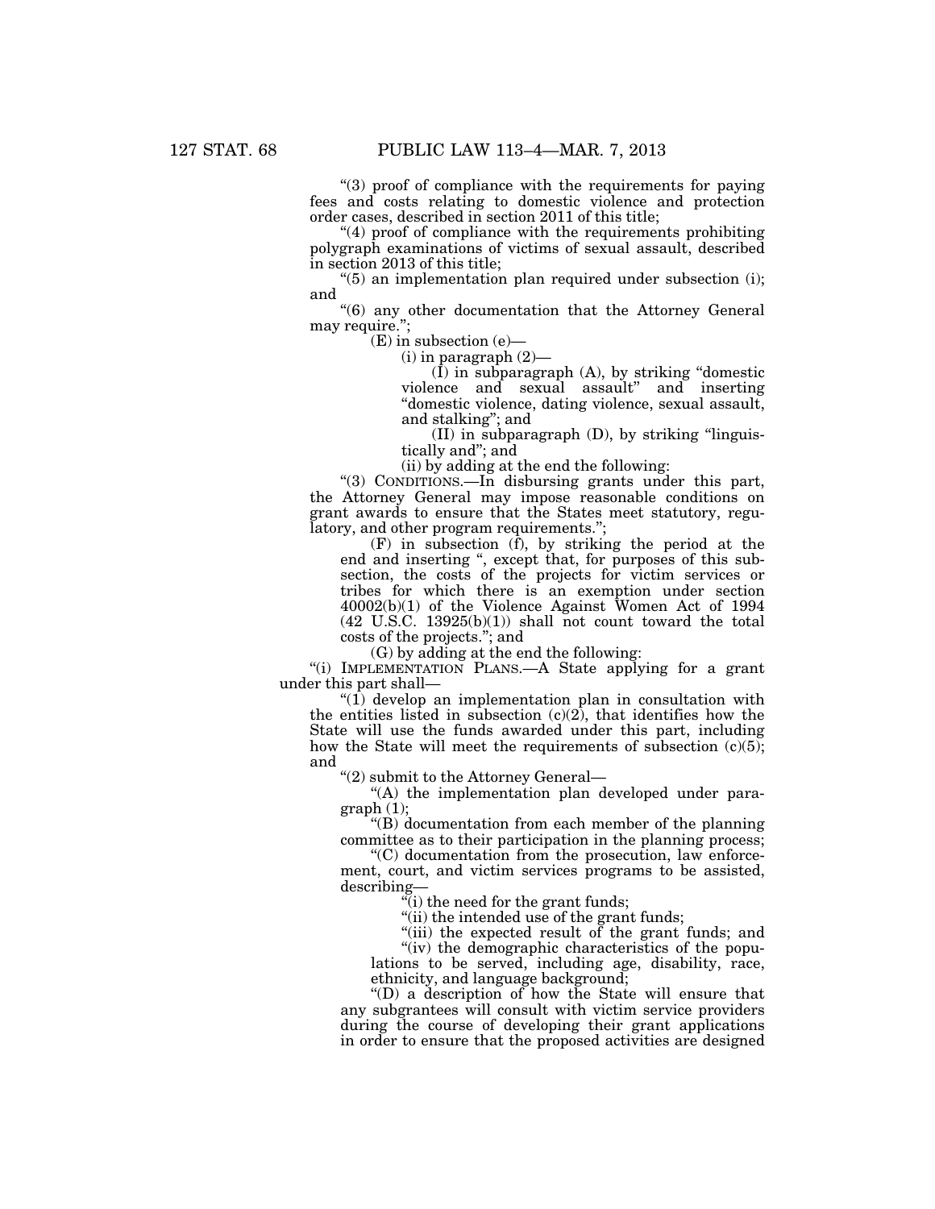"(3) proof of compliance with the requirements for paying fees and costs relating to domestic violence and protection order cases, described in section 2011 of this title;

"(4) proof of compliance with the requirements prohibiting polygraph examinations of victims of sexual assault, described in section 2013 of this title;

"(5) an implementation plan required under subsection (i); and

"(6) any other documentation that the Attorney General may require.";

(E) in subsection (e)—

(i) in paragraph (2)—

(I) in subparagraph (A), by striking "domestic violence and sexual assault" and inserting "domestic violence, dating violence, sexual assault, and stalking"; and

(II) in subparagraph (D), by striking "linguistically and"; and

(ii) by adding at the end the following:

"(3) CONDITIONS.—In disbursing grants under this part, the Attorney General may impose reasonable conditions on grant awards to ensure that the States meet statutory, regulatory, and other program requirements.";

(F) in subsection (f), by striking the period at the end and inserting ", except that, for purposes of this subsection, the costs of the projects for victim services or tribes for which there is an exemption under section 40002(b)(1) of the Violence Against Women Act of 1994 (42 U.S.C. 13925(b)(1)) shall not count toward the total costs of the projects."; and

(G) by adding at the end the following:

"(i) IMPLEMENTATION PLANS.—A State applying for a grant under this part shall—

"(1) develop an implementation plan in consultation with the entities listed in subsection (c)(2), that identifies how the State will use the funds awarded under this part, including how the State will meet the requirements of subsection (c)(5); and

"(2) submit to the Attorney General—

"(A) the implementation plan developed under paragraph (1);

"(B) documentation from each member of the planning committee as to their participation in the planning process;

"(C) documentation from the prosecution, law enforcement, court, and victim services programs to be assisted, describing—

"(i) the need for the grant funds;

"(ii) the intended use of the grant funds;

"(iii) the expected result of the grant funds; and

"(iv) the demographic characteristics of the populations to be served, including age, disability, race, ethnicity, and language background;

"(D) a description of how the State will ensure that any subgrantees will consult with victim service providers during the course of developing their grant applications in order to ensure that the proposed activities are designed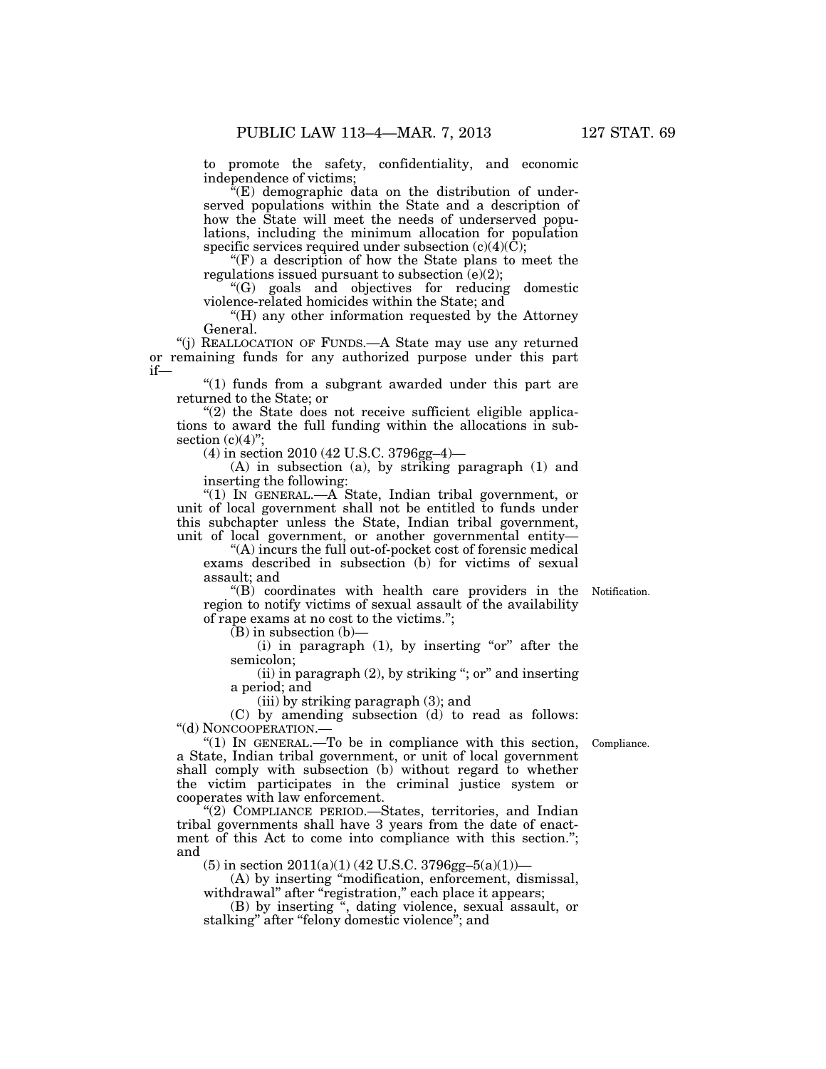to promote the safety, confidentiality, and economic independence of victims;

"(E) demographic data on the distribution of underserved populations within the State and a description of how the State will meet the needs of underserved populations, including the minimum allocation for population specific services required under subsection (c)(4)(C);

"(F) a description of how the State plans to meet the regulations issued pursuant to subsection (e)(2);

"(G) goals and objectives for reducing domestic violence-related homicides within the State; and

"(H) any other information requested by the Attorney General.

"(j) REALLOCATION OF FUNDS.—A State may use any returned or remaining funds for any authorized purpose under this part if—

"(1) funds from a subgrant awarded under this part are returned to the State; or

"(2) the State does not receive sufficient eligible applications to award the full funding within the allocations in subsection (c)(4)";

(4) in section 2010 (42 U.S.C. 3796gg–4)—

(A) in subsection (a), by striking paragraph (1) and inserting the following:

"(1) IN GENERAL.—A State, Indian tribal government, or unit of local government shall not be entitled to funds under this subchapter unless the State, Indian tribal government, unit of local government, or another governmental entity—

"(A) incurs the full out-of-pocket cost of forensic medical exams described in subsection (b) for victims of sexual assault; and

"(B) coordinates with health care providers in the region to notify victims of sexual assault of the availability of rape exams at no cost to the victims.";

Notification.

(B) in subsection (b)—

(i) in paragraph (1), by inserting "or" after the semicolon;

(ii) in paragraph (2), by striking "; or" and inserting a period; and

(iii) by striking paragraph (3); and

(C) by amending subsection (d) to read as follows:

"(d) NONCOOPERATION.—

"(1) IN GENERAL.—To be in compliance with this section, a State, Indian tribal government, or unit of local government shall comply with subsection (b) without regard to whether the victim participates in the criminal justice system or cooperates with law enforcement.

Compliance.

"(2) COMPLIANCE PERIOD.—States, territories, and Indian tribal governments shall have 3 years from the date of enactment of this Act to come into compliance with this section."; and

(5) in section 2011(a)(1) (42 U.S.C. 3796gg–5(a)(1))—

(A) by inserting "modification, enforcement, dismissal, withdrawal" after "registration," each place it appears;

(B) by inserting ", dating violence, sexual assault, or stalking" after "felony domestic violence"; and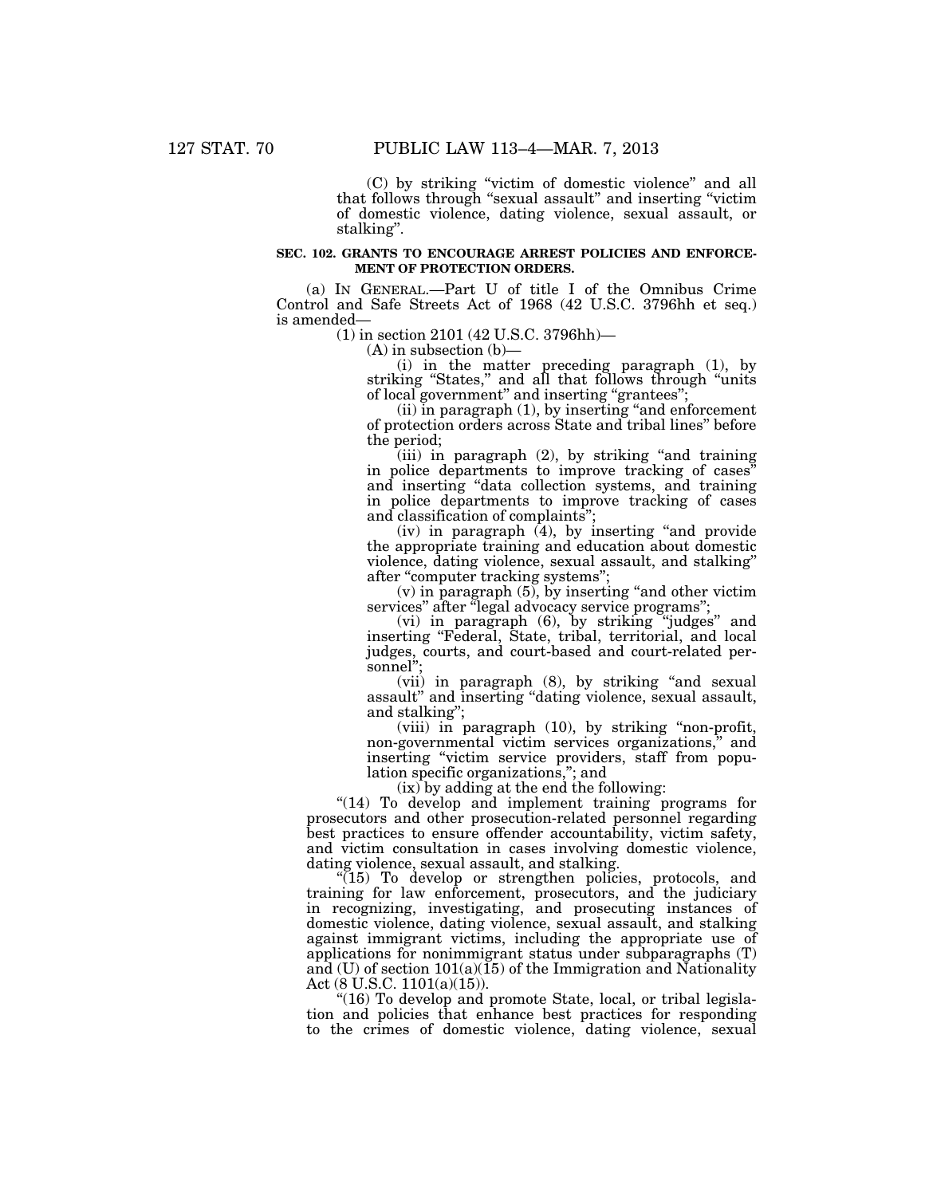(C) by striking "victim of domestic violence" and all that follows through "sexual assault" and inserting "victim of domestic violence, dating violence, sexual assault, or stalking".

**SEC. 102. GRANTS TO ENCOURAGE ARREST POLICIES AND ENFORCEMENT OF PROTECTION ORDERS.**

(a) IN GENERAL.—Part U of title I of the Omnibus Crime Control and Safe Streets Act of 1968 (42 U.S.C. 3796hh et seq.) is amended—

(1) in section 2101 (42 U.S.C. 3796hh)—

(A) in subsection (b)—

(i) in the matter preceding paragraph (1), by striking "States," and all that follows through "units of local government" and inserting "grantees";

(ii) in paragraph (1), by inserting "and enforcement of protection orders across State and tribal lines" before the period;

(iii) in paragraph (2), by striking "and training in police departments to improve tracking of cases" and inserting "data collection systems, and training in police departments to improve tracking of cases and classification of complaints";

(iv) in paragraph (4), by inserting "and provide the appropriate training and education about domestic violence, dating violence, sexual assault, and stalking" after "computer tracking systems";

(v) in paragraph (5), by inserting "and other victim services" after "legal advocacy service programs";

(vi) in paragraph (6), by striking "judges" and inserting "Federal, State, tribal, territorial, and local judges, courts, and court-based and court-related personnel";

(vii) in paragraph (8), by striking "and sexual assault" and inserting "dating violence, sexual assault, and stalking";

(viii) in paragraph (10), by striking "non-profit, non-governmental victim services organizations," and inserting "victim service providers, staff from population specific organizations,"; and

(ix) by adding at the end the following:

"(14) To develop and implement training programs for prosecutors and other prosecution-related personnel regarding best practices to ensure offender accountability, victim safety, and victim consultation in cases involving domestic violence, dating violence, sexual assault, and stalking.

"(15) To develop or strengthen policies, protocols, and training for law enforcement, prosecutors, and the judiciary in recognizing, investigating, and prosecuting instances of domestic violence, dating violence, sexual assault, and stalking against immigrant victims, including the appropriate use of applications for nonimmigrant status under subparagraphs (T) and (U) of section 101(a)(15) of the Immigration and Nationality Act (8 U.S.C. 1101(a)(15)).

"(16) To develop and promote State, local, or tribal legislation and policies that enhance best practices for responding to the crimes of domestic violence, dating violence, sexual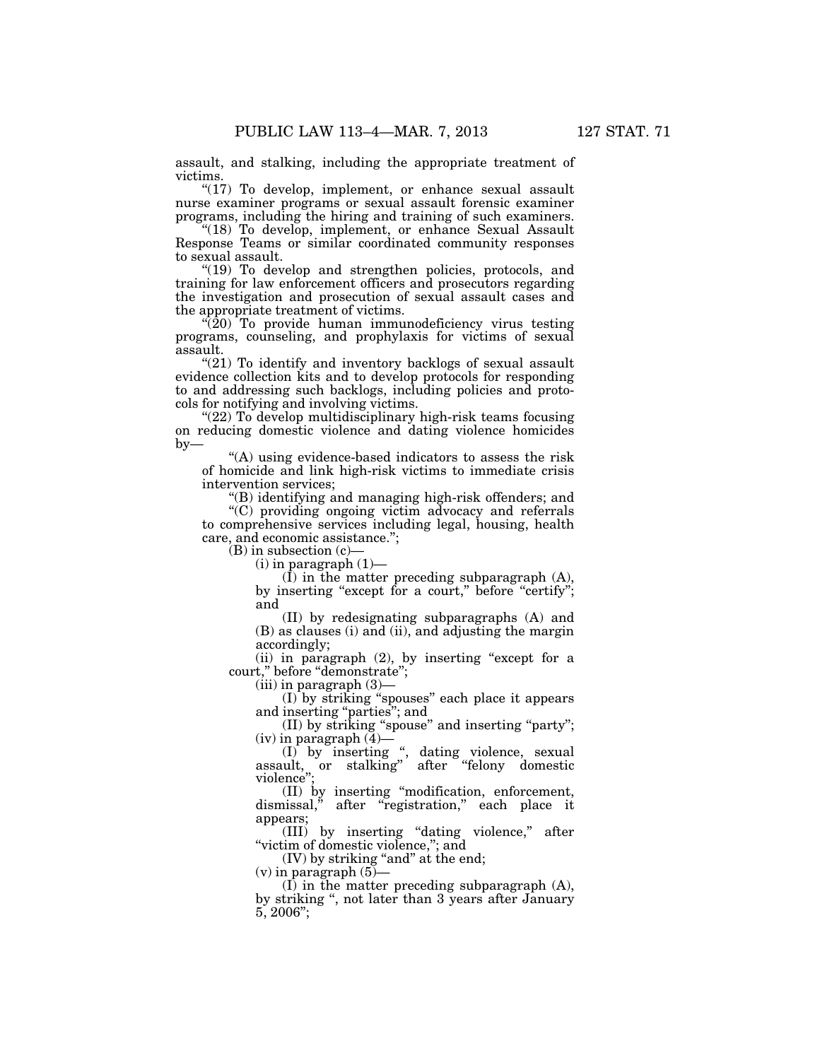assault, and stalking, including the appropriate treatment of victims.

"(17) To develop, implement, or enhance sexual assault nurse examiner programs or sexual assault forensic examiner programs, including the hiring and training of such examiners.

"(18) To develop, implement, or enhance Sexual Assault Response Teams or similar coordinated community responses to sexual assault.

"(19) To develop and strengthen policies, protocols, and training for law enforcement officers and prosecutors regarding the investigation and prosecution of sexual assault cases and the appropriate treatment of victims.

"(20) To provide human immunodeficiency virus testing programs, counseling, and prophylaxis for victims of sexual assault.

"(21) To identify and inventory backlogs of sexual assault evidence collection kits and to develop protocols for responding to and addressing such backlogs, including policies and protocols for notifying and involving victims.

"(22) To develop multidisciplinary high-risk teams focusing on reducing domestic violence and dating violence homicides by—

"(A) using evidence-based indicators to assess the risk of homicide and link high-risk victims to immediate crisis intervention services;

"(B) identifying and managing high-risk offenders; and

"(C) providing ongoing victim advocacy and referrals to comprehensive services including legal, housing, health care, and economic assistance.";

(B) in subsection (c)—

(i) in paragraph (1)—

(I) in the matter preceding subparagraph (A), by inserting "except for a court," before "certify"; and

(II) by redesignating subparagraphs (A) and (B) as clauses (i) and (ii), and adjusting the margin accordingly;

(ii) in paragraph (2), by inserting "except for a court," before "demonstrate";

(iii) in paragraph (3)—

(I) by striking "spouses" each place it appears and inserting "parties"; and

(II) by striking "spouse" and inserting "party";

(iv) in paragraph (4)—

(I) by inserting ", dating violence, sexual assault, or stalking" after "felony domestic violence";

(II) by inserting "modification, enforcement, dismissal," after "registration," each place it appears;

(III) by inserting "dating violence," after "victim of domestic violence,"; and

(IV) by striking "and" at the end;

(v) in paragraph (5)—

(I) in the matter preceding subparagraph (A), by striking ", not later than 3 years after January 5, 2006";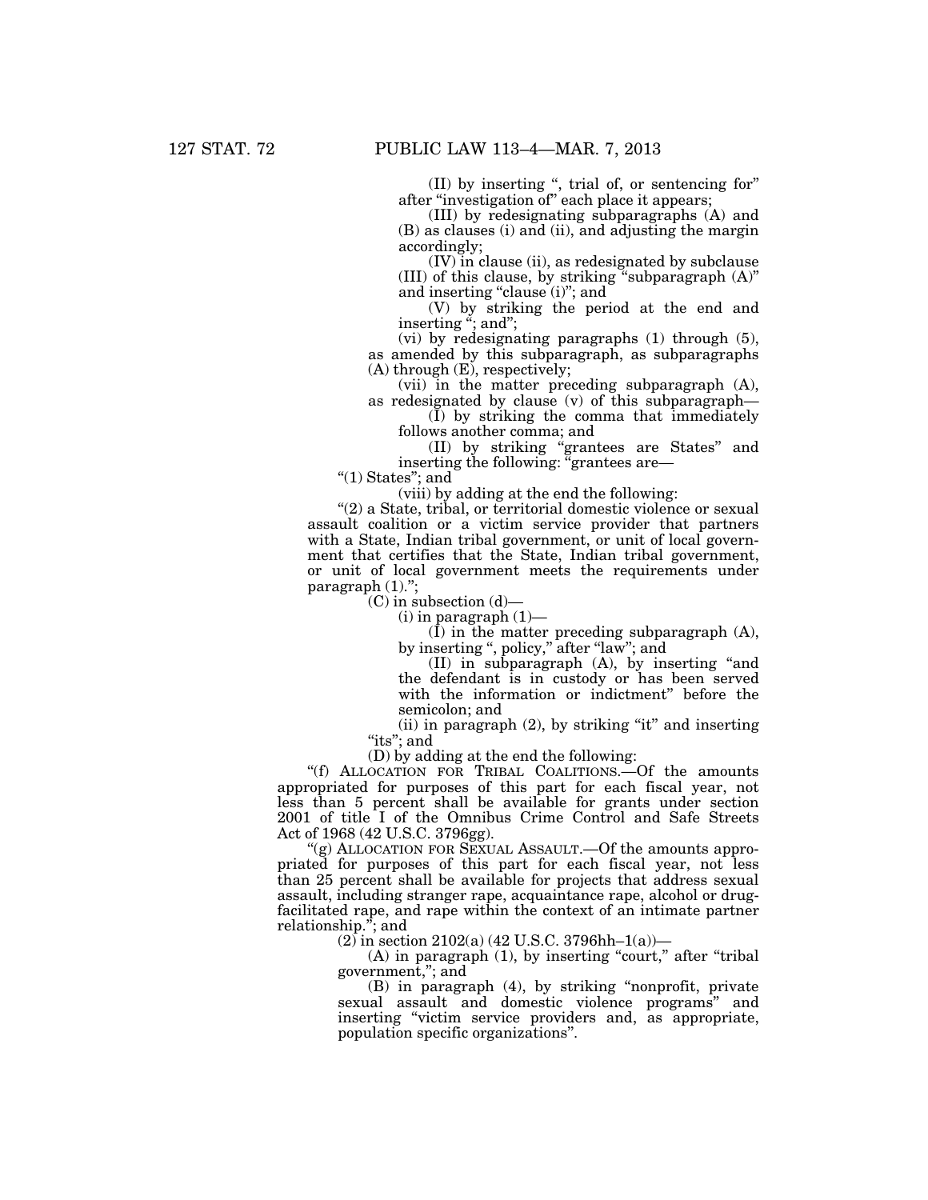(II) by inserting ", trial of, or sentencing for" after "investigation of" each place it appears;

(III) by redesignating subparagraphs (A) and (B) as clauses (i) and (ii), and adjusting the margin accordingly;

(IV) in clause (ii), as redesignated by subclause (III) of this clause, by striking "subparagraph (A)" and inserting "clause (i)"; and

(V) by striking the period at the end and inserting "; and";

(vi) by redesignating paragraphs (1) through (5), as amended by this subparagraph, as subparagraphs (A) through (E), respectively;

(vii) in the matter preceding subparagraph (A), as redesignated by clause (v) of this subparagraph—

(I) by striking the comma that immediately follows another comma; and

(II) by striking "grantees are States" and inserting the following: "grantees are—

"(1) States"; and

(viii) by adding at the end the following:

"(2) a State, tribal, or territorial domestic violence or sexual assault coalition or a victim service provider that partners with a State, Indian tribal government, or unit of local government that certifies that the State, Indian tribal government, or unit of local government meets the requirements under paragraph (1).";

(C) in subsection (d)—

(i) in paragraph (1)—

(I) in the matter preceding subparagraph (A), by inserting ", policy," after "law"; and

(II) in subparagraph (A), by inserting "and the defendant is in custody or has been served with the information or indictment" before the semicolon; and

(ii) in paragraph (2), by striking "it" and inserting "its"; and

(D) by adding at the end the following:

"(f) ALLOCATION FOR TRIBAL COALITIONS.—Of the amounts appropriated for purposes of this part for each fiscal year, not less than 5 percent shall be available for grants under section 2001 of title I of the Omnibus Crime Control and Safe Streets Act of 1968 (42 U.S.C. 3796gg).

"(g) ALLOCATION FOR SEXUAL ASSAULT.—Of the amounts appropriated for purposes of this part for each fiscal year, not less than 25 percent shall be available for projects that address sexual assault, including stranger rape, acquaintance rape, alcohol or drug-facilitated rape, and rape within the context of an intimate partner relationship."; and

(2) in section 2102(a) (42 U.S.C. 3796hh–1(a))—

(A) in paragraph (1), by inserting "court," after "tribal government,"; and

(B) in paragraph (4), by striking "nonprofit, private sexual assault and domestic violence programs" and inserting "victim service providers and, as appropriate, population specific organizations".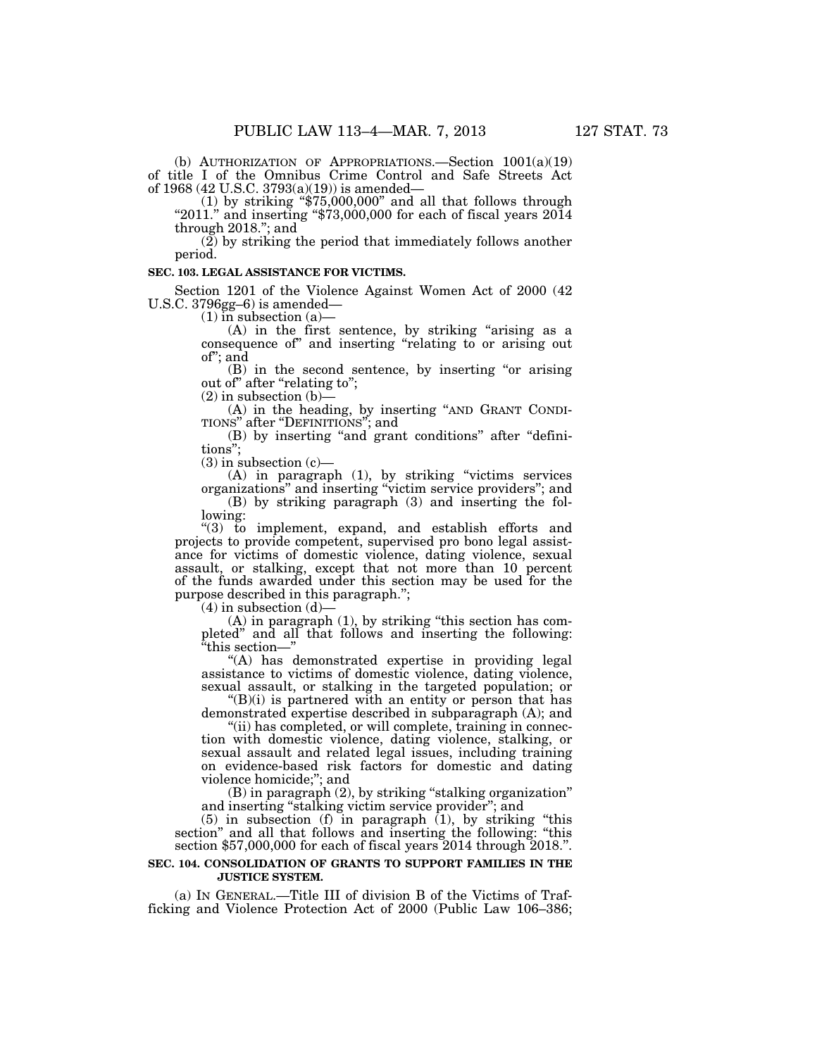(b) AUTHORIZATION OF APPROPRIATIONS.—Section 1001(a)(19) of title I of the Omnibus Crime Control and Safe Streets Act of 1968 (42 U.S.C. 3793(a)(19)) is amended—

(1) by striking "$75,000,000" and all that follows through "2011." and inserting "$73,000,000 for each of fiscal years 2014 through 2018."; and

(2) by striking the period that immediately follows another period.

**SEC. 103. LEGAL ASSISTANCE FOR VICTIMS.**

Section 1201 of the Violence Against Women Act of 2000 (42 U.S.C. 3796gg–6) is amended—

(1) in subsection (a)—

(A) in the first sentence, by striking "arising as a consequence of" and inserting "relating to or arising out of"; and

(B) in the second sentence, by inserting "or arising out of" after "relating to";

(2) in subsection (b)—

(A) in the heading, by inserting "AND GRANT CONDITIONS" after "DEFINITIONS"; and

(B) by inserting "and grant conditions" after "definitions";

(3) in subsection (c)—

(A) in paragraph (1), by striking "victims services organizations" and inserting "victim service providers"; and

(B) by striking paragraph (3) and inserting the following:

"(3) to implement, expand, and establish efforts and projects to provide competent, supervised pro bono legal assistance for victims of domestic violence, dating violence, sexual assault, or stalking, except that not more than 10 percent of the funds awarded under this section may be used for the purpose described in this paragraph.";

(4) in subsection (d)—

(A) in paragraph (1), by striking "this section has completed" and all that follows and inserting the following: "this section—"

"(A) has demonstrated expertise in providing legal assistance to victims of domestic violence, dating violence, sexual assault, or stalking in the targeted population; or

"(B)(i) is partnered with an entity or person that has demonstrated expertise described in subparagraph (A); and

"(ii) has completed, or will complete, training in connection with domestic violence, dating violence, stalking, or sexual assault and related legal issues, including training on evidence-based risk factors for domestic and dating violence homicide;"; and

(B) in paragraph (2), by striking "stalking organization" and inserting "stalking victim service provider"; and

(5) in subsection (f) in paragraph (1), by striking "this section" and all that follows and inserting the following: "this section $57,000,000 for each of fiscal years 2014 through 2018.".

**SEC. 104. CONSOLIDATION OF GRANTS TO SUPPORT FAMILIES IN THE JUSTICE SYSTEM.**

(a) IN GENERAL.—Title III of division B of the Victims of Trafficking and Violence Protection Act of 2000 (Public Law 106–386;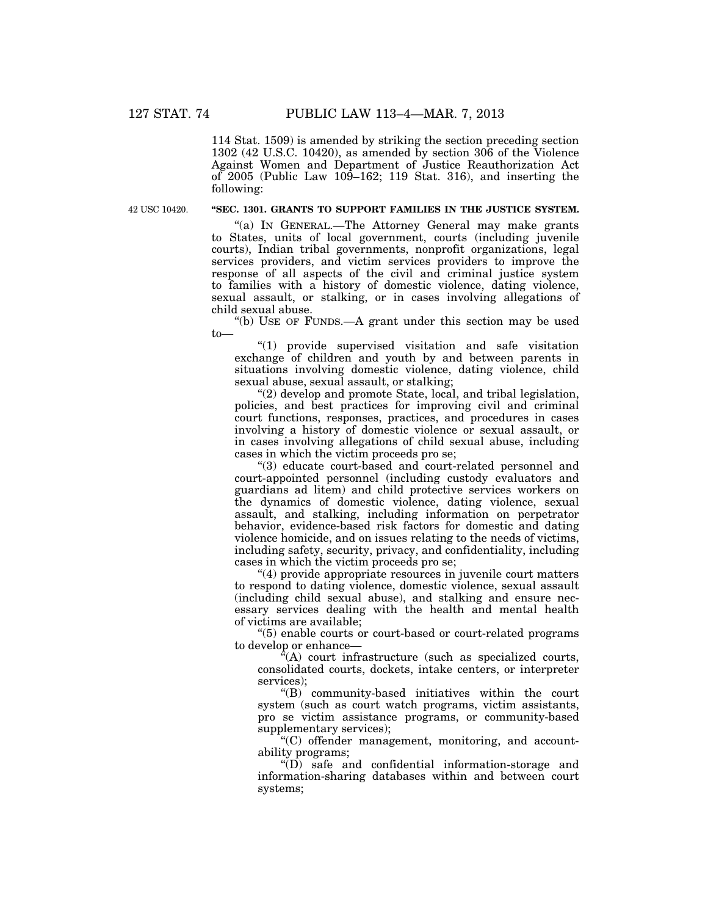114 Stat. 1509) is amended by striking the section preceding section 1302 (42 U.S.C. 10420), as amended by section 306 of the Violence Against Women and Department of Justice Reauthorization Act of 2005 (Public Law 109–162; 119 Stat. 316), and inserting the following:

42 USC 10420.

**"SEC. 1301. GRANTS TO SUPPORT FAMILIES IN THE JUSTICE SYSTEM.**

"(a) IN GENERAL.—The Attorney General may make grants to States, units of local government, courts (including juvenile courts), Indian tribal governments, nonprofit organizations, legal services providers, and victim services providers to improve the response of all aspects of the civil and criminal justice system to families with a history of domestic violence, dating violence, sexual assault, or stalking, or in cases involving allegations of child sexual abuse.

"(b) USE OF FUNDS.—A grant under this section may be used to—

"(1) provide supervised visitation and safe visitation exchange of children and youth by and between parents in situations involving domestic violence, dating violence, child sexual abuse, sexual assault, or stalking;

"(2) develop and promote State, local, and tribal legislation, policies, and best practices for improving civil and criminal court functions, responses, practices, and procedures in cases involving a history of domestic violence or sexual assault, or in cases involving allegations of child sexual abuse, including cases in which the victim proceeds pro se;

"(3) educate court-based and court-related personnel and court-appointed personnel (including custody evaluators and guardians ad litem) and child protective services workers on the dynamics of domestic violence, dating violence, sexual assault, and stalking, including information on perpetrator behavior, evidence-based risk factors for domestic and dating violence homicide, and on issues relating to the needs of victims, including safety, security, privacy, and confidentiality, including cases in which the victim proceeds pro se;

"(4) provide appropriate resources in juvenile court matters to respond to dating violence, domestic violence, sexual assault (including child sexual abuse), and stalking and ensure necessary services dealing with the health and mental health of victims are available;

"(5) enable courts or court-based or court-related programs to develop or enhance—

"(A) court infrastructure (such as specialized courts, consolidated courts, dockets, intake centers, or interpreter services);

"(B) community-based initiatives within the court system (such as court watch programs, victim assistants, pro se victim assistance programs, or community-based supplementary services);

"(C) offender management, monitoring, and accountability programs;

"(D) safe and confidential information-storage and information-sharing databases within and between court systems;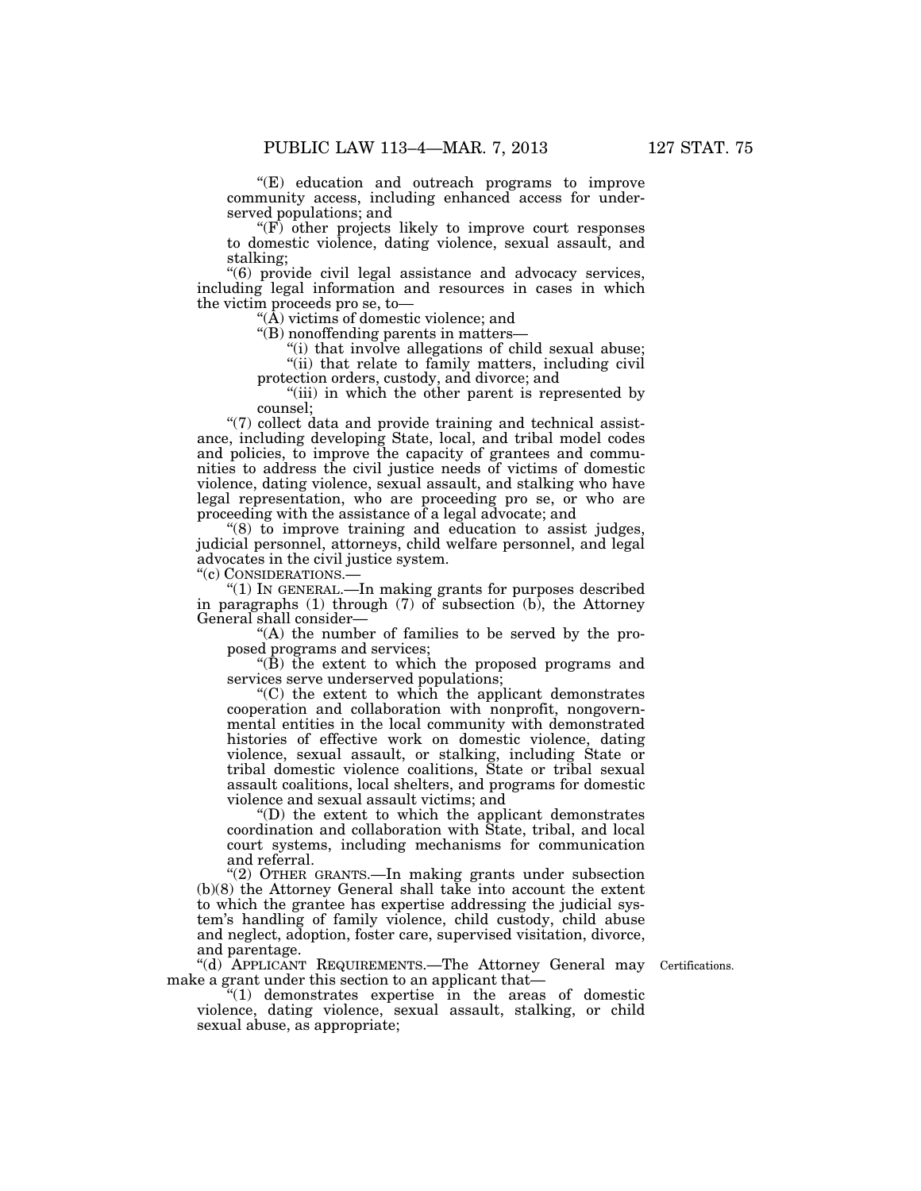"(E) education and outreach programs to improve community access, including enhanced access for underserved populations; and

"(F) other projects likely to improve court responses to domestic violence, dating violence, sexual assault, and stalking;

"(6) provide civil legal assistance and advocacy services, including legal information and resources in cases in which the victim proceeds pro se, to—

"(A) victims of domestic violence; and

"(B) nonoffending parents in matters—

"(i) that involve allegations of child sexual abuse;

"(ii) that relate to family matters, including civil protection orders, custody, and divorce; and

"(iii) in which the other parent is represented by counsel;

"(7) collect data and provide training and technical assistance, including developing State, local, and tribal model codes and policies, to improve the capacity of grantees and communities to address the civil justice needs of victims of domestic violence, dating violence, sexual assault, and stalking who have legal representation, who are proceeding pro se, or who are proceeding with the assistance of a legal advocate; and

"(8) to improve training and education to assist judges, judicial personnel, attorneys, child welfare personnel, and legal advocates in the civil justice system.

"(c) CONSIDERATIONS.—

"(1) IN GENERAL.—In making grants for purposes described in paragraphs (1) through (7) of subsection (b), the Attorney General shall consider—

"(A) the number of families to be served by the proposed programs and services;

"(B) the extent to which the proposed programs and services serve underserved populations;

"(C) the extent to which the applicant demonstrates cooperation and collaboration with nonprofit, nongovernmental entities in the local community with demonstrated histories of effective work on domestic violence, dating violence, sexual assault, or stalking, including State or tribal domestic violence coalitions, State or tribal sexual assault coalitions, local shelters, and programs for domestic violence and sexual assault victims; and

"(D) the extent to which the applicant demonstrates coordination and collaboration with State, tribal, and local court systems, including mechanisms for communication and referral.

"(2) OTHER GRANTS.—In making grants under subsection (b)(8) the Attorney General shall take into account the extent to which the grantee has expertise addressing the judicial system's handling of family violence, child custody, child abuse and neglect, adoption, foster care, supervised visitation, divorce, and parentage.

"(d) APPLICANT REQUIREMENTS.—The Attorney General may make a grant under this section to an applicant that—

Certifications.

"(1) demonstrates expertise in the areas of domestic violence, dating violence, sexual assault, stalking, or child sexual abuse, as appropriate;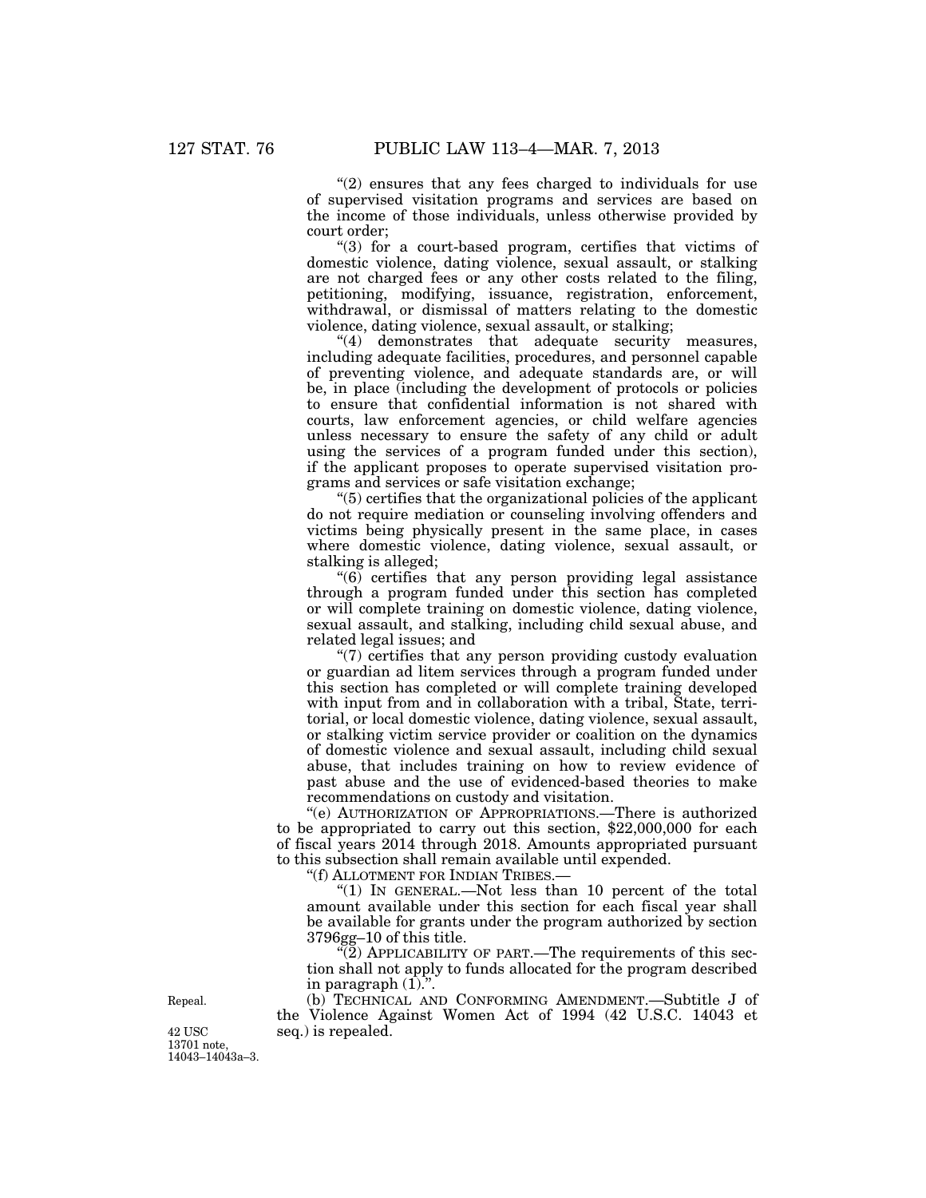"(2) ensures that any fees charged to individuals for use of supervised visitation programs and services are based on the income of those individuals, unless otherwise provided by court order;

"(3) for a court-based program, certifies that victims of domestic violence, dating violence, sexual assault, or stalking are not charged fees or any other costs related to the filing, petitioning, modifying, issuance, registration, enforcement, withdrawal, or dismissal of matters relating to the domestic violence, dating violence, sexual assault, or stalking;

"(4) demonstrates that adequate security measures, including adequate facilities, procedures, and personnel capable of preventing violence, and adequate standards are, or will be, in place (including the development of protocols or policies to ensure that confidential information is not shared with courts, law enforcement agencies, or child welfare agencies unless necessary to ensure the safety of any child or adult using the services of a program funded under this section), if the applicant proposes to operate supervised visitation programs and services or safe visitation exchange;

"(5) certifies that the organizational policies of the applicant do not require mediation or counseling involving offenders and victims being physically present in the same place, in cases where domestic violence, dating violence, sexual assault, or stalking is alleged;

"(6) certifies that any person providing legal assistance through a program funded under this section has completed or will complete training on domestic violence, dating violence, sexual assault, and stalking, including child sexual abuse, and related legal issues; and

"(7) certifies that any person providing custody evaluation or guardian ad litem services through a program funded under this section has completed or will complete training developed with input from and in collaboration with a tribal, State, territorial, or local domestic violence, dating violence, sexual assault, or stalking victim service provider or coalition on the dynamics of domestic violence and sexual assault, including child sexual abuse, that includes training on how to review evidence of past abuse and the use of evidenced-based theories to make recommendations on custody and visitation.

"(e) AUTHORIZATION OF APPROPRIATIONS.—There is authorized to be appropriated to carry out this section, $22,000,000 for each of fiscal years 2014 through 2018. Amounts appropriated pursuant to this subsection shall remain available until expended.

"(f) ALLOTMENT FOR INDIAN TRIBES.—

"(1) IN GENERAL.—Not less than 10 percent of the total amount available under this section for each fiscal year shall be available for grants under the program authorized by section 3796gg–10 of this title.

"(2) APPLICABILITY OF PART.—The requirements of this section shall not apply to funds allocated for the program described in paragraph (1).".

Repeal.
42 USC 13701 note, 14043–14043a–3.

(b) TECHNICAL AND CONFORMING AMENDMENT.—Subtitle J of the Violence Against Women Act of 1994 (42 U.S.C. 14043 et seq.) is repealed.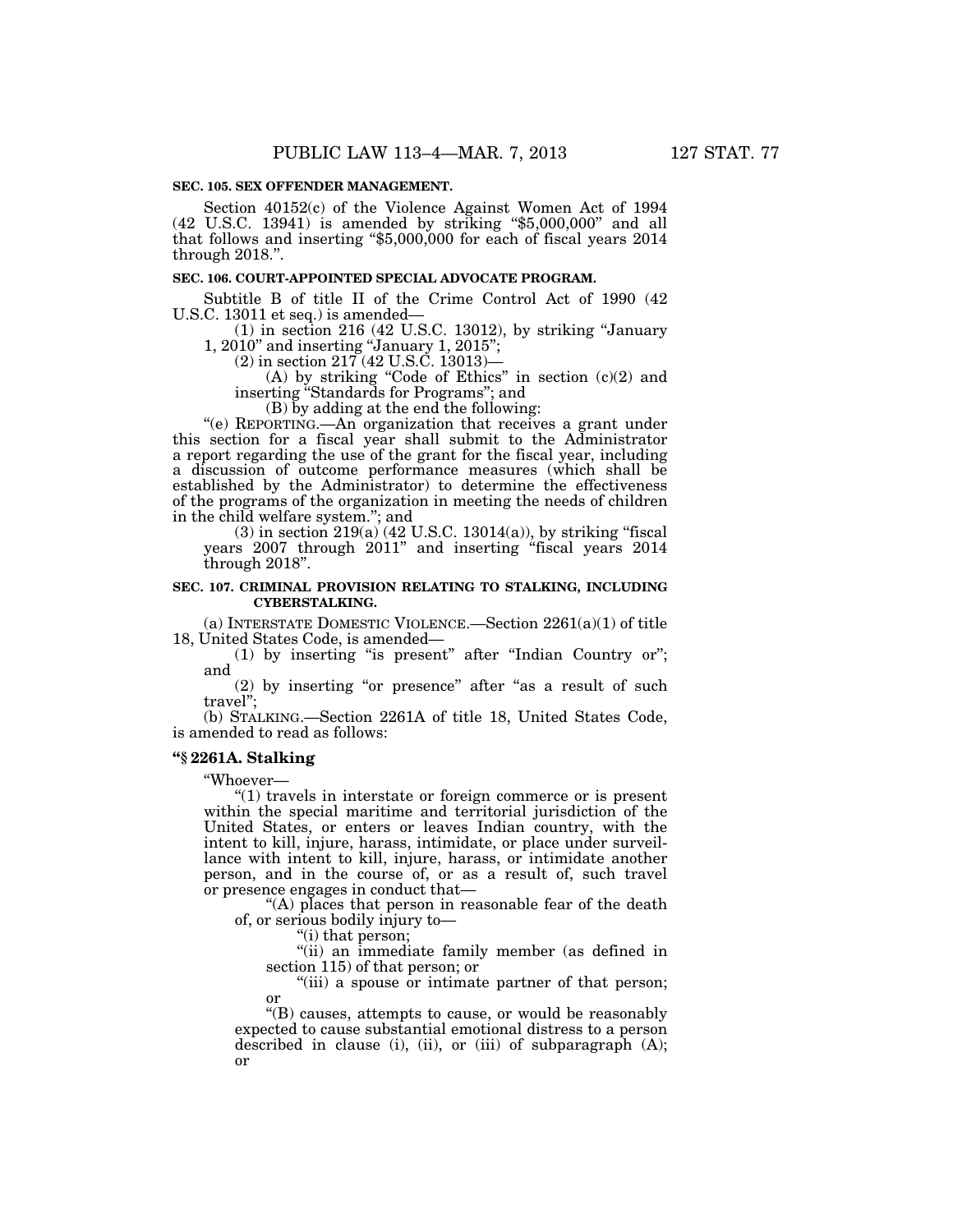**SEC. 105. SEX OFFENDER MANAGEMENT.**

Section 40152(c) of the Violence Against Women Act of 1994 (42 U.S.C. 13941) is amended by striking "$5,000,000" and all that follows and inserting "$5,000,000 for each of fiscal years 2014 through 2018.".

**SEC. 106. COURT-APPOINTED SPECIAL ADVOCATE PROGRAM.**

Subtitle B of title II of the Crime Control Act of 1990 (42 U.S.C. 13011 et seq.) is amended—

(1) in section 216 (42 U.S.C. 13012), by striking "January 1, 2010" and inserting "January 1, 2015";

(2) in section 217 (42 U.S.C. 13013)—

(A) by striking "Code of Ethics" in section (c)(2) and inserting "Standards for Programs"; and

(B) by adding at the end the following:

"(e) REPORTING.—An organization that receives a grant under this section for a fiscal year shall submit to the Administrator a report regarding the use of the grant for the fiscal year, including a discussion of outcome performance measures (which shall be established by the Administrator) to determine the effectiveness of the programs of the organization in meeting the needs of children in the child welfare system."; and

(3) in section 219(a) (42 U.S.C. 13014(a)), by striking "fiscal years 2007 through 2011" and inserting "fiscal years 2014 through 2018".

**SEC. 107. CRIMINAL PROVISION RELATING TO STALKING, INCLUDING CYBERSTALKING.**

(a) INTERSTATE DOMESTIC VIOLENCE.—Section 2261(a)(1) of title 18, United States Code, is amended—

(1) by inserting "is present" after "Indian Country or"; and

(2) by inserting "or presence" after "as a result of such travel";

(b) STALKING.—Section 2261A of title 18, United States Code, is amended to read as follows:

**"§ 2261A. Stalking**

"Whoever—

"(1) travels in interstate or foreign commerce or is present within the special maritime and territorial jurisdiction of the United States, or enters or leaves Indian country, with the intent to kill, injure, harass, intimidate, or place under surveillance with intent to kill, injure, harass, or intimidate another person, and in the course of, or as a result of, such travel or presence engages in conduct that—

"(A) places that person in reasonable fear of the death of, or serious bodily injury to—

"(i) that person;

"(ii) an immediate family member (as defined in section 115) of that person; or

"(iii) a spouse or intimate partner of that person; or

"(B) causes, attempts to cause, or would be reasonably expected to cause substantial emotional distress to a person described in clause (i), (ii), or (iii) of subparagraph (A); or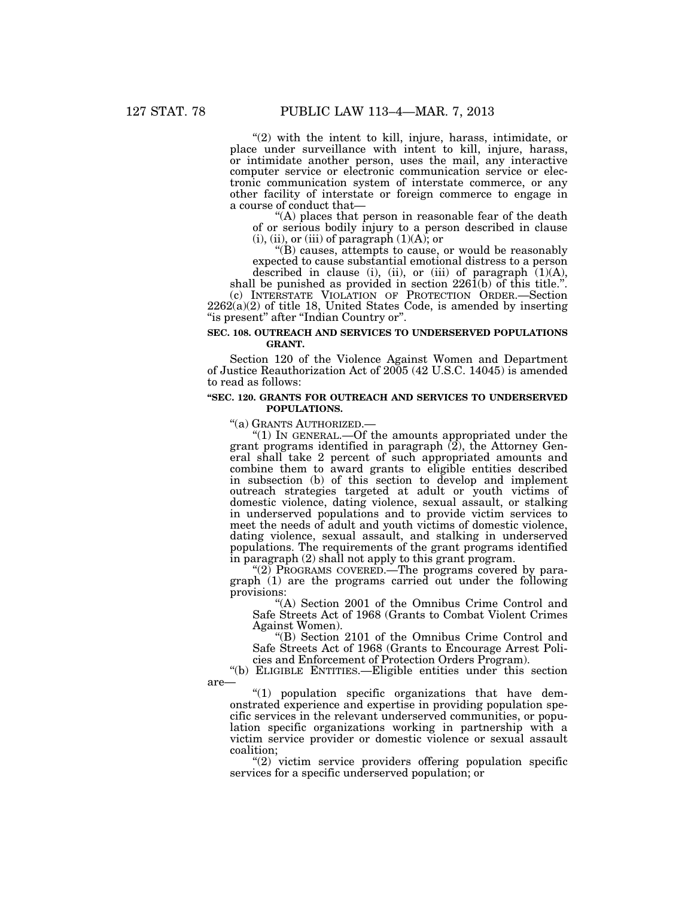"(2) with the intent to kill, injure, harass, intimidate, or place under surveillance with intent to kill, injure, harass, or intimidate another person, uses the mail, any interactive computer service or electronic communication service or electronic communication system of interstate commerce, or any other facility of interstate or foreign commerce to engage in a course of conduct that—

"(A) places that person in reasonable fear of the death of or serious bodily injury to a person described in clause (i), (ii), or (iii) of paragraph (1)(A); or

"(B) causes, attempts to cause, or would be reasonably expected to cause substantial emotional distress to a person described in clause (i), (ii), or (iii) of paragraph (1)(A),

shall be punished as provided in section 2261(b) of this title.".

(c) INTERSTATE VIOLATION OF PROTECTION ORDER.—Section 2262(a)(2) of title 18, United States Code, is amended by inserting "is present" after "Indian Country or".

**SEC. 108. OUTREACH AND SERVICES TO UNDERSERVED POPULATIONS GRANT.**

Section 120 of the Violence Against Women and Department of Justice Reauthorization Act of 2005 (42 U.S.C. 14045) is amended to read as follows:

**"SEC. 120. GRANTS FOR OUTREACH AND SERVICES TO UNDERSERVED POPULATIONS.**

"(a) GRANTS AUTHORIZED.—

"(1) IN GENERAL.—Of the amounts appropriated under the grant programs identified in paragraph (2), the Attorney General shall take 2 percent of such appropriated amounts and combine them to award grants to eligible entities described in subsection (b) of this section to develop and implement outreach strategies targeted at adult or youth victims of domestic violence, dating violence, sexual assault, or stalking in underserved populations and to provide victim services to meet the needs of adult and youth victims of domestic violence, dating violence, sexual assault, and stalking in underserved populations. The requirements of the grant programs identified in paragraph (2) shall not apply to this grant program.

"(2) PROGRAMS COVERED.—The programs covered by paragraph (1) are the programs carried out under the following provisions:

"(A) Section 2001 of the Omnibus Crime Control and Safe Streets Act of 1968 (Grants to Combat Violent Crimes Against Women).

"(B) Section 2101 of the Omnibus Crime Control and Safe Streets Act of 1968 (Grants to Encourage Arrest Policies and Enforcement of Protection Orders Program).

"(b) ELIGIBLE ENTITIES.—Eligible entities under this section are—

"(1) population specific organizations that have demonstrated experience and expertise in providing population specific services in the relevant underserved communities, or population specific organizations working in partnership with a victim service provider or domestic violence or sexual assault coalition;

"(2) victim service providers offering population specific services for a specific underserved population; or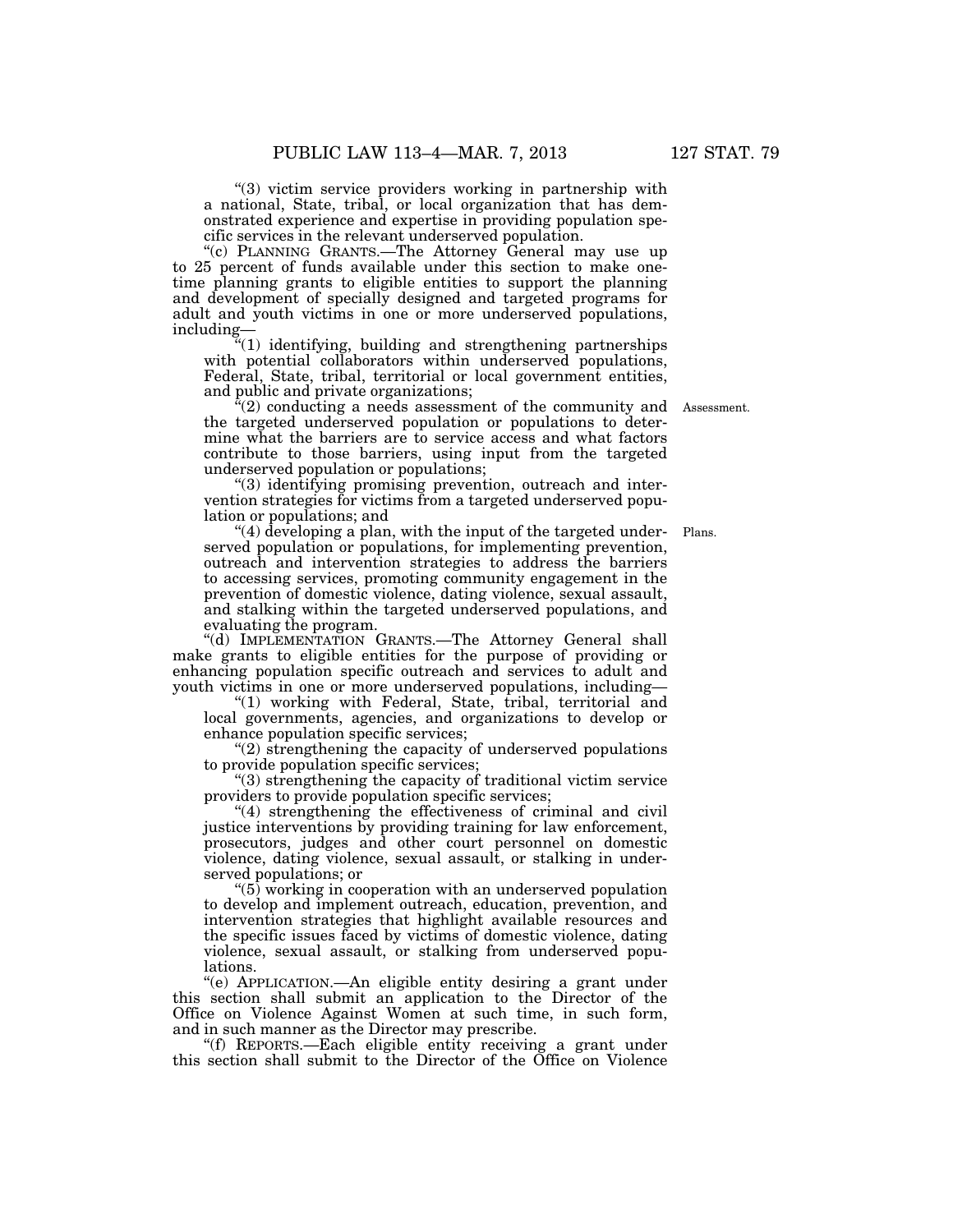"(3) victim service providers working in partnership with a national, State, tribal, or local organization that has demonstrated experience and expertise in providing population specific services in the relevant underserved population.

"(c) PLANNING GRANTS.—The Attorney General may use up to 25 percent of funds available under this section to make one-time planning grants to eligible entities to support the planning and development of specially designed and targeted programs for adult and youth victims in one or more underserved populations, including—

"(1) identifying, building and strengthening partnerships with potential collaborators within underserved populations, Federal, State, tribal, territorial or local government entities, and public and private organizations;

"(2) conducting a needs assessment of the community and the targeted underserved population or populations to determine what the barriers are to service access and what factors contribute to those barriers, using input from the targeted underserved population or populations;

Assessment.

"(3) identifying promising prevention, outreach and intervention strategies for victims from a targeted underserved population or populations; and

"(4) developing a plan, with the input of the targeted underserved population or populations, for implementing prevention, outreach and intervention strategies to address the barriers to accessing services, promoting community engagement in the prevention of domestic violence, dating violence, sexual assault, and stalking within the targeted underserved populations, and evaluating the program.

Plans.

"(d) IMPLEMENTATION GRANTS.—The Attorney General shall make grants to eligible entities for the purpose of providing or enhancing population specific outreach and services to adult and youth victims in one or more underserved populations, including—

"(1) working with Federal, State, tribal, territorial and local governments, agencies, and organizations to develop or enhance population specific services;

"(2) strengthening the capacity of underserved populations to provide population specific services;

"(3) strengthening the capacity of traditional victim service providers to provide population specific services;

"(4) strengthening the effectiveness of criminal and civil justice interventions by providing training for law enforcement, prosecutors, judges and other court personnel on domestic violence, dating violence, sexual assault, or stalking in underserved populations; or

"(5) working in cooperation with an underserved population to develop and implement outreach, education, prevention, and intervention strategies that highlight available resources and the specific issues faced by victims of domestic violence, dating violence, sexual assault, or stalking from underserved populations.

"(e) APPLICATION.—An eligible entity desiring a grant under this section shall submit an application to the Director of the Office on Violence Against Women at such time, in such form, and in such manner as the Director may prescribe.

"(f) REPORTS.—Each eligible entity receiving a grant under this section shall submit to the Director of the Office on Violence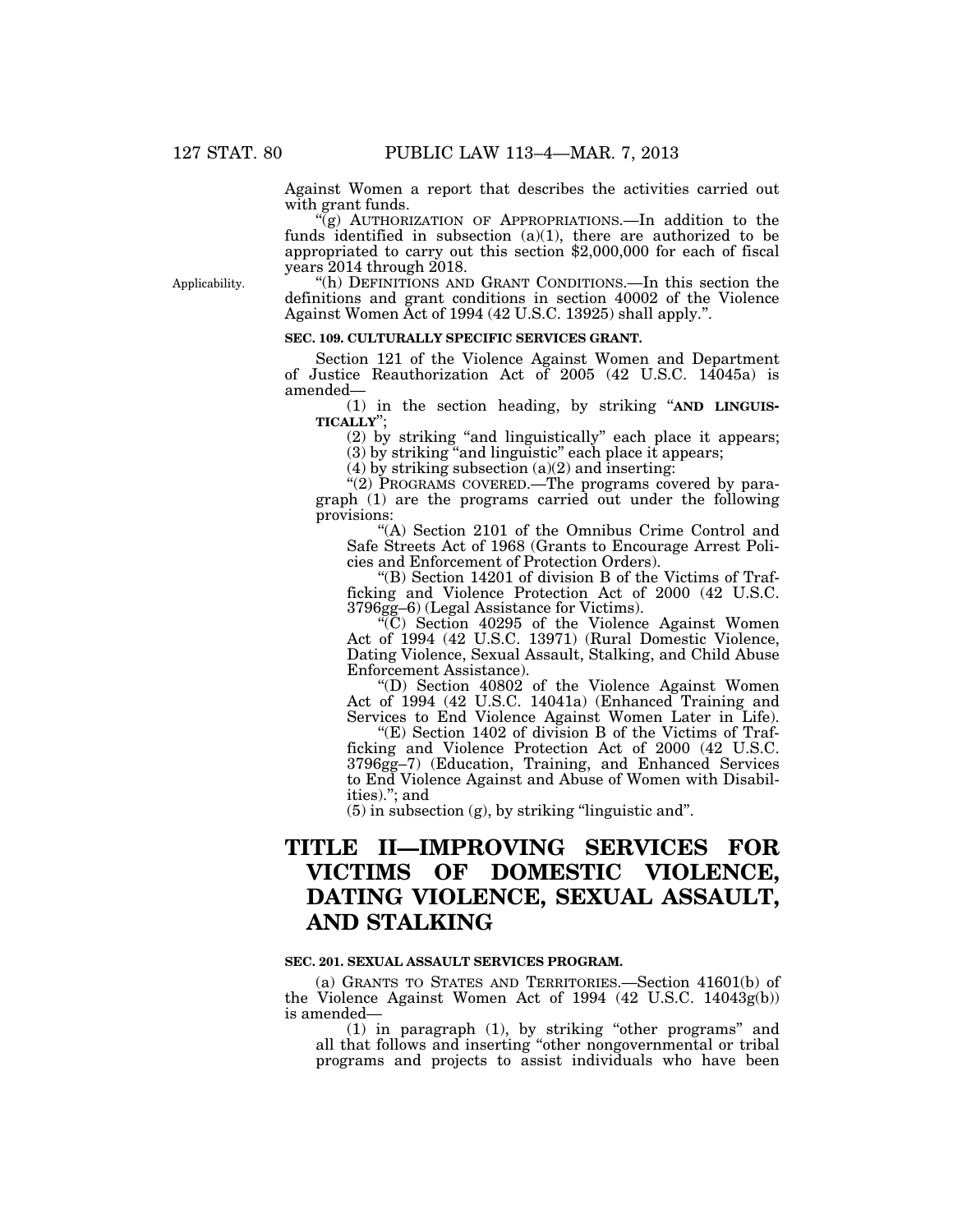Against Women a report that describes the activities carried out with grant funds.

"(g) AUTHORIZATION OF APPROPRIATIONS.—In addition to the funds identified in subsection (a)(1), there are authorized to be appropriated to carry out this section $2,000,000 for each of fiscal years 2014 through 2018.

Applicability.

"(h) DEFINITIONS AND GRANT CONDITIONS.—In this section the definitions and grant conditions in section 40002 of the Violence Against Women Act of 1994 (42 U.S.C. 13925) shall apply.".

**SEC. 109. CULTURALLY SPECIFIC SERVICES GRANT.**

Section 121 of the Violence Against Women and Department of Justice Reauthorization Act of 2005 (42 U.S.C. 14045a) is amended—

(1) in the section heading, by striking "**AND LINGUISTICALLY**";

(2) by striking "and linguistically" each place it appears;

(3) by striking "and linguistic" each place it appears;

(4) by striking subsection (a)(2) and inserting:

"(2) PROGRAMS COVERED.—The programs covered by paragraph (1) are the programs carried out under the following provisions:

"(A) Section 2101 of the Omnibus Crime Control and Safe Streets Act of 1968 (Grants to Encourage Arrest Policies and Enforcement of Protection Orders).

"(B) Section 14201 of division B of the Victims of Trafficking and Violence Protection Act of 2000 (42 U.S.C. 3796gg–6) (Legal Assistance for Victims).

"(C) Section 40295 of the Violence Against Women Act of 1994 (42 U.S.C. 13971) (Rural Domestic Violence, Dating Violence, Sexual Assault, Stalking, and Child Abuse Enforcement Assistance).

"(D) Section 40802 of the Violence Against Women Act of 1994 (42 U.S.C. 14041a) (Enhanced Training and Services to End Violence Against Women Later in Life).

"(E) Section 1402 of division B of the Victims of Trafficking and Violence Protection Act of 2000 (42 U.S.C. 3796gg–7) (Education, Training, and Enhanced Services to End Violence Against and Abuse of Women with Disabilities)."; and

(5) in subsection (g), by striking "linguistic and".

# TITLE II—IMPROVING SERVICES FOR VICTIMS OF DOMESTIC VIOLENCE, DATING VIOLENCE, SEXUAL ASSAULT, AND STALKING

**SEC. 201. SEXUAL ASSAULT SERVICES PROGRAM.**

(a) GRANTS TO STATES AND TERRITORIES.—Section 41601(b) of the Violence Against Women Act of 1994 (42 U.S.C. 14043g(b)) is amended—

(1) in paragraph (1), by striking "other programs" and all that follows and inserting "other nongovernmental or tribal programs and projects to assist individuals who have been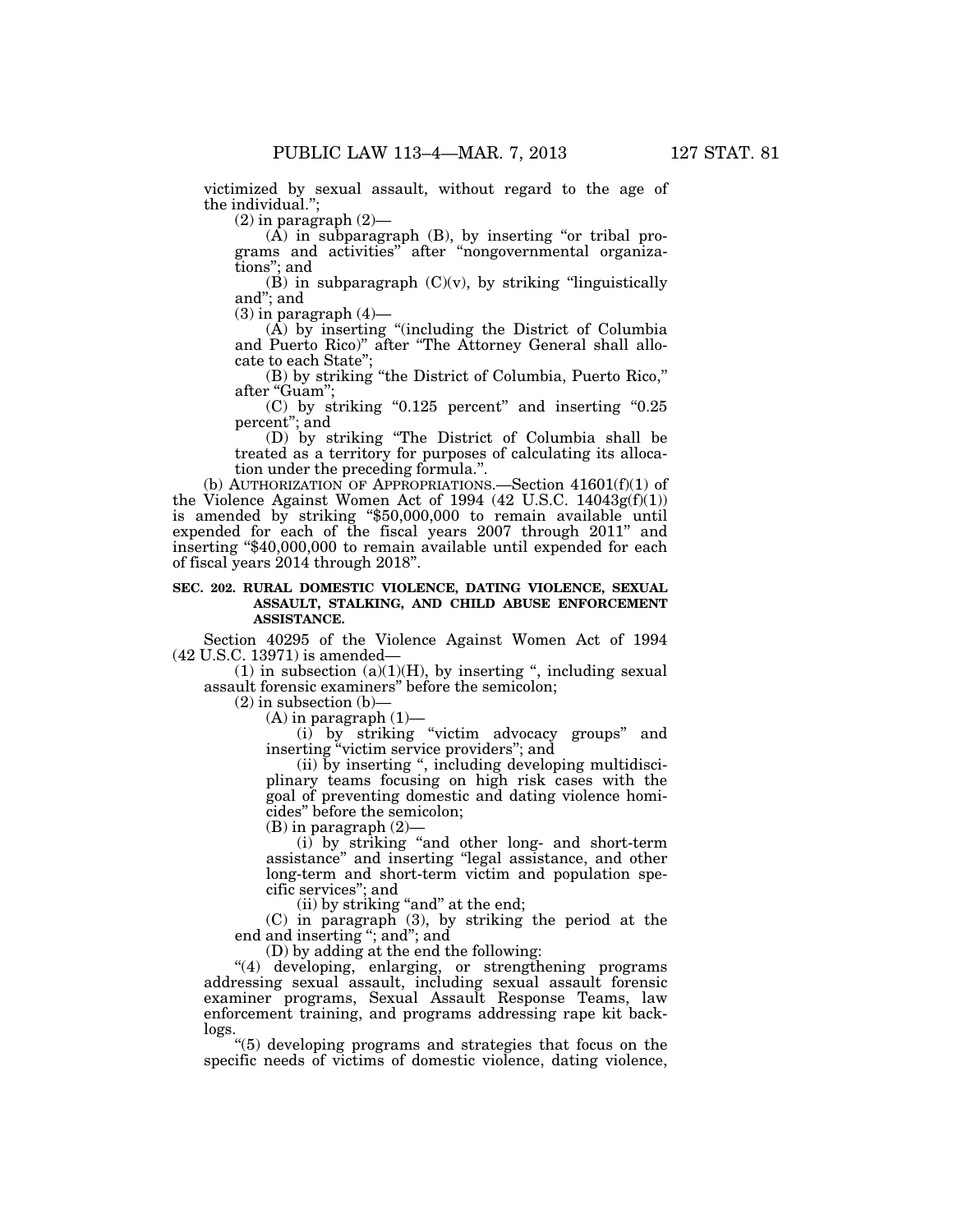victimized by sexual assault, without regard to the age of the individual.";

(2) in paragraph (2)—

(A) in subparagraph (B), by inserting "or tribal programs and activities" after "nongovernmental organizations"; and

(B) in subparagraph (C)(v), by striking "linguistically and"; and

(3) in paragraph (4)—

(A) by inserting "(including the District of Columbia and Puerto Rico)" after "The Attorney General shall allocate to each State";

(B) by striking "the District of Columbia, Puerto Rico," after "Guam";

(C) by striking "0.125 percent" and inserting "0.25 percent"; and

(D) by striking "The District of Columbia shall be treated as a territory for purposes of calculating its allocation under the preceding formula.".

(b) AUTHORIZATION OF APPROPRIATIONS.—Section 41601(f)(1) of the Violence Against Women Act of 1994 (42 U.S.C. 14043g(f)(1)) is amended by striking "$50,000,000 to remain available until expended for each of the fiscal years 2007 through 2011" and inserting "$40,000,000 to remain available until expended for each of fiscal years 2014 through 2018".

**SEC. 202. RURAL DOMESTIC VIOLENCE, DATING VIOLENCE, SEXUAL ASSAULT, STALKING, AND CHILD ABUSE ENFORCEMENT ASSISTANCE.**

Section 40295 of the Violence Against Women Act of 1994 (42 U.S.C. 13971) is amended—

(1) in subsection (a)(1)(H), by inserting ", including sexual assault forensic examiners" before the semicolon;

(2) in subsection (b)—

(A) in paragraph (1)—

(i) by striking "victim advocacy groups" and inserting "victim service providers"; and

(ii) by inserting ", including developing multidisciplinary teams focusing on high risk cases with the goal of preventing domestic and dating violence homicides" before the semicolon;

(B) in paragraph (2)—

(i) by striking "and other long- and short-term assistance" and inserting "legal assistance, and other long-term and short-term victim and population specific services"; and

(ii) by striking "and" at the end;

(C) in paragraph (3), by striking the period at the end and inserting "; and"; and

(D) by adding at the end the following:

"(4) developing, enlarging, or strengthening programs addressing sexual assault, including sexual assault forensic examiner programs, Sexual Assault Response Teams, law enforcement training, and programs addressing rape kit backlogs.

"(5) developing programs and strategies that focus on the specific needs of victims of domestic violence, dating violence,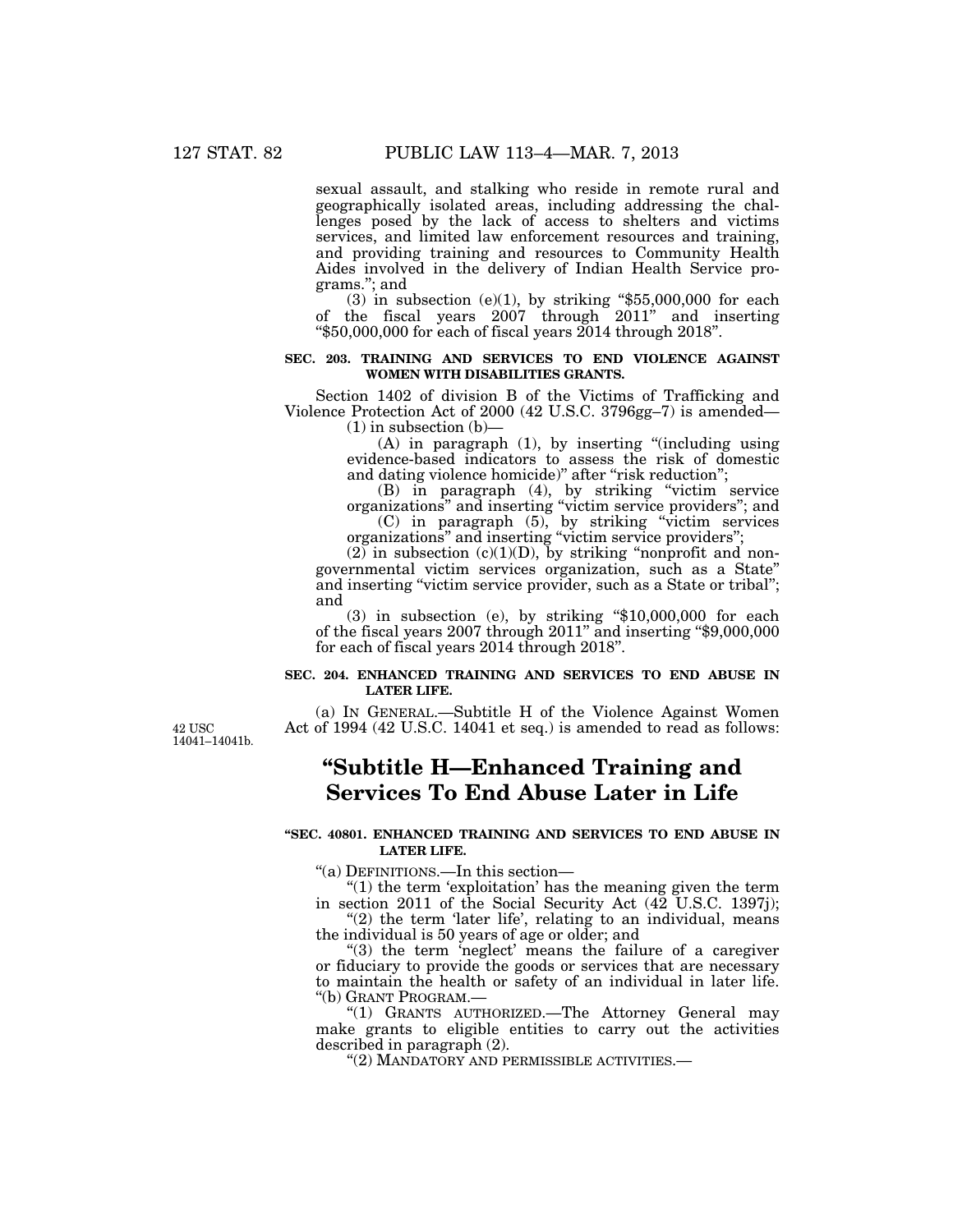sexual assault, and stalking who reside in remote rural and geographically isolated areas, including addressing the challenges posed by the lack of access to shelters and victims services, and limited law enforcement resources and training, and providing training and resources to Community Health Aides involved in the delivery of Indian Health Service programs."; and

(3) in subsection (e)(1), by striking "$55,000,000 for each of the fiscal years 2007 through 2011" and inserting "$50,000,000 for each of fiscal years 2014 through 2018".

**SEC. 203. TRAINING AND SERVICES TO END VIOLENCE AGAINST WOMEN WITH DISABILITIES GRANTS.**

Section 1402 of division B of the Victims of Trafficking and Violence Protection Act of 2000 (42 U.S.C. 3796gg–7) is amended—

(1) in subsection (b)—

(A) in paragraph (1), by inserting "(including using evidence-based indicators to assess the risk of domestic and dating violence homicide)" after "risk reduction";

(B) in paragraph (4), by striking "victim service organizations" and inserting "victim service providers"; and

(C) in paragraph (5), by striking "victim services organizations" and inserting "victim service providers";

(2) in subsection (c)(1)(D), by striking "nonprofit and nongovernmental victim services organization, such as a State" and inserting "victim service provider, such as a State or tribal"; and

(3) in subsection (e), by striking "$10,000,000 for each of the fiscal years 2007 through 2011" and inserting "$9,000,000 for each of fiscal years 2014 through 2018".

**SEC. 204. ENHANCED TRAINING AND SERVICES TO END ABUSE IN LATER LIFE.**

42 USC 14041–14041b.

(a) IN GENERAL.—Subtitle H of the Violence Against Women Act of 1994 (42 U.S.C. 14041 et seq.) is amended to read as follows:

# "Subtitle H—Enhanced Training and Services To End Abuse Later in Life

**"SEC. 40801. ENHANCED TRAINING AND SERVICES TO END ABUSE IN LATER LIFE.**

"(a) DEFINITIONS.—In this section—

"(1) the term 'exploitation' has the meaning given the term in section 2011 of the Social Security Act (42 U.S.C. 1397j);

"(2) the term 'later life', relating to an individual, means the individual is 50 years of age or older; and

"(3) the term 'neglect' means the failure of a caregiver or fiduciary to provide the goods or services that are necessary to maintain the health or safety of an individual in later life.

"(b) GRANT PROGRAM.—

"(1) GRANTS AUTHORIZED.—The Attorney General may make grants to eligible entities to carry out the activities described in paragraph (2).

"(2) MANDATORY AND PERMISSIBLE ACTIVITIES.—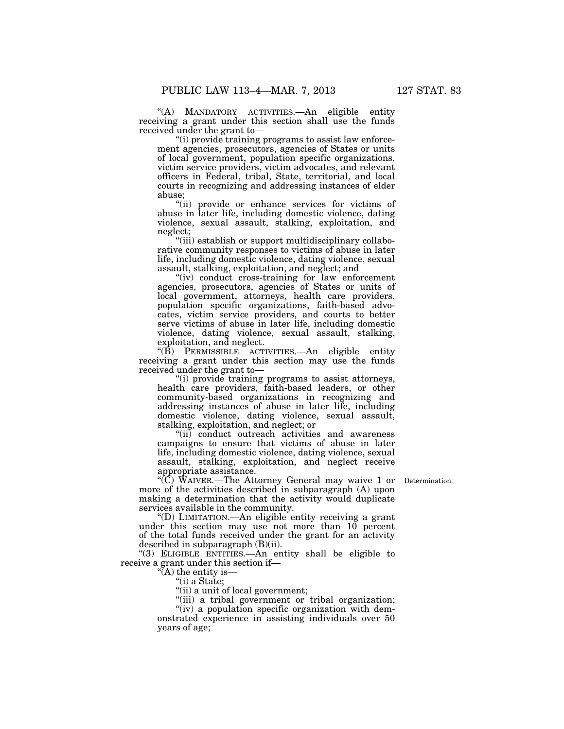"(A) MANDATORY ACTIVITIES.—An eligible entity receiving a grant under this section shall use the funds received under the grant to—

"(i) provide training programs to assist law enforcement agencies, prosecutors, agencies of States or units of local government, population specific organizations, victim service providers, victim advocates, and relevant officers in Federal, tribal, State, territorial, and local courts in recognizing and addressing instances of elder abuse;

"(ii) provide or enhance services for victims of abuse in later life, including domestic violence, dating violence, sexual assault, stalking, exploitation, and neglect;

"(iii) establish or support multidisciplinary collaborative community responses to victims of abuse in later life, including domestic violence, dating violence, sexual assault, stalking, exploitation, and neglect; and

"(iv) conduct cross-training for law enforcement agencies, prosecutors, agencies of States or units of local government, attorneys, health care providers, population specific organizations, faith-based advocates, victim service providers, and courts to better serve victims of abuse in later life, including domestic violence, dating violence, sexual assault, stalking, exploitation, and neglect.

"(B) PERMISSIBLE ACTIVITIES.—An eligible entity receiving a grant under this section may use the funds received under the grant to—

"(i) provide training programs to assist attorneys, health care providers, faith-based leaders, or other community-based organizations in recognizing and addressing instances of abuse in later life, including domestic violence, dating violence, sexual assault, stalking, exploitation, and neglect; or

"(ii) conduct outreach activities and awareness campaigns to ensure that victims of abuse in later life, including domestic violence, dating violence, sexual assault, stalking, exploitation, and neglect receive appropriate assistance.

"(C) WAIVER.—The Attorney General may waive 1 or more of the activities described in subparagraph (A) upon making a determination that the activity would duplicate services available in the community.

Determination.

"(D) LIMITATION.—An eligible entity receiving a grant under this section may use not more than 10 percent of the total funds received under the grant for an activity described in subparagraph (B)(ii).

"(3) ELIGIBLE ENTITIES.—An entity shall be eligible to receive a grant under this section if—

"(A) the entity is—

"(i) a State;

"(ii) a unit of local government;

"(iii) a tribal government or tribal organization;

"(iv) a population specific organization with demonstrated experience in assisting individuals over 50 years of age;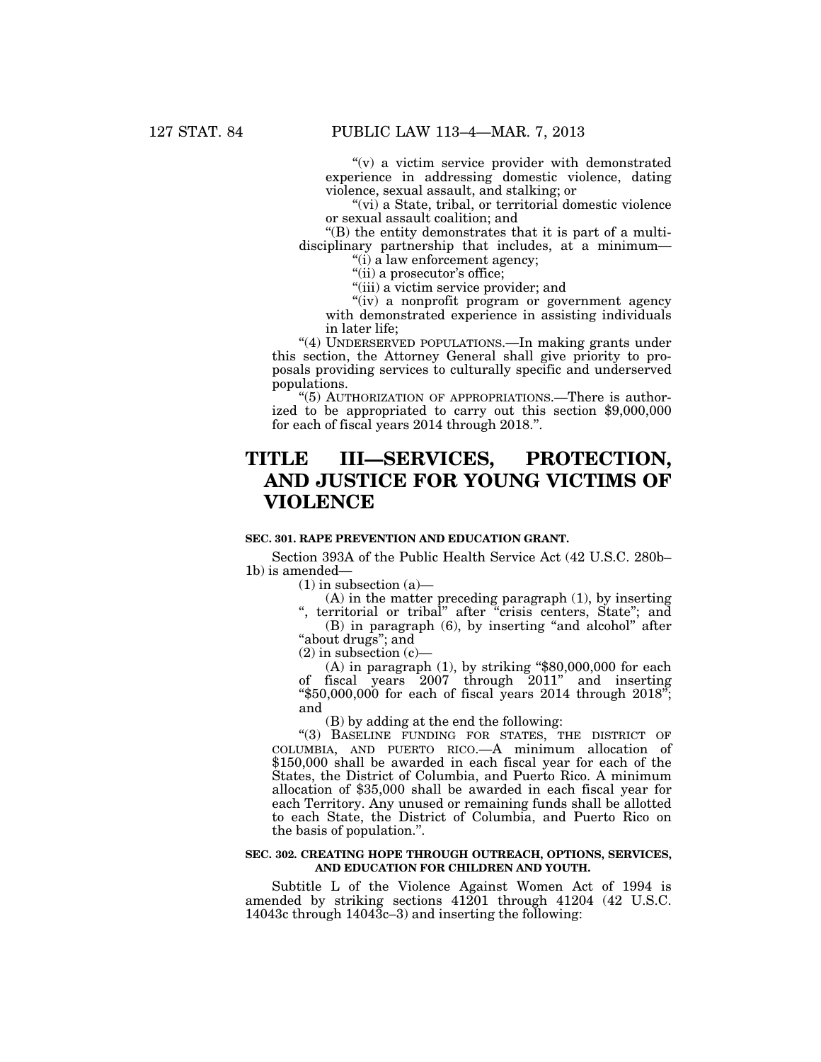"(v) a victim service provider with demonstrated experience in addressing domestic violence, dating violence, sexual assault, and stalking; or

"(vi) a State, tribal, or territorial domestic violence or sexual assault coalition; and

"(B) the entity demonstrates that it is part of a multidisciplinary partnership that includes, at a minimum—

"(i) a law enforcement agency;

"(ii) a prosecutor's office;

"(iii) a victim service provider; and

"(iv) a nonprofit program or government agency with demonstrated experience in assisting individuals in later life;

"(4) UNDERSERVED POPULATIONS.—In making grants under this section, the Attorney General shall give priority to proposals providing services to culturally specific and underserved populations.

"(5) AUTHORIZATION OF APPROPRIATIONS.—There is authorized to be appropriated to carry out this section $9,000,000 for each of fiscal years 2014 through 2018.".

# TITLE III—SERVICES, PROTECTION, AND JUSTICE FOR YOUNG VICTIMS OF VIOLENCE

### SEC. 301. RAPE PREVENTION AND EDUCATION GRANT.

Section 393A of the Public Health Service Act (42 U.S.C. 280b–1b) is amended—

(1) in subsection (a)—

(A) in the matter preceding paragraph (1), by inserting ", territorial or tribal" after "crisis centers, State"; and

(B) in paragraph (6), by inserting "and alcohol" after "about drugs"; and

(2) in subsection (c)—

(A) in paragraph (1), by striking "$80,000,000 for each of fiscal years 2007 through 2011" and inserting "$50,000,000 for each of fiscal years 2014 through 2018"; and

(B) by adding at the end the following:

"(3) BASELINE FUNDING FOR STATES, THE DISTRICT OF COLUMBIA, AND PUERTO RICO.—A minimum allocation of $150,000 shall be awarded in each fiscal year for each of the States, the District of Columbia, and Puerto Rico. A minimum allocation of $35,000 shall be awarded in each fiscal year for each Territory. Any unused or remaining funds shall be allotted to each State, the District of Columbia, and Puerto Rico on the basis of population.".

### SEC. 302. CREATING HOPE THROUGH OUTREACH, OPTIONS, SERVICES, AND EDUCATION FOR CHILDREN AND YOUTH.

Subtitle L of the Violence Against Women Act of 1994 is amended by striking sections 41201 through 41204 (42 U.S.C. 14043c through 14043c–3) and inserting the following: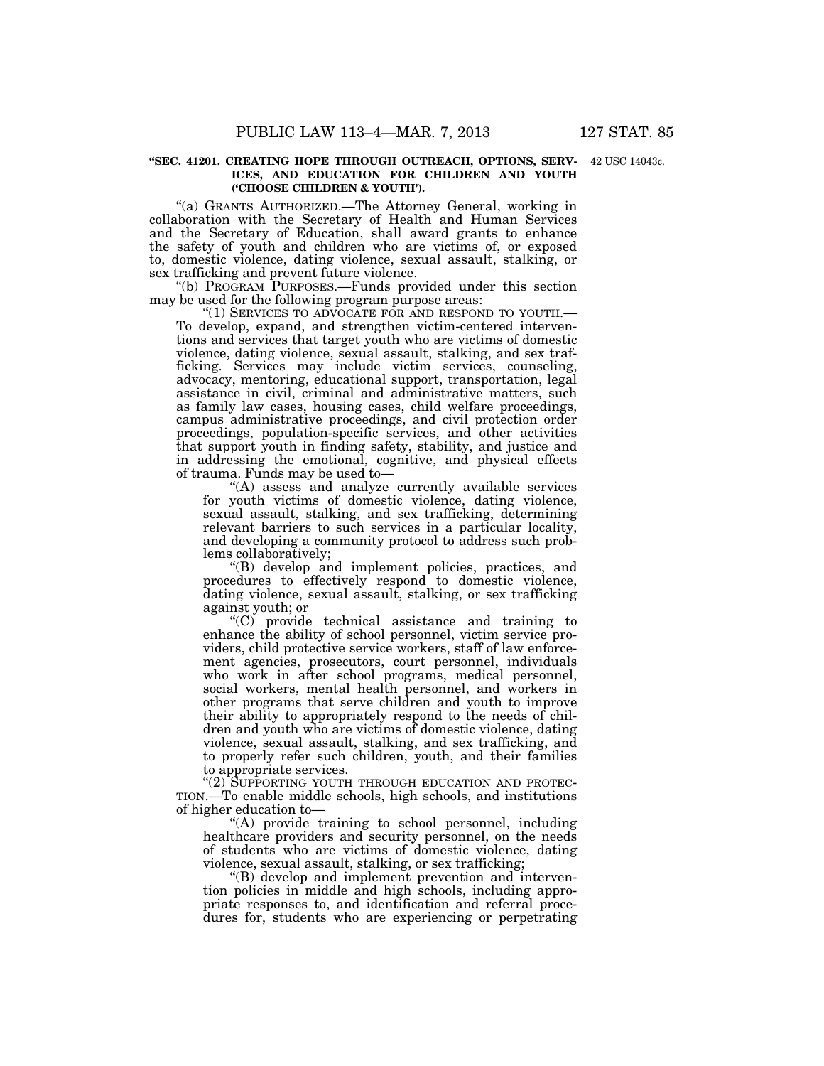**"SEC. 41201. CREATING HOPE THROUGH OUTREACH, OPTIONS, SERVICES, AND EDUCATION FOR CHILDREN AND YOUTH ('CHOOSE CHILDREN & YOUTH').**

42 USC 14043c.

"(a) GRANTS AUTHORIZED.—The Attorney General, working in collaboration with the Secretary of Health and Human Services and the Secretary of Education, shall award grants to enhance the safety of youth and children who are victims of, or exposed to, domestic violence, dating violence, sexual assault, stalking, or sex trafficking and prevent future violence.

"(b) PROGRAM PURPOSES.—Funds provided under this section may be used for the following program purpose areas:

"(1) SERVICES TO ADVOCATE FOR AND RESPOND TO YOUTH.—To develop, expand, and strengthen victim-centered interventions and services that target youth who are victims of domestic violence, dating violence, sexual assault, stalking, and sex trafficking. Services may include victim services, counseling, advocacy, mentoring, educational support, transportation, legal assistance in civil, criminal and administrative matters, such as family law cases, housing cases, child welfare proceedings, campus administrative proceedings, and civil protection order proceedings, population-specific services, and other activities that support youth in finding safety, stability, and justice and in addressing the emotional, cognitive, and physical effects of trauma. Funds may be used to—

"(A) assess and analyze currently available services for youth victims of domestic violence, dating violence, sexual assault, stalking, and sex trafficking, determining relevant barriers to such services in a particular locality, and developing a community protocol to address such problems collaboratively;

"(B) develop and implement policies, practices, and procedures to effectively respond to domestic violence, dating violence, sexual assault, stalking, or sex trafficking against youth; or

"(C) provide technical assistance and training to enhance the ability of school personnel, victim service providers, child protective service workers, staff of law enforcement agencies, prosecutors, court personnel, individuals who work in after school programs, medical personnel, social workers, mental health personnel, and workers in other programs that serve children and youth to improve their ability to appropriately respond to the needs of children and youth who are victims of domestic violence, dating violence, sexual assault, stalking, and sex trafficking, and to properly refer such children, youth, and their families to appropriate services.

"(2) SUPPORTING YOUTH THROUGH EDUCATION AND PROTECTION.—To enable middle schools, high schools, and institutions of higher education to—

"(A) provide training to school personnel, including healthcare providers and security personnel, on the needs of students who are victims of domestic violence, dating violence, sexual assault, stalking, or sex trafficking;

"(B) develop and implement prevention and intervention policies in middle and high schools, including appropriate responses to, and identification and referral procedures for, students who are experiencing or perpetrating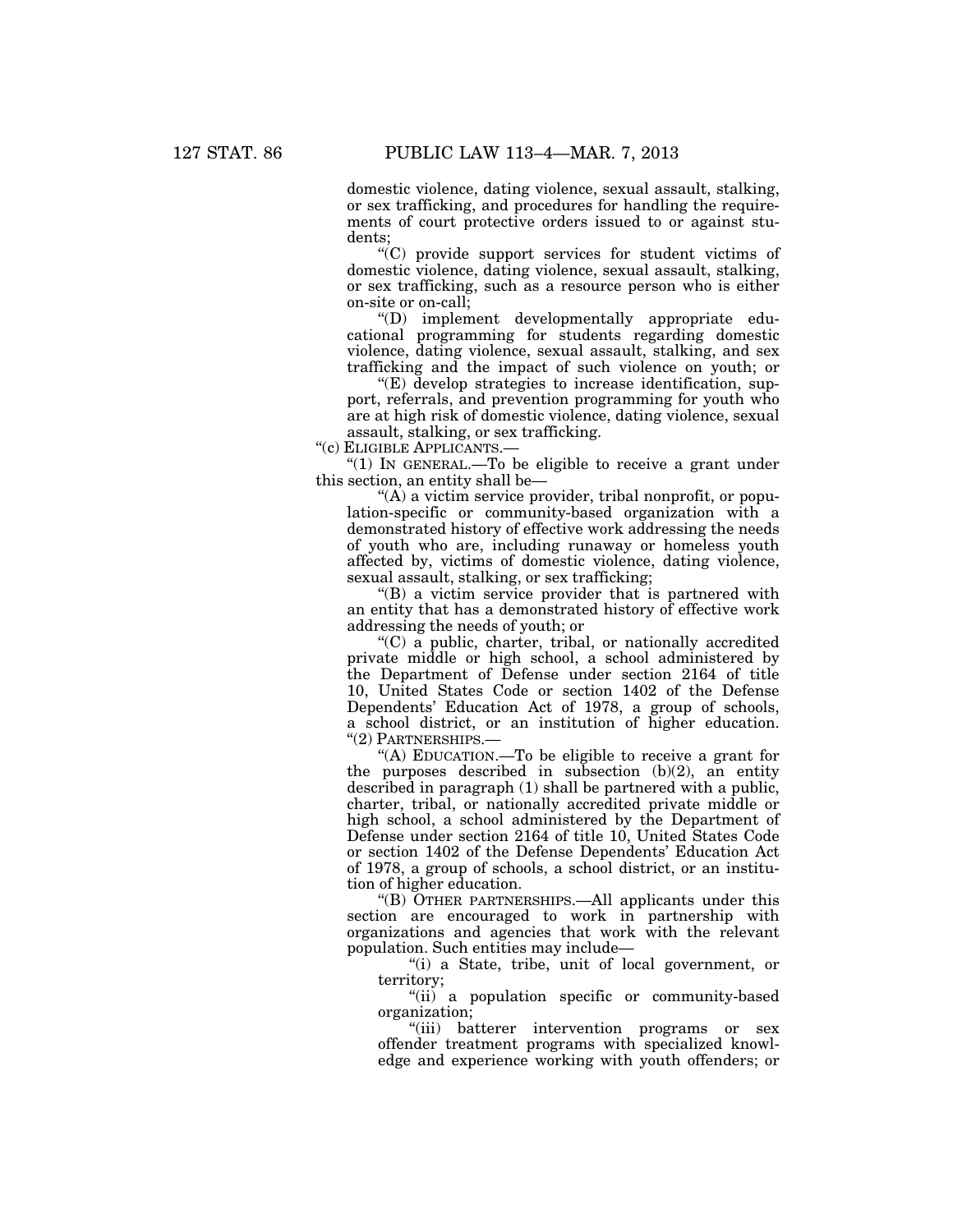domestic violence, dating violence, sexual assault, stalking, or sex trafficking, and procedures for handling the requirements of court protective orders issued to or against students;

"(C) provide support services for student victims of domestic violence, dating violence, sexual assault, stalking, or sex trafficking, such as a resource person who is either on-site or on-call;

"(D) implement developmentally appropriate educational programming for students regarding domestic violence, dating violence, sexual assault, stalking, and sex trafficking and the impact of such violence on youth; or

"(E) develop strategies to increase identification, support, referrals, and prevention programming for youth who are at high risk of domestic violence, dating violence, sexual assault, stalking, or sex trafficking.

"(c) ELIGIBLE APPLICANTS.—

"(1) IN GENERAL.—To be eligible to receive a grant under this section, an entity shall be—

"(A) a victim service provider, tribal nonprofit, or population-specific or community-based organization with a demonstrated history of effective work addressing the needs of youth who are, including runaway or homeless youth affected by, victims of domestic violence, dating violence, sexual assault, stalking, or sex trafficking;

"(B) a victim service provider that is partnered with an entity that has a demonstrated history of effective work addressing the needs of youth; or

"(C) a public, charter, tribal, or nationally accredited private middle or high school, a school administered by the Department of Defense under section 2164 of title 10, United States Code or section 1402 of the Defense Dependents' Education Act of 1978, a group of schools, a school district, or an institution of higher education.

"(2) PARTNERSHIPS.—

"(A) EDUCATION.—To be eligible to receive a grant for the purposes described in subsection (b)(2), an entity described in paragraph (1) shall be partnered with a public, charter, tribal, or nationally accredited private middle or high school, a school administered by the Department of Defense under section 2164 of title 10, United States Code or section 1402 of the Defense Dependents' Education Act of 1978, a group of schools, a school district, or an institution of higher education.

"(B) OTHER PARTNERSHIPS.—All applicants under this section are encouraged to work in partnership with organizations and agencies that work with the relevant population. Such entities may include—

"(i) a State, tribe, unit of local government, or territory;

"(ii) a population specific or community-based organization;

"(iii) batterer intervention programs or sex offender treatment programs with specialized knowledge and experience working with youth offenders; or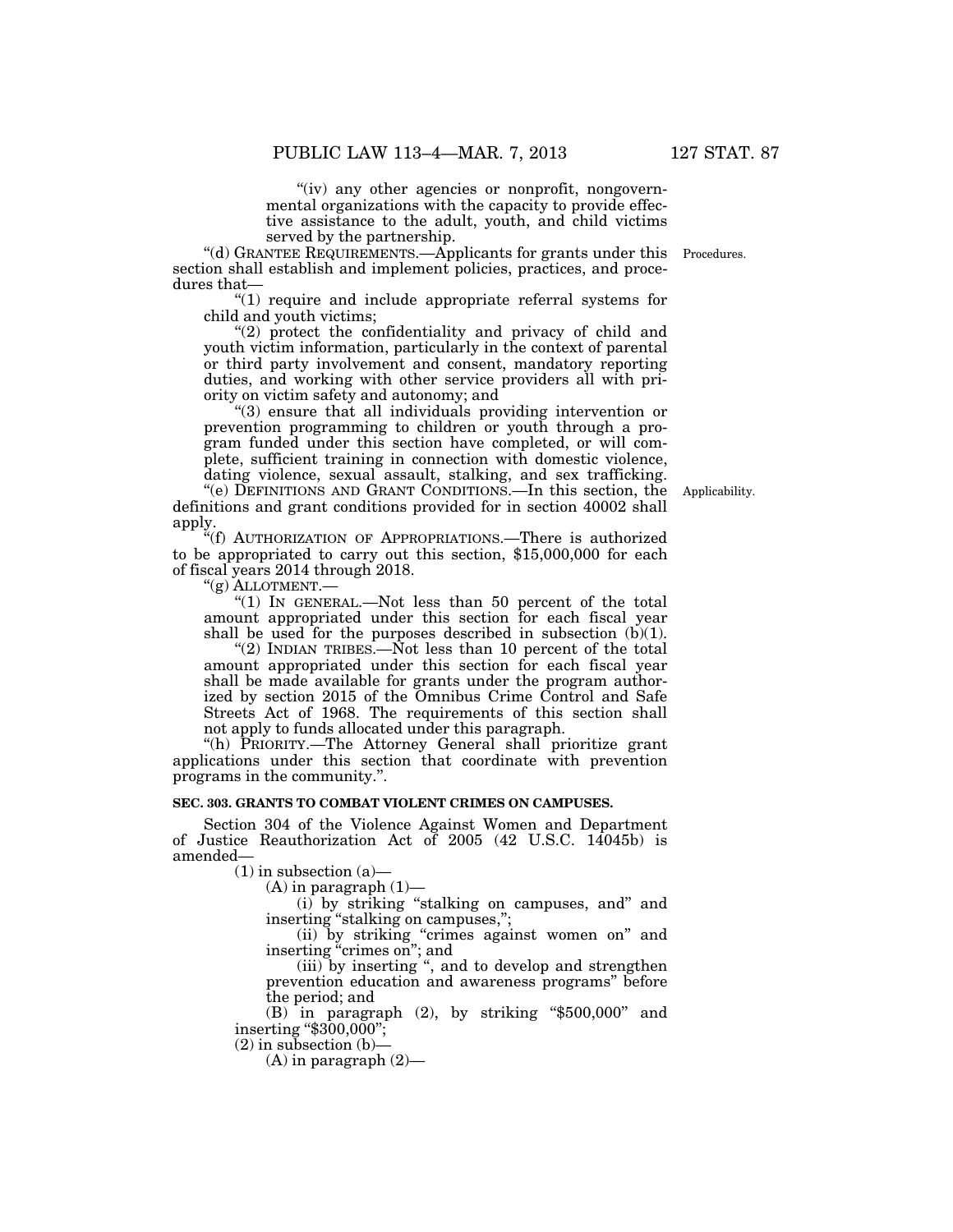"(iv) any other agencies or nonprofit, nongovernmental organizations with the capacity to provide effective assistance to the adult, youth, and child victims served by the partnership.

"(d) GRANTEE REQUIREMENTS.—Applicants for grants under this section shall establish and implement policies, practices, and procedures that—

Procedures.

"(1) require and include appropriate referral systems for child and youth victims;

"(2) protect the confidentiality and privacy of child and youth victim information, particularly in the context of parental or third party involvement and consent, mandatory reporting duties, and working with other service providers all with priority on victim safety and autonomy; and

"(3) ensure that all individuals providing intervention or prevention programming to children or youth through a program funded under this section have completed, or will complete, sufficient training in connection with domestic violence, dating violence, sexual assault, stalking, and sex trafficking.

"(e) DEFINITIONS AND GRANT CONDITIONS.—In this section, the definitions and grant conditions provided for in section 40002 shall apply.

Applicability.

"(f) AUTHORIZATION OF APPROPRIATIONS.—There is authorized to be appropriated to carry out this section, $15,000,000 for each of fiscal years 2014 through 2018.

"(g) ALLOTMENT.—

"(1) IN GENERAL.—Not less than 50 percent of the total amount appropriated under this section for each fiscal year shall be used for the purposes described in subsection (b)(1).

"(2) INDIAN TRIBES.—Not less than 10 percent of the total amount appropriated under this section for each fiscal year shall be made available for grants under the program authorized by section 2015 of the Omnibus Crime Control and Safe Streets Act of 1968. The requirements of this section shall not apply to funds allocated under this paragraph.

"(h) PRIORITY.—The Attorney General shall prioritize grant applications under this section that coordinate with prevention programs in the community.".

**SEC. 303. GRANTS TO COMBAT VIOLENT CRIMES ON CAMPUSES.**

Section 304 of the Violence Against Women and Department of Justice Reauthorization Act of 2005 (42 U.S.C. 14045b) is amended—

(1) in subsection (a)—

(A) in paragraph (1)—

(i) by striking "stalking on campuses, and" and inserting "stalking on campuses,";

(ii) by striking "crimes against women on" and inserting "crimes on"; and

(iii) by inserting ", and to develop and strengthen prevention education and awareness programs" before the period; and

(B) in paragraph (2), by striking "$500,000" and inserting "$300,000";

(2) in subsection (b)—

(A) in paragraph (2)—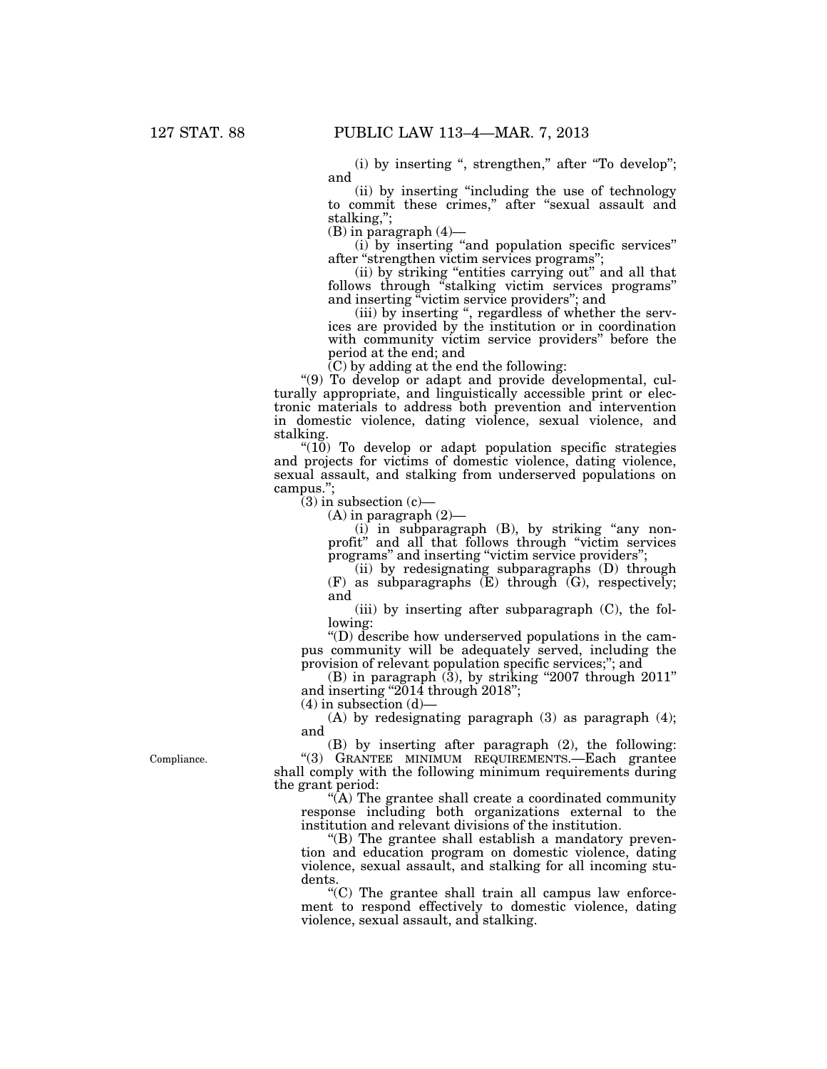(i) by inserting ", strengthen," after "To develop"; and

(ii) by inserting "including the use of technology to commit these crimes," after "sexual assault and stalking,";

(B) in paragraph (4)—

(i) by inserting "and population specific services" after "strengthen victim services programs";

(ii) by striking "entities carrying out" and all that follows through "stalking victim services programs" and inserting "victim service providers"; and

(iii) by inserting ", regardless of whether the services are provided by the institution or in coordination with community victim service providers" before the period at the end; and

(C) by adding at the end the following:

"(9) To develop or adapt and provide developmental, culturally appropriate, and linguistically accessible print or electronic materials to address both prevention and intervention in domestic violence, dating violence, sexual violence, and stalking.

"(10) To develop or adapt population specific strategies and projects for victims of domestic violence, dating violence, sexual assault, and stalking from underserved populations on campus.";

(3) in subsection (c)—

(A) in paragraph (2)—

(i) in subparagraph (B), by striking "any nonprofit" and all that follows through "victim services programs" and inserting "victim service providers";

(ii) by redesignating subparagraphs (D) through (F) as subparagraphs (E) through (G), respectively; and

(iii) by inserting after subparagraph (C), the following:

"(D) describe how underserved populations in the campus community will be adequately served, including the provision of relevant population specific services;"; and

(B) in paragraph (3), by striking "2007 through 2011" and inserting "2014 through 2018";

(4) in subsection (d)—

(A) by redesignating paragraph (3) as paragraph (4); and

(B) by inserting after paragraph (2), the following:

Compliance.

"(3) GRANTEE MINIMUM REQUIREMENTS.—Each grantee shall comply with the following minimum requirements during the grant period:

"(A) The grantee shall create a coordinated community response including both organizations external to the institution and relevant divisions of the institution.

"(B) The grantee shall establish a mandatory prevention and education program on domestic violence, dating violence, sexual assault, and stalking for all incoming students.

"(C) The grantee shall train all campus law enforcement to respond effectively to domestic violence, dating violence, sexual assault, and stalking.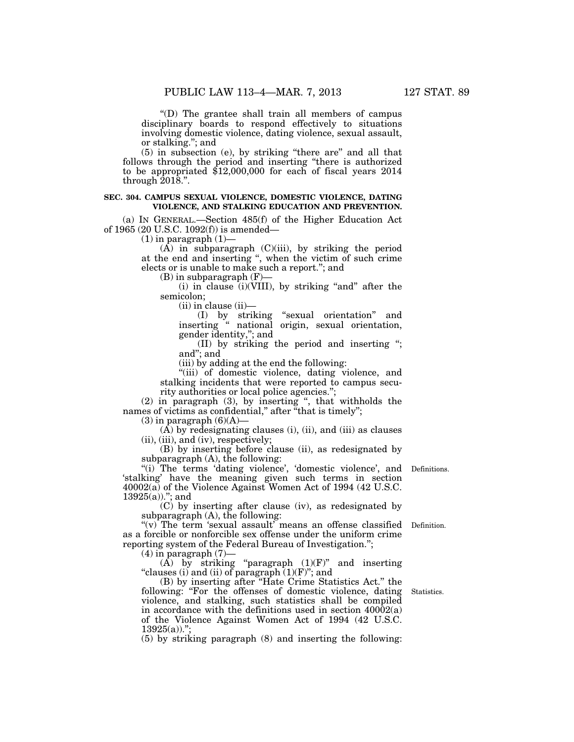"(D) The grantee shall train all members of campus disciplinary boards to respond effectively to situations involving domestic violence, dating violence, sexual assault, or stalking."; and

(5) in subsection (e), by striking "there are" and all that follows through the period and inserting "there is authorized to be appropriated $12,000,000 for each of fiscal years 2014 through 2018.".

**SEC. 304. CAMPUS SEXUAL VIOLENCE, DOMESTIC VIOLENCE, DATING VIOLENCE, AND STALKING EDUCATION AND PREVENTION.**

(a) IN GENERAL.—Section 485(f) of the Higher Education Act of 1965 (20 U.S.C. 1092(f)) is amended—

(1) in paragraph (1)—

(A) in subparagraph (C)(iii), by striking the period at the end and inserting ", when the victim of such crime elects or is unable to make such a report."; and

(B) in subparagraph (F)—

(i) in clause (i)(VIII), by striking "and" after the semicolon;

(ii) in clause (ii)—

(I) by striking "sexual orientation" and inserting " national origin, sexual orientation, gender identity,"; and

(II) by striking the period and inserting "; and"; and

(iii) by adding at the end the following:

"(iii) of domestic violence, dating violence, and stalking incidents that were reported to campus security authorities or local police agencies.";

(2) in paragraph (3), by inserting ", that withholds the names of victims as confidential," after "that is timely";

(3) in paragraph (6)(A)—

(A) by redesignating clauses (i), (ii), and (iii) as clauses (ii), (iii), and (iv), respectively;

(B) by inserting before clause (ii), as redesignated by subparagraph (A), the following:

Definitions.

"(i) The terms 'dating violence', 'domestic violence', and 'stalking' have the meaning given such terms in section 40002(a) of the Violence Against Women Act of 1994 (42 U.S.C. 13925(a))."; and

(C) by inserting after clause (iv), as redesignated by subparagraph (A), the following:

Definition.

"(v) The term 'sexual assault' means an offense classified as a forcible or nonforcible sex offense under the uniform crime reporting system of the Federal Bureau of Investigation.";

(4) in paragraph (7)—

(A) by striking "paragraph (1)(F)" and inserting "clauses (i) and (ii) of paragraph (1)(F)"; and

Statistics.

(B) by inserting after "Hate Crime Statistics Act." the following: "For the offenses of domestic violence, dating violence, and stalking, such statistics shall be compiled in accordance with the definitions used in section 40002(a) of the Violence Against Women Act of 1994 (42 U.S.C. 13925(a)).";

(5) by striking paragraph (8) and inserting the following: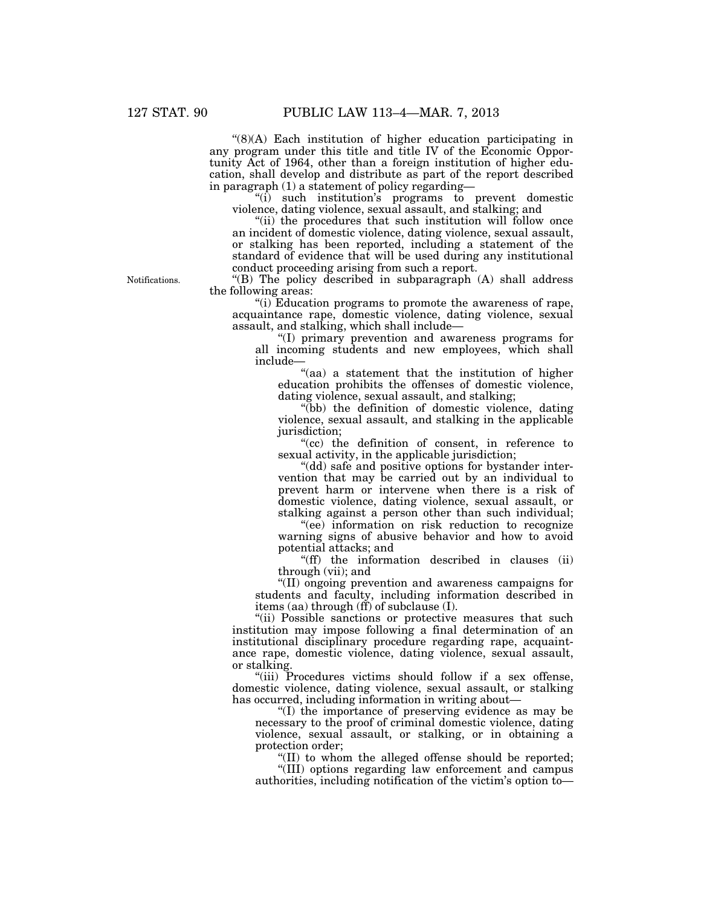"(8)(A) Each institution of higher education participating in any program under this title and title IV of the Economic Opportunity Act of 1964, other than a foreign institution of higher education, shall develop and distribute as part of the report described in paragraph (1) a statement of policy regarding—

"(i) such institution's programs to prevent domestic violence, dating violence, sexual assault, and stalking; and

"(ii) the procedures that such institution will follow once an incident of domestic violence, dating violence, sexual assault, or stalking has been reported, including a statement of the standard of evidence that will be used during any institutional conduct proceeding arising from such a report.

Notifications.

"(B) The policy described in subparagraph (A) shall address the following areas:

"(i) Education programs to promote the awareness of rape, acquaintance rape, domestic violence, dating violence, sexual assault, and stalking, which shall include—

"(I) primary prevention and awareness programs for all incoming students and new employees, which shall include—

"(aa) a statement that the institution of higher education prohibits the offenses of domestic violence, dating violence, sexual assault, and stalking;

"(bb) the definition of domestic violence, dating violence, sexual assault, and stalking in the applicable jurisdiction;

"(cc) the definition of consent, in reference to sexual activity, in the applicable jurisdiction;

"(dd) safe and positive options for bystander intervention that may be carried out by an individual to prevent harm or intervene when there is a risk of domestic violence, dating violence, sexual assault, or stalking against a person other than such individual;

"(ee) information on risk reduction to recognize warning signs of abusive behavior and how to avoid potential attacks; and

"(ff) the information described in clauses (ii) through (vii); and

"(II) ongoing prevention and awareness campaigns for students and faculty, including information described in items (aa) through (ff) of subclause (I).

"(ii) Possible sanctions or protective measures that such institution may impose following a final determination of an institutional disciplinary procedure regarding rape, acquaintance rape, domestic violence, dating violence, sexual assault, or stalking.

"(iii) Procedures victims should follow if a sex offense, domestic violence, dating violence, sexual assault, or stalking has occurred, including information in writing about—

"(I) the importance of preserving evidence as may be necessary to the proof of criminal domestic violence, dating violence, sexual assault, or stalking, or in obtaining a protection order;

"(II) to whom the alleged offense should be reported;

"(III) options regarding law enforcement and campus authorities, including notification of the victim's option to—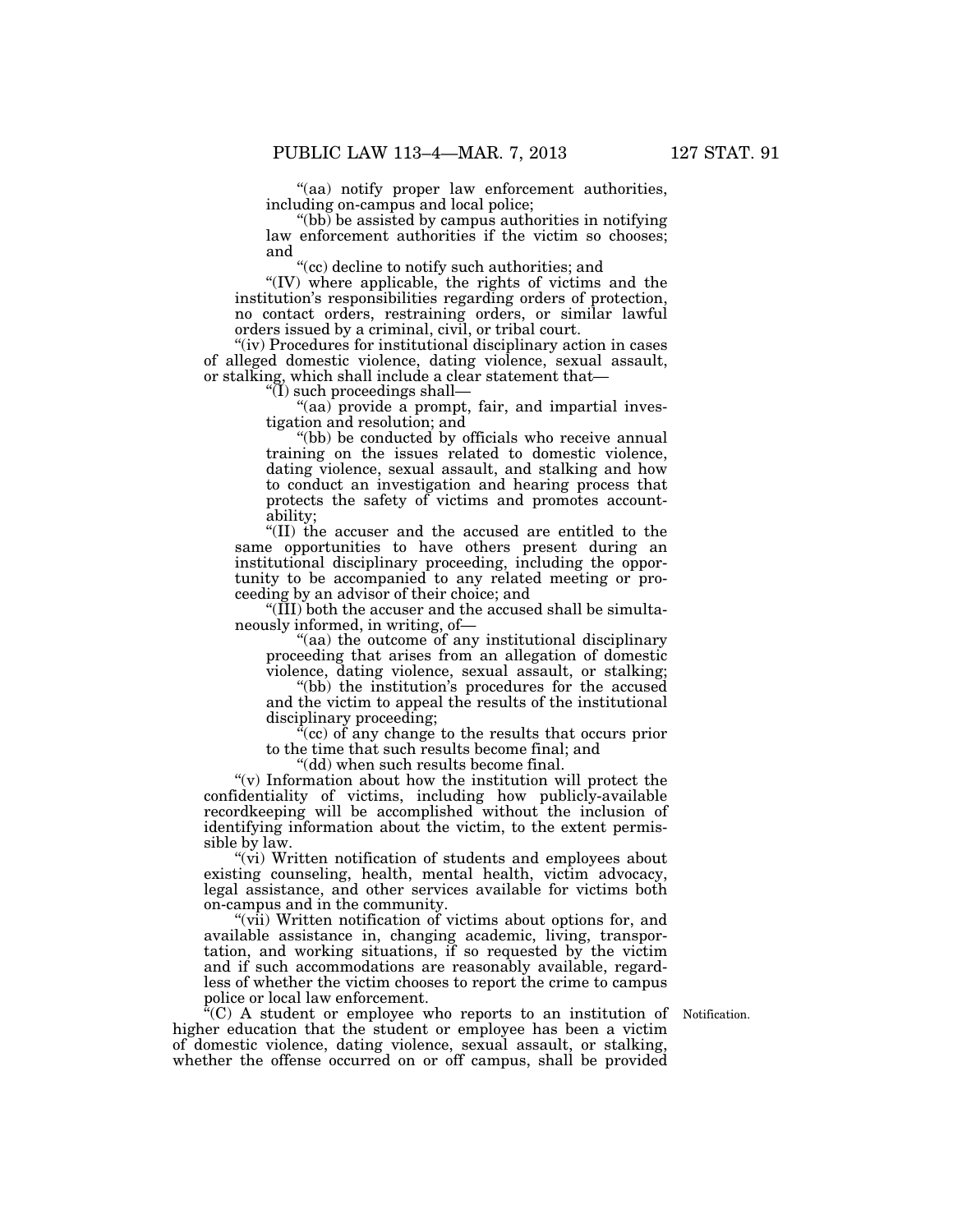"(aa) notify proper law enforcement authorities, including on-campus and local police;

"(bb) be assisted by campus authorities in notifying law enforcement authorities if the victim so chooses; and

"(cc) decline to notify such authorities; and

"(IV) where applicable, the rights of victims and the institution's responsibilities regarding orders of protection, no contact orders, restraining orders, or similar lawful orders issued by a criminal, civil, or tribal court.

"(iv) Procedures for institutional disciplinary action in cases of alleged domestic violence, dating violence, sexual assault, or stalking, which shall include a clear statement that—

"(I) such proceedings shall—

"(aa) provide a prompt, fair, and impartial investigation and resolution; and

"(bb) be conducted by officials who receive annual training on the issues related to domestic violence, dating violence, sexual assault, and stalking and how to conduct an investigation and hearing process that protects the safety of victims and promotes accountability;

"(II) the accuser and the accused are entitled to the same opportunities to have others present during an institutional disciplinary proceeding, including the opportunity to be accompanied to any related meeting or proceeding by an advisor of their choice; and

"(III) both the accuser and the accused shall be simultaneously informed, in writing, of—

"(aa) the outcome of any institutional disciplinary proceeding that arises from an allegation of domestic violence, dating violence, sexual assault, or stalking;

"(bb) the institution's procedures for the accused and the victim to appeal the results of the institutional disciplinary proceeding;

"(cc) of any change to the results that occurs prior to the time that such results become final; and

"(dd) when such results become final.

"(v) Information about how the institution will protect the confidentiality of victims, including how publicly-available recordkeeping will be accomplished without the inclusion of identifying information about the victim, to the extent permissible by law.

"(vi) Written notification of students and employees about existing counseling, health, mental health, victim advocacy, legal assistance, and other services available for victims both on-campus and in the community.

"(vii) Written notification of victims about options for, and available assistance in, changing academic, living, transportation, and working situations, if so requested by the victim and if such accommodations are reasonably available, regardless of whether the victim chooses to report the crime to campus police or local law enforcement.

Notification.

"(C) A student or employee who reports to an institution of higher education that the student or employee has been a victim of domestic violence, dating violence, sexual assault, or stalking, whether the offense occurred on or off campus, shall be provided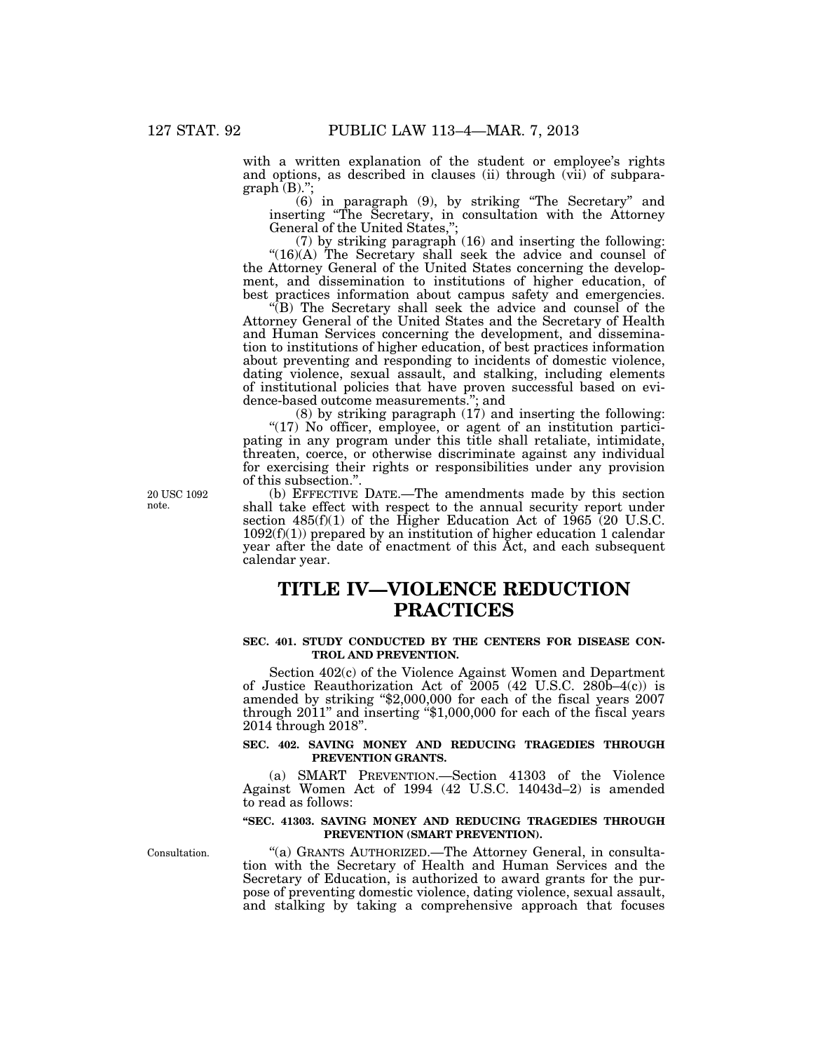with a written explanation of the student or employee's rights and options, as described in clauses (ii) through (vii) of subparagraph (B).";

(6) in paragraph (9), by striking "The Secretary" and inserting "The Secretary, in consultation with the Attorney General of the United States,";

(7) by striking paragraph (16) and inserting the following:

"(16)(A) The Secretary shall seek the advice and counsel of the Attorney General of the United States concerning the development, and dissemination to institutions of higher education, of best practices information about campus safety and emergencies.

"(B) The Secretary shall seek the advice and counsel of the Attorney General of the United States and the Secretary of Health and Human Services concerning the development, and dissemination to institutions of higher education, of best practices information about preventing and responding to incidents of domestic violence, dating violence, sexual assault, and stalking, including elements of institutional policies that have proven successful based on evidence-based outcome measurements."; and

(8) by striking paragraph (17) and inserting the following:

"(17) No officer, employee, or agent of an institution participating in any program under this title shall retaliate, intimidate, threaten, coerce, or otherwise discriminate against any individual for exercising their rights or responsibilities under any provision of this subsection.".

20 USC 1092 note.

(b) EFFECTIVE DATE.—The amendments made by this section shall take effect with respect to the annual security report under section 485(f)(1) of the Higher Education Act of 1965 (20 U.S.C. 1092(f)(1)) prepared by an institution of higher education 1 calendar year after the date of enactment of this Act, and each subsequent calendar year.

# TITLE IV—VIOLENCE REDUCTION PRACTICES

### SEC. 401. STUDY CONDUCTED BY THE CENTERS FOR DISEASE CONTROL AND PREVENTION.

Section 402(c) of the Violence Against Women and Department of Justice Reauthorization Act of 2005 (42 U.S.C. 280b–4(c)) is amended by striking "$2,000,000 for each of the fiscal years 2007 through 2011" and inserting "$1,000,000 for each of the fiscal years 2014 through 2018".

### SEC. 402. SAVING MONEY AND REDUCING TRAGEDIES THROUGH PREVENTION GRANTS.

(a) SMART PREVENTION.—Section 41303 of the Violence Against Women Act of 1994 (42 U.S.C. 14043d–2) is amended to read as follows:

### "SEC. 41303. SAVING MONEY AND REDUCING TRAGEDIES THROUGH PREVENTION (SMART PREVENTION).

Consultation.

"(a) GRANTS AUTHORIZED.—The Attorney General, in consultation with the Secretary of Health and Human Services and the Secretary of Education, is authorized to award grants for the purpose of preventing domestic violence, dating violence, sexual assault, and stalking by taking a comprehensive approach that focuses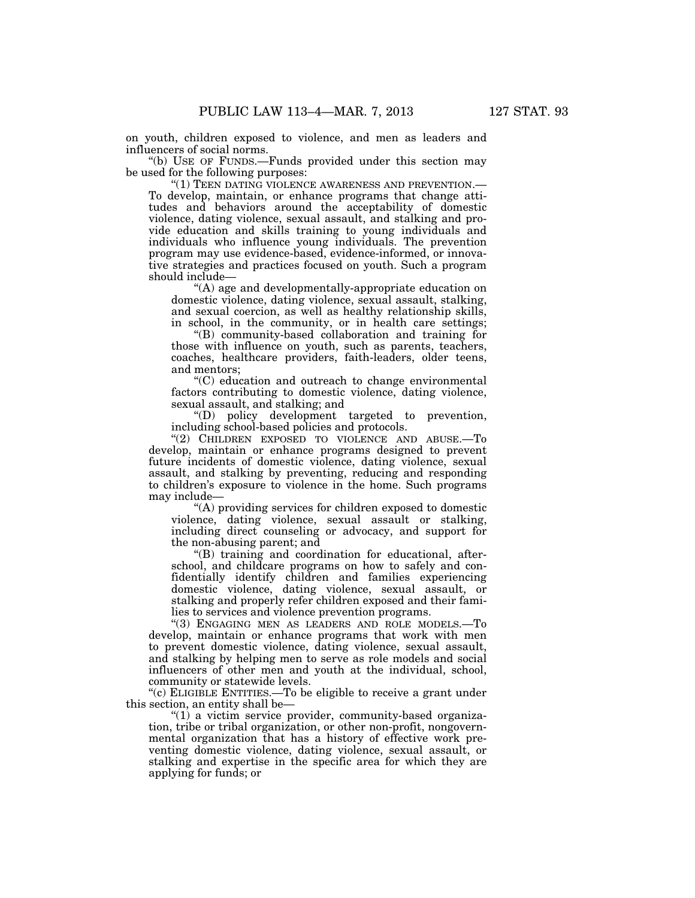on youth, children exposed to violence, and men as leaders and influencers of social norms.

"(b) USE OF FUNDS.—Funds provided under this section may be used for the following purposes:

"(1) TEEN DATING VIOLENCE AWARENESS AND PREVENTION.— To develop, maintain, or enhance programs that change attitudes and behaviors around the acceptability of domestic violence, dating violence, sexual assault, and stalking and provide education and skills training to young individuals and individuals who influence young individuals. The prevention program may use evidence-based, evidence-informed, or innovative strategies and practices focused on youth. Such a program should include—

"(A) age and developmentally-appropriate education on domestic violence, dating violence, sexual assault, stalking, and sexual coercion, as well as healthy relationship skills, in school, in the community, or in health care settings;

"(B) community-based collaboration and training for those with influence on youth, such as parents, teachers, coaches, healthcare providers, faith-leaders, older teens, and mentors;

"(C) education and outreach to change environmental factors contributing to domestic violence, dating violence, sexual assault, and stalking; and

"(D) policy development targeted to prevention, including school-based policies and protocols.

"(2) CHILDREN EXPOSED TO VIOLENCE AND ABUSE.—To develop, maintain or enhance programs designed to prevent future incidents of domestic violence, dating violence, sexual assault, and stalking by preventing, reducing and responding to children's exposure to violence in the home. Such programs may include—

"(A) providing services for children exposed to domestic violence, dating violence, sexual assault or stalking, including direct counseling or advocacy, and support for the non-abusing parent; and

"(B) training and coordination for educational, after-school, and childcare programs on how to safely and confidentially identify children and families experiencing domestic violence, dating violence, sexual assault, or stalking and properly refer children exposed and their families to services and violence prevention programs.

"(3) ENGAGING MEN AS LEADERS AND ROLE MODELS.—To develop, maintain or enhance programs that work with men to prevent domestic violence, dating violence, sexual assault, and stalking by helping men to serve as role models and social influencers of other men and youth at the individual, school, community or statewide levels.

"(c) ELIGIBLE ENTITIES.—To be eligible to receive a grant under this section, an entity shall be—

"(1) a victim service provider, community-based organization, tribe or tribal organization, or other non-profit, nongovernmental organization that has a history of effective work preventing domestic violence, dating violence, sexual assault, or stalking and expertise in the specific area for which they are applying for funds; or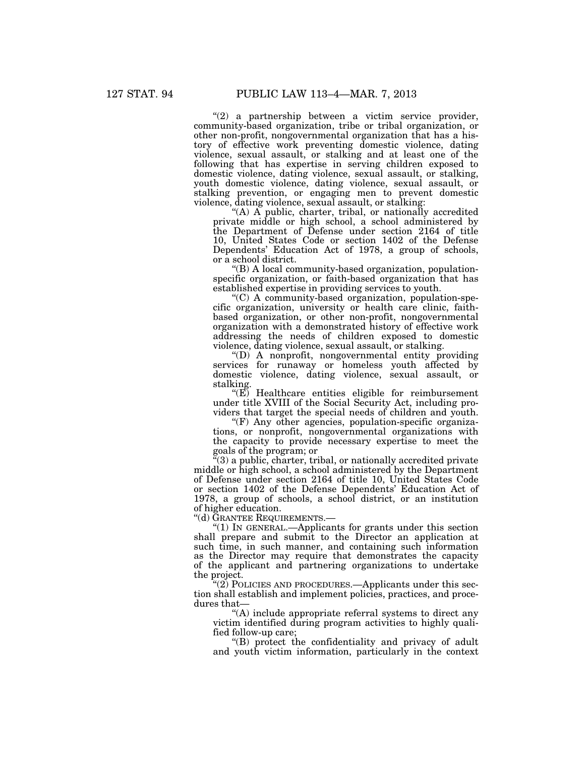"(2) a partnership between a victim service provider, community-based organization, tribe or tribal organization, or other non-profit, nongovernmental organization that has a history of effective work preventing domestic violence, dating violence, sexual assault, or stalking and at least one of the following that has expertise in serving children exposed to domestic violence, dating violence, sexual assault, or stalking, youth domestic violence, dating violence, sexual assault, or stalking prevention, or engaging men to prevent domestic violence, dating violence, sexual assault, or stalking:

"(A) A public, charter, tribal, or nationally accredited private middle or high school, a school administered by the Department of Defense under section 2164 of title 10, United States Code or section 1402 of the Defense Dependents' Education Act of 1978, a group of schools, or a school district.

"(B) A local community-based organization, population-specific organization, or faith-based organization that has established expertise in providing services to youth.

"(C) A community-based organization, population-specific organization, university or health care clinic, faith-based organization, or other non-profit, nongovernmental organization with a demonstrated history of effective work addressing the needs of children exposed to domestic violence, dating violence, sexual assault, or stalking.

"(D) A nonprofit, nongovernmental entity providing services for runaway or homeless youth affected by domestic violence, dating violence, sexual assault, or stalking.

"(E) Healthcare entities eligible for reimbursement under title XVIII of the Social Security Act, including providers that target the special needs of children and youth.

"(F) Any other agencies, population-specific organizations, or nonprofit, nongovernmental organizations with the capacity to provide necessary expertise to meet the goals of the program; or

"(3) a public, charter, tribal, or nationally accredited private middle or high school, a school administered by the Department of Defense under section 2164 of title 10, United States Code or section 1402 of the Defense Dependents' Education Act of 1978, a group of schools, a school district, or an institution of higher education.

"(d) GRANTEE REQUIREMENTS.—

"(1) IN GENERAL.—Applicants for grants under this section shall prepare and submit to the Director an application at such time, in such manner, and containing such information as the Director may require that demonstrates the capacity of the applicant and partnering organizations to undertake the project.

"(2) POLICIES AND PROCEDURES.—Applicants under this section shall establish and implement policies, practices, and procedures that—

"(A) include appropriate referral systems to direct any victim identified during program activities to highly qualified follow-up care;

"(B) protect the confidentiality and privacy of adult and youth victim information, particularly in the context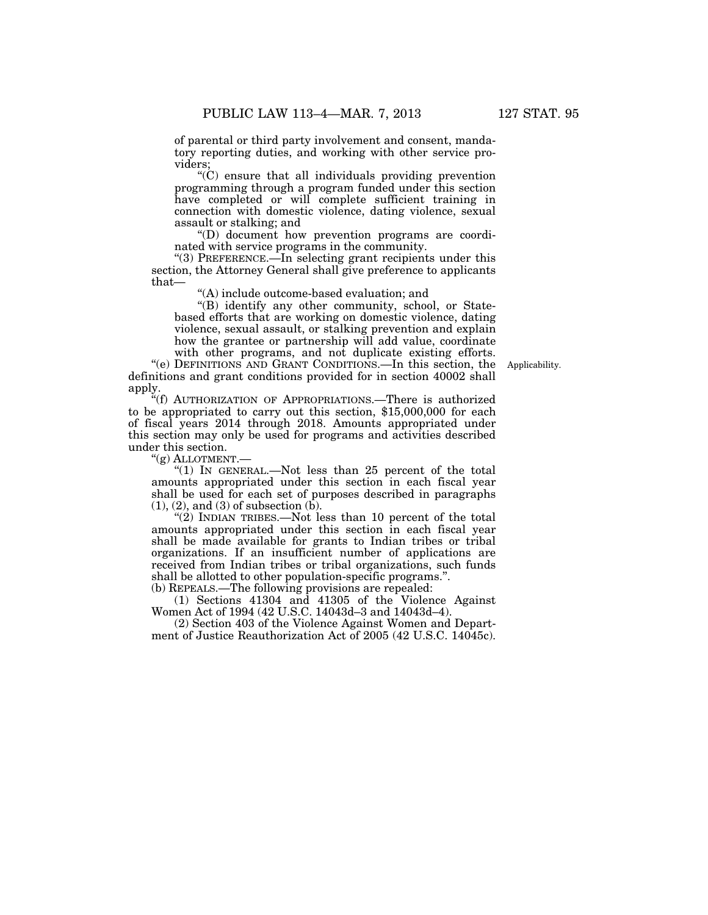of parental or third party involvement and consent, mandatory reporting duties, and working with other service providers;

"(C) ensure that all individuals providing prevention programming through a program funded under this section have completed or will complete sufficient training in connection with domestic violence, dating violence, sexual assault or stalking; and

"(D) document how prevention programs are coordinated with service programs in the community.

"(3) PREFERENCE.—In selecting grant recipients under this section, the Attorney General shall give preference to applicants that—

"(A) include outcome-based evaluation; and

"(B) identify any other community, school, or State-based efforts that are working on domestic violence, dating violence, sexual assault, or stalking prevention and explain how the grantee or partnership will add value, coordinate with other programs, and not duplicate existing efforts.

"(e) DEFINITIONS AND GRANT CONDITIONS.—In this section, the definitions and grant conditions provided for in section 40002 shall apply.

Applicability.

"(f) AUTHORIZATION OF APPROPRIATIONS.—There is authorized to be appropriated to carry out this section, $15,000,000 for each of fiscal years 2014 through 2018. Amounts appropriated under this section may only be used for programs and activities described under this section.

"(g) ALLOTMENT.—

"(1) IN GENERAL.—Not less than 25 percent of the total amounts appropriated under this section in each fiscal year shall be used for each set of purposes described in paragraphs (1), (2), and (3) of subsection (b).

"(2) INDIAN TRIBES.—Not less than 10 percent of the total amounts appropriated under this section in each fiscal year shall be made available for grants to Indian tribes or tribal organizations. If an insufficient number of applications are received from Indian tribes or tribal organizations, such funds shall be allotted to other population-specific programs.".

(b) REPEALS.—The following provisions are repealed:

(1) Sections 41304 and 41305 of the Violence Against Women Act of 1994 (42 U.S.C. 14043d–3 and 14043d–4).

(2) Section 403 of the Violence Against Women and Department of Justice Reauthorization Act of 2005 (42 U.S.C. 14045c).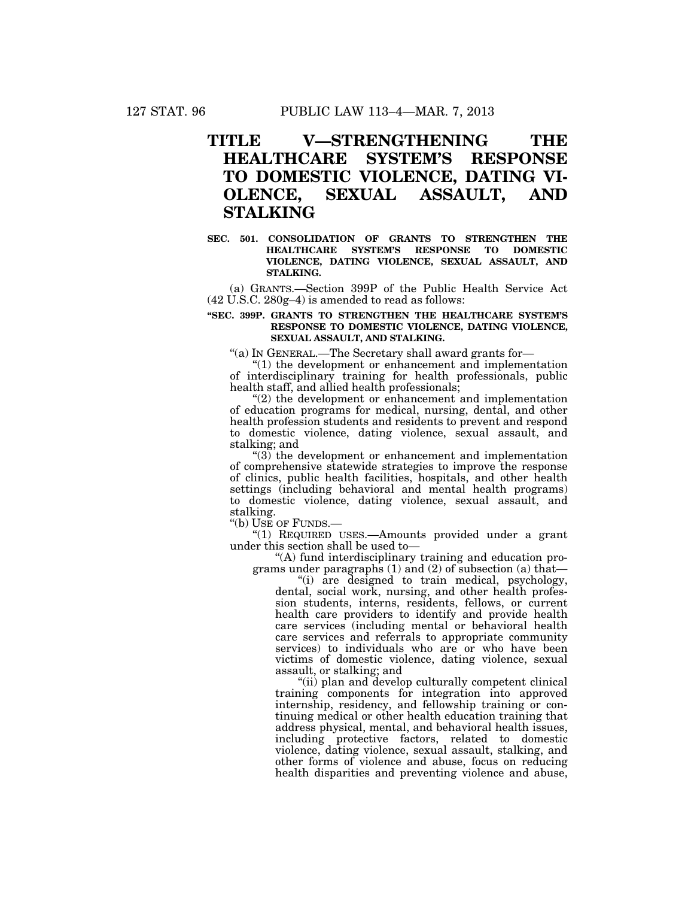# TITLE V—STRENGTHENING THE HEALTHCARE SYSTEM'S RESPONSE TO DOMESTIC VIOLENCE, DATING VIOLENCE, SEXUAL ASSAULT, AND STALKING

**SEC. 501. CONSOLIDATION OF GRANTS TO STRENGTHEN THE HEALTHCARE SYSTEM'S RESPONSE TO DOMESTIC VIOLENCE, DATING VIOLENCE, SEXUAL ASSAULT, AND STALKING.**

(a) GRANTS.—Section 399P of the Public Health Service Act (42 U.S.C. 280g–4) is amended to read as follows:

**"SEC. 399P. GRANTS TO STRENGTHEN THE HEALTHCARE SYSTEM'S RESPONSE TO DOMESTIC VIOLENCE, DATING VIOLENCE, SEXUAL ASSAULT, AND STALKING.**

"(a) IN GENERAL.—The Secretary shall award grants for—

"(1) the development or enhancement and implementation of interdisciplinary training for health professionals, public health staff, and allied health professionals;

"(2) the development or enhancement and implementation of education programs for medical, nursing, dental, and other health profession students and residents to prevent and respond to domestic violence, dating violence, sexual assault, and stalking; and

"(3) the development or enhancement and implementation of comprehensive statewide strategies to improve the response of clinics, public health facilities, hospitals, and other health settings (including behavioral and mental health programs) to domestic violence, dating violence, sexual assault, and stalking.

"(b) USE OF FUNDS.—

"(1) REQUIRED USES.—Amounts provided under a grant under this section shall be used to—

"(A) fund interdisciplinary training and education programs under paragraphs (1) and (2) of subsection (a) that—

"(i) are designed to train medical, psychology, dental, social work, nursing, and other health profession students, interns, residents, fellows, or current health care providers to identify and provide health care services (including mental or behavioral health care services and referrals to appropriate community services) to individuals who are or who have been victims of domestic violence, dating violence, sexual assault, or stalking; and

"(ii) plan and develop culturally competent clinical training components for integration into approved internship, residency, and fellowship training or continuing medical or other health education training that address physical, mental, and behavioral health issues, including protective factors, related to domestic violence, dating violence, sexual assault, stalking, and other forms of violence and abuse, focus on reducing health disparities and preventing violence and abuse,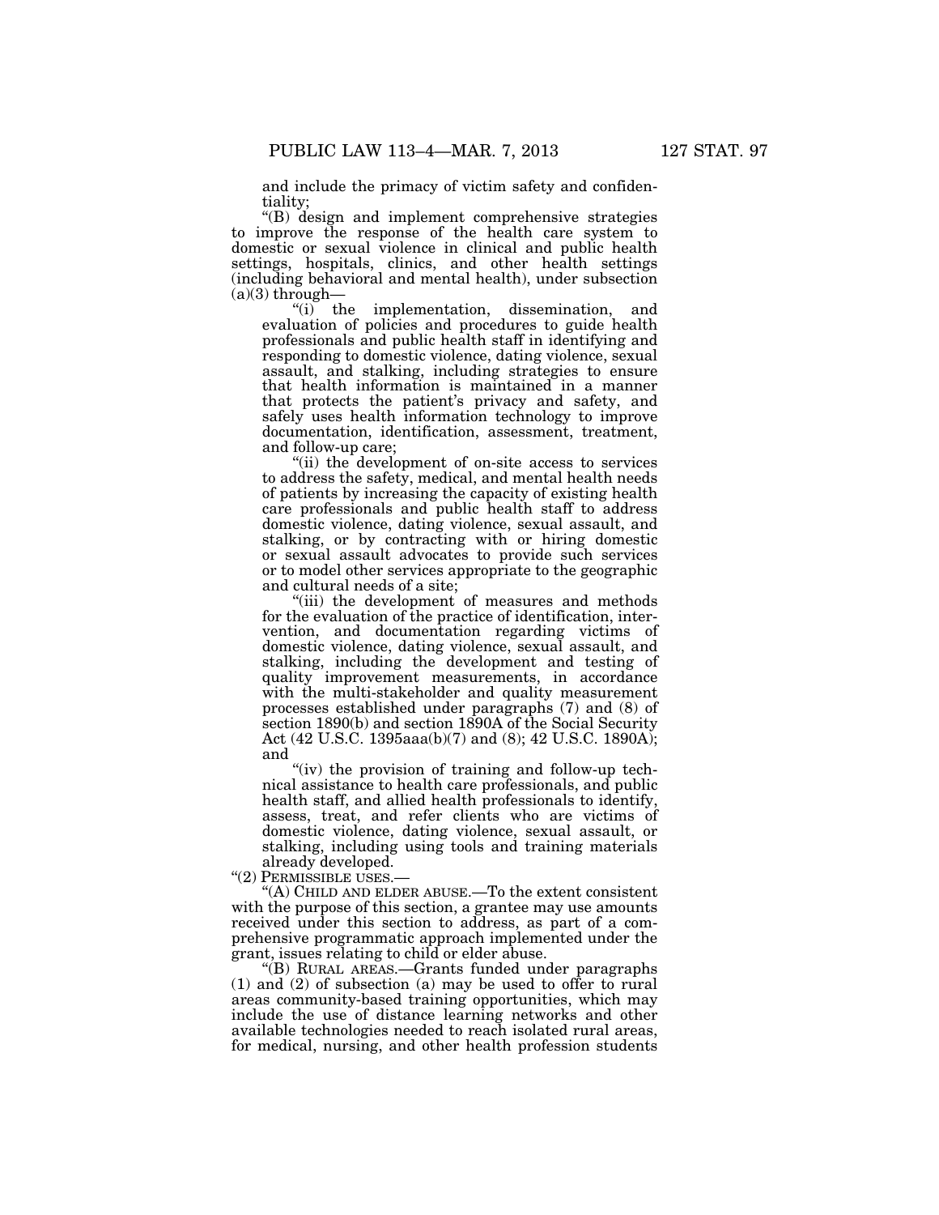and include the primacy of victim safety and confidentiality;

"(B) design and implement comprehensive strategies to improve the response of the health care system to domestic or sexual violence in clinical and public health settings, hospitals, clinics, and other health settings (including behavioral and mental health), under subsection (a)(3) through—

"(i) the implementation, dissemination, and evaluation of policies and procedures to guide health professionals and public health staff in identifying and responding to domestic violence, dating violence, sexual assault, and stalking, including strategies to ensure that health information is maintained in a manner that protects the patient's privacy and safety, and safely uses health information technology to improve documentation, identification, assessment, treatment, and follow-up care;

"(ii) the development of on-site access to services to address the safety, medical, and mental health needs of patients by increasing the capacity of existing health care professionals and public health staff to address domestic violence, dating violence, sexual assault, and stalking, or by contracting with or hiring domestic or sexual assault advocates to provide such services or to model other services appropriate to the geographic and cultural needs of a site;

"(iii) the development of measures and methods for the evaluation of the practice of identification, intervention, and documentation regarding victims of domestic violence, dating violence, sexual assault, and stalking, including the development and testing of quality improvement measurements, in accordance with the multi-stakeholder and quality measurement processes established under paragraphs (7) and (8) of section 1890(b) and section 1890A of the Social Security Act (42 U.S.C. 1395aaa(b)(7) and (8); 42 U.S.C. 1890A); and

"(iv) the provision of training and follow-up technical assistance to health care professionals, and public health staff, and allied health professionals to identify, assess, treat, and refer clients who are victims of domestic violence, dating violence, sexual assault, or stalking, including using tools and training materials already developed.

"(2) PERMISSIBLE USES.—

"(A) CHILD AND ELDER ABUSE.—To the extent consistent with the purpose of this section, a grantee may use amounts received under this section to address, as part of a comprehensive programmatic approach implemented under the grant, issues relating to child or elder abuse.

"(B) RURAL AREAS.—Grants funded under paragraphs (1) and (2) of subsection (a) may be used to offer to rural areas community-based training opportunities, which may include the use of distance learning networks and other available technologies needed to reach isolated rural areas, for medical, nursing, and other health profession students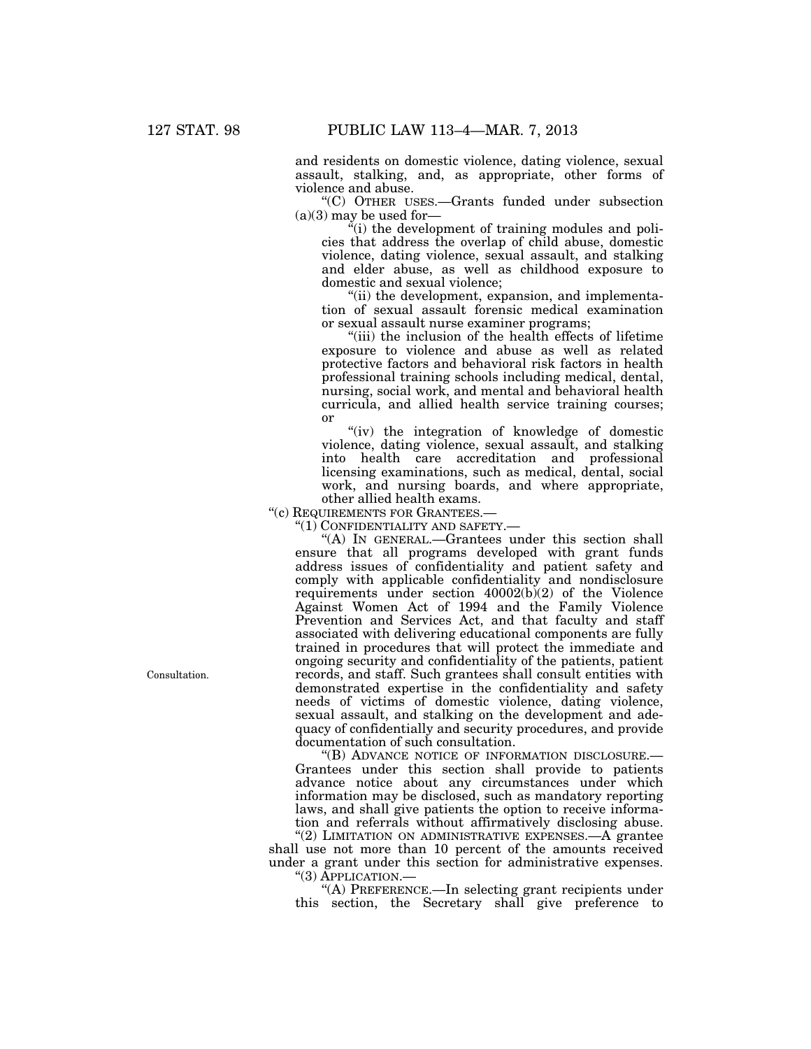and residents on domestic violence, dating violence, sexual assault, stalking, and, as appropriate, other forms of violence and abuse.

"(C) OTHER USES.—Grants funded under subsection (a)(3) may be used for—

"(i) the development of training modules and policies that address the overlap of child abuse, domestic violence, dating violence, sexual assault, and stalking and elder abuse, as well as childhood exposure to domestic and sexual violence;

"(ii) the development, expansion, and implementation of sexual assault forensic medical examination or sexual assault nurse examiner programs;

"(iii) the inclusion of the health effects of lifetime exposure to violence and abuse as well as related protective factors and behavioral risk factors in health professional training schools including medical, dental, nursing, social work, and mental and behavioral health curricula, and allied health service training courses; or

"(iv) the integration of knowledge of domestic violence, dating violence, sexual assault, and stalking into health care accreditation and professional licensing examinations, such as medical, dental, social work, and nursing boards, and where appropriate, other allied health exams.

"(c) REQUIREMENTS FOR GRANTEES.—

"(1) CONFIDENTIALITY AND SAFETY.—

"(A) IN GENERAL.—Grantees under this section shall ensure that all programs developed with grant funds address issues of confidentiality and patient safety and comply with applicable confidentiality and nondisclosure requirements under section 40002(b)(2) of the Violence Against Women Act of 1994 and the Family Violence Prevention and Services Act, and that faculty and staff associated with delivering educational components are fully trained in procedures that will protect the immediate and ongoing security and confidentiality of the patients, patient records, and staff. Such grantees shall consult entities with demonstrated expertise in the confidentiality and safety needs of victims of domestic violence, dating violence, sexual assault, and stalking on the development and adequacy of confidentially and security procedures, and provide documentation of such consultation.

Consultation.

"(B) ADVANCE NOTICE OF INFORMATION DISCLOSURE.— Grantees under this section shall provide to patients advance notice about any circumstances under which information may be disclosed, such as mandatory reporting laws, and shall give patients the option to receive information and referrals without affirmatively disclosing abuse.

"(2) LIMITATION ON ADMINISTRATIVE EXPENSES.—A grantee shall use not more than 10 percent of the amounts received under a grant under this section for administrative expenses.

"(3) APPLICATION.—

"(A) PREFERENCE.—In selecting grant recipients under this section, the Secretary shall give preference to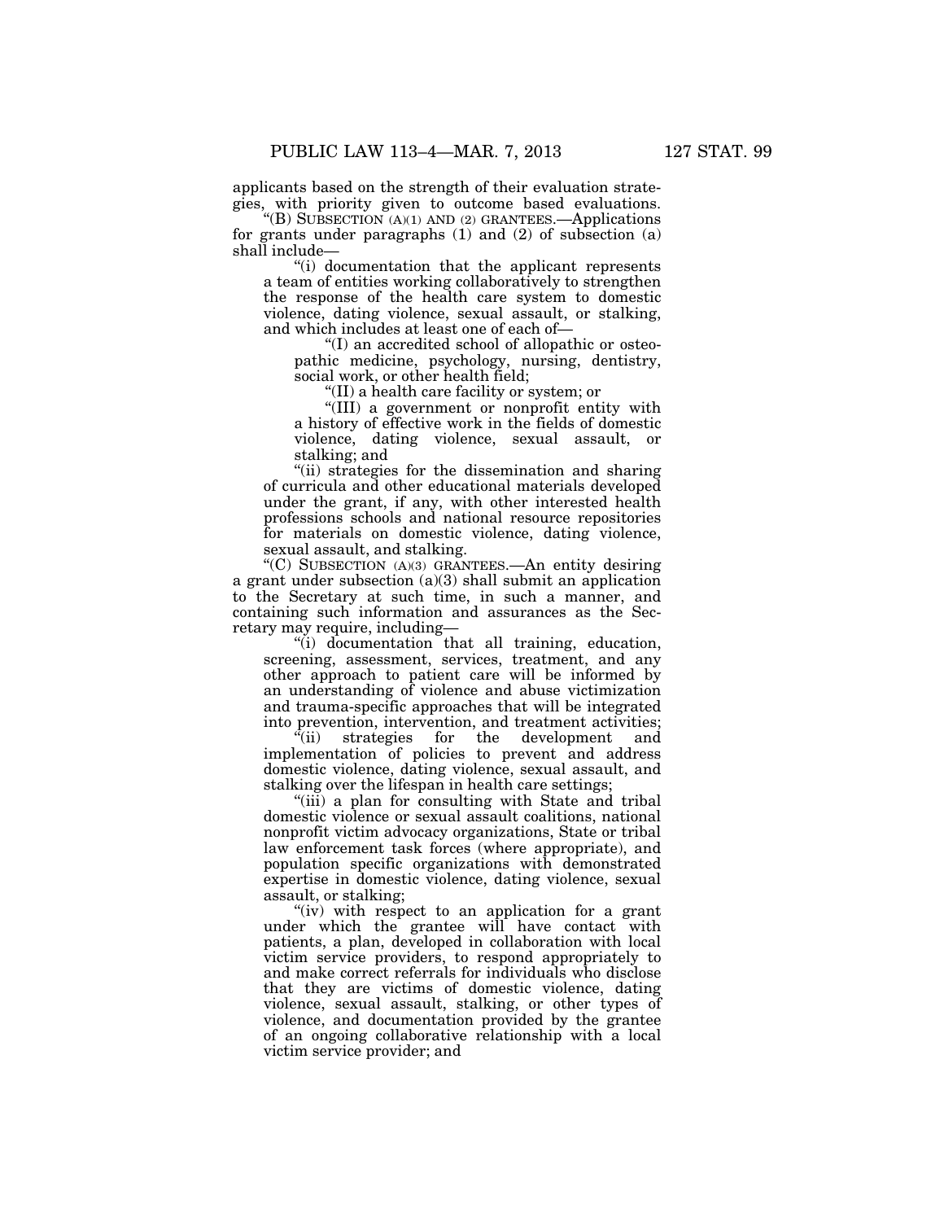applicants based on the strength of their evaluation strategies, with priority given to outcome based evaluations.

"(B) SUBSECTION (A)(1) AND (2) GRANTEES.—Applications for grants under paragraphs (1) and (2) of subsection (a) shall include—

"(i) documentation that the applicant represents a team of entities working collaboratively to strengthen the response of the health care system to domestic violence, dating violence, sexual assault, or stalking, and which includes at least one of each of—

"(I) an accredited school of allopathic or osteopathic medicine, psychology, nursing, dentistry, social work, or other health field;

"(II) a health care facility or system; or

"(III) a government or nonprofit entity with a history of effective work in the fields of domestic violence, dating violence, sexual assault, or stalking; and

"(ii) strategies for the dissemination and sharing of curricula and other educational materials developed under the grant, if any, with other interested health professions schools and national resource repositories for materials on domestic violence, dating violence, sexual assault, and stalking.

"(C) SUBSECTION (A)(3) GRANTEES.—An entity desiring a grant under subsection (a)(3) shall submit an application to the Secretary at such time, in such a manner, and containing such information and assurances as the Secretary may require, including—

"(i) documentation that all training, education, screening, assessment, services, treatment, and any other approach to patient care will be informed by an understanding of violence and abuse victimization and trauma-specific approaches that will be integrated into prevention, intervention, and treatment activities;

"(ii) strategies for the development and implementation of policies to prevent and address domestic violence, dating violence, sexual assault, and stalking over the lifespan in health care settings;

"(iii) a plan for consulting with State and tribal domestic violence or sexual assault coalitions, national nonprofit victim advocacy organizations, State or tribal law enforcement task forces (where appropriate), and population specific organizations with demonstrated expertise in domestic violence, dating violence, sexual assault, or stalking;

"(iv) with respect to an application for a grant under which the grantee will have contact with patients, a plan, developed in collaboration with local victim service providers, to respond appropriately to and make correct referrals for individuals who disclose that they are victims of domestic violence, dating violence, sexual assault, stalking, or other types of violence, and documentation provided by the grantee of an ongoing collaborative relationship with a local victim service provider; and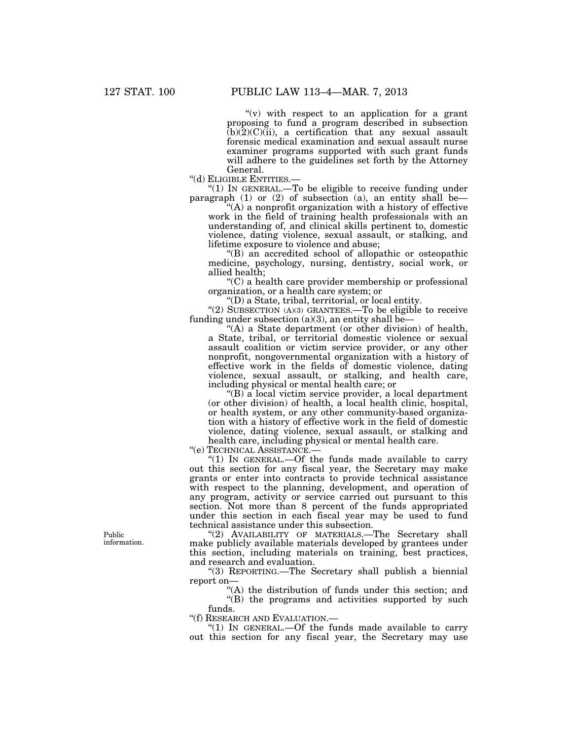"(v) with respect to an application for a grant proposing to fund a program described in subsection (b)(2)(C)(ii), a certification that any sexual assault forensic medical examination and sexual assault nurse examiner programs supported with such grant funds will adhere to the guidelines set forth by the Attorney General.

"(d) ELIGIBLE ENTITIES.—

"(1) IN GENERAL.—To be eligible to receive funding under paragraph (1) or (2) of subsection (a), an entity shall be—

"(A) a nonprofit organization with a history of effective work in the field of training health professionals with an understanding of, and clinical skills pertinent to, domestic violence, dating violence, sexual assault, or stalking, and lifetime exposure to violence and abuse;

"(B) an accredited school of allopathic or osteopathic medicine, psychology, nursing, dentistry, social work, or allied health;

"(C) a health care provider membership or professional organization, or a health care system; or

"(D) a State, tribal, territorial, or local entity.

"(2) SUBSECTION (A)(3) GRANTEES.—To be eligible to receive funding under subsection (a)(3), an entity shall be—

"(A) a State department (or other division) of health, a State, tribal, or territorial domestic violence or sexual assault coalition or victim service provider, or any other nonprofit, nongovernmental organization with a history of effective work in the fields of domestic violence, dating violence, sexual assault, or stalking, and health care, including physical or mental health care; or

"(B) a local victim service provider, a local department (or other division) of health, a local health clinic, hospital, or health system, or any other community-based organization with a history of effective work in the field of domestic violence, dating violence, sexual assault, or stalking and health care, including physical or mental health care.

"(e) TECHNICAL ASSISTANCE.—

"(1) IN GENERAL.—Of the funds made available to carry out this section for any fiscal year, the Secretary may make grants or enter into contracts to provide technical assistance with respect to the planning, development, and operation of any program, activity or service carried out pursuant to this section. Not more than 8 percent of the funds appropriated under this section in each fiscal year may be used to fund technical assistance under this subsection.

Public information.

"(2) AVAILABILITY OF MATERIALS.—The Secretary shall make publicly available materials developed by grantees under this section, including materials on training, best practices, and research and evaluation.

"(3) REPORTING.—The Secretary shall publish a biennial report on—

"(A) the distribution of funds under this section; and

"(B) the programs and activities supported by such funds.

"(f) RESEARCH AND EVALUATION.—

"(1) IN GENERAL.—Of the funds made available to carry out this section for any fiscal year, the Secretary may use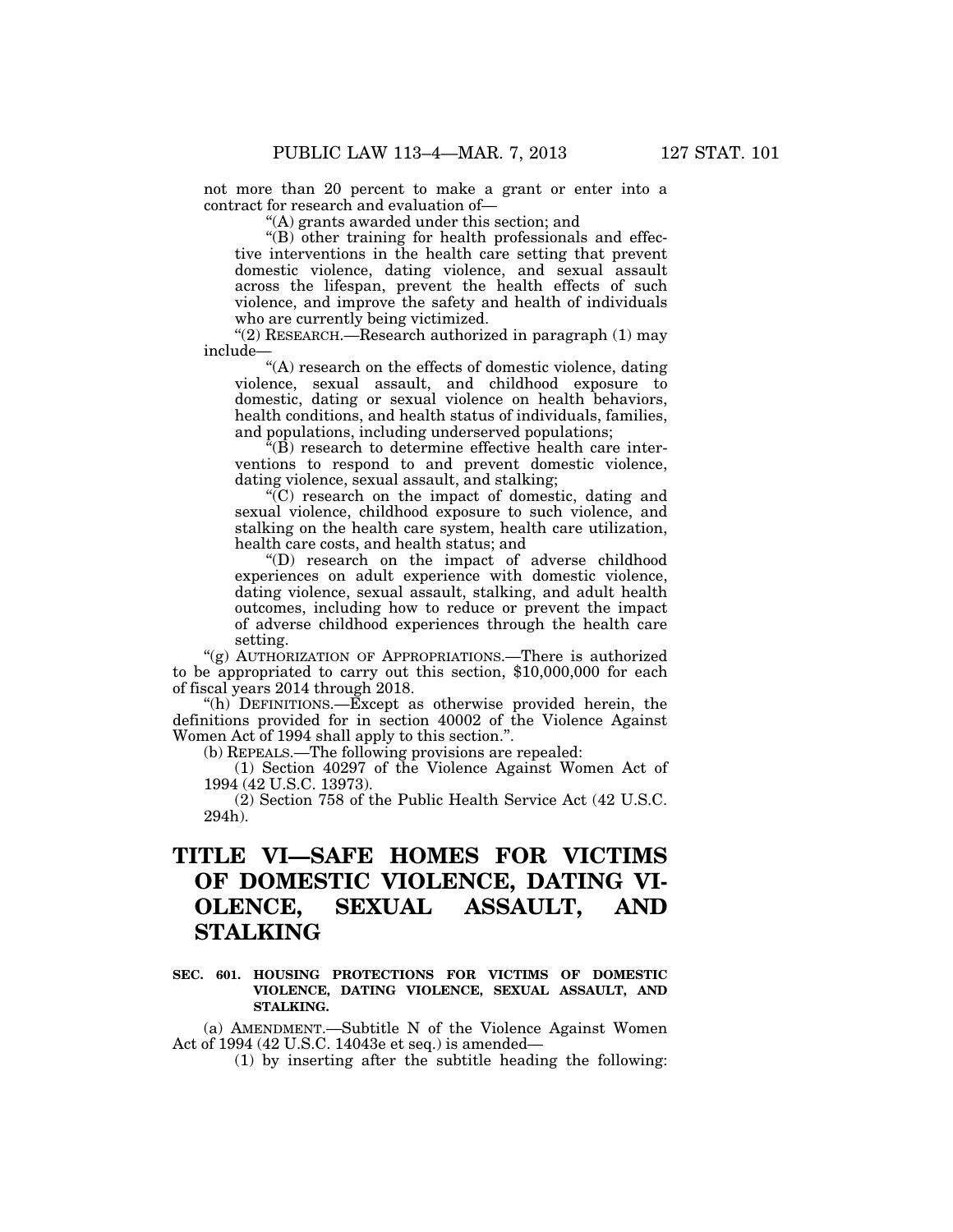not more than 20 percent to make a grant or enter into a contract for research and evaluation of—

"(A) grants awarded under this section; and

"(B) other training for health professionals and effective interventions in the health care setting that prevent domestic violence, dating violence, and sexual assault across the lifespan, prevent the health effects of such violence, and improve the safety and health of individuals who are currently being victimized.

"(2) RESEARCH.—Research authorized in paragraph (1) may include—

"(A) research on the effects of domestic violence, dating violence, sexual assault, and childhood exposure to domestic, dating or sexual violence on health behaviors, health conditions, and health status of individuals, families, and populations, including underserved populations;

"(B) research to determine effective health care interventions to respond to and prevent domestic violence, dating violence, sexual assault, and stalking;

"(C) research on the impact of domestic, dating and sexual violence, childhood exposure to such violence, and stalking on the health care system, health care utilization, health care costs, and health status; and

"(D) research on the impact of adverse childhood experiences on adult experience with domestic violence, dating violence, sexual assault, stalking, and adult health outcomes, including how to reduce or prevent the impact of adverse childhood experiences through the health care setting.

"(g) AUTHORIZATION OF APPROPRIATIONS.—There is authorized to be appropriated to carry out this section, $10,000,000 for each of fiscal years 2014 through 2018.

"(h) DEFINITIONS.—Except as otherwise provided herein, the definitions provided for in section 40002 of the Violence Against Women Act of 1994 shall apply to this section.".

(b) REPEALS.—The following provisions are repealed:

(1) Section 40297 of the Violence Against Women Act of 1994 (42 U.S.C. 13973).

(2) Section 758 of the Public Health Service Act (42 U.S.C. 294h).

# TITLE VI—SAFE HOMES FOR VICTIMS OF DOMESTIC VIOLENCE, DATING VIOLENCE, SEXUAL ASSAULT, AND STALKING

**SEC. 601. HOUSING PROTECTIONS FOR VICTIMS OF DOMESTIC VIOLENCE, DATING VIOLENCE, SEXUAL ASSAULT, AND STALKING.**

(a) AMENDMENT.—Subtitle N of the Violence Against Women Act of 1994 (42 U.S.C. 14043e et seq.) is amended—

(1) by inserting after the subtitle heading the following: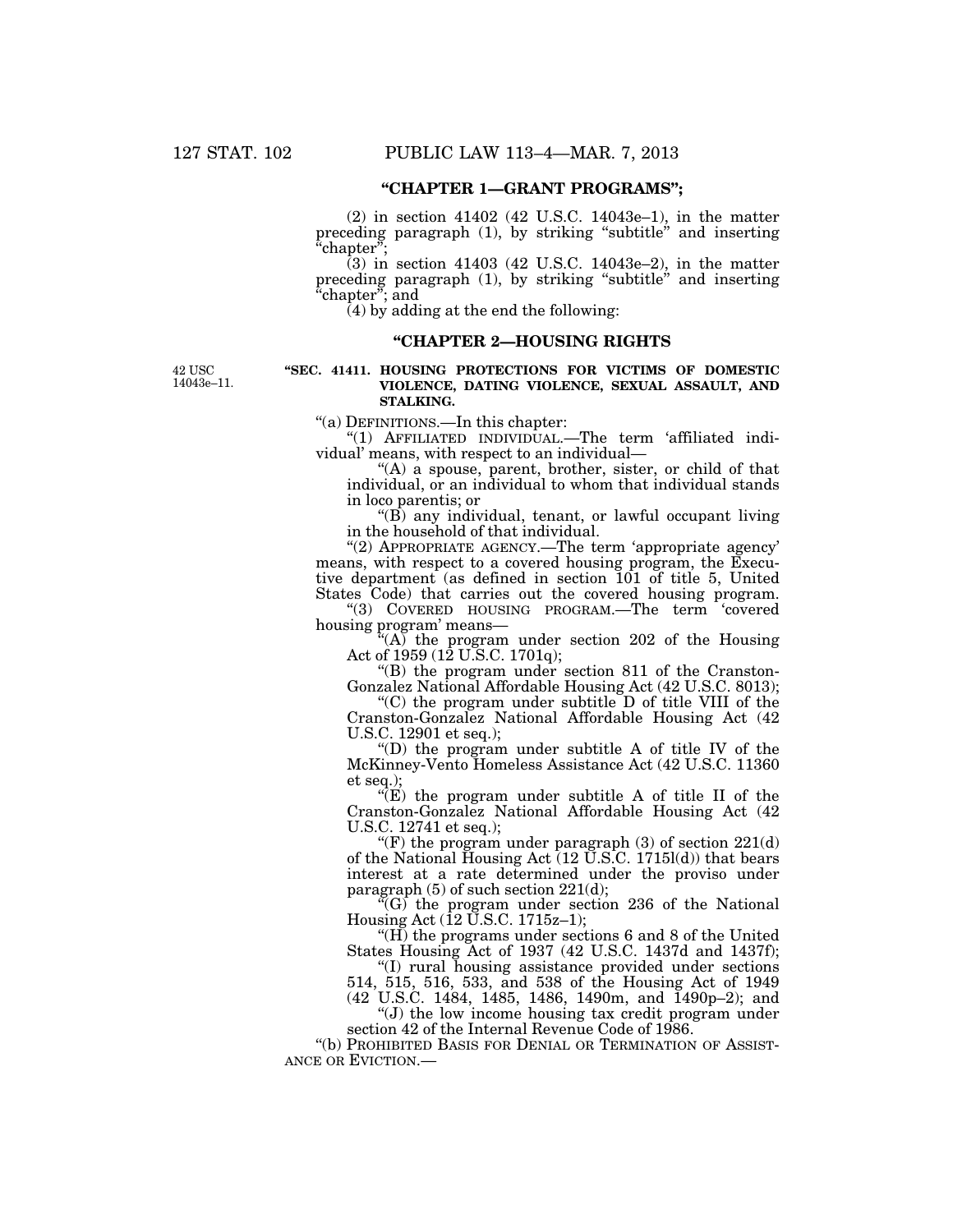**"CHAPTER 1—GRANT PROGRAMS";**

(2) in section 41402 (42 U.S.C. 14043e–1), in the matter preceding paragraph (1), by striking "subtitle" and inserting "chapter";

(3) in section 41403 (42 U.S.C. 14043e–2), in the matter preceding paragraph (1), by striking "subtitle" and inserting "chapter"; and

(4) by adding at the end the following:

**"CHAPTER 2—HOUSING RIGHTS**

42 USC 14043e–11.

**"SEC. 41411. HOUSING PROTECTIONS FOR VICTIMS OF DOMESTIC VIOLENCE, DATING VIOLENCE, SEXUAL ASSAULT, AND STALKING.**

"(a) DEFINITIONS.—In this chapter:

"(1) AFFILIATED INDIVIDUAL.—The term 'affiliated individual' means, with respect to an individual—

"(A) a spouse, parent, brother, sister, or child of that individual, or an individual to whom that individual stands in loco parentis; or

"(B) any individual, tenant, or lawful occupant living in the household of that individual.

"(2) APPROPRIATE AGENCY.—The term 'appropriate agency' means, with respect to a covered housing program, the Executive department (as defined in section 101 of title 5, United States Code) that carries out the covered housing program.

"(3) COVERED HOUSING PROGRAM.—The term 'covered housing program' means—

"(A) the program under section 202 of the Housing Act of 1959 (12 U.S.C. 1701q);

"(B) the program under section 811 of the Cranston-Gonzalez National Affordable Housing Act (42 U.S.C. 8013);

"(C) the program under subtitle D of title VIII of the Cranston-Gonzalez National Affordable Housing Act (42 U.S.C. 12901 et seq.);

"(D) the program under subtitle A of title IV of the McKinney-Vento Homeless Assistance Act (42 U.S.C. 11360 et seq.);

"(E) the program under subtitle A of title II of the Cranston-Gonzalez National Affordable Housing Act (42 U.S.C. 12741 et seq.);

"(F) the program under paragraph (3) of section 221(d) of the National Housing Act (12 U.S.C. 1715l(d)) that bears interest at a rate determined under the proviso under paragraph (5) of such section 221(d);

"(G) the program under section 236 of the National Housing Act (12 U.S.C. 1715z–1);

"(H) the programs under sections 6 and 8 of the United States Housing Act of 1937 (42 U.S.C. 1437d and 1437f);

"(I) rural housing assistance provided under sections 514, 515, 516, 533, and 538 of the Housing Act of 1949 (42 U.S.C. 1484, 1485, 1486, 1490m, and 1490p–2); and

"(J) the low income housing tax credit program under section 42 of the Internal Revenue Code of 1986.

"(b) PROHIBITED BASIS FOR DENIAL OR TERMINATION OF ASSISTANCE OR EVICTION.—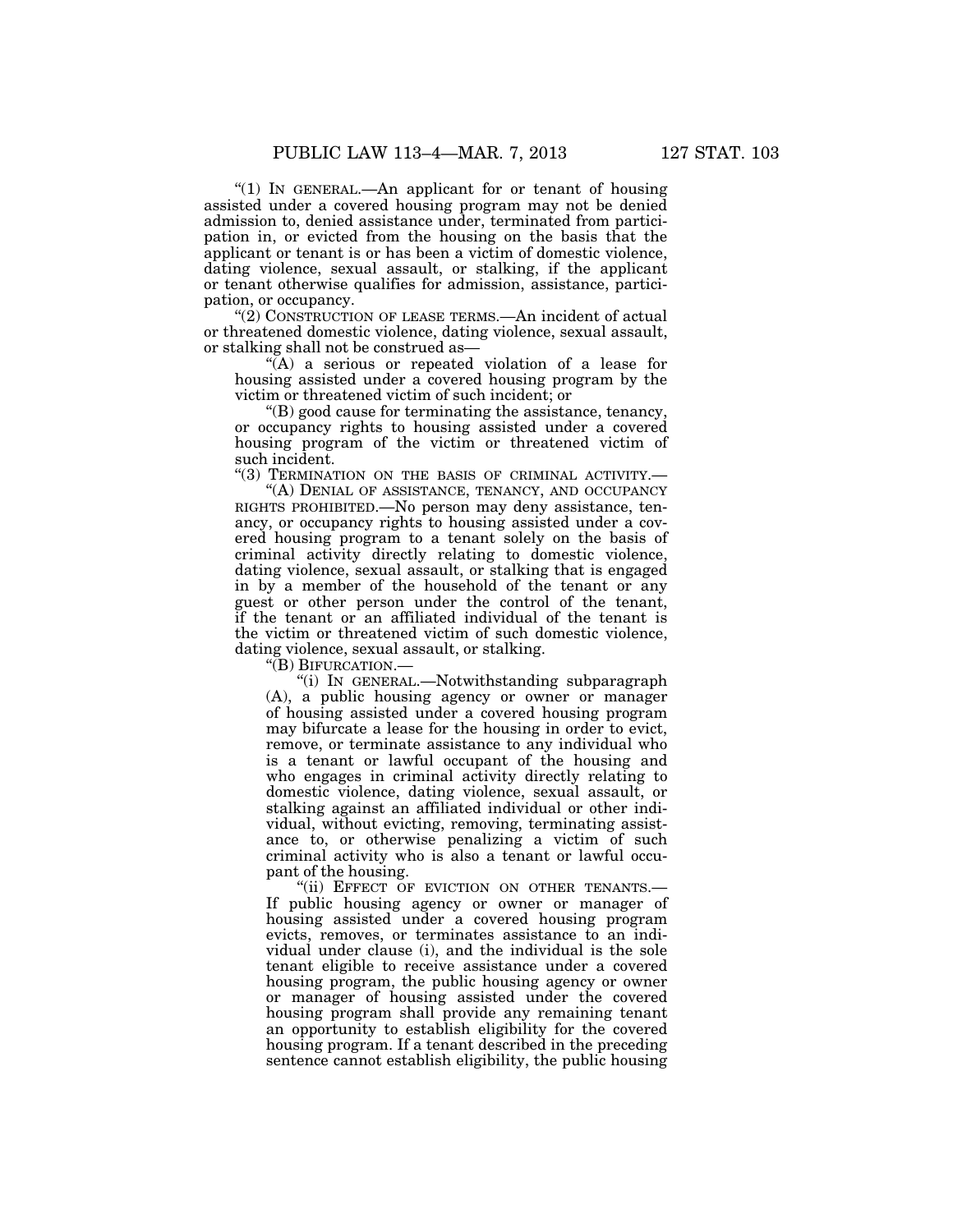"(1) IN GENERAL.—An applicant for or tenant of housing assisted under a covered housing program may not be denied admission to, denied assistance under, terminated from participation in, or evicted from the housing on the basis that the applicant or tenant is or has been a victim of domestic violence, dating violence, sexual assault, or stalking, if the applicant or tenant otherwise qualifies for admission, assistance, participation, or occupancy.

"(2) CONSTRUCTION OF LEASE TERMS.—An incident of actual or threatened domestic violence, dating violence, sexual assault, or stalking shall not be construed as—

"(A) a serious or repeated violation of a lease for housing assisted under a covered housing program by the victim or threatened victim of such incident; or

"(B) good cause for terminating the assistance, tenancy, or occupancy rights to housing assisted under a covered housing program of the victim or threatened victim of such incident.

"(3) TERMINATION ON THE BASIS OF CRIMINAL ACTIVITY.—

"(A) DENIAL OF ASSISTANCE, TENANCY, AND OCCUPANCY RIGHTS PROHIBITED.—No person may deny assistance, tenancy, or occupancy rights to housing assisted under a covered housing program to a tenant solely on the basis of criminal activity directly relating to domestic violence, dating violence, sexual assault, or stalking that is engaged in by a member of the household of the tenant or any guest or other person under the control of the tenant, if the tenant or an affiliated individual of the tenant is the victim or threatened victim of such domestic violence, dating violence, sexual assault, or stalking.

"(B) BIFURCATION.—

"(i) IN GENERAL.—Notwithstanding subparagraph (A), a public housing agency or owner or manager of housing assisted under a covered housing program may bifurcate a lease for the housing in order to evict, remove, or terminate assistance to any individual who is a tenant or lawful occupant of the housing and who engages in criminal activity directly relating to domestic violence, dating violence, sexual assault, or stalking against an affiliated individual or other individual, without evicting, removing, terminating assistance to, or otherwise penalizing a victim of such criminal activity who is also a tenant or lawful occupant of the housing.

"(ii) EFFECT OF EVICTION ON OTHER TENANTS.— If public housing agency or owner or manager of housing assisted under a covered housing program evicts, removes, or terminates assistance to an individual under clause (i), and the individual is the sole tenant eligible to receive assistance under a covered housing program, the public housing agency or owner or manager of housing assisted under the covered housing program shall provide any remaining tenant an opportunity to establish eligibility for the covered housing program. If a tenant described in the preceding sentence cannot establish eligibility, the public housing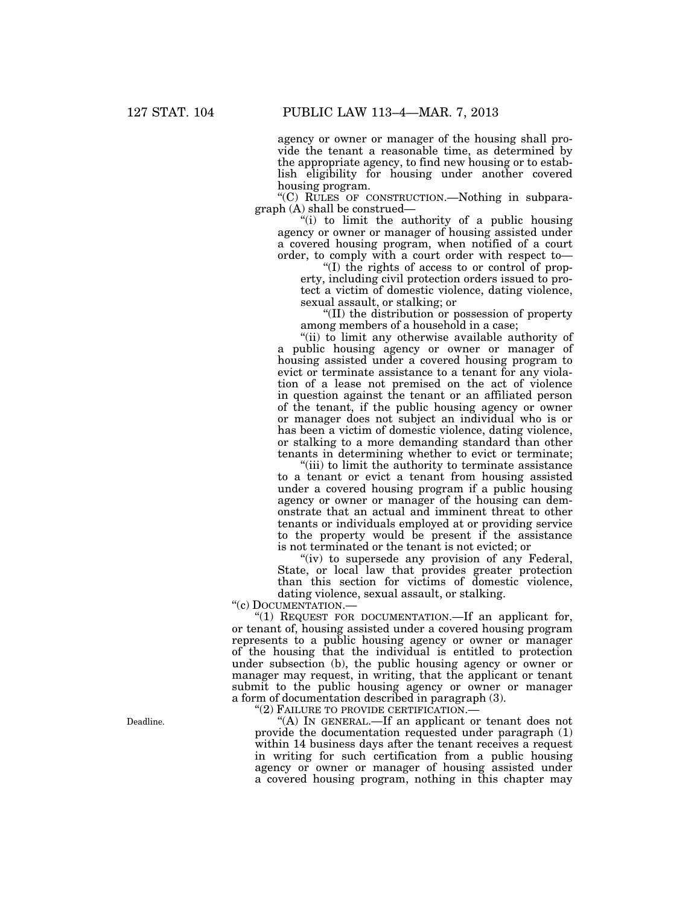agency or owner or manager of the housing shall provide the tenant a reasonable time, as determined by the appropriate agency, to find new housing or to establish eligibility for housing under another covered housing program.

"(C) RULES OF CONSTRUCTION.—Nothing in subparagraph (A) shall be construed—

"(i) to limit the authority of a public housing agency or owner or manager of housing assisted under a covered housing program, when notified of a court order, to comply with a court order with respect to—

"(I) the rights of access to or control of property, including civil protection orders issued to protect a victim of domestic violence, dating violence, sexual assault, or stalking; or

"(II) the distribution or possession of property among members of a household in a case;

"(ii) to limit any otherwise available authority of a public housing agency or owner or manager of housing assisted under a covered housing program to evict or terminate assistance to a tenant for any violation of a lease not premised on the act of violence in question against the tenant or an affiliated person of the tenant, if the public housing agency or owner or manager does not subject an individual who is or has been a victim of domestic violence, dating violence, or stalking to a more demanding standard than other tenants in determining whether to evict or terminate;

"(iii) to limit the authority to terminate assistance to a tenant or evict a tenant from housing assisted under a covered housing program if a public housing agency or owner or manager of the housing can demonstrate that an actual and imminent threat to other tenants or individuals employed at or providing service to the property would be present if the assistance is not terminated or the tenant is not evicted; or

"(iv) to supersede any provision of any Federal, State, or local law that provides greater protection than this section for victims of domestic violence, dating violence, sexual assault, or stalking.

"(c) DOCUMENTATION.—

"(1) REQUEST FOR DOCUMENTATION.—If an applicant for, or tenant of, housing assisted under a covered housing program represents to a public housing agency or owner or manager of the housing that the individual is entitled to protection under subsection (b), the public housing agency or owner or manager may request, in writing, that the applicant or tenant submit to the public housing agency or owner or manager a form of documentation described in paragraph (3).

"(2) FAILURE TO PROVIDE CERTIFICATION.—

Deadline.

"(A) IN GENERAL.—If an applicant or tenant does not provide the documentation requested under paragraph (1) within 14 business days after the tenant receives a request in writing for such certification from a public housing agency or owner or manager of housing assisted under a covered housing program, nothing in this chapter may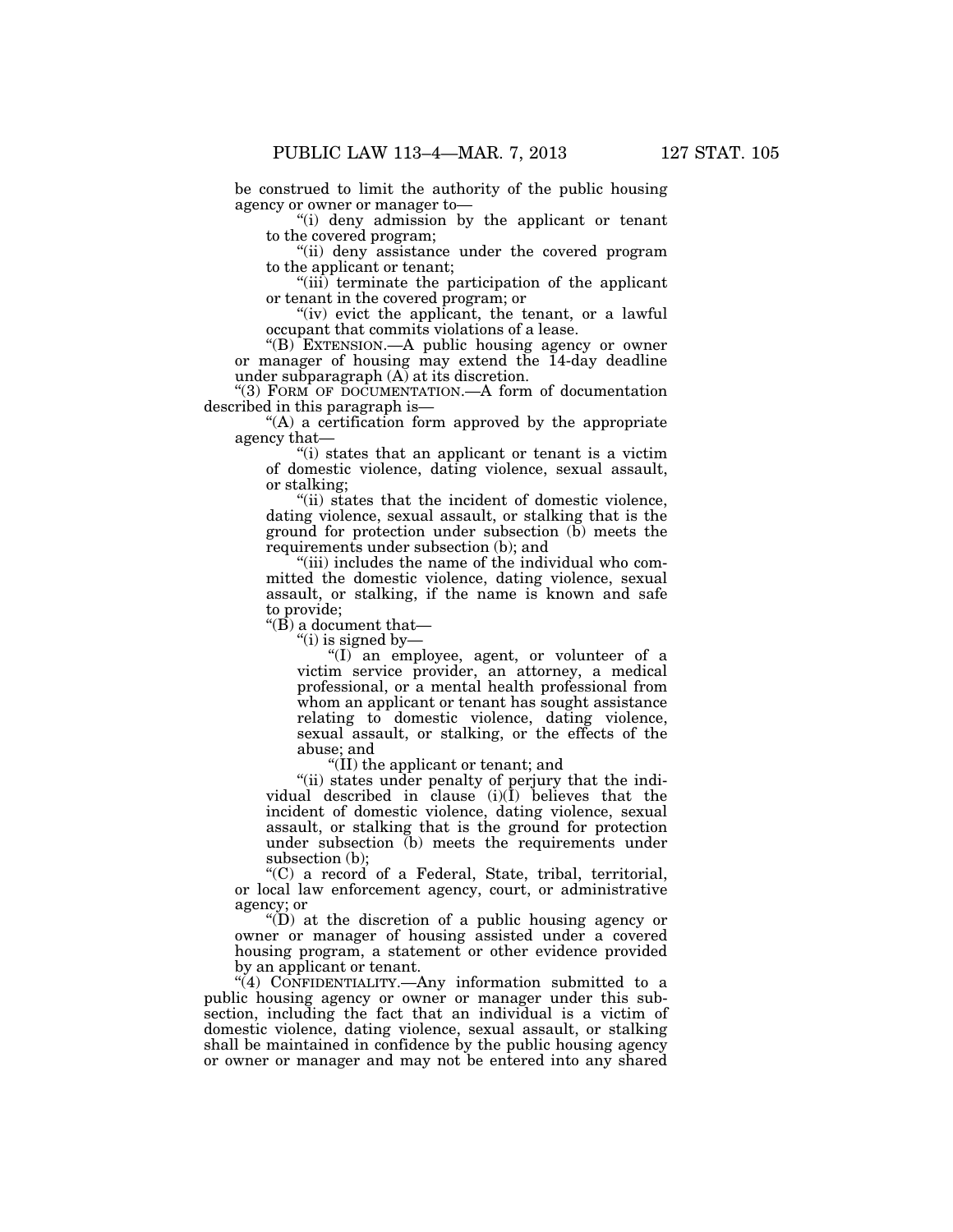be construed to limit the authority of the public housing agency or owner or manager to—

"(i) deny admission by the applicant or tenant to the covered program;

"(ii) deny assistance under the covered program to the applicant or tenant;

"(iii) terminate the participation of the applicant or tenant in the covered program; or

"(iv) evict the applicant, the tenant, or a lawful occupant that commits violations of a lease.

"(B) EXTENSION.—A public housing agency or owner or manager of housing may extend the 14-day deadline under subparagraph (A) at its discretion.

"(3) FORM OF DOCUMENTATION.—A form of documentation described in this paragraph is—

"(A) a certification form approved by the appropriate agency that—

"(i) states that an applicant or tenant is a victim of domestic violence, dating violence, sexual assault, or stalking;

"(ii) states that the incident of domestic violence, dating violence, sexual assault, or stalking that is the ground for protection under subsection (b) meets the requirements under subsection (b); and

"(iii) includes the name of the individual who committed the domestic violence, dating violence, sexual assault, or stalking, if the name is known and safe to provide;

"(B) a document that—

"(i) is signed by—

"(I) an employee, agent, or volunteer of a victim service provider, an attorney, a medical professional, or a mental health professional from whom an applicant or tenant has sought assistance relating to domestic violence, dating violence, sexual assault, or stalking, or the effects of the abuse; and

"(II) the applicant or tenant; and

"(ii) states under penalty of perjury that the individual described in clause (i)(I) believes that the incident of domestic violence, dating violence, sexual assault, or stalking that is the ground for protection under subsection (b) meets the requirements under subsection (b);

"(C) a record of a Federal, State, tribal, territorial, or local law enforcement agency, court, or administrative agency; or

"(D) at the discretion of a public housing agency or owner or manager of housing assisted under a covered housing program, a statement or other evidence provided by an applicant or tenant.

"(4) CONFIDENTIALITY.—Any information submitted to a public housing agency or owner or manager under this subsection, including the fact that an individual is a victim of domestic violence, dating violence, sexual assault, or stalking shall be maintained in confidence by the public housing agency or owner or manager and may not be entered into any shared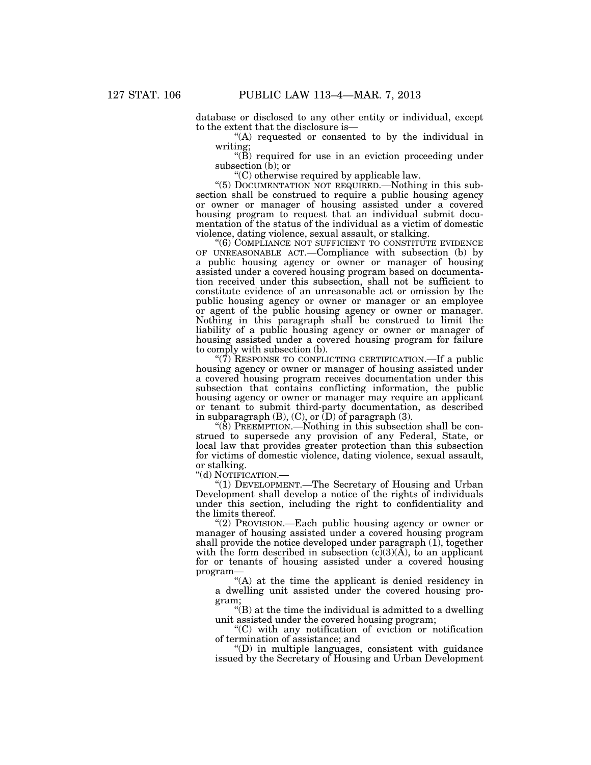database or disclosed to any other entity or individual, except to the extent that the disclosure is—

“(A) requested or consented to by the individual in writing;

“(B) required for use in an eviction proceeding under subsection (b); or

“(C) otherwise required by applicable law.

“(5) DOCUMENTATION NOT REQUIRED.—Nothing in this subsection shall be construed to require a public housing agency or owner or manager of housing assisted under a covered housing program to request that an individual submit documentation of the status of the individual as a victim of domestic violence, dating violence, sexual assault, or stalking.

“(6) COMPLIANCE NOT SUFFICIENT TO CONSTITUTE EVIDENCE OF UNREASONABLE ACT.—Compliance with subsection (b) by a public housing agency or owner or manager of housing assisted under a covered housing program based on documentation received under this subsection, shall not be sufficient to constitute evidence of an unreasonable act or omission by the public housing agency or owner or manager or an employee or agent of the public housing agency or owner or manager. Nothing in this paragraph shall be construed to limit the liability of a public housing agency or owner or manager of housing assisted under a covered housing program for failure to comply with subsection (b).

“(7) RESPONSE TO CONFLICTING CERTIFICATION.—If a public housing agency or owner or manager of housing assisted under a covered housing program receives documentation under this subsection that contains conflicting information, the public housing agency or owner or manager may require an applicant or tenant to submit third-party documentation, as described in subparagraph (B), (C), or (D) of paragraph (3).

“(8) PREEMPTION.—Nothing in this subsection shall be construed to supersede any provision of any Federal, State, or local law that provides greater protection than this subsection for victims of domestic violence, dating violence, sexual assault, or stalking.

“(d) NOTIFICATION.—

“(1) DEVELOPMENT.—The Secretary of Housing and Urban Development shall develop a notice of the rights of individuals under this section, including the right to confidentiality and the limits thereof.

“(2) PROVISION.—Each public housing agency or owner or manager of housing assisted under a covered housing program shall provide the notice developed under paragraph (1), together with the form described in subsection (c)(3)(A), to an applicant for or tenants of housing assisted under a covered housing program—

“(A) at the time the applicant is denied residency in a dwelling unit assisted under the covered housing program;

“(B) at the time the individual is admitted to a dwelling unit assisted under the covered housing program;

“(C) with any notification of eviction or notification of termination of assistance; and

“(D) in multiple languages, consistent with guidance issued by the Secretary of Housing and Urban Development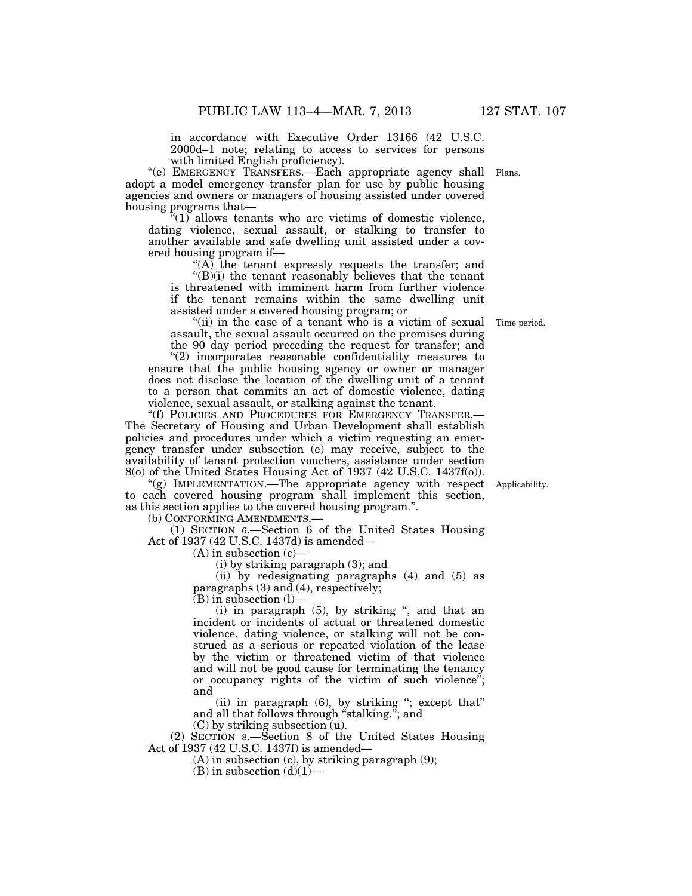in accordance with Executive Order 13166 (42 U.S.C. 2000d–1 note; relating to access to services for persons with limited English proficiency).

"(e) EMERGENCY TRANSFERS.—Each appropriate agency shall adopt a model emergency transfer plan for use by public housing agencies and owners or managers of housing assisted under covered housing programs that—

"(1) allows tenants who are victims of domestic violence, dating violence, sexual assault, or stalking to transfer to another available and safe dwelling unit assisted under a covered housing program if—

"(A) the tenant expressly requests the transfer; and

"(B)(i) the tenant reasonably believes that the tenant is threatened with imminent harm from further violence if the tenant remains within the same dwelling unit assisted under a covered housing program; or

"(ii) in the case of a tenant who is a victim of sexual assault, the sexual assault occurred on the premises during the 90 day period preceding the request for transfer; and

"(2) incorporates reasonable confidentiality measures to ensure that the public housing agency or owner or manager does not disclose the location of the dwelling unit of a tenant to a person that commits an act of domestic violence, dating violence, sexual assault, or stalking against the tenant.

"(f) POLICIES AND PROCEDURES FOR EMERGENCY TRANSFER.—The Secretary of Housing and Urban Development shall establish policies and procedures under which a victim requesting an emergency transfer under subsection (e) may receive, subject to the availability of tenant protection vouchers, assistance under section 8(o) of the United States Housing Act of 1937 (42 U.S.C. 1437f(o)).

"(g) IMPLEMENTATION.—The appropriate agency with respect to each covered housing program shall implement this section, as this section applies to the covered housing program.".

(b) CONFORMING AMENDMENTS.—

(1) SECTION 6.—Section 6 of the United States Housing Act of 1937 (42 U.S.C. 1437d) is amended—

(A) in subsection (c)—

(i) by striking paragraph (3); and

(ii) by redesignating paragraphs (4) and (5) as paragraphs (3) and (4), respectively;

(B) in subsection (l)—

(i) in paragraph (5), by striking ", and that an incident or incidents of actual or threatened domestic violence, dating violence, or stalking will not be construed as a serious or repeated violation of the lease by the victim or threatened victim of that violence and will not be good cause for terminating the tenancy or occupancy rights of the victim of such violence"; and

(ii) in paragraph (6), by striking "; except that" and all that follows through "stalking."; and

(C) by striking subsection (u).

(2) SECTION 8.—Section 8 of the United States Housing Act of 1937 (42 U.S.C. 1437f) is amended—

(A) in subsection (c), by striking paragraph (9);

(B) in subsection (d)(1)—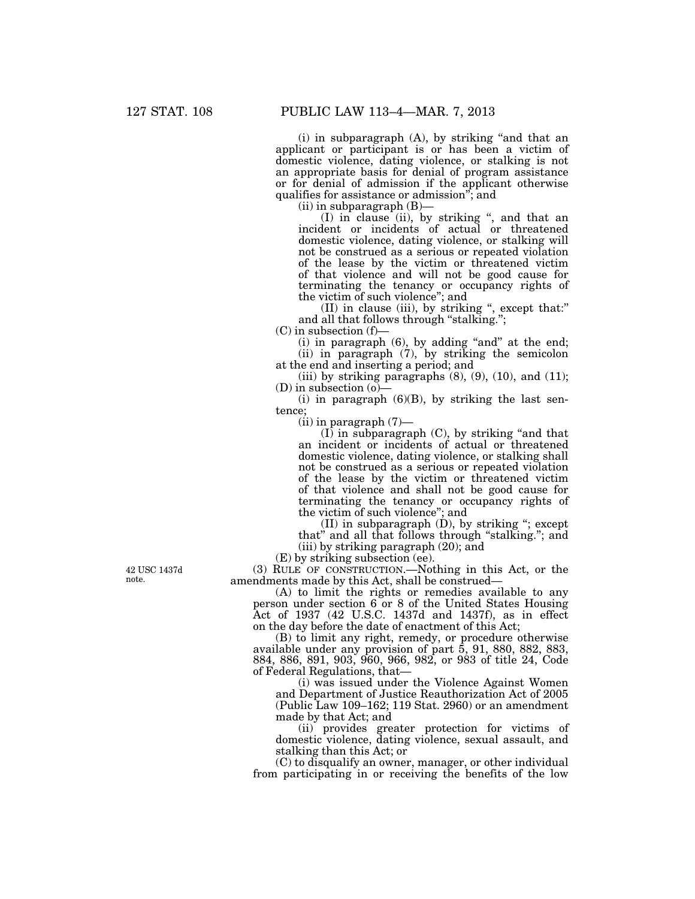(i) in subparagraph (A), by striking "and that an applicant or participant is or has been a victim of domestic violence, dating violence, or stalking is not an appropriate basis for denial of program assistance or for denial of admission if the applicant otherwise qualifies for assistance or admission"; and

(ii) in subparagraph (B)—

(I) in clause (ii), by striking ", and that an incident or incidents of actual or threatened domestic violence, dating violence, or stalking will not be construed as a serious or repeated violation of the lease by the victim or threatened victim of that violence and will not be good cause for terminating the tenancy or occupancy rights of the victim of such violence"; and

(II) in clause (iii), by striking ", except that:" and all that follows through "stalking.";

(C) in subsection (f)—

(i) in paragraph (6), by adding "and" at the end;

(ii) in paragraph (7), by striking the semicolon at the end and inserting a period; and

(iii) by striking paragraphs (8), (9), (10), and (11);

(D) in subsection (o)—

(i) in paragraph (6)(B), by striking the last sentence;

(ii) in paragraph (7)—

(I) in subparagraph (C), by striking "and that an incident or incidents of actual or threatened domestic violence, dating violence, or stalking shall not be construed as a serious or repeated violation of the lease by the victim or threatened victim of that violence and shall not be good cause for terminating the tenancy or occupancy rights of the victim of such violence"; and

(II) in subparagraph (D), by striking "; except that" and all that follows through "stalking."; and

(iii) by striking paragraph (20); and

(E) by striking subsection (ee).

42 USC 1437d note.

(3) RULE OF CONSTRUCTION.—Nothing in this Act, or the amendments made by this Act, shall be construed—

(A) to limit the rights or remedies available to any person under section 6 or 8 of the United States Housing Act of 1937 (42 U.S.C. 1437d and 1437f), as in effect on the day before the date of enactment of this Act;

(B) to limit any right, remedy, or procedure otherwise available under any provision of part 5, 91, 880, 882, 883, 884, 886, 891, 903, 960, 966, 982, or 983 of title 24, Code of Federal Regulations, that—

(i) was issued under the Violence Against Women and Department of Justice Reauthorization Act of 2005 (Public Law 109–162; 119 Stat. 2960) or an amendment made by that Act; and

(ii) provides greater protection for victims of domestic violence, dating violence, sexual assault, and stalking than this Act; or

(C) to disqualify an owner, manager, or other individual from participating in or receiving the benefits of the low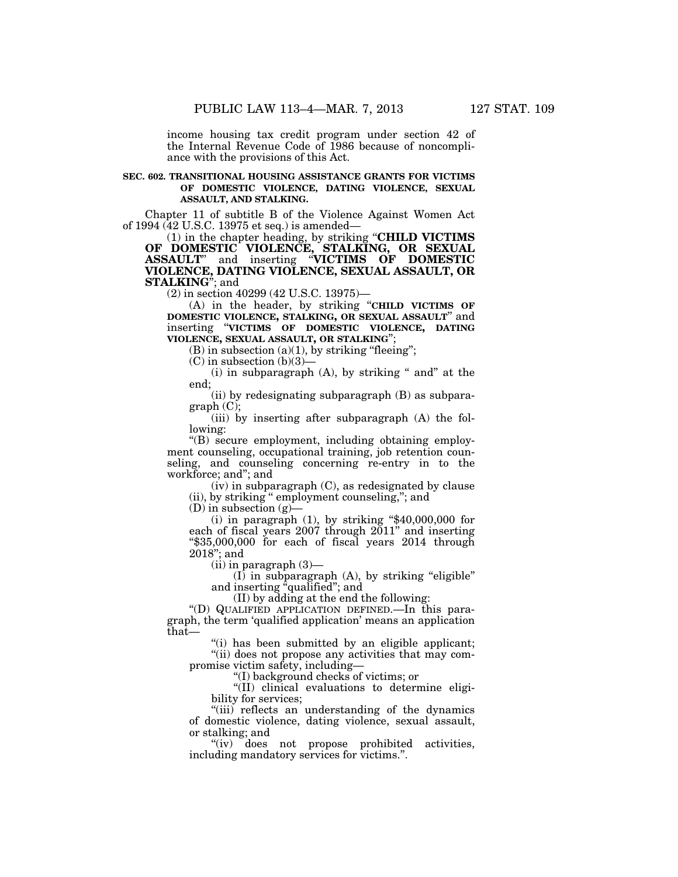income housing tax credit program under section 42 of the Internal Revenue Code of 1986 because of noncompliance with the provisions of this Act.

**SEC. 602. TRANSITIONAL HOUSING ASSISTANCE GRANTS FOR VICTIMS OF DOMESTIC VIOLENCE, DATING VIOLENCE, SEXUAL ASSAULT, AND STALKING.**

Chapter 11 of subtitle B of the Violence Against Women Act of 1994 (42 U.S.C. 13975 et seq.) is amended—

(1) in the chapter heading, by striking "**CHILD VICTIMS OF DOMESTIC VIOLENCE, STALKING, OR SEXUAL ASSAULT**" and inserting "**VICTIMS OF DOMESTIC VIOLENCE, DATING VIOLENCE, SEXUAL ASSAULT, OR STALKING**"; and

(2) in section 40299 (42 U.S.C. 13975)—

(A) in the header, by striking "CHILD VICTIMS OF DOMESTIC VIOLENCE, STALKING, OR SEXUAL ASSAULT" and inserting "VICTIMS OF DOMESTIC VIOLENCE, DATING VIOLENCE, SEXUAL ASSAULT, OR STALKING";

(B) in subsection (a)(1), by striking "fleeing";

(C) in subsection (b)(3)—

(i) in subparagraph (A), by striking " and" at the end;

(ii) by redesignating subparagraph (B) as subparagraph (C);

(iii) by inserting after subparagraph (A) the following:

"(B) secure employment, including obtaining employment counseling, occupational training, job retention counseling, and counseling concerning re-entry in to the workforce; and"; and

(iv) in subparagraph (C), as redesignated by clause (ii), by striking " employment counseling,"; and

(D) in subsection (g)—

(i) in paragraph (1), by striking "$40,000,000 for each of fiscal years 2007 through 2011" and inserting "$35,000,000 for each of fiscal years 2014 through 2018"; and

(ii) in paragraph (3)—

(I) in subparagraph (A), by striking "eligible" and inserting "qualified"; and

(II) by adding at the end the following:

"(D) QUALIFIED APPLICATION DEFINED.—In this paragraph, the term 'qualified application' means an application that—

"(i) has been submitted by an eligible applicant;

"(ii) does not propose any activities that may compromise victim safety, including—

"(I) background checks of victims; or

"(II) clinical evaluations to determine eligibility for services;

"(iii) reflects an understanding of the dynamics of domestic violence, dating violence, sexual assault, or stalking; and

"(iv) does not propose prohibited activities, including mandatory services for victims.".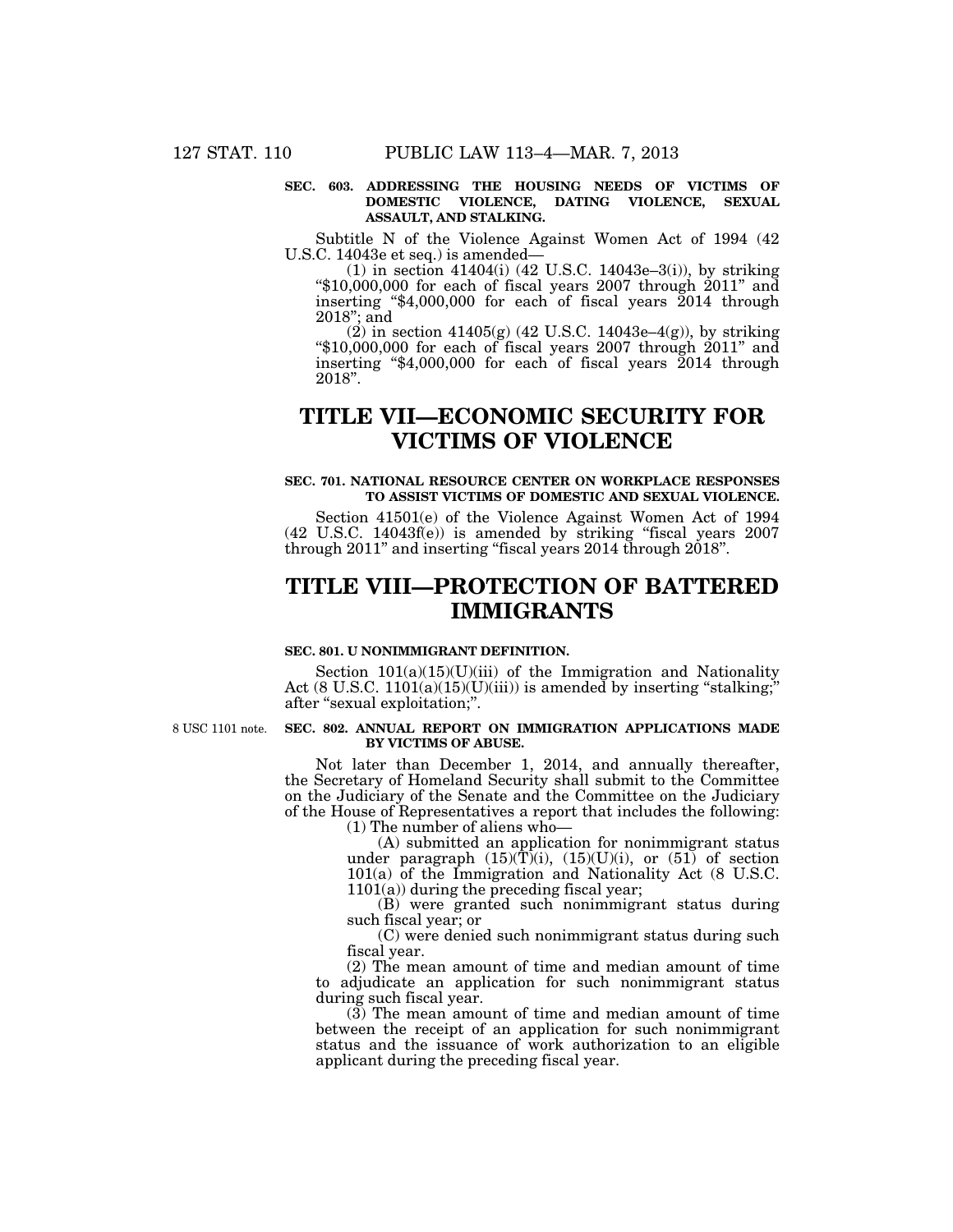**SEC. 603. ADDRESSING THE HOUSING NEEDS OF VICTIMS OF DOMESTIC VIOLENCE, DATING VIOLENCE, SEXUAL ASSAULT, AND STALKING.**

Subtitle N of the Violence Against Women Act of 1994 (42 U.S.C. 14043e et seq.) is amended—

(1) in section 41404(i) (42 U.S.C. 14043e–3(i)), by striking "$10,000,000 for each of fiscal years 2007 through 2011" and inserting "$4,000,000 for each of fiscal years 2014 through 2018"; and

(2) in section 41405(g) (42 U.S.C. 14043e–4(g)), by striking "$10,000,000 for each of fiscal years 2007 through 2011" and inserting "$4,000,000 for each of fiscal years 2014 through 2018".

# TITLE VII—ECONOMIC SECURITY FOR VICTIMS OF VIOLENCE

**SEC. 701. NATIONAL RESOURCE CENTER ON WORKPLACE RESPONSES TO ASSIST VICTIMS OF DOMESTIC AND SEXUAL VIOLENCE.**

Section 41501(e) of the Violence Against Women Act of 1994 (42 U.S.C. 14043f(e)) is amended by striking "fiscal years 2007 through 2011" and inserting "fiscal years 2014 through 2018".

# TITLE VIII—PROTECTION OF BATTERED IMMIGRANTS

**SEC. 801. U NONIMMIGRANT DEFINITION.**

Section 101(a)(15)(U)(iii) of the Immigration and Nationality Act (8 U.S.C. 1101(a)(15)(U)(iii)) is amended by inserting "stalking;" after "sexual exploitation;".

8 USC 1101 note.

**SEC. 802. ANNUAL REPORT ON IMMIGRATION APPLICATIONS MADE BY VICTIMS OF ABUSE.**

Not later than December 1, 2014, and annually thereafter, the Secretary of Homeland Security shall submit to the Committee on the Judiciary of the Senate and the Committee on the Judiciary of the House of Representatives a report that includes the following:

(1) The number of aliens who—

(A) submitted an application for nonimmigrant status under paragraph (15)(T)(i), (15)(U)(i), or (51) of section 101(a) of the Immigration and Nationality Act (8 U.S.C. 1101(a)) during the preceding fiscal year;

(B) were granted such nonimmigrant status during such fiscal year; or

(C) were denied such nonimmigrant status during such fiscal year.

(2) The mean amount of time and median amount of time to adjudicate an application for such nonimmigrant status during such fiscal year.

(3) The mean amount of time and median amount of time between the receipt of an application for such nonimmigrant status and the issuance of work authorization to an eligible applicant during the preceding fiscal year.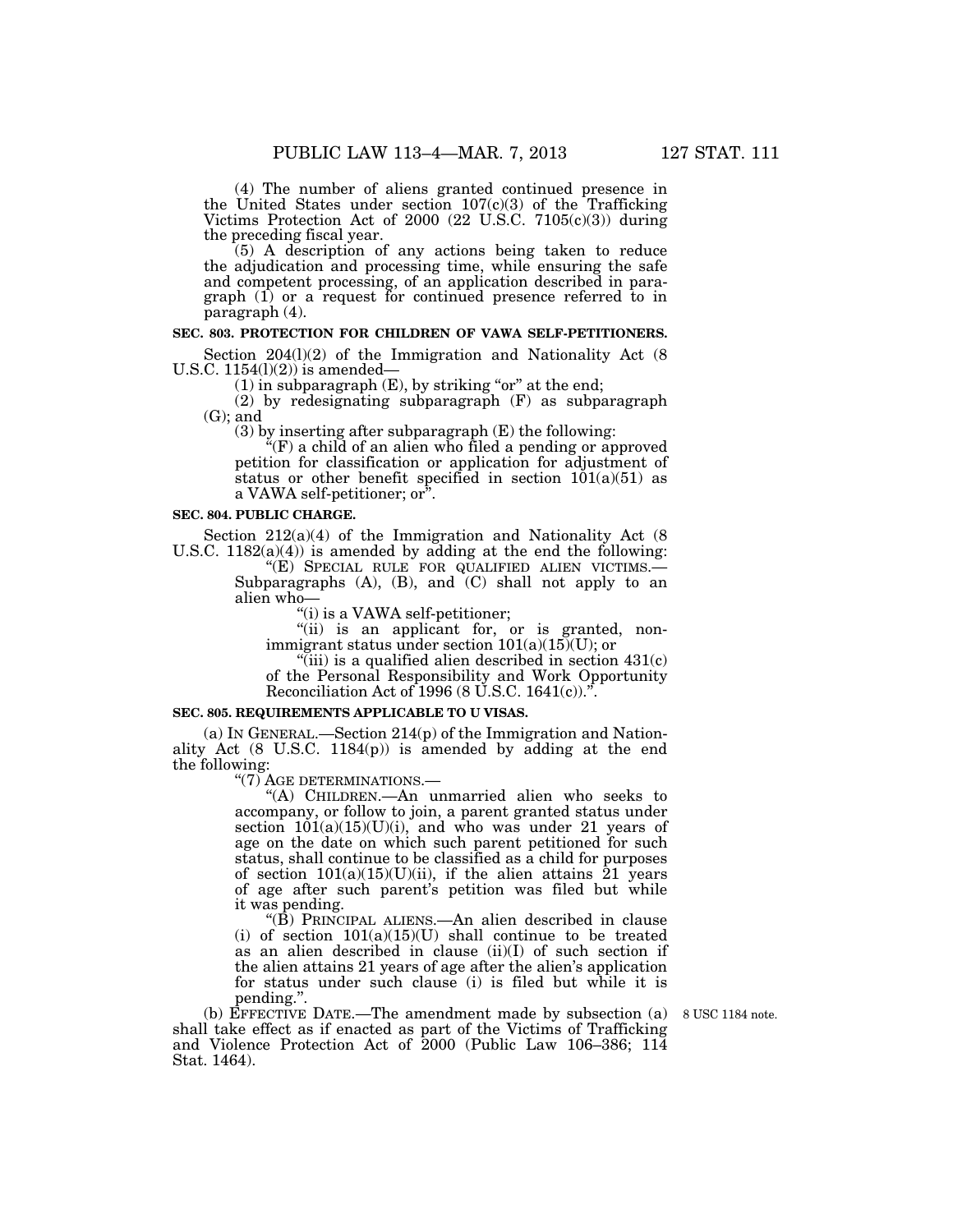(4) The number of aliens granted continued presence in the United States under section 107(c)(3) of the Trafficking Victims Protection Act of 2000 (22 U.S.C. 7105(c)(3)) during the preceding fiscal year.

(5) A description of any actions being taken to reduce the adjudication and processing time, while ensuring the safe and competent processing, of an application described in paragraph (1) or a request for continued presence referred to in paragraph (4).

**SEC. 803. PROTECTION FOR CHILDREN OF VAWA SELF-PETITIONERS.**

Section 204(l)(2) of the Immigration and Nationality Act (8 U.S.C. 1154(l)(2)) is amended—

(1) in subparagraph (E), by striking "or" at the end;

(2) by redesignating subparagraph (F) as subparagraph (G); and

(3) by inserting after subparagraph (E) the following:

"(F) a child of an alien who filed a pending or approved petition for classification or application for adjustment of status or other benefit specified in section 101(a)(51) as a VAWA self-petitioner; or".

**SEC. 804. PUBLIC CHARGE.**

Section 212(a)(4) of the Immigration and Nationality Act (8 U.S.C. 1182(a)(4)) is amended by adding at the end the following:

"(E) SPECIAL RULE FOR QUALIFIED ALIEN VICTIMS.—Subparagraphs (A), (B), and (C) shall not apply to an alien who—

"(i) is a VAWA self-petitioner;

"(ii) is an applicant for, or is granted, nonimmigrant status under section 101(a)(15)(U); or

"(iii) is a qualified alien described in section 431(c) of the Personal Responsibility and Work Opportunity Reconciliation Act of 1996 (8 U.S.C. 1641(c)).".

**SEC. 805. REQUIREMENTS APPLICABLE TO U VISAS.**

(a) IN GENERAL.—Section 214(p) of the Immigration and Nationality Act (8 U.S.C. 1184(p)) is amended by adding at the end the following:

"(7) AGE DETERMINATIONS.—

"(A) CHILDREN.—An unmarried alien who seeks to accompany, or follow to join, a parent granted status under section 101(a)(15)(U)(i), and who was under 21 years of age on the date on which such parent petitioned for such status, shall continue to be classified as a child for purposes of section 101(a)(15)(U)(ii), if the alien attains 21 years of age after such parent's petition was filed but while it was pending.

"(B) PRINCIPAL ALIENS.—An alien described in clause (i) of section 101(a)(15)(U) shall continue to be treated as an alien described in clause (ii)(I) of such section if the alien attains 21 years of age after the alien's application for status under such clause (i) is filed but while it is pending.".

(b) EFFECTIVE DATE.—The amendment made by subsection (a) shall take effect as if enacted as part of the Victims of Trafficking and Violence Protection Act of 2000 (Public Law 106–386; 114 Stat. 1464).

8 USC 1184 note.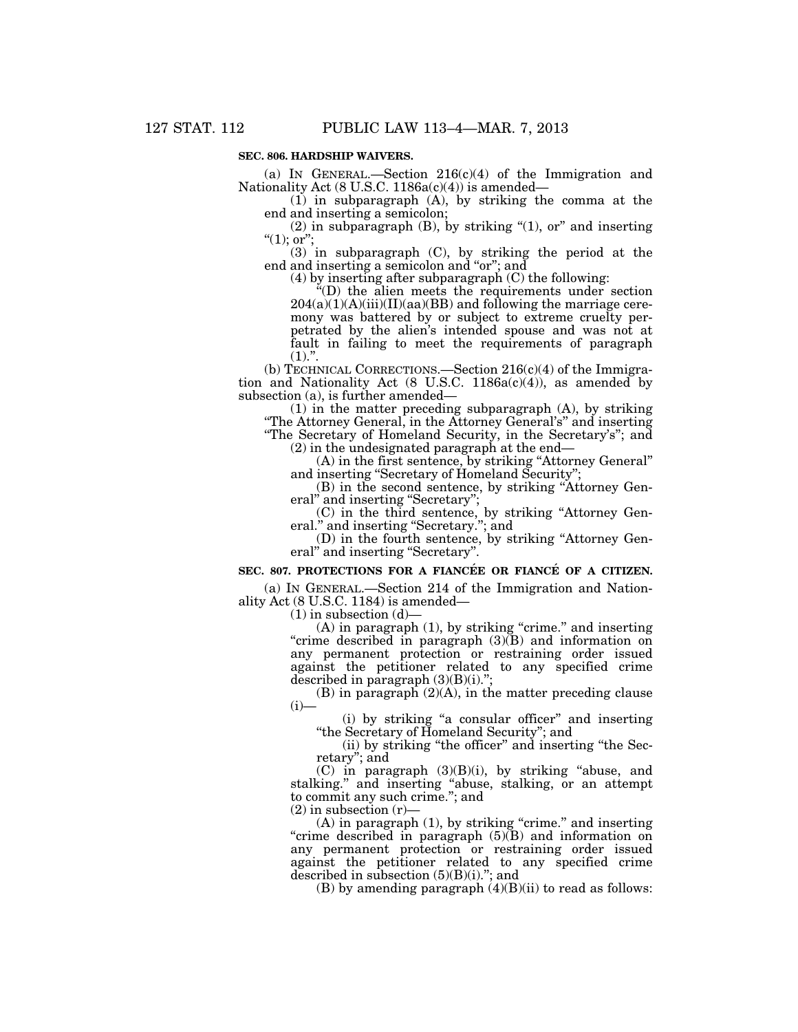**SEC. 806. HARDSHIP WAIVERS.**

(a) IN GENERAL.—Section 216(c)(4) of the Immigration and Nationality Act (8 U.S.C. 1186a(c)(4)) is amended—

(1) in subparagraph (A), by striking the comma at the end and inserting a semicolon;

(2) in subparagraph (B), by striking "(1), or" and inserting "(1); or";

(3) in subparagraph (C), by striking the period at the end and inserting a semicolon and "or"; and

(4) by inserting after subparagraph (C) the following:

"(D) the alien meets the requirements under section 204(a)(1)(A)(iii)(II)(aa)(BB) and following the marriage ceremony was battered by or subject to extreme cruelty perpetrated by the alien's intended spouse and was not at fault in failing to meet the requirements of paragraph (1).".

(b) TECHNICAL CORRECTIONS.—Section 216(c)(4) of the Immigration and Nationality Act (8 U.S.C. 1186a(c)(4)), as amended by subsection (a), is further amended—

(1) in the matter preceding subparagraph (A), by striking "The Attorney General, in the Attorney General's" and inserting "The Secretary of Homeland Security, in the Secretary's"; and

(2) in the undesignated paragraph at the end—

(A) in the first sentence, by striking "Attorney General" and inserting "Secretary of Homeland Security";

(B) in the second sentence, by striking "Attorney General" and inserting "Secretary";

(C) in the third sentence, by striking "Attorney General." and inserting "Secretary."; and

(D) in the fourth sentence, by striking "Attorney General" and inserting "Secretary".

**SEC. 807. PROTECTIONS FOR A FIANCÉE OR FIANCÉ OF A CITIZEN.**

(a) IN GENERAL.—Section 214 of the Immigration and Nationality Act (8 U.S.C. 1184) is amended—

(1) in subsection (d)—

(A) in paragraph (1), by striking "crime." and inserting "crime described in paragraph (3)(B) and information on any permanent protection or restraining order issued against the petitioner related to any specified crime described in paragraph (3)(B)(i).";

(B) in paragraph (2)(A), in the matter preceding clause (i)—

(i) by striking "a consular officer" and inserting "the Secretary of Homeland Security"; and

(ii) by striking "the officer" and inserting "the Secretary"; and

(C) in paragraph (3)(B)(i), by striking "abuse, and stalking." and inserting "abuse, stalking, or an attempt to commit any such crime."; and

(2) in subsection (r)—

(A) in paragraph (1), by striking "crime." and inserting "crime described in paragraph (5)(B) and information on any permanent protection or restraining order issued against the petitioner related to any specified crime described in subsection (5)(B)(i)."; and

(B) by amending paragraph (4)(B)(ii) to read as follows: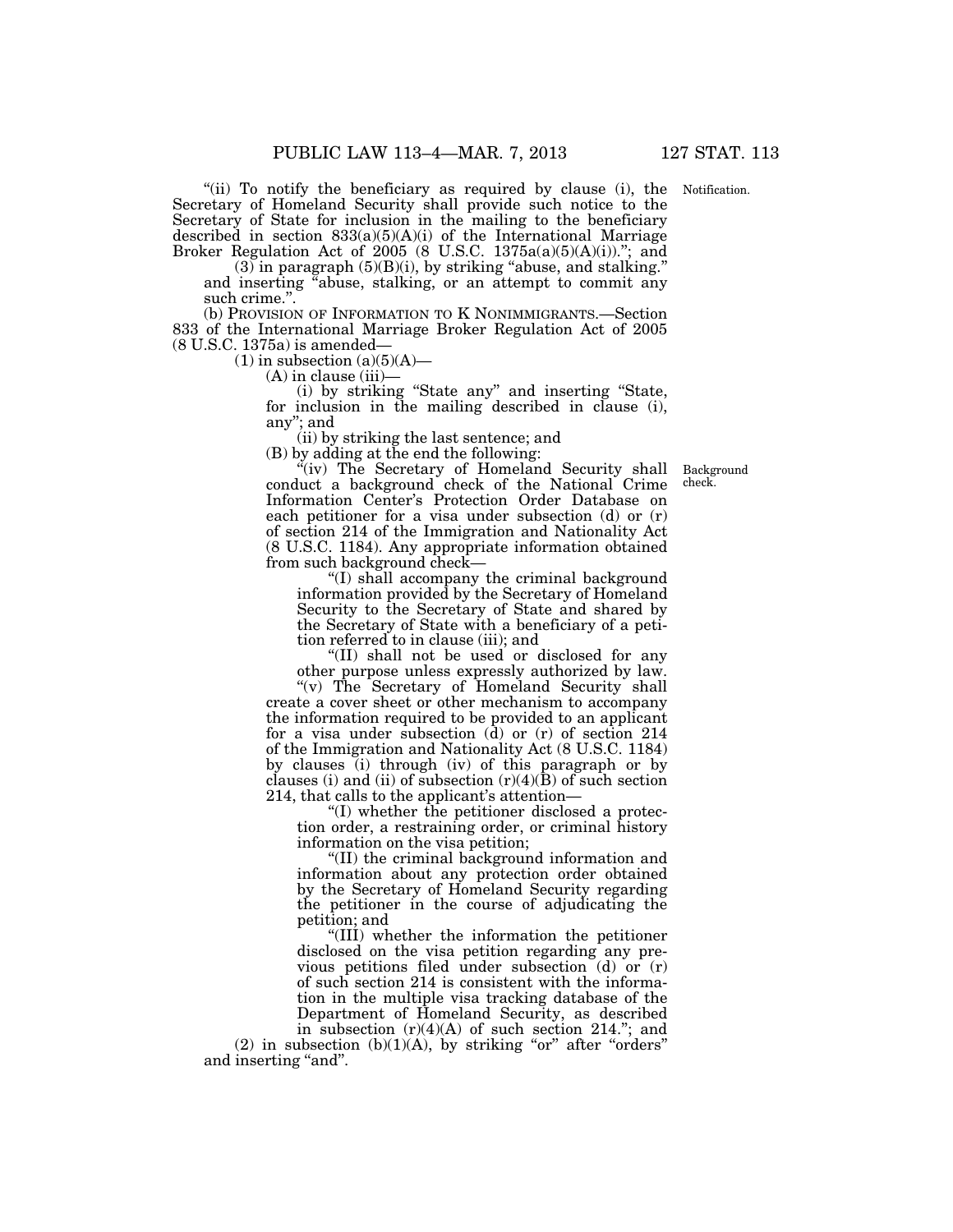"(ii) To notify the beneficiary as required by clause (i), the Secretary of Homeland Security shall provide such notice to the Secretary of State for inclusion in the mailing to the beneficiary described in section 833(a)(5)(A)(i) of the International Marriage Broker Regulation Act of 2005 (8 U.S.C. 1375a(a)(5)(A)(i)).''; and

(3) in paragraph (5)(B)(i), by striking "abuse, and stalking.'' and inserting "abuse, stalking, or an attempt to commit any such crime.''.

(b) PROVISION OF INFORMATION TO K NONIMMIGRANTS.—Section 833 of the International Marriage Broker Regulation Act of 2005 (8 U.S.C. 1375a) is amended—

(1) in subsection (a)(5)(A)—

(A) in clause (iii)—

(i) by striking "State any'' and inserting "State, for inclusion in the mailing described in clause (i), any''; and

(ii) by striking the last sentence; and

(B) by adding at the end the following:

"(iv) The Secretary of Homeland Security shall conduct a background check of the National Crime Information Center's Protection Order Database on each petitioner for a visa under subsection (d) or (r) of section 214 of the Immigration and Nationality Act (8 U.S.C. 1184). Any appropriate information obtained from such background check—

"(I) shall accompany the criminal background information provided by the Secretary of Homeland Security to the Secretary of State and shared by the Secretary of State with a beneficiary of a petition referred to in clause (iii); and

"(II) shall not be used or disclosed for any other purpose unless expressly authorized by law.

"(v) The Secretary of Homeland Security shall create a cover sheet or other mechanism to accompany the information required to be provided to an applicant for a visa under subsection (d) or (r) of section 214 of the Immigration and Nationality Act (8 U.S.C. 1184) by clauses (i) through (iv) of this paragraph or by clauses (i) and (ii) of subsection (r)(4)(B) of such section 214, that calls to the applicant's attention—

"(I) whether the petitioner disclosed a protection order, a restraining order, or criminal history information on the visa petition;

"(II) the criminal background information and information about any protection order obtained by the Secretary of Homeland Security regarding the petitioner in the course of adjudicating the petition; and

"(III) whether the information the petitioner disclosed on the visa petition regarding any previous petitions filed under subsection (d) or (r) of such section 214 is consistent with the information in the multiple visa tracking database of the Department of Homeland Security, as described in subsection (r)(4)(A) of such section 214.''; and

(2) in subsection (b)(1)(A), by striking "or'' after "orders'' and inserting "and''.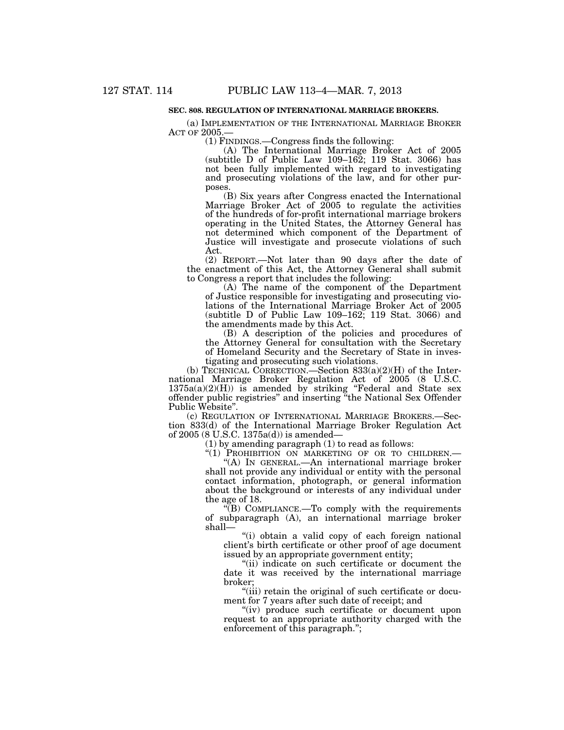**SEC. 808. REGULATION OF INTERNATIONAL MARRIAGE BROKERS.**

(a) IMPLEMENTATION OF THE INTERNATIONAL MARRIAGE BROKER ACT OF 2005.—

(1) FINDINGS.—Congress finds the following:

(A) The International Marriage Broker Act of 2005 (subtitle D of Public Law 109–162; 119 Stat. 3066) has not been fully implemented with regard to investigating and prosecuting violations of the law, and for other purposes.

(B) Six years after Congress enacted the International Marriage Broker Act of 2005 to regulate the activities of the hundreds of for-profit international marriage brokers operating in the United States, the Attorney General has not determined which component of the Department of Justice will investigate and prosecute violations of such Act.

(2) REPORT.—Not later than 90 days after the date of the enactment of this Act, the Attorney General shall submit to Congress a report that includes the following:

(A) The name of the component of the Department of Justice responsible for investigating and prosecuting violations of the International Marriage Broker Act of 2005 (subtitle D of Public Law 109–162; 119 Stat. 3066) and the amendments made by this Act.

(B) A description of the policies and procedures of the Attorney General for consultation with the Secretary of Homeland Security and the Secretary of State in investigating and prosecuting such violations.

(b) TECHNICAL CORRECTION.—Section 833(a)(2)(H) of the International Marriage Broker Regulation Act of 2005 (8 U.S.C. 1375a(a)(2)(H)) is amended by striking "Federal and State sex offender public registries" and inserting "the National Sex Offender Public Website".

(c) REGULATION OF INTERNATIONAL MARRIAGE BROKERS.—Section 833(d) of the International Marriage Broker Regulation Act of 2005 (8 U.S.C. 1375a(d)) is amended—

(1) by amending paragraph (1) to read as follows:

"(1) PROHIBITION ON MARKETING OF OR TO CHILDREN.—

"(A) IN GENERAL.—An international marriage broker shall not provide any individual or entity with the personal contact information, photograph, or general information about the background or interests of any individual under the age of 18.

"(B) COMPLIANCE.—To comply with the requirements of subparagraph (A), an international marriage broker shall—

"(i) obtain a valid copy of each foreign national client's birth certificate or other proof of age document issued by an appropriate government entity;

"(ii) indicate on such certificate or document the date it was received by the international marriage broker;

"(iii) retain the original of such certificate or document for 7 years after such date of receipt; and

"(iv) produce such certificate or document upon request to an appropriate authority charged with the enforcement of this paragraph.";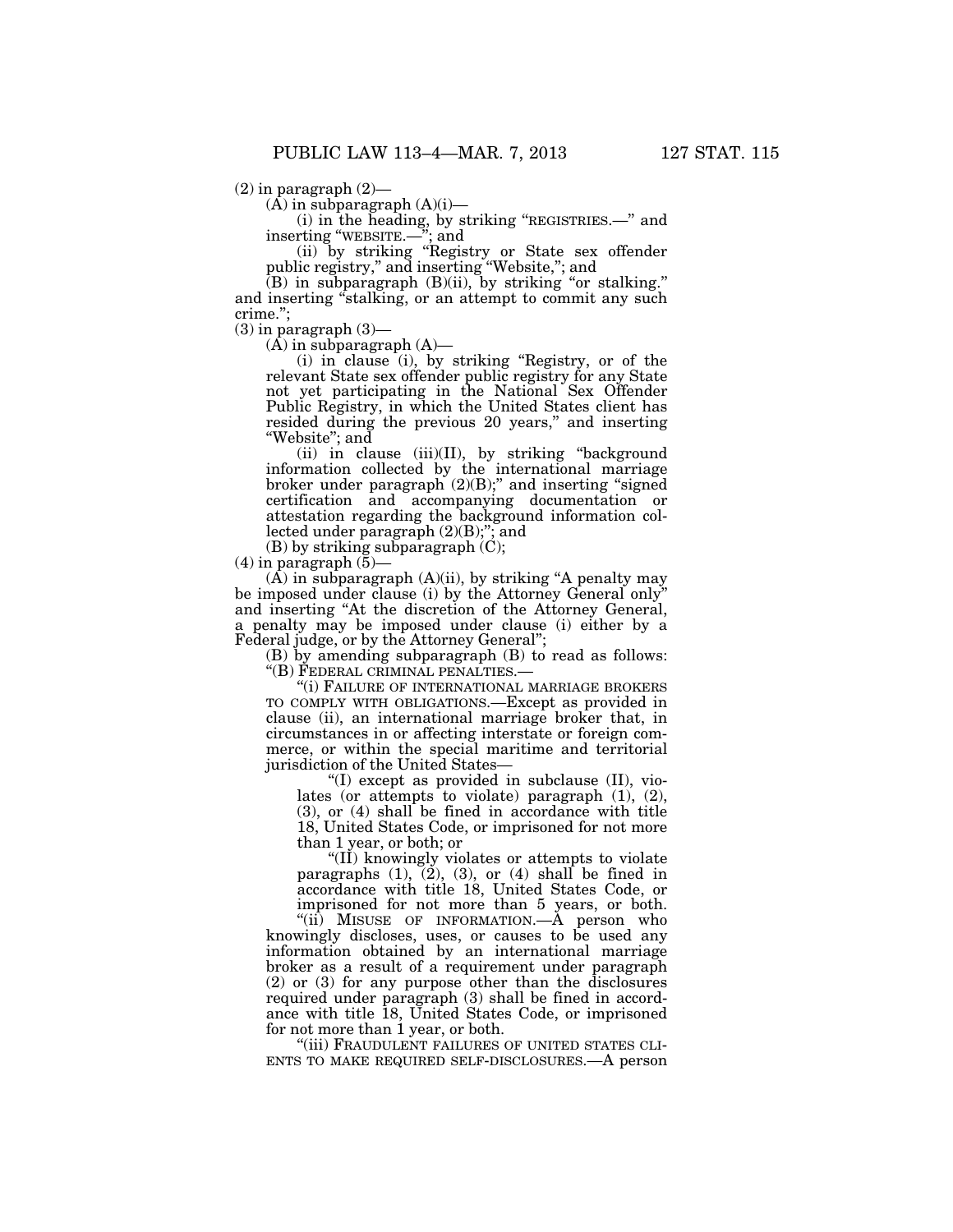(2) in paragraph (2)—

(A) in subparagraph (A)(i)—

(i) in the heading, by striking "REGISTRIES.—" and inserting "WEBSITE.—"; and

(ii) by striking "Registry or State sex offender public registry," and inserting "Website,"; and

(B) in subparagraph (B)(ii), by striking "or stalking." and inserting "stalking, or an attempt to commit any such crime.";

(3) in paragraph (3)—

(A) in subparagraph (A)—

(i) in clause (i), by striking "Registry, or of the relevant State sex offender public registry for any State not yet participating in the National Sex Offender Public Registry, in which the United States client has resided during the previous 20 years," and inserting "Website"; and

(ii) in clause (iii)(II), by striking "background information collected by the international marriage broker under paragraph (2)(B);" and inserting "signed certification and accompanying documentation or attestation regarding the background information collected under paragraph (2)(B);"; and

(B) by striking subparagraph (C);

(4) in paragraph (5)—

(A) in subparagraph (A)(ii), by striking "A penalty may be imposed under clause (i) by the Attorney General only" and inserting "At the discretion of the Attorney General, a penalty may be imposed under clause (i) either by a Federal judge, or by the Attorney General";

(B) by amending subparagraph (B) to read as follows:

"(B) FEDERAL CRIMINAL PENALTIES.—

"(i) FAILURE OF INTERNATIONAL MARRIAGE BROKERS TO COMPLY WITH OBLIGATIONS.—Except as provided in clause (ii), an international marriage broker that, in circumstances in or affecting interstate or foreign commerce, or within the special maritime and territorial jurisdiction of the United States—

"(I) except as provided in subclause (II), violates (or attempts to violate) paragraph (1), (2), (3), or (4) shall be fined in accordance with title 18, United States Code, or imprisoned for not more than 1 year, or both; or

"(II) knowingly violates or attempts to violate paragraphs (1), (2), (3), or (4) shall be fined in accordance with title 18, United States Code, or imprisoned for not more than 5 years, or both.

"(ii) MISUSE OF INFORMATION.—A person who knowingly discloses, uses, or causes to be used any information obtained by an international marriage broker as a result of a requirement under paragraph (2) or (3) for any purpose other than the disclosures required under paragraph (3) shall be fined in accordance with title 18, United States Code, or imprisoned for not more than 1 year, or both.

"(iii) FRAUDULENT FAILURES OF UNITED STATES CLIENTS TO MAKE REQUIRED SELF-DISCLOSURES.—A person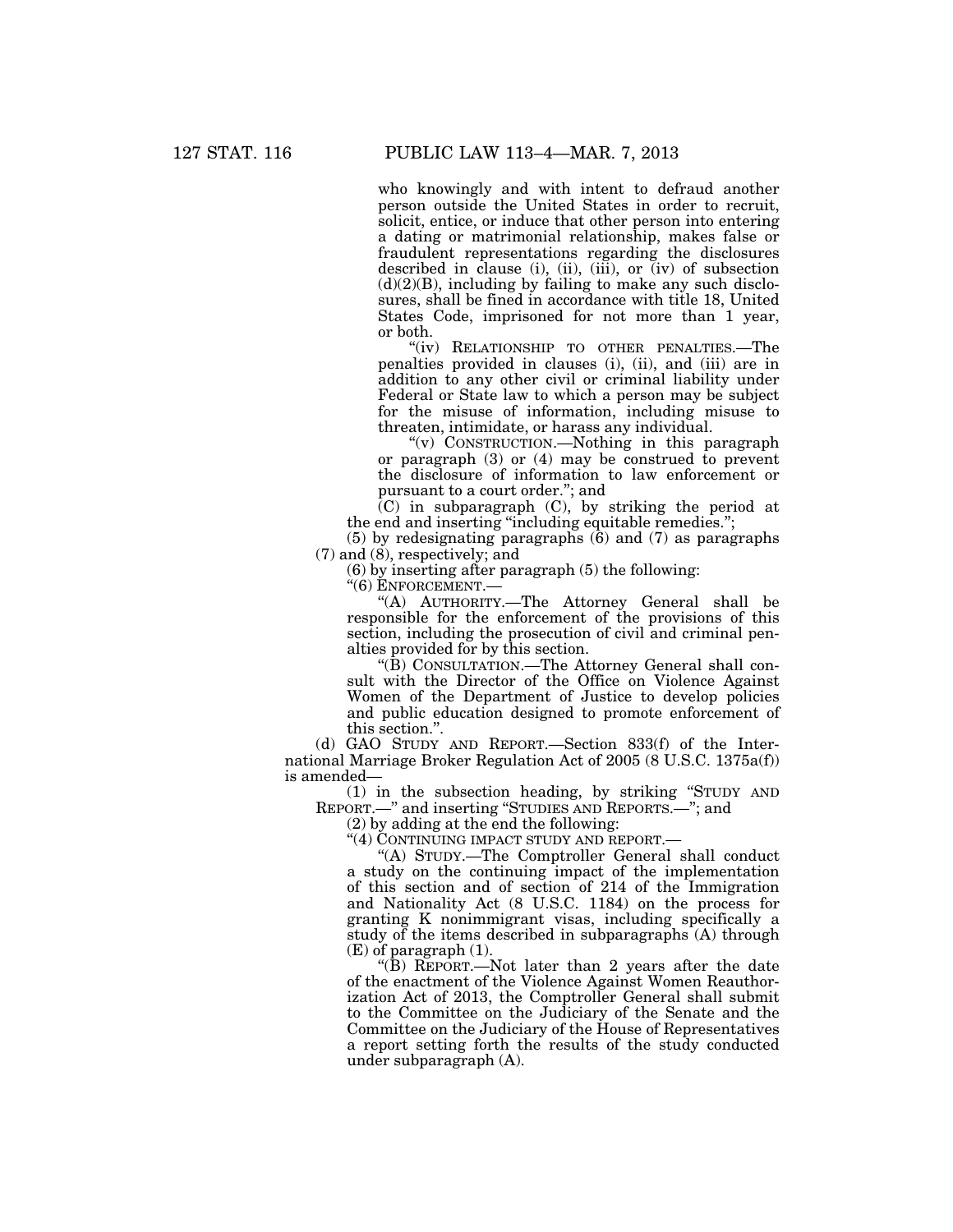who knowingly and with intent to defraud another person outside the United States in order to recruit, solicit, entice, or induce that other person into entering a dating or matrimonial relationship, makes false or fraudulent representations regarding the disclosures described in clause (i), (ii), (iii), or (iv) of subsection (d)(2)(B), including by failing to make any such disclosures, shall be fined in accordance with title 18, United States Code, imprisoned for not more than 1 year, or both.

"(iv) RELATIONSHIP TO OTHER PENALTIES.—The penalties provided in clauses (i), (ii), and (iii) are in addition to any other civil or criminal liability under Federal or State law to which a person may be subject for the misuse of information, including misuse to threaten, intimidate, or harass any individual.

"(v) CONSTRUCTION.—Nothing in this paragraph or paragraph (3) or (4) may be construed to prevent the disclosure of information to law enforcement or pursuant to a court order."; and

(C) in subparagraph (C), by striking the period at the end and inserting "including equitable remedies.";

(5) by redesignating paragraphs (6) and (7) as paragraphs (7) and (8), respectively; and

(6) by inserting after paragraph (5) the following:

"(6) ENFORCEMENT.—

"(A) AUTHORITY.—The Attorney General shall be responsible for the enforcement of the provisions of this section, including the prosecution of civil and criminal penalties provided for by this section.

"(B) CONSULTATION.—The Attorney General shall consult with the Director of the Office on Violence Against Women of the Department of Justice to develop policies and public education designed to promote enforcement of this section.".

(d) GAO STUDY AND REPORT.—Section 833(f) of the International Marriage Broker Regulation Act of 2005 (8 U.S.C. 1375a(f)) is amended—

(1) in the subsection heading, by striking "STUDY AND REPORT.—" and inserting "STUDIES AND REPORTS.—"; and

(2) by adding at the end the following:

"(4) CONTINUING IMPACT STUDY AND REPORT.—

"(A) STUDY.—The Comptroller General shall conduct a study on the continuing impact of the implementation of this section and of section of 214 of the Immigration and Nationality Act (8 U.S.C. 1184) on the process for granting K nonimmigrant visas, including specifically a study of the items described in subparagraphs (A) through (E) of paragraph (1).

"(B) REPORT.—Not later than 2 years after the date of the enactment of the Violence Against Women Reauthorization Act of 2013, the Comptroller General shall submit to the Committee on the Judiciary of the Senate and the Committee on the Judiciary of the House of Representatives a report setting forth the results of the study conducted under subparagraph (A).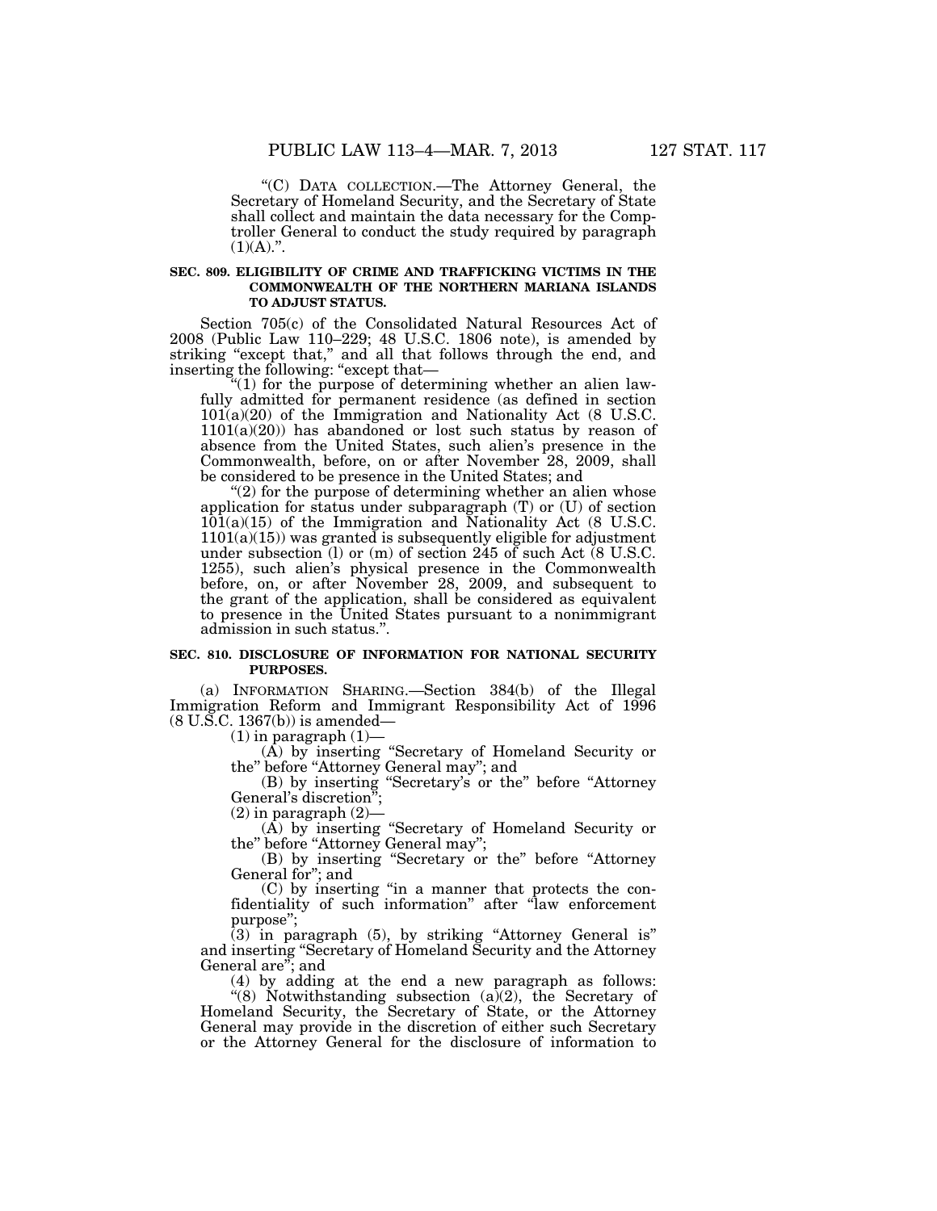"(C) DATA COLLECTION.—The Attorney General, the Secretary of Homeland Security, and the Secretary of State shall collect and maintain the data necessary for the Comptroller General to conduct the study required by paragraph (1)(A).".

**SEC. 809. ELIGIBILITY OF CRIME AND TRAFFICKING VICTIMS IN THE COMMONWEALTH OF THE NORTHERN MARIANA ISLANDS TO ADJUST STATUS.**

Section 705(c) of the Consolidated Natural Resources Act of 2008 (Public Law 110–229; 48 U.S.C. 1806 note), is amended by striking "except that," and all that follows through the end, and inserting the following: "except that—

"(1) for the purpose of determining whether an alien lawfully admitted for permanent residence (as defined in section 101(a)(20) of the Immigration and Nationality Act (8 U.S.C. 1101(a)(20)) has abandoned or lost such status by reason of absence from the United States, such alien's presence in the Commonwealth, before, on or after November 28, 2009, shall be considered to be presence in the United States; and

"(2) for the purpose of determining whether an alien whose application for status under subparagraph (T) or (U) of section 101(a)(15) of the Immigration and Nationality Act (8 U.S.C. 1101(a)(15)) was granted is subsequently eligible for adjustment under subsection (l) or (m) of section 245 of such Act (8 U.S.C. 1255), such alien's physical presence in the Commonwealth before, on, or after November 28, 2009, and subsequent to the grant of the application, shall be considered as equivalent to presence in the United States pursuant to a nonimmigrant admission in such status.".

**SEC. 810. DISCLOSURE OF INFORMATION FOR NATIONAL SECURITY PURPOSES.**

(a) INFORMATION SHARING.—Section 384(b) of the Illegal Immigration Reform and Immigrant Responsibility Act of 1996 (8 U.S.C. 1367(b)) is amended—

(1) in paragraph (1)—

(A) by inserting "Secretary of Homeland Security or the" before "Attorney General may"; and

(B) by inserting "Secretary's or the" before "Attorney General's discretion";

(2) in paragraph (2)—

(A) by inserting "Secretary of Homeland Security or the" before "Attorney General may";

(B) by inserting "Secretary or the" before "Attorney General for"; and

(C) by inserting "in a manner that protects the confidentiality of such information" after "law enforcement purpose";

(3) in paragraph (5), by striking "Attorney General is" and inserting "Secretary of Homeland Security and the Attorney General are"; and

(4) by adding at the end a new paragraph as follows:

"(8) Notwithstanding subsection (a)(2), the Secretary of Homeland Security, the Secretary of State, or the Attorney General may provide in the discretion of either such Secretary or the Attorney General for the disclosure of information to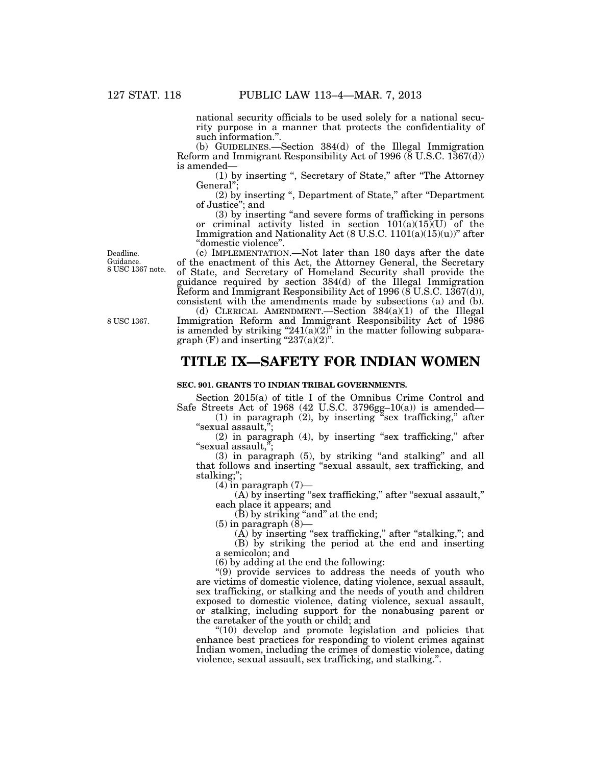national security officials to be used solely for a national security purpose in a manner that protects the confidentiality of such information.".

(b) GUIDELINES.—Section 384(d) of the Illegal Immigration Reform and Immigrant Responsibility Act of 1996 (8 U.S.C. 1367(d)) is amended—

(1) by inserting ", Secretary of State," after "The Attorney General";

(2) by inserting ", Department of State," after "Department of Justice"; and

(3) by inserting "and severe forms of trafficking in persons or criminal activity listed in section 101(a)(15)(U) of the Immigration and Nationality Act (8 U.S.C. 1101(a)(15)(u))" after "domestic violence".

Deadline. Guidance. 8 USC 1367 note.

(c) IMPLEMENTATION.—Not later than 180 days after the date of the enactment of this Act, the Attorney General, the Secretary of State, and Secretary of Homeland Security shall provide the guidance required by section 384(d) of the Illegal Immigration Reform and Immigrant Responsibility Act of 1996 (8 U.S.C. 1367(d)), consistent with the amendments made by subsections (a) and (b).

8 USC 1367.

(d) CLERICAL AMENDMENT.—Section 384(a)(1) of the Illegal Immigration Reform and Immigrant Responsibility Act of 1986 is amended by striking "241(a)(2)" in the matter following subparagraph (F) and inserting "237(a)(2)".

# TITLE IX—SAFETY FOR INDIAN WOMEN

### SEC. 901. GRANTS TO INDIAN TRIBAL GOVERNMENTS.

Section 2015(a) of title I of the Omnibus Crime Control and Safe Streets Act of 1968 (42 U.S.C. 3796gg–10(a)) is amended—

(1) in paragraph (2), by inserting "sex trafficking," after "sexual assault,";

(2) in paragraph (4), by inserting "sex trafficking," after "sexual assault,";

(3) in paragraph (5), by striking "and stalking" and all that follows and inserting "sexual assault, sex trafficking, and stalking;";

(4) in paragraph (7)—

(A) by inserting "sex trafficking," after "sexual assault," each place it appears; and

(B) by striking "and" at the end;

(5) in paragraph (8)—

(A) by inserting "sex trafficking," after "stalking,"; and

(B) by striking the period at the end and inserting a semicolon; and

(6) by adding at the end the following:

"(9) provide services to address the needs of youth who are victims of domestic violence, dating violence, sexual assault, sex trafficking, or stalking and the needs of youth and children exposed to domestic violence, dating violence, sexual assault, or stalking, including support for the nonabusing parent or the caretaker of the youth or child; and

"(10) develop and promote legislation and policies that enhance best practices for responding to violent crimes against Indian women, including the crimes of domestic violence, dating violence, sexual assault, sex trafficking, and stalking.".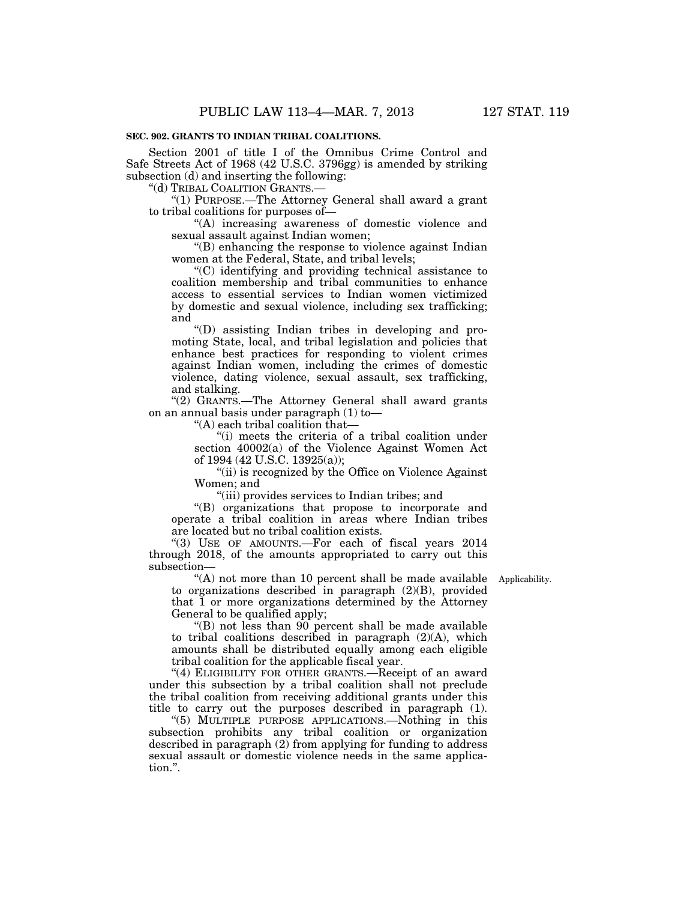**SEC. 902. GRANTS TO INDIAN TRIBAL COALITIONS.**

Section 2001 of title I of the Omnibus Crime Control and Safe Streets Act of 1968 (42 U.S.C. 3796gg) is amended by striking subsection (d) and inserting the following:

"(d) TRIBAL COALITION GRANTS.—

"(1) PURPOSE.—The Attorney General shall award a grant to tribal coalitions for purposes of—

"(A) increasing awareness of domestic violence and sexual assault against Indian women;

"(B) enhancing the response to violence against Indian women at the Federal, State, and tribal levels;

"(C) identifying and providing technical assistance to coalition membership and tribal communities to enhance access to essential services to Indian women victimized by domestic and sexual violence, including sex trafficking; and

"(D) assisting Indian tribes in developing and promoting State, local, and tribal legislation and policies that enhance best practices for responding to violent crimes against Indian women, including the crimes of domestic violence, dating violence, sexual assault, sex trafficking, and stalking.

"(2) GRANTS.—The Attorney General shall award grants on an annual basis under paragraph (1) to—

"(A) each tribal coalition that—

"(i) meets the criteria of a tribal coalition under section 40002(a) of the Violence Against Women Act of 1994 (42 U.S.C. 13925(a));

"(ii) is recognized by the Office on Violence Against Women; and

"(iii) provides services to Indian tribes; and

"(B) organizations that propose to incorporate and operate a tribal coalition in areas where Indian tribes are located but no tribal coalition exists.

"(3) USE OF AMOUNTS.—For each of fiscal years 2014 through 2018, of the amounts appropriated to carry out this subsection—

Applicability.

"(A) not more than 10 percent shall be made available to organizations described in paragraph (2)(B), provided that 1 or more organizations determined by the Attorney General to be qualified apply;

"(B) not less than 90 percent shall be made available to tribal coalitions described in paragraph (2)(A), which amounts shall be distributed equally among each eligible tribal coalition for the applicable fiscal year.

"(4) ELIGIBILITY FOR OTHER GRANTS.—Receipt of an award under this subsection by a tribal coalition shall not preclude the tribal coalition from receiving additional grants under this title to carry out the purposes described in paragraph (1).

"(5) MULTIPLE PURPOSE APPLICATIONS.—Nothing in this subsection prohibits any tribal coalition or organization described in paragraph (2) from applying for funding to address sexual assault or domestic violence needs in the same application.".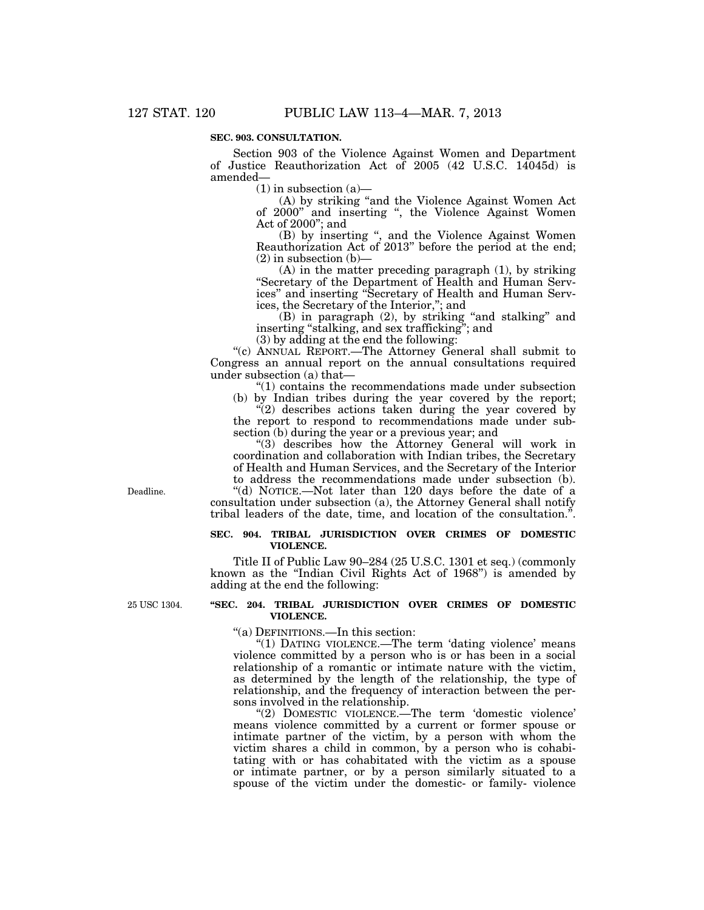**SEC. 903. CONSULTATION.**

Section 903 of the Violence Against Women and Department of Justice Reauthorization Act of 2005 (42 U.S.C. 14045d) is amended—

(1) in subsection (a)—

(A) by striking "and the Violence Against Women Act of 2000" and inserting ", the Violence Against Women Act of 2000"; and

(B) by inserting ", and the Violence Against Women Reauthorization Act of 2013" before the period at the end;

(2) in subsection (b)—

(A) in the matter preceding paragraph (1), by striking "Secretary of the Department of Health and Human Services" and inserting "Secretary of Health and Human Services, the Secretary of the Interior,"; and

(B) in paragraph (2), by striking "and stalking" and inserting "stalking, and sex trafficking"; and

(3) by adding at the end the following:

"(c) ANNUAL REPORT.—The Attorney General shall submit to Congress an annual report on the annual consultations required under subsection (a) that—

"(1) contains the recommendations made under subsection (b) by Indian tribes during the year covered by the report;

"(2) describes actions taken during the year covered by the report to respond to recommendations made under subsection (b) during the year or a previous year; and

"(3) describes how the Attorney General will work in coordination and collaboration with Indian tribes, the Secretary of Health and Human Services, and the Secretary of the Interior to address the recommendations made under subsection (b).

Deadline.

"(d) NOTICE.—Not later than 120 days before the date of a consultation under subsection (a), the Attorney General shall notify tribal leaders of the date, time, and location of the consultation.".

**SEC. 904. TRIBAL JURISDICTION OVER CRIMES OF DOMESTIC VIOLENCE.**

Title II of Public Law 90–284 (25 U.S.C. 1301 et seq.) (commonly known as the "Indian Civil Rights Act of 1968") is amended by adding at the end the following:

25 USC 1304.

**"SEC. 204. TRIBAL JURISDICTION OVER CRIMES OF DOMESTIC VIOLENCE.**

"(a) DEFINITIONS.—In this section:

"(1) DATING VIOLENCE.—The term 'dating violence' means violence committed by a person who is or has been in a social relationship of a romantic or intimate nature with the victim, as determined by the length of the relationship, the type of relationship, and the frequency of interaction between the persons involved in the relationship.

"(2) DOMESTIC VIOLENCE.—The term 'domestic violence' means violence committed by a current or former spouse or intimate partner of the victim, by a person with whom the victim shares a child in common, by a person who is cohabitating with or has cohabitated with the victim as a spouse or intimate partner, or by a person similarly situated to a spouse of the victim under the domestic- or family- violence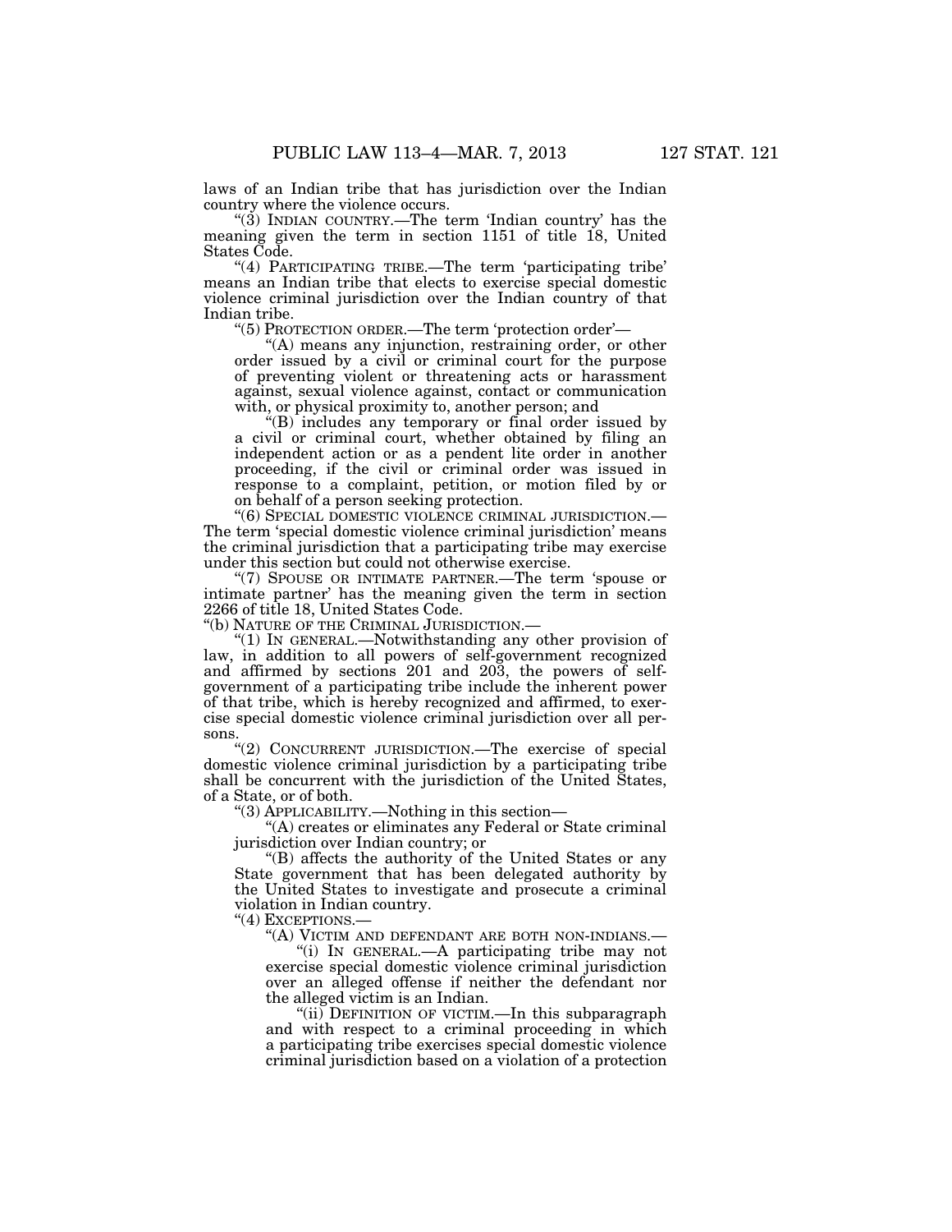laws of an Indian tribe that has jurisdiction over the Indian country where the violence occurs.

"(3) INDIAN COUNTRY.—The term 'Indian country' has the meaning given the term in section 1151 of title 18, United States Code.

"(4) PARTICIPATING TRIBE.—The term 'participating tribe' means an Indian tribe that elects to exercise special domestic violence criminal jurisdiction over the Indian country of that Indian tribe.

"(5) PROTECTION ORDER.—The term 'protection order'—

"(A) means any injunction, restraining order, or other order issued by a civil or criminal court for the purpose of preventing violent or threatening acts or harassment against, sexual violence against, contact or communication with, or physical proximity to, another person; and

"(B) includes any temporary or final order issued by a civil or criminal court, whether obtained by filing an independent action or as a pendent lite order in another proceeding, if the civil or criminal order was issued in response to a complaint, petition, or motion filed by or on behalf of a person seeking protection.

"(6) SPECIAL DOMESTIC VIOLENCE CRIMINAL JURISDICTION.—The term 'special domestic violence criminal jurisdiction' means the criminal jurisdiction that a participating tribe may exercise under this section but could not otherwise exercise.

"(7) SPOUSE OR INTIMATE PARTNER.—The term 'spouse or intimate partner' has the meaning given the term in section 2266 of title 18, United States Code.

"(b) NATURE OF THE CRIMINAL JURISDICTION.—

"(1) IN GENERAL.—Notwithstanding any other provision of law, in addition to all powers of self-government recognized and affirmed by sections 201 and 203, the powers of self-government of a participating tribe include the inherent power of that tribe, which is hereby recognized and affirmed, to exercise special domestic violence criminal jurisdiction over all persons.

"(2) CONCURRENT JURISDICTION.—The exercise of special domestic violence criminal jurisdiction by a participating tribe shall be concurrent with the jurisdiction of the United States, of a State, or of both.

"(3) APPLICABILITY.—Nothing in this section—

"(A) creates or eliminates any Federal or State criminal jurisdiction over Indian country; or

"(B) affects the authority of the United States or any State government that has been delegated authority by the United States to investigate and prosecute a criminal violation in Indian country.

"(4) EXCEPTIONS.—

"(A) VICTIM AND DEFENDANT ARE BOTH NON-INDIANS.—

"(i) IN GENERAL.—A participating tribe may not exercise special domestic violence criminal jurisdiction over an alleged offense if neither the defendant nor the alleged victim is an Indian.

"(ii) DEFINITION OF VICTIM.—In this subparagraph and with respect to a criminal proceeding in which a participating tribe exercises special domestic violence criminal jurisdiction based on a violation of a protection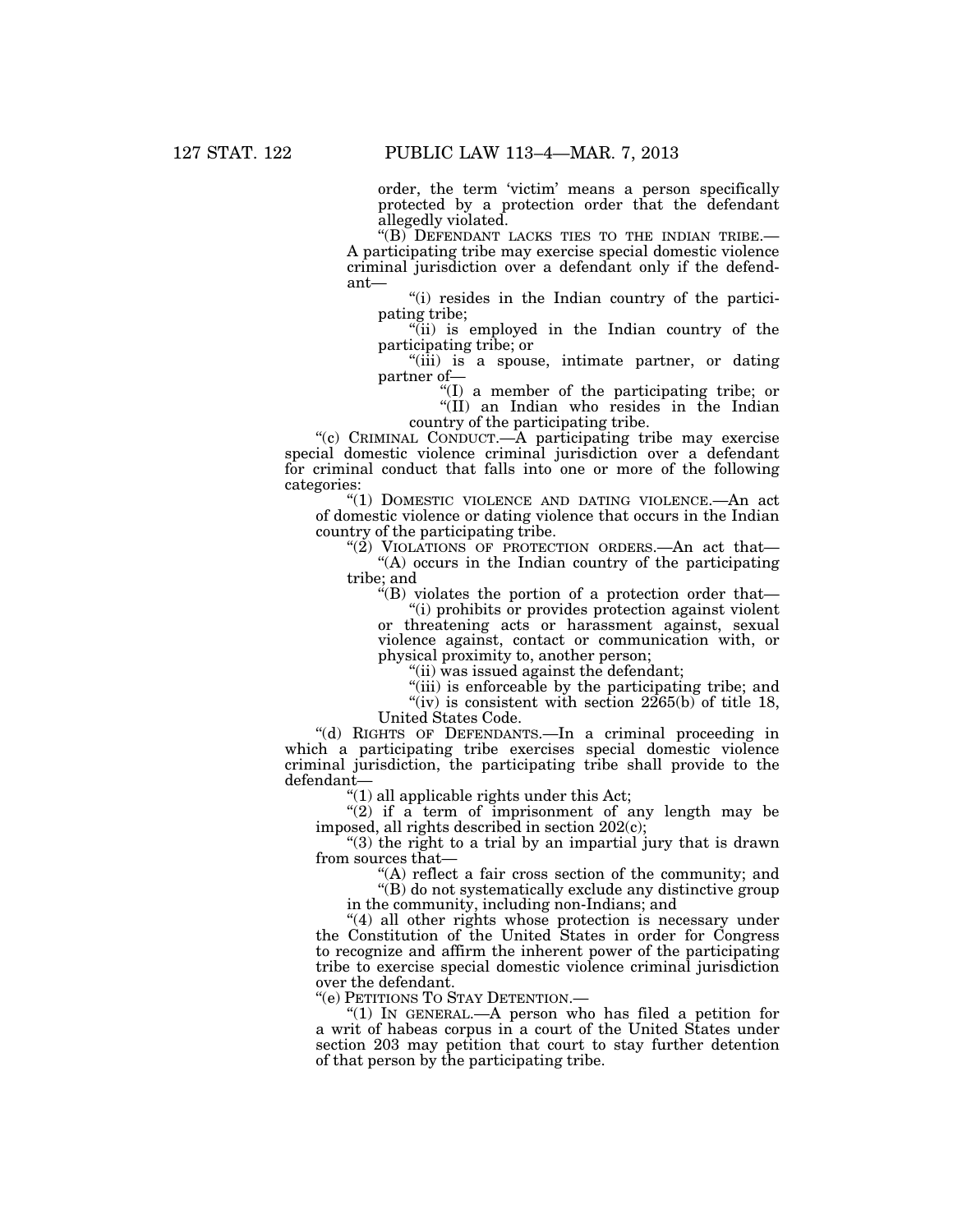order, the term 'victim' means a person specifically protected by a protection order that the defendant allegedly violated.

"(B) DEFENDANT LACKS TIES TO THE INDIAN TRIBE.—A participating tribe may exercise special domestic violence criminal jurisdiction over a defendant only if the defendant—

"(i) resides in the Indian country of the participating tribe;

"(ii) is employed in the Indian country of the participating tribe; or

"(iii) is a spouse, intimate partner, or dating partner of—

"(I) a member of the participating tribe; or

"(II) an Indian who resides in the Indian country of the participating tribe.

"(c) CRIMINAL CONDUCT.—A participating tribe may exercise special domestic violence criminal jurisdiction over a defendant for criminal conduct that falls into one or more of the following categories:

"(1) DOMESTIC VIOLENCE AND DATING VIOLENCE.—An act of domestic violence or dating violence that occurs in the Indian country of the participating tribe.

"(2) VIOLATIONS OF PROTECTION ORDERS.—An act that—

"(A) occurs in the Indian country of the participating tribe; and

"(B) violates the portion of a protection order that—

"(i) prohibits or provides protection against violent or threatening acts or harassment against, sexual violence against, contact or communication with, or physical proximity to, another person;

"(ii) was issued against the defendant;

"(iii) is enforceable by the participating tribe; and

"(iv) is consistent with section 2265(b) of title 18, United States Code.

"(d) RIGHTS OF DEFENDANTS.—In a criminal proceeding in which a participating tribe exercises special domestic violence criminal jurisdiction, the participating tribe shall provide to the defendant—

"(1) all applicable rights under this Act;

"(2) if a term of imprisonment of any length may be imposed, all rights described in section 202(c);

"(3) the right to a trial by an impartial jury that is drawn from sources that—

"(A) reflect a fair cross section of the community; and

"(B) do not systematically exclude any distinctive group in the community, including non-Indians; and

"(4) all other rights whose protection is necessary under the Constitution of the United States in order for Congress to recognize and affirm the inherent power of the participating tribe to exercise special domestic violence criminal jurisdiction over the defendant.

"(e) PETITIONS TO STAY DETENTION.—

"(1) IN GENERAL.—A person who has filed a petition for a writ of habeas corpus in a court of the United States under section 203 may petition that court to stay further detention of that person by the participating tribe.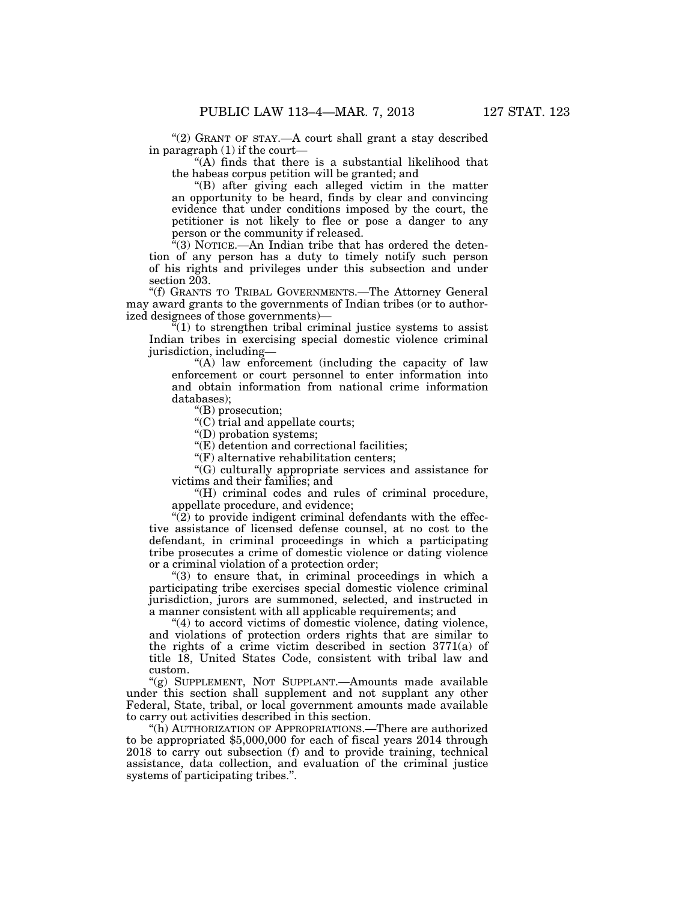"(2) GRANT OF STAY.—A court shall grant a stay described in paragraph (1) if the court—

"(A) finds that there is a substantial likelihood that the habeas corpus petition will be granted; and

"(B) after giving each alleged victim in the matter an opportunity to be heard, finds by clear and convincing evidence that under conditions imposed by the court, the petitioner is not likely to flee or pose a danger to any person or the community if released.

"(3) NOTICE.—An Indian tribe that has ordered the detention of any person has a duty to timely notify such person of his rights and privileges under this subsection and under section 203.

"(f) GRANTS TO TRIBAL GOVERNMENTS.—The Attorney General may award grants to the governments of Indian tribes (or to authorized designees of those governments)—

"(1) to strengthen tribal criminal justice systems to assist Indian tribes in exercising special domestic violence criminal jurisdiction, including—

"(A) law enforcement (including the capacity of law enforcement or court personnel to enter information into and obtain information from national crime information databases);

"(B) prosecution;

"(C) trial and appellate courts;

"(D) probation systems;

"(E) detention and correctional facilities;

"(F) alternative rehabilitation centers;

"(G) culturally appropriate services and assistance for victims and their families; and

"(H) criminal codes and rules of criminal procedure, appellate procedure, and evidence;

"(2) to provide indigent criminal defendants with the effective assistance of licensed defense counsel, at no cost to the defendant, in criminal proceedings in which a participating tribe prosecutes a crime of domestic violence or dating violence or a criminal violation of a protection order;

"(3) to ensure that, in criminal proceedings in which a participating tribe exercises special domestic violence criminal jurisdiction, jurors are summoned, selected, and instructed in a manner consistent with all applicable requirements; and

"(4) to accord victims of domestic violence, dating violence, and violations of protection orders rights that are similar to the rights of a crime victim described in section 3771(a) of title 18, United States Code, consistent with tribal law and custom.

"(g) SUPPLEMENT, NOT SUPPLANT.—Amounts made available under this section shall supplement and not supplant any other Federal, State, tribal, or local government amounts made available to carry out activities described in this section.

"(h) AUTHORIZATION OF APPROPRIATIONS.—There are authorized to be appropriated $5,000,000 for each of fiscal years 2014 through 2018 to carry out subsection (f) and to provide training, technical assistance, data collection, and evaluation of the criminal justice systems of participating tribes.".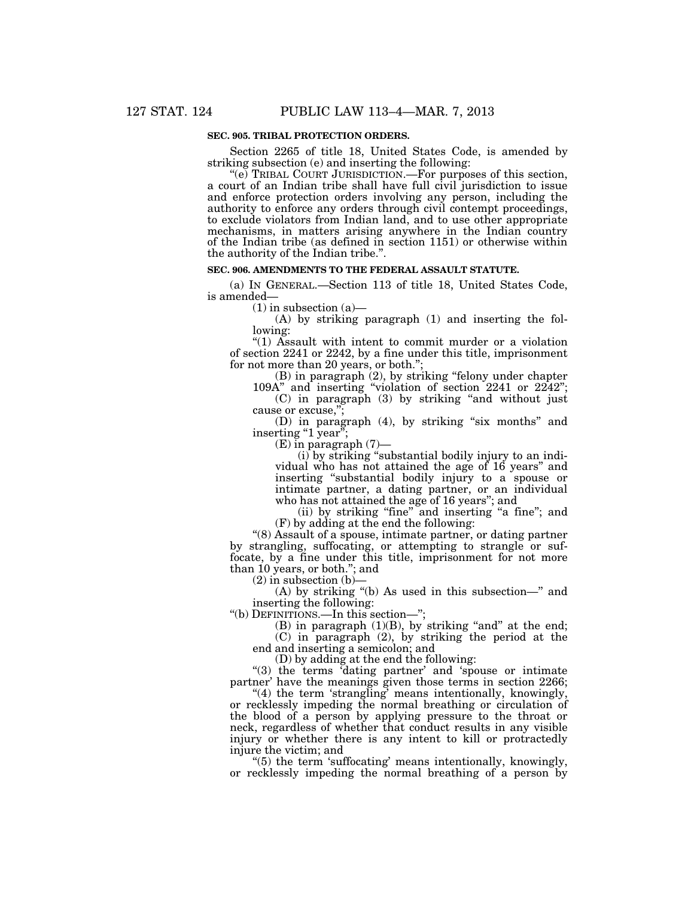**SEC. 905. TRIBAL PROTECTION ORDERS.**

Section 2265 of title 18, United States Code, is amended by striking subsection (e) and inserting the following:

"(e) TRIBAL COURT JURISDICTION.—For purposes of this section, a court of an Indian tribe shall have full civil jurisdiction to issue and enforce protection orders involving any person, including the authority to enforce any orders through civil contempt proceedings, to exclude violators from Indian land, and to use other appropriate mechanisms, in matters arising anywhere in the Indian country of the Indian tribe (as defined in section 1151) or otherwise within the authority of the Indian tribe.".

**SEC. 906. AMENDMENTS TO THE FEDERAL ASSAULT STATUTE.**

(a) IN GENERAL.—Section 113 of title 18, United States Code, is amended—

(1) in subsection (a)—

(A) by striking paragraph (1) and inserting the following:

"(1) Assault with intent to commit murder or a violation of section 2241 or 2242, by a fine under this title, imprisonment for not more than 20 years, or both.";

(B) in paragraph (2), by striking "felony under chapter 109A" and inserting "violation of section 2241 or 2242";

(C) in paragraph (3) by striking "and without just cause or excuse,";

(D) in paragraph (4), by striking "six months" and inserting "1 year";

(E) in paragraph (7)—

(i) by striking "substantial bodily injury to an individual who has not attained the age of 16 years" and inserting "substantial bodily injury to a spouse or intimate partner, a dating partner, or an individual who has not attained the age of 16 years"; and

(ii) by striking "fine" and inserting "a fine"; and

(F) by adding at the end the following:

"(8) Assault of a spouse, intimate partner, or dating partner by strangling, suffocating, or attempting to strangle or suffocate, by a fine under this title, imprisonment for not more than 10 years, or both."; and

(2) in subsection (b)—

(A) by striking "(b) As used in this subsection—" and inserting the following:

"(b) DEFINITIONS.—In this section—";

(B) in paragraph (1)(B), by striking "and" at the end;

(C) in paragraph (2), by striking the period at the end and inserting a semicolon; and

(D) by adding at the end the following:

"(3) the terms 'dating partner' and 'spouse or intimate partner' have the meanings given those terms in section 2266;

"(4) the term 'strangling' means intentionally, knowingly, or recklessly impeding the normal breathing or circulation of the blood of a person by applying pressure to the throat or neck, regardless of whether that conduct results in any visible injury or whether there is any intent to kill or protractedly injure the victim; and

"(5) the term 'suffocating' means intentionally, knowingly, or recklessly impeding the normal breathing of a person by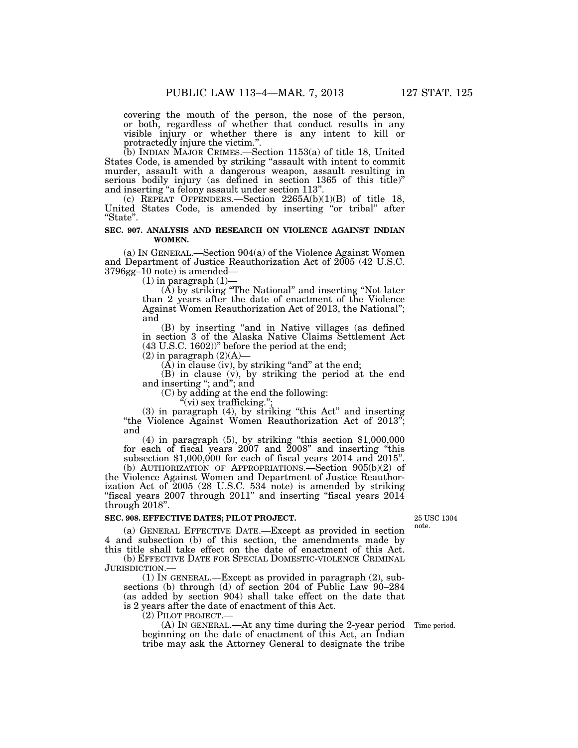covering the mouth of the person, the nose of the person, or both, regardless of whether that conduct results in any visible injury or whether there is any intent to kill or protractedly injure the victim.".

(b) INDIAN MAJOR CRIMES.—Section 1153(a) of title 18, United States Code, is amended by striking "assault with intent to commit murder, assault with a dangerous weapon, assault resulting in serious bodily injury (as defined in section 1365 of this title)" and inserting "a felony assault under section 113".

(c) REPEAT OFFENDERS.—Section 2265A(b)(1)(B) of title 18, United States Code, is amended by inserting "or tribal" after "State".

**SEC. 907. ANALYSIS AND RESEARCH ON VIOLENCE AGAINST INDIAN WOMEN.**

(a) IN GENERAL.—Section 904(a) of the Violence Against Women and Department of Justice Reauthorization Act of 2005 (42 U.S.C. 3796gg–10 note) is amended—

(1) in paragraph (1)—

(A) by striking "The National" and inserting "Not later than 2 years after the date of enactment of the Violence Against Women Reauthorization Act of 2013, the National"; and

(B) by inserting "and in Native villages (as defined in section 3 of the Alaska Native Claims Settlement Act (43 U.S.C. 1602))" before the period at the end;

(2) in paragraph (2)(A)—

(A) in clause (iv), by striking "and" at the end;

(B) in clause (v), by striking the period at the end and inserting "; and"; and

(C) by adding at the end the following:

"(vi) sex trafficking.";

(3) in paragraph (4), by striking "this Act" and inserting "the Violence Against Women Reauthorization Act of 2013"; and

(4) in paragraph (5), by striking "this section $1,000,000 for each of fiscal years 2007 and 2008" and inserting "this subsection $1,000,000 for each of fiscal years 2014 and 2015".

(b) AUTHORIZATION OF APPROPRIATIONS.—Section 905(b)(2) of the Violence Against Women and Department of Justice Reauthorization Act of 2005 (28 U.S.C. 534 note) is amended by striking "fiscal years 2007 through 2011" and inserting "fiscal years 2014 through 2018".

**SEC. 908. EFFECTIVE DATES; PILOT PROJECT.**

25 USC 1304 note.

(a) GENERAL EFFECTIVE DATE.—Except as provided in section 4 and subsection (b) of this section, the amendments made by this title shall take effect on the date of enactment of this Act.

(b) EFFECTIVE DATE FOR SPECIAL DOMESTIC-VIOLENCE CRIMINAL JURISDICTION.—

(1) IN GENERAL.—Except as provided in paragraph (2), subsections (b) through (d) of section 204 of Public Law 90–284 (as added by section 904) shall take effect on the date that is 2 years after the date of enactment of this Act.

(2) PILOT PROJECT.—

Time period.

(A) IN GENERAL.—At any time during the 2-year period beginning on the date of enactment of this Act, an Indian tribe may ask the Attorney General to designate the tribe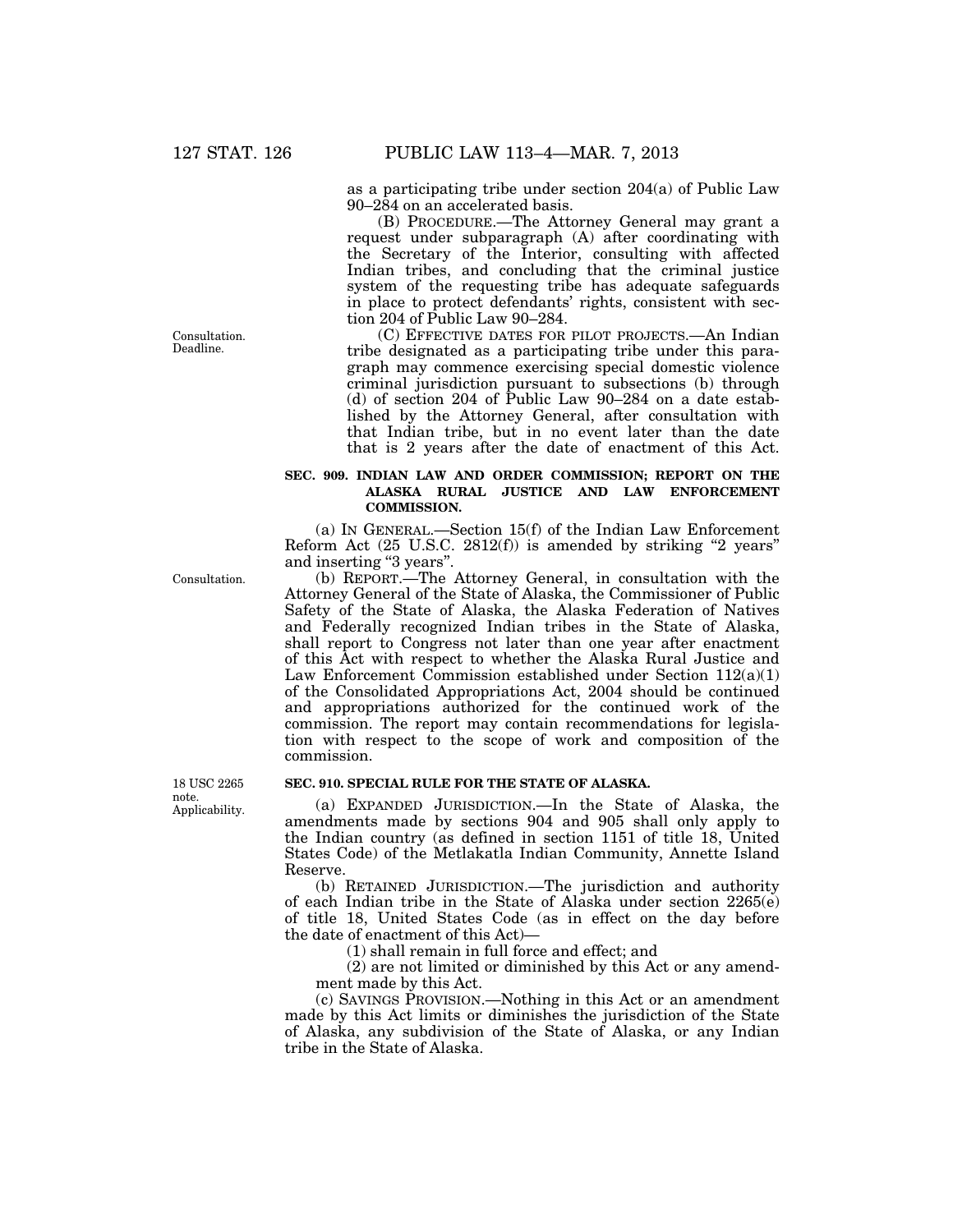as a participating tribe under section 204(a) of Public Law 90–284 on an accelerated basis.

(B) PROCEDURE.—The Attorney General may grant a request under subparagraph (A) after coordinating with the Secretary of the Interior, consulting with affected Indian tribes, and concluding that the criminal justice system of the requesting tribe has adequate safeguards in place to protect defendants' rights, consistent with section 204 of Public Law 90–284.

Consultation. Deadline.

(C) EFFECTIVE DATES FOR PILOT PROJECTS.—An Indian tribe designated as a participating tribe under this paragraph may commence exercising special domestic violence criminal jurisdiction pursuant to subsections (b) through (d) of section 204 of Public Law 90–284 on a date established by the Attorney General, after consultation with that Indian tribe, but in no event later than the date that is 2 years after the date of enactment of this Act.

**SEC. 909. INDIAN LAW AND ORDER COMMISSION; REPORT ON THE ALASKA RURAL JUSTICE AND LAW ENFORCEMENT COMMISSION.**

(a) IN GENERAL.—Section 15(f) of the Indian Law Enforcement Reform Act (25 U.S.C. 2812(f)) is amended by striking "2 years" and inserting "3 years".

Consultation.

(b) REPORT.—The Attorney General, in consultation with the Attorney General of the State of Alaska, the Commissioner of Public Safety of the State of Alaska, the Alaska Federation of Natives and Federally recognized Indian tribes in the State of Alaska, shall report to Congress not later than one year after enactment of this Act with respect to whether the Alaska Rural Justice and Law Enforcement Commission established under Section 112(a)(1) of the Consolidated Appropriations Act, 2004 should be continued and appropriations authorized for the continued work of the commission. The report may contain recommendations for legislation with respect to the scope of work and composition of the commission.

18 USC 2265 note. Applicability.

**SEC. 910. SPECIAL RULE FOR THE STATE OF ALASKA.**

(a) EXPANDED JURISDICTION.—In the State of Alaska, the amendments made by sections 904 and 905 shall only apply to the Indian country (as defined in section 1151 of title 18, United States Code) of the Metlakatla Indian Community, Annette Island Reserve.

(b) RETAINED JURISDICTION.—The jurisdiction and authority of each Indian tribe in the State of Alaska under section 2265(e) of title 18, United States Code (as in effect on the day before the date of enactment of this Act)—

(1) shall remain in full force and effect; and

(2) are not limited or diminished by this Act or any amendment made by this Act.

(c) SAVINGS PROVISION.—Nothing in this Act or an amendment made by this Act limits or diminishes the jurisdiction of the State of Alaska, any subdivision of the State of Alaska, or any Indian tribe in the State of Alaska.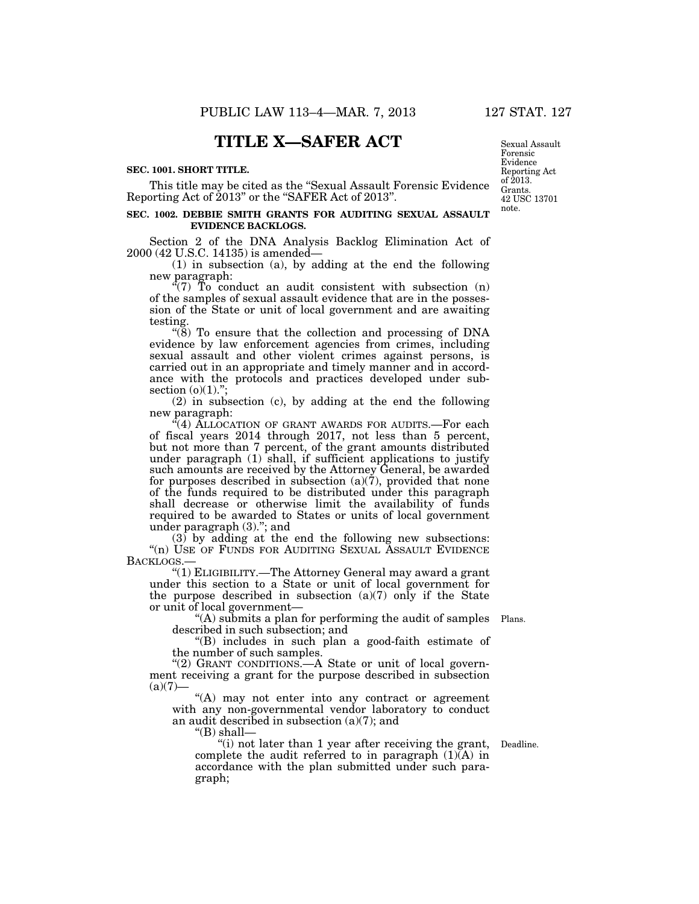# TITLE X—SAFER ACT

Sexual Assault Forensic Evidence Reporting Act of 2013. Grants. 42 USC 13701 note.

**SEC. 1001. SHORT TITLE.**

This title may be cited as the "Sexual Assault Forensic Evidence Reporting Act of 2013" or the "SAFER Act of 2013".

**SEC. 1002. DEBBIE SMITH GRANTS FOR AUDITING SEXUAL ASSAULT EVIDENCE BACKLOGS.**

Section 2 of the DNA Analysis Backlog Elimination Act of 2000 (42 U.S.C. 14135) is amended—

(1) in subsection (a), by adding at the end the following new paragraph:

"(7) To conduct an audit consistent with subsection (n) of the samples of sexual assault evidence that are in the possession of the State or unit of local government and are awaiting testing.

"(8) To ensure that the collection and processing of DNA evidence by law enforcement agencies from crimes, including sexual assault and other violent crimes against persons, is carried out in an appropriate and timely manner and in accordance with the protocols and practices developed under subsection (o)(1).";

(2) in subsection (c), by adding at the end the following new paragraph:

"(4) ALLOCATION OF GRANT AWARDS FOR AUDITS.—For each of fiscal years 2014 through 2017, not less than 5 percent, but not more than 7 percent, of the grant amounts distributed under paragraph (1) shall, if sufficient applications to justify such amounts are received by the Attorney General, be awarded for purposes described in subsection (a)(7), provided that none of the funds required to be distributed under this paragraph shall decrease or otherwise limit the availability of funds required to be awarded to States or units of local government under paragraph (3)."; and

(3) by adding at the end the following new subsections:

"(n) USE OF FUNDS FOR AUDITING SEXUAL ASSAULT EVIDENCE BACKLOGS.—

"(1) ELIGIBILITY.—The Attorney General may award a grant under this section to a State or unit of local government for the purpose described in subsection (a)(7) only if the State or unit of local government—

"(A) submits a plan for performing the audit of samples described in such subsection; and

Plans.

"(B) includes in such plan a good-faith estimate of the number of such samples.

"(2) GRANT CONDITIONS.—A State or unit of local government receiving a grant for the purpose described in subsection (a)(7)—

"(A) may not enter into any contract or agreement with any non-governmental vendor laboratory to conduct an audit described in subsection (a)(7); and

"(B) shall—

Deadline.

"(i) not later than 1 year after receiving the grant, complete the audit referred to in paragraph (1)(A) in accordance with the plan submitted under such paragraph;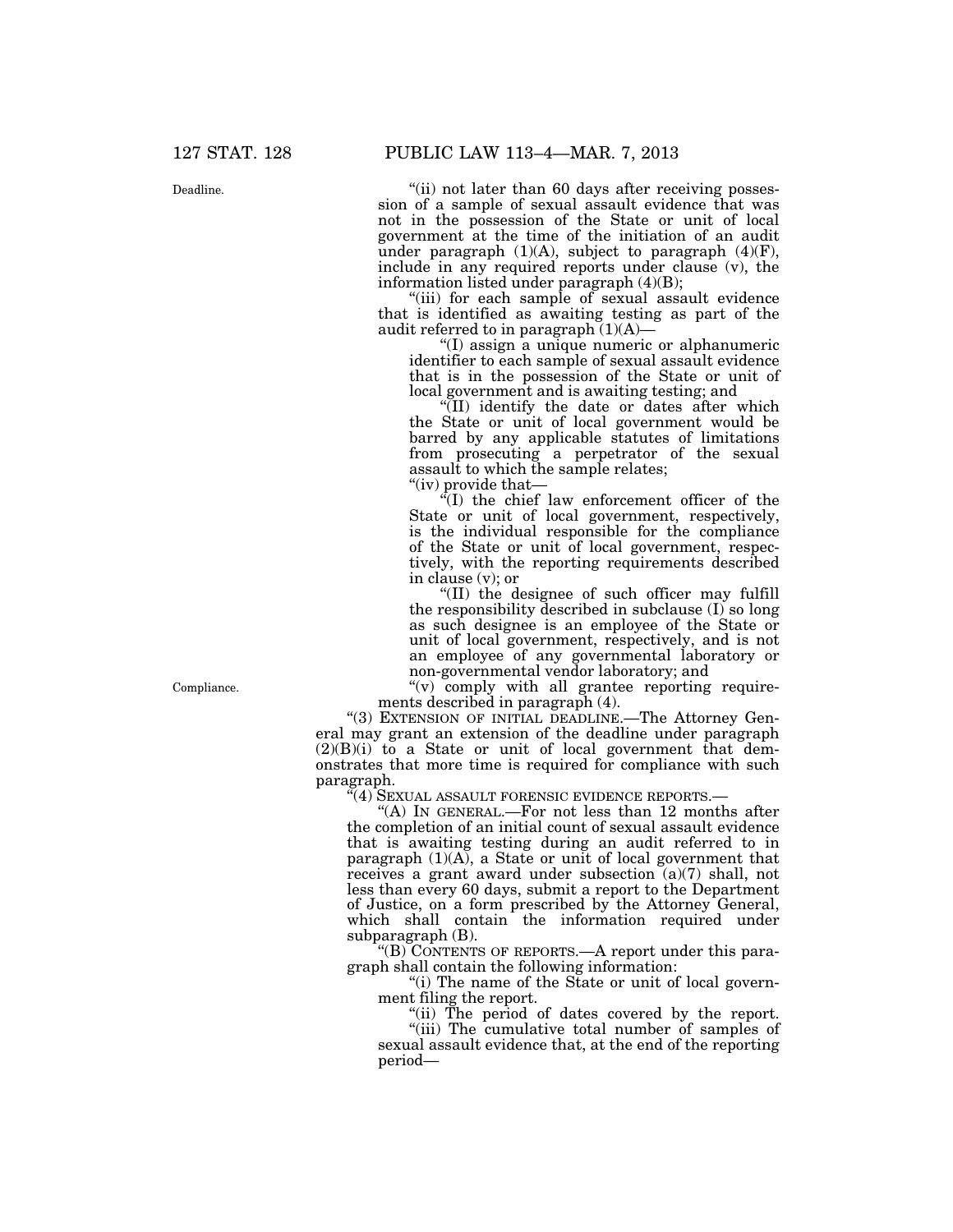"(ii) not later than 60 days after receiving possession of a sample of sexual assault evidence that was not in the possession of the State or unit of local government at the time of the initiation of an audit under paragraph (1)(A), subject to paragraph (4)(F), include in any required reports under clause (v), the information listed under paragraph (4)(B);

"(iii) for each sample of sexual assault evidence that is identified as awaiting testing as part of the audit referred to in paragraph (1)(A)—

"(I) assign a unique numeric or alphanumeric identifier to each sample of sexual assault evidence that is in the possession of the State or unit of local government and is awaiting testing; and

"(II) identify the date or dates after which the State or unit of local government would be barred by any applicable statutes of limitations from prosecuting a perpetrator of the sexual assault to which the sample relates;

"(iv) provide that—

"(I) the chief law enforcement officer of the State or unit of local government, respectively, is the individual responsible for the compliance of the State or unit of local government, respectively, with the reporting requirements described in clause (v); or

"(II) the designee of such officer may fulfill the responsibility described in subclause (I) so long as such designee is an employee of the State or unit of local government, respectively, and is not an employee of any governmental laboratory or non-governmental vendor laboratory; and

"(v) comply with all grantee reporting requirements described in paragraph (4).

"(3) EXTENSION OF INITIAL DEADLINE.—The Attorney General may grant an extension of the deadline under paragraph (2)(B)(i) to a State or unit of local government that demonstrates that more time is required for compliance with such paragraph.

"(4) SEXUAL ASSAULT FORENSIC EVIDENCE REPORTS.—

"(A) IN GENERAL.—For not less than 12 months after the completion of an initial count of sexual assault evidence that is awaiting testing during an audit referred to in paragraph (1)(A), a State or unit of local government that receives a grant award under subsection (a)(7) shall, not less than every 60 days, submit a report to the Department of Justice, on a form prescribed by the Attorney General, which shall contain the information required under subparagraph (B).

"(B) CONTENTS OF REPORTS.—A report under this paragraph shall contain the following information:

"(i) The name of the State or unit of local government filing the report.

"(ii) The period of dates covered by the report.

"(iii) The cumulative total number of samples of sexual assault evidence that, at the end of the reporting period—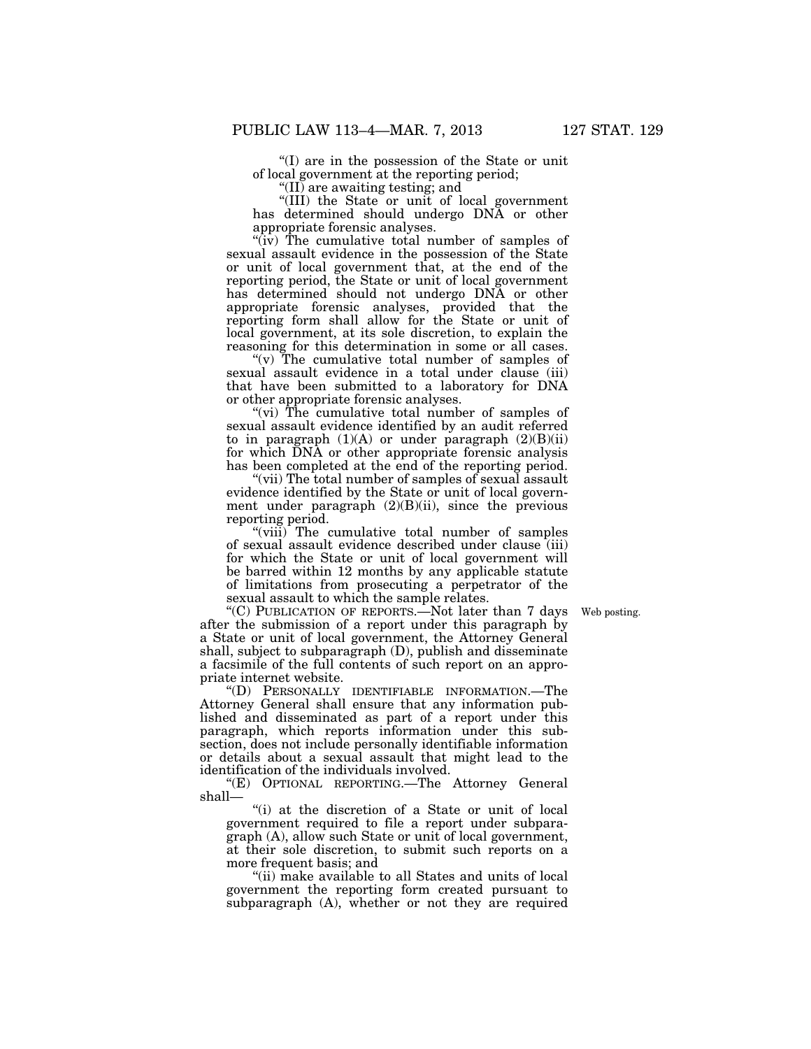"(I) are in the possession of the State or unit of local government at the reporting period;

"(II) are awaiting testing; and

"(III) the State or unit of local government has determined should undergo DNA or other appropriate forensic analyses.

"(iv) The cumulative total number of samples of sexual assault evidence in the possession of the State or unit of local government that, at the end of the reporting period, the State or unit of local government has determined should not undergo DNA or other appropriate forensic analyses, provided that the reporting form shall allow for the State or unit of local government, at its sole discretion, to explain the reasoning for this determination in some or all cases.

"(v) The cumulative total number of samples of sexual assault evidence in a total under clause (iii) that have been submitted to a laboratory for DNA or other appropriate forensic analyses.

"(vi) The cumulative total number of samples of sexual assault evidence identified by an audit referred to in paragraph (1)(A) or under paragraph (2)(B)(ii) for which DNA or other appropriate forensic analysis has been completed at the end of the reporting period.

"(vii) The total number of samples of sexual assault evidence identified by the State or unit of local government under paragraph (2)(B)(ii), since the previous reporting period.

"(viii) The cumulative total number of samples of sexual assault evidence described under clause (iii) for which the State or unit of local government will be barred within 12 months by any applicable statute of limitations from prosecuting a perpetrator of the sexual assault to which the sample relates.

Web posting.

"(C) PUBLICATION OF REPORTS.—Not later than 7 days after the submission of a report under this paragraph by a State or unit of local government, the Attorney General shall, subject to subparagraph (D), publish and disseminate a facsimile of the full contents of such report on an appropriate internet website.

"(D) PERSONALLY IDENTIFIABLE INFORMATION.—The Attorney General shall ensure that any information published and disseminated as part of a report under this paragraph, which reports information under this subsection, does not include personally identifiable information or details about a sexual assault that might lead to the identification of the individuals involved.

"(E) OPTIONAL REPORTING.—The Attorney General shall—

"(i) at the discretion of a State or unit of local government required to file a report under subparagraph (A), allow such State or unit of local government, at their sole discretion, to submit such reports on a more frequent basis; and

"(ii) make available to all States and units of local government the reporting form created pursuant to subparagraph (A), whether or not they are required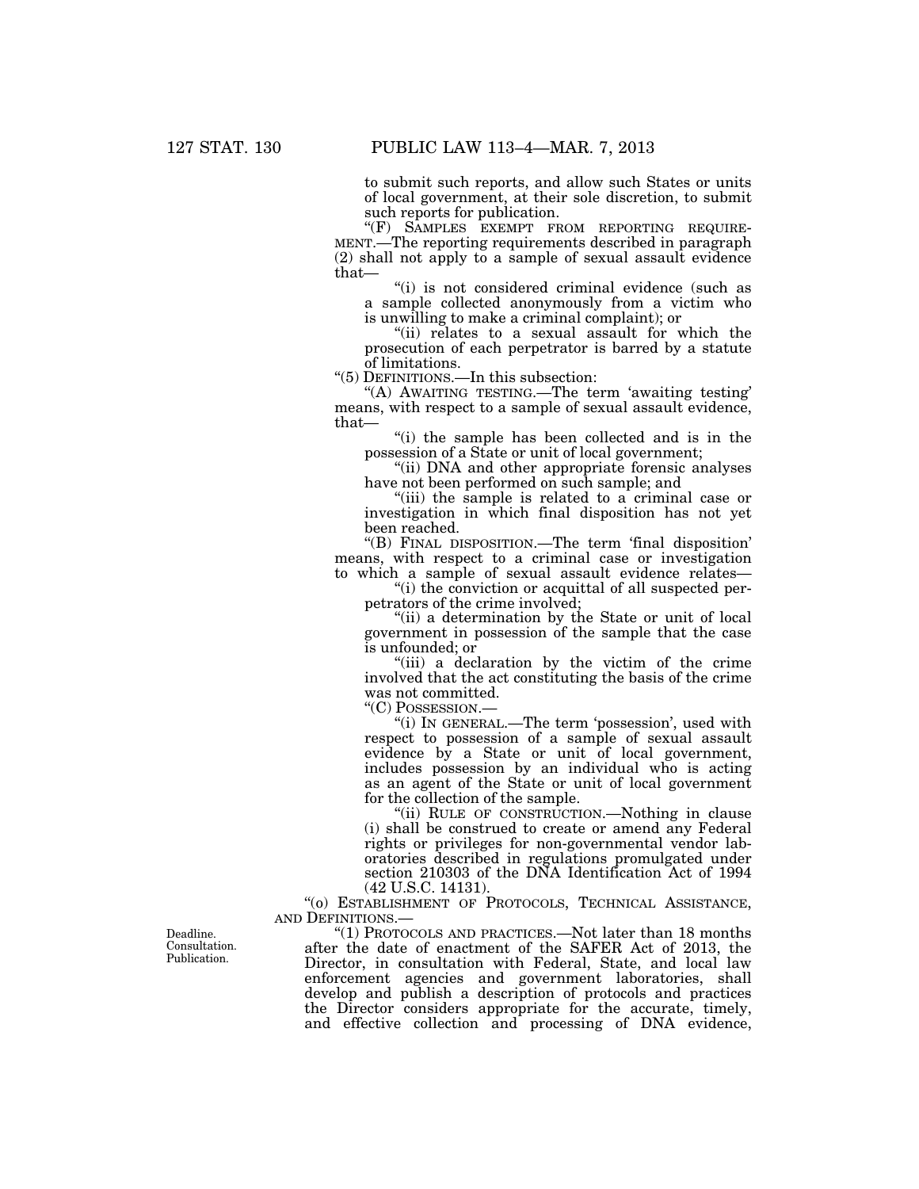to submit such reports, and allow such States or units of local government, at their sole discretion, to submit such reports for publication.

"(F) SAMPLES EXEMPT FROM REPORTING REQUIREMENT.—The reporting requirements described in paragraph (2) shall not apply to a sample of sexual assault evidence that—

"(i) is not considered criminal evidence (such as a sample collected anonymously from a victim who is unwilling to make a criminal complaint); or

"(ii) relates to a sexual assault for which the prosecution of each perpetrator is barred by a statute of limitations.

"(5) DEFINITIONS.—In this subsection:

"(A) AWAITING TESTING.—The term 'awaiting testing' means, with respect to a sample of sexual assault evidence, that—

"(i) the sample has been collected and is in the possession of a State or unit of local government;

"(ii) DNA and other appropriate forensic analyses have not been performed on such sample; and

"(iii) the sample is related to a criminal case or investigation in which final disposition has not yet been reached.

"(B) FINAL DISPOSITION.—The term 'final disposition' means, with respect to a criminal case or investigation to which a sample of sexual assault evidence relates—

"(i) the conviction or acquittal of all suspected perpetrators of the crime involved;

"(ii) a determination by the State or unit of local government in possession of the sample that the case is unfounded; or

"(iii) a declaration by the victim of the crime involved that the act constituting the basis of the crime was not committed.

"(C) POSSESSION.—

"(i) IN GENERAL.—The term 'possession', used with respect to possession of a sample of sexual assault evidence by a State or unit of local government, includes possession by an individual who is acting as an agent of the State or unit of local government for the collection of the sample.

"(ii) RULE OF CONSTRUCTION.—Nothing in clause (i) shall be construed to create or amend any Federal rights or privileges for non-governmental vendor laboratories described in regulations promulgated under section 210303 of the DNA Identification Act of 1994 (42 U.S.C. 14131).

"(o) ESTABLISHMENT OF PROTOCOLS, TECHNICAL ASSISTANCE, AND DEFINITIONS.—

Deadline. Consultation. Publication.

"(1) PROTOCOLS AND PRACTICES.—Not later than 18 months after the date of enactment of the SAFER Act of 2013, the Director, in consultation with Federal, State, and local law enforcement agencies and government laboratories, shall develop and publish a description of protocols and practices the Director considers appropriate for the accurate, timely, and effective collection and processing of DNA evidence,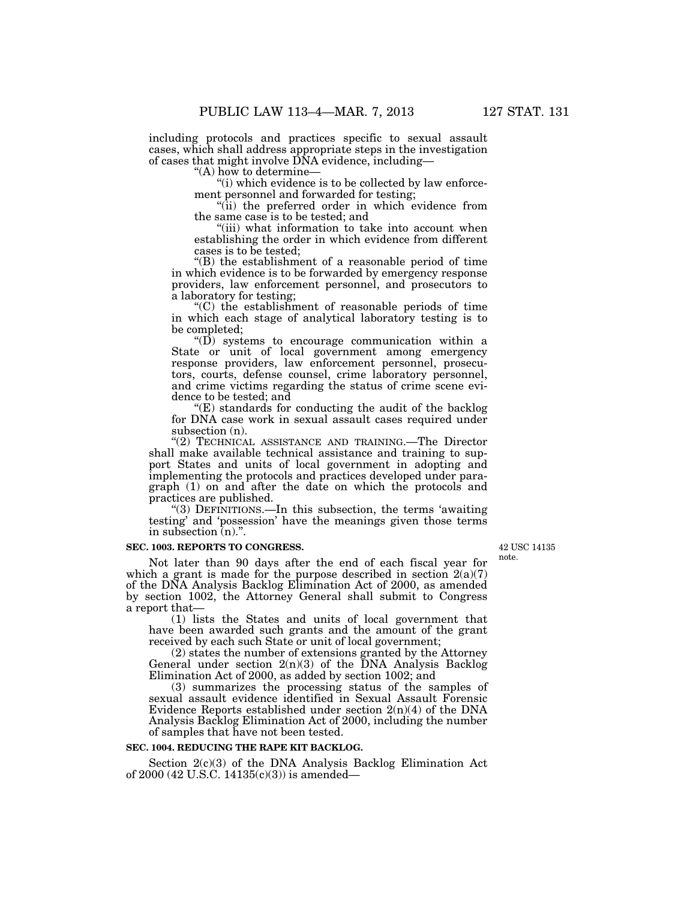including protocols and practices specific to sexual assault cases, which shall address appropriate steps in the investigation of cases that might involve DNA evidence, including—

"(A) how to determine—

"(i) which evidence is to be collected by law enforcement personnel and forwarded for testing;

"(ii) the preferred order in which evidence from the same case is to be tested; and

"(iii) what information to take into account when establishing the order in which evidence from different cases is to be tested;

"(B) the establishment of a reasonable period of time in which evidence is to be forwarded by emergency response providers, law enforcement personnel, and prosecutors to a laboratory for testing;

"(C) the establishment of reasonable periods of time in which each stage of analytical laboratory testing is to be completed;

"(D) systems to encourage communication within a State or unit of local government among emergency response providers, law enforcement personnel, prosecutors, courts, defense counsel, crime laboratory personnel, and crime victims regarding the status of crime scene evidence to be tested; and

"(E) standards for conducting the audit of the backlog for DNA case work in sexual assault cases required under subsection (n).

"(2) TECHNICAL ASSISTANCE AND TRAINING.—The Director shall make available technical assistance and training to support States and units of local government in adopting and implementing the protocols and practices developed under paragraph (1) on and after the date on which the protocols and practices are published.

"(3) DEFINITIONS.—In this subsection, the terms 'awaiting testing' and 'possession' have the meanings given those terms in subsection (n).".

### SEC. 1003. REPORTS TO CONGRESS.

42 USC 14135 note.

Not later than 90 days after the end of each fiscal year for which a grant is made for the purpose described in section 2(a)(7) of the DNA Analysis Backlog Elimination Act of 2000, as amended by section 1002, the Attorney General shall submit to Congress a report that—

(1) lists the States and units of local government that have been awarded such grants and the amount of the grant received by each such State or unit of local government;

(2) states the number of extensions granted by the Attorney General under section 2(n)(3) of the DNA Analysis Backlog Elimination Act of 2000, as added by section 1002; and

(3) summarizes the processing status of the samples of sexual assault evidence identified in Sexual Assault Forensic Evidence Reports established under section 2(n)(4) of the DNA Analysis Backlog Elimination Act of 2000, including the number of samples that have not been tested.

### SEC. 1004. REDUCING THE RAPE KIT BACKLOG.

Section 2(c)(3) of the DNA Analysis Backlog Elimination Act of 2000 (42 U.S.C. 14135(c)(3)) is amended—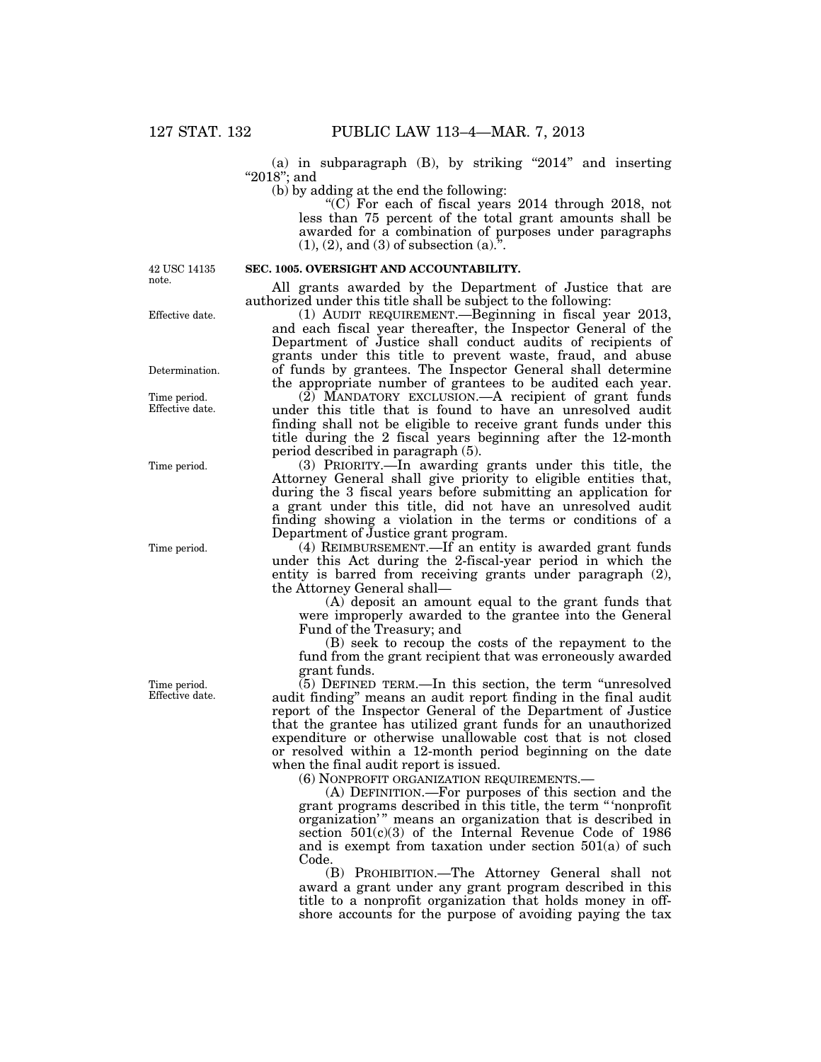(a) in subparagraph (B), by striking "2014" and inserting "2018"; and

(b) by adding at the end the following:

"(C) For each of fiscal years 2014 through 2018, not less than 75 percent of the total grant amounts shall be awarded for a combination of purposes under paragraphs (1), (2), and (3) of subsection (a).".

42 USC 14135 note.

**SEC. 1005. OVERSIGHT AND ACCOUNTABILITY.**

All grants awarded by the Department of Justice that are authorized under this title shall be subject to the following:

Effective date.

(1) AUDIT REQUIREMENT.—Beginning in fiscal year 2013, and each fiscal year thereafter, the Inspector General of the Department of Justice shall conduct audits of recipients of grants under this title to prevent waste, fraud, and abuse of funds by grantees. The Inspector General shall determine the appropriate number of grantees to be audited each year.

Determination.

Time period. Effective date.

(2) MANDATORY EXCLUSION.—A recipient of grant funds under this title that is found to have an unresolved audit finding shall not be eligible to receive grant funds under this title during the 2 fiscal years beginning after the 12-month period described in paragraph (5).

Time period.

(3) PRIORITY.—In awarding grants under this title, the Attorney General shall give priority to eligible entities that, during the 3 fiscal years before submitting an application for a grant under this title, did not have an unresolved audit finding showing a violation in the terms or conditions of a Department of Justice grant program.

Time period.

(4) REIMBURSEMENT.—If an entity is awarded grant funds under this Act during the 2-fiscal-year period in which the entity is barred from receiving grants under paragraph (2), the Attorney General shall—

(A) deposit an amount equal to the grant funds that were improperly awarded to the grantee into the General Fund of the Treasury; and

(B) seek to recoup the costs of the repayment to the fund from the grant recipient that was erroneously awarded grant funds.

Time period. Effective date.

(5) DEFINED TERM.—In this section, the term "unresolved audit finding" means an audit report finding in the final audit report of the Inspector General of the Department of Justice that the grantee has utilized grant funds for an unauthorized expenditure or otherwise unallowable cost that is not closed or resolved within a 12-month period beginning on the date when the final audit report is issued.

(6) NONPROFIT ORGANIZATION REQUIREMENTS.—

(A) DEFINITION.—For purposes of this section and the grant programs described in this title, the term "'nonprofit organization'" means an organization that is described in section 501(c)(3) of the Internal Revenue Code of 1986 and is exempt from taxation under section 501(a) of such Code.

(B) PROHIBITION.—The Attorney General shall not award a grant under any grant program described in this title to a nonprofit organization that holds money in off-shore accounts for the purpose of avoiding paying the tax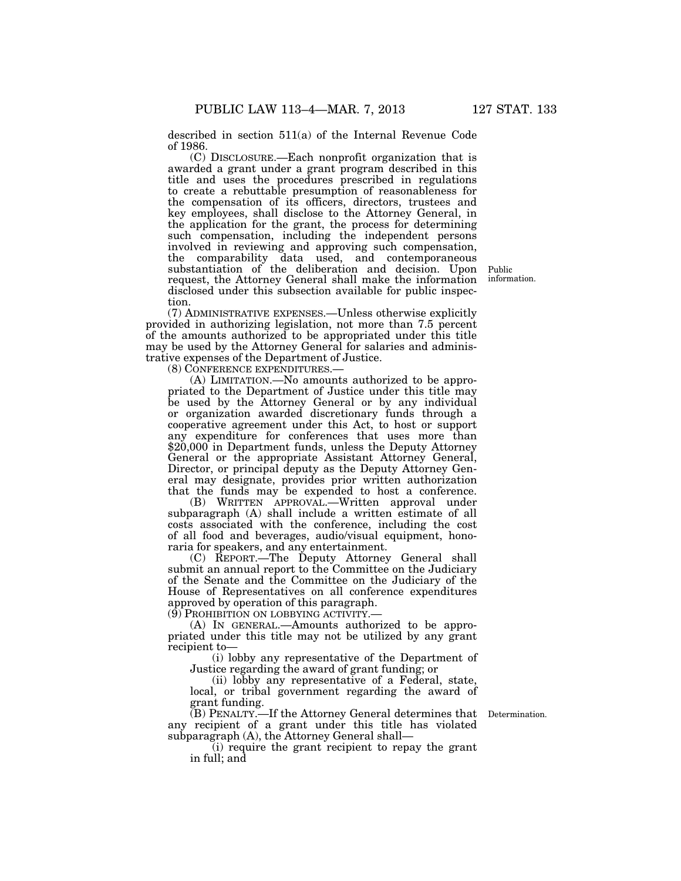described in section 511(a) of the Internal Revenue Code of 1986.

(C) DISCLOSURE.—Each nonprofit organization that is awarded a grant under a grant program described in this title and uses the procedures prescribed in regulations to create a rebuttable presumption of reasonableness for the compensation of its officers, directors, trustees and key employees, shall disclose to the Attorney General, in the application for the grant, the process for determining such compensation, including the independent persons involved in reviewing and approving such compensation, the comparability data used, and contemporaneous substantiation of the deliberation and decision. Upon request, the Attorney General shall make the information disclosed under this subsection available for public inspection.

Public information.

(7) ADMINISTRATIVE EXPENSES.—Unless otherwise explicitly provided in authorizing legislation, not more than 7.5 percent of the amounts authorized to be appropriated under this title may be used by the Attorney General for salaries and administrative expenses of the Department of Justice.

(8) CONFERENCE EXPENDITURES.—

(A) LIMITATION.—No amounts authorized to be appropriated to the Department of Justice under this title may be used by the Attorney General or by any individual or organization awarded discretionary funds through a cooperative agreement under this Act, to host or support any expenditure for conferences that uses more than $20,000 in Department funds, unless the Deputy Attorney General or the appropriate Assistant Attorney General, Director, or principal deputy as the Deputy Attorney General may designate, provides prior written authorization that the funds may be expended to host a conference.

(B) WRITTEN APPROVAL.—Written approval under subparagraph (A) shall include a written estimate of all costs associated with the conference, including the cost of all food and beverages, audio/visual equipment, honoraria for speakers, and any entertainment.

(C) REPORT.—The Deputy Attorney General shall submit an annual report to the Committee on the Judiciary of the Senate and the Committee on the Judiciary of the House of Representatives on all conference expenditures approved by operation of this paragraph.

(9) PROHIBITION ON LOBBYING ACTIVITY.—

(A) IN GENERAL.—Amounts authorized to be appropriated under this title may not be utilized by any grant recipient to—

(i) lobby any representative of the Department of Justice regarding the award of grant funding; or

(ii) lobby any representative of a Federal, state, local, or tribal government regarding the award of grant funding.

Determination.

(B) PENALTY.—If the Attorney General determines that any recipient of a grant under this title has violated subparagraph (A), the Attorney General shall—

(i) require the grant recipient to repay the grant in full; and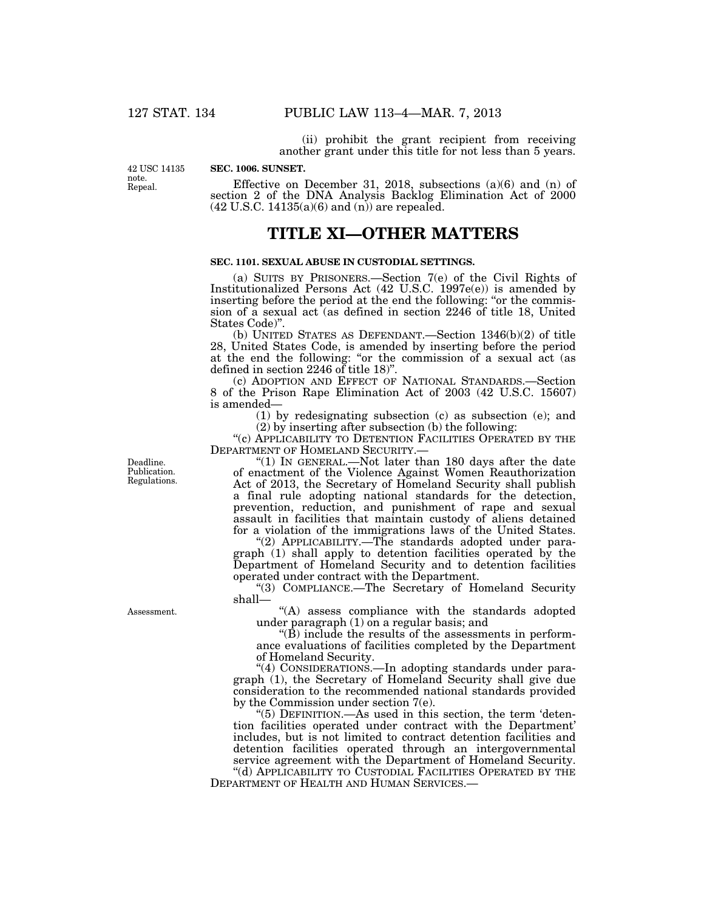(ii) prohibit the grant recipient from receiving another grant under this title for not less than 5 years.

42 USC 14135 note. Repeal.

**SEC. 1006. SUNSET.**

Effective on December 31, 2018, subsections (a)(6) and (n) of section 2 of the DNA Analysis Backlog Elimination Act of 2000 (42 U.S.C. 14135(a)(6) and (n)) are repealed.

# TITLE XI—OTHER MATTERS

**SEC. 1101. SEXUAL ABUSE IN CUSTODIAL SETTINGS.**

(a) SUITS BY PRISONERS.—Section 7(e) of the Civil Rights of Institutionalized Persons Act (42 U.S.C. 1997e(e)) is amended by inserting before the period at the end the following: "or the commission of a sexual act (as defined in section 2246 of title 18, United States Code)".

(b) UNITED STATES AS DEFENDANT.—Section 1346(b)(2) of title 28, United States Code, is amended by inserting before the period at the end the following: "or the commission of a sexual act (as defined in section 2246 of title 18)".

(c) ADOPTION AND EFFECT OF NATIONAL STANDARDS.—Section 8 of the Prison Rape Elimination Act of 2003 (42 U.S.C. 15607) is amended—

(1) by redesignating subsection (c) as subsection (e); and

(2) by inserting after subsection (b) the following:

"(c) APPLICABILITY TO DETENTION FACILITIES OPERATED BY THE DEPARTMENT OF HOMELAND SECURITY.—

Deadline. Publication. Regulations.

"(1) IN GENERAL.—Not later than 180 days after the date of enactment of the Violence Against Women Reauthorization Act of 2013, the Secretary of Homeland Security shall publish a final rule adopting national standards for the detection, prevention, reduction, and punishment of rape and sexual assault in facilities that maintain custody of aliens detained for a violation of the immigrations laws of the United States.

"(2) APPLICABILITY.—The standards adopted under paragraph (1) shall apply to detention facilities operated by the Department of Homeland Security and to detention facilities operated under contract with the Department.

"(3) COMPLIANCE.—The Secretary of Homeland Security shall—

Assessment.

"(A) assess compliance with the standards adopted under paragraph (1) on a regular basis; and

"(B) include the results of the assessments in performance evaluations of facilities completed by the Department of Homeland Security.

"(4) CONSIDERATIONS.—In adopting standards under paragraph (1), the Secretary of Homeland Security shall give due consideration to the recommended national standards provided by the Commission under section 7(e).

"(5) DEFINITION.—As used in this section, the term 'detention facilities operated under contract with the Department' includes, but is not limited to contract detention facilities and detention facilities operated through an intergovernmental service agreement with the Department of Homeland Security.

"(d) APPLICABILITY TO CUSTODIAL FACILITIES OPERATED BY THE DEPARTMENT OF HEALTH AND HUMAN SERVICES.—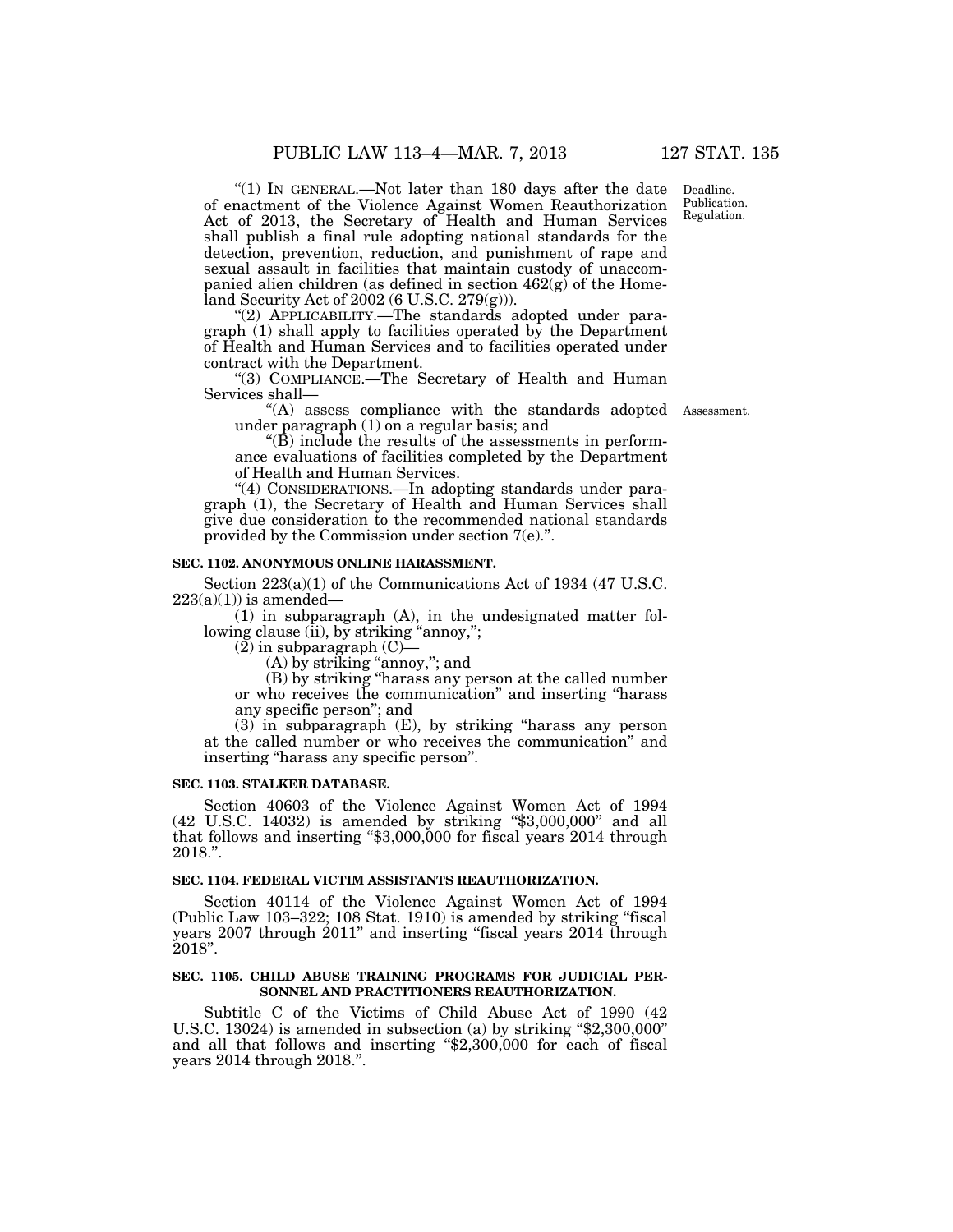"(1) IN GENERAL.—Not later than 180 days after the date of enactment of the Violence Against Women Reauthorization Act of 2013, the Secretary of Health and Human Services shall publish a final rule adopting national standards for the detection, prevention, reduction, and punishment of rape and sexual assault in facilities that maintain custody of unaccompanied alien children (as defined in section 462(g) of the Homeland Security Act of 2002 (6 U.S.C. 279(g))).

Deadline. Publication. Regulation.

"(2) APPLICABILITY.—The standards adopted under paragraph (1) shall apply to facilities operated by the Department of Health and Human Services and to facilities operated under contract with the Department.

"(3) COMPLIANCE.—The Secretary of Health and Human Services shall—

"(A) assess compliance with the standards adopted under paragraph (1) on a regular basis; and

Assessment.

"(B) include the results of the assessments in performance evaluations of facilities completed by the Department of Health and Human Services.

"(4) CONSIDERATIONS.—In adopting standards under paragraph (1), the Secretary of Health and Human Services shall give due consideration to the recommended national standards provided by the Commission under section 7(e).".

**SEC. 1102. ANONYMOUS ONLINE HARASSMENT.**

Section 223(a)(1) of the Communications Act of 1934 (47 U.S.C. 223(a)(1)) is amended—

(1) in subparagraph (A), in the undesignated matter following clause (ii), by striking "annoy,";

(2) in subparagraph (C)—

(A) by striking "annoy,"; and

(B) by striking "harass any person at the called number or who receives the communication" and inserting "harass any specific person"; and

(3) in subparagraph (E), by striking "harass any person at the called number or who receives the communication" and inserting "harass any specific person".

**SEC. 1103. STALKER DATABASE.**

Section 40603 of the Violence Against Women Act of 1994 (42 U.S.C. 14032) is amended by striking "$3,000,000" and all that follows and inserting "$3,000,000 for fiscal years 2014 through 2018.".

**SEC. 1104. FEDERAL VICTIM ASSISTANTS REAUTHORIZATION.**

Section 40114 of the Violence Against Women Act of 1994 (Public Law 103–322; 108 Stat. 1910) is amended by striking "fiscal years 2007 through 2011" and inserting "fiscal years 2014 through 2018".

**SEC. 1105. CHILD ABUSE TRAINING PROGRAMS FOR JUDICIAL PERSONNEL AND PRACTITIONERS REAUTHORIZATION.**

Subtitle C of the Victims of Child Abuse Act of 1990 (42 U.S.C. 13024) is amended in subsection (a) by striking "$2,300,000" and all that follows and inserting "$2,300,000 for each of fiscal years 2014 through 2018.".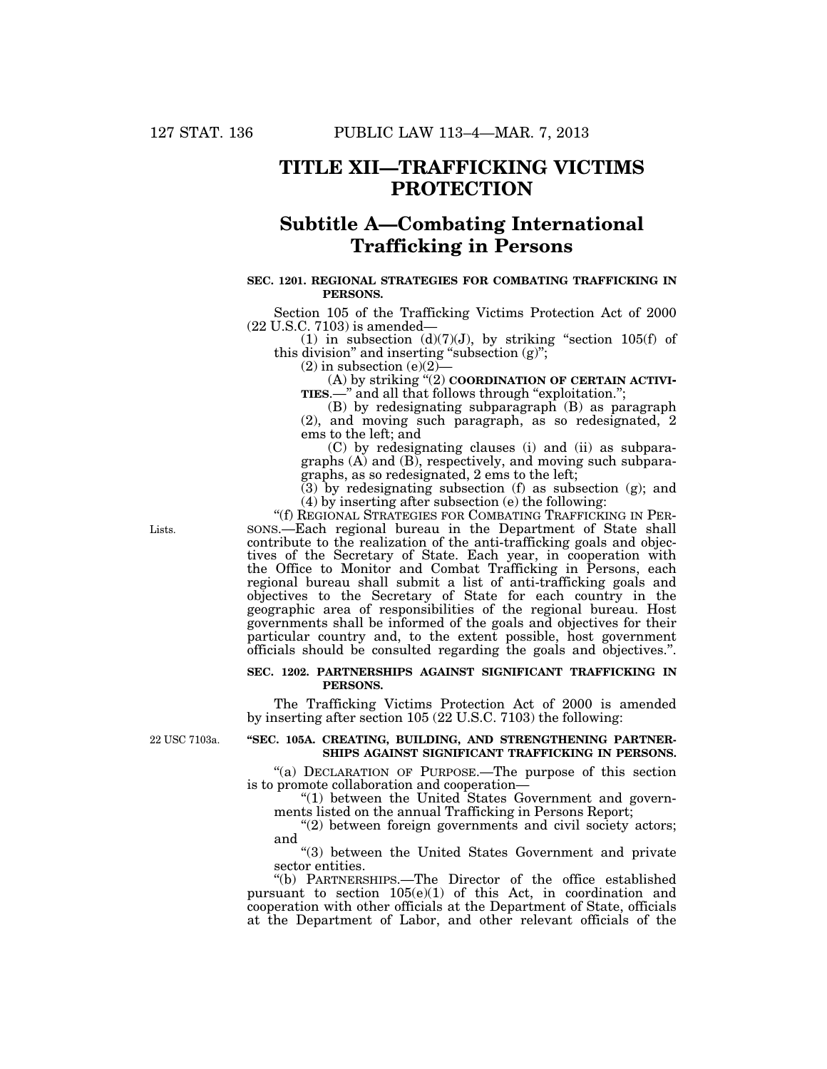# TITLE XII—TRAFFICKING VICTIMS PROTECTION

## Subtitle A—Combating International Trafficking in Persons

### SEC. 1201. REGIONAL STRATEGIES FOR COMBATING TRAFFICKING IN PERSONS.

Section 105 of the Trafficking Victims Protection Act of 2000 (22 U.S.C. 7103) is amended—

(1) in subsection (d)(7)(J), by striking "section 105(f) of this division" and inserting "subsection (g)";

(2) in subsection (e)(2)—

(A) by striking "(2) **COORDINATION OF CERTAIN ACTIVITIES**.—" and all that follows through "exploitation.";

(B) by redesignating subparagraph (B) as paragraph (2), and moving such paragraph, as so redesignated, 2 ems to the left; and

(C) by redesignating clauses (i) and (ii) as subparagraphs (A) and (B), respectively, and moving such subparagraphs, as so redesignated, 2 ems to the left;

(3) by redesignating subsection (f) as subsection (g); and

(4) by inserting after subsection (e) the following:

Lists.

"(f) REGIONAL STRATEGIES FOR COMBATING TRAFFICKING IN PERSONS.—Each regional bureau in the Department of State shall contribute to the realization of the anti-trafficking goals and objectives of the Secretary of State. Each year, in cooperation with the Office to Monitor and Combat Trafficking in Persons, each regional bureau shall submit a list of anti-trafficking goals and objectives to the Secretary of State for each country in the geographic area of responsibilities of the regional bureau. Host governments shall be informed of the goals and objectives for their particular country and, to the extent possible, host government officials should be consulted regarding the goals and objectives.".

### SEC. 1202. PARTNERSHIPS AGAINST SIGNIFICANT TRAFFICKING IN PERSONS.

The Trafficking Victims Protection Act of 2000 is amended by inserting after section 105 (22 U.S.C. 7103) the following:

22 USC 7103a.

### "SEC. 105A. CREATING, BUILDING, AND STRENGTHENING PARTNERSHIPS AGAINST SIGNIFICANT TRAFFICKING IN PERSONS.

"(a) DECLARATION OF PURPOSE.—The purpose of this section is to promote collaboration and cooperation—

"(1) between the United States Government and governments listed on the annual Trafficking in Persons Report;

"(2) between foreign governments and civil society actors; and

"(3) between the United States Government and private sector entities.

"(b) PARTNERSHIPS.—The Director of the office established pursuant to section 105(e)(1) of this Act, in coordination and cooperation with other officials at the Department of State, officials at the Department of Labor, and other relevant officials of the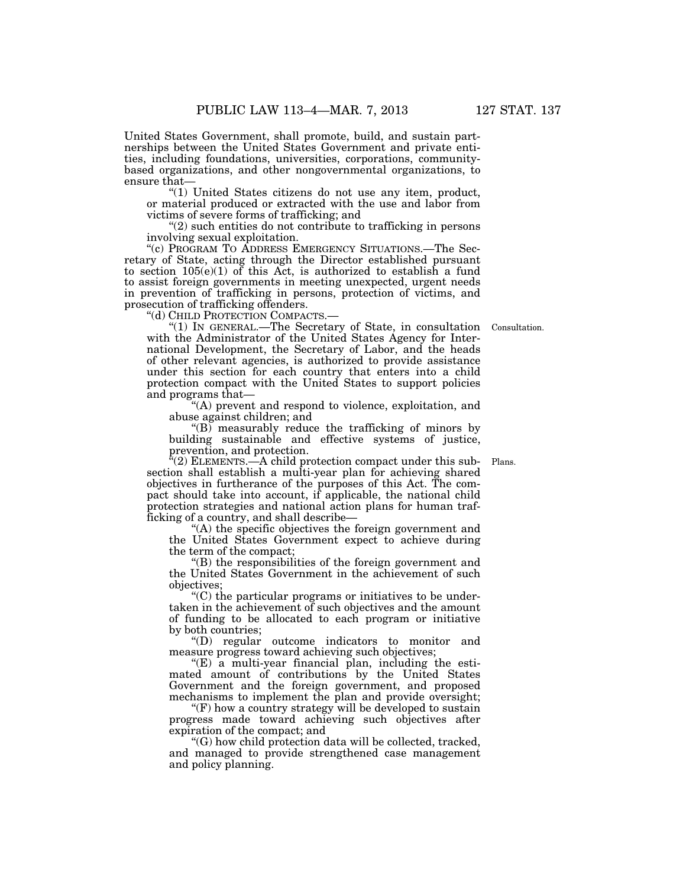United States Government, shall promote, build, and sustain partnerships between the United States Government and private entities, including foundations, universities, corporations, community-based organizations, and other nongovernmental organizations, to ensure that—

"(1) United States citizens do not use any item, product, or material produced or extracted with the use and labor from victims of severe forms of trafficking; and

"(2) such entities do not contribute to trafficking in persons involving sexual exploitation.

"(c) PROGRAM TO ADDRESS EMERGENCY SITUATIONS.—The Secretary of State, acting through the Director established pursuant to section 105(e)(1) of this Act, is authorized to establish a fund to assist foreign governments in meeting unexpected, urgent needs in prevention of trafficking in persons, protection of victims, and prosecution of trafficking offenders.

"(d) CHILD PROTECTION COMPACTS.—

"(1) IN GENERAL.—The Secretary of State, in consultation with the Administrator of the United States Agency for International Development, the Secretary of Labor, and the heads of other relevant agencies, is authorized to provide assistance under this section for each country that enters into a child protection compact with the United States to support policies and programs that—

Consultation.

"(A) prevent and respond to violence, exploitation, and abuse against children; and

"(B) measurably reduce the trafficking of minors by building sustainable and effective systems of justice, prevention, and protection.

"(2) ELEMENTS.—A child protection compact under this subsection shall establish a multi-year plan for achieving shared objectives in furtherance of the purposes of this Act. The compact should take into account, if applicable, the national child protection strategies and national action plans for human trafficking of a country, and shall describe—

Plans.

"(A) the specific objectives the foreign government and the United States Government expect to achieve during the term of the compact;

"(B) the responsibilities of the foreign government and the United States Government in the achievement of such objectives;

"(C) the particular programs or initiatives to be undertaken in the achievement of such objectives and the amount of funding to be allocated to each program or initiative by both countries;

"(D) regular outcome indicators to monitor and measure progress toward achieving such objectives;

"(E) a multi-year financial plan, including the estimated amount of contributions by the United States Government and the foreign government, and proposed mechanisms to implement the plan and provide oversight;

"(F) how a country strategy will be developed to sustain progress made toward achieving such objectives after expiration of the compact; and

"(G) how child protection data will be collected, tracked, and managed to provide strengthened case management and policy planning.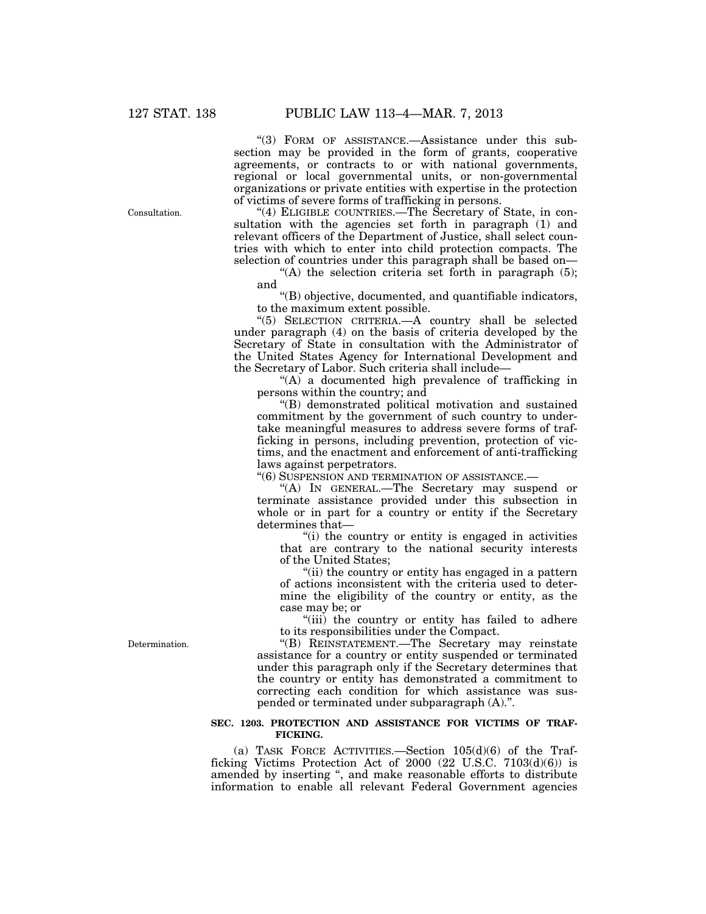"(3) FORM OF ASSISTANCE.—Assistance under this subsection may be provided in the form of grants, cooperative agreements, or contracts to or with national governments, regional or local governmental units, or non-governmental organizations or private entities with expertise in the protection of victims of severe forms of trafficking in persons.

Consultation.

"(4) ELIGIBLE COUNTRIES.—The Secretary of State, in consultation with the agencies set forth in paragraph (1) and relevant officers of the Department of Justice, shall select countries with which to enter into child protection compacts. The selection of countries under this paragraph shall be based on—

"(A) the selection criteria set forth in paragraph (5); and

"(B) objective, documented, and quantifiable indicators, to the maximum extent possible.

"(5) SELECTION CRITERIA.—A country shall be selected under paragraph (4) on the basis of criteria developed by the Secretary of State in consultation with the Administrator of the United States Agency for International Development and the Secretary of Labor. Such criteria shall include—

"(A) a documented high prevalence of trafficking in persons within the country; and

"(B) demonstrated political motivation and sustained commitment by the government of such country to undertake meaningful measures to address severe forms of trafficking in persons, including prevention, protection of victims, and the enactment and enforcement of anti-trafficking laws against perpetrators.

"(6) SUSPENSION AND TERMINATION OF ASSISTANCE.—

"(A) IN GENERAL.—The Secretary may suspend or terminate assistance provided under this subsection in whole or in part for a country or entity if the Secretary determines that—

"(i) the country or entity is engaged in activities that are contrary to the national security interests of the United States;

"(ii) the country or entity has engaged in a pattern of actions inconsistent with the criteria used to determine the eligibility of the country or entity, as the case may be; or

"(iii) the country or entity has failed to adhere to its responsibilities under the Compact.

Determination.

"(B) REINSTATEMENT.—The Secretary may reinstate assistance for a country or entity suspended or terminated under this paragraph only if the Secretary determines that the country or entity has demonstrated a commitment to correcting each condition for which assistance was suspended or terminated under subparagraph (A).".

**SEC. 1203. PROTECTION AND ASSISTANCE FOR VICTIMS OF TRAFFICKING.**

(a) TASK FORCE ACTIVITIES.—Section 105(d)(6) of the Trafficking Victims Protection Act of 2000 (22 U.S.C. 7103(d)(6)) is amended by inserting ", and make reasonable efforts to distribute information to enable all relevant Federal Government agencies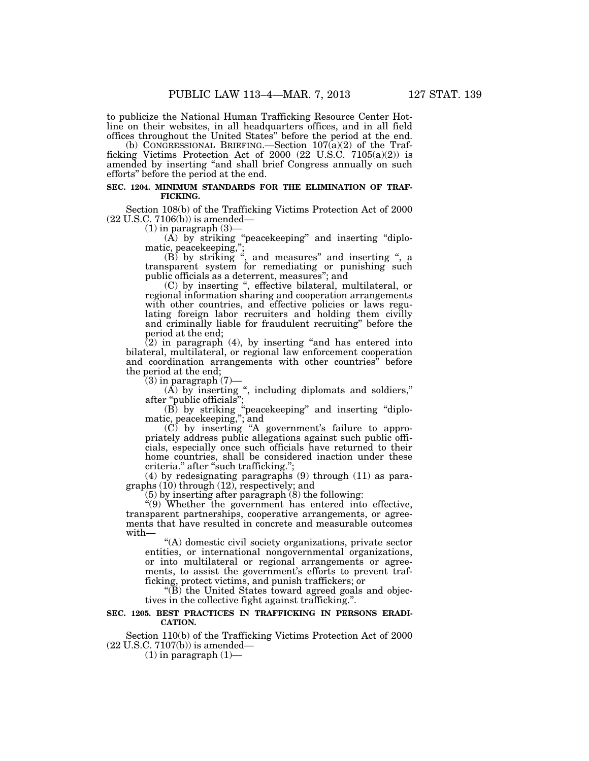to publicize the National Human Trafficking Resource Center Hotline on their websites, in all headquarters offices, and in all field offices throughout the United States" before the period at the end.

(b) CONGRESSIONAL BRIEFING.—Section 107(a)(2) of the Trafficking Victims Protection Act of 2000 (22 U.S.C. 7105(a)(2)) is amended by inserting "and shall brief Congress annually on such efforts" before the period at the end.

### SEC. 1204. MINIMUM STANDARDS FOR THE ELIMINATION OF TRAFFICKING.

Section 108(b) of the Trafficking Victims Protection Act of 2000 (22 U.S.C. 7106(b)) is amended—

(1) in paragraph (3)—

(A) by striking "peacekeeping" and inserting "diplomatic, peacekeeping,";

(B) by striking ", and measures" and inserting ", a transparent system for remediating or punishing such public officials as a deterrent, measures"; and

(C) by inserting ", effective bilateral, multilateral, or regional information sharing and cooperation arrangements with other countries, and effective policies or laws regulating foreign labor recruiters and holding them civilly and criminally liable for fraudulent recruiting" before the period at the end;

(2) in paragraph (4), by inserting "and has entered into bilateral, multilateral, or regional law enforcement cooperation and coordination arrangements with other countries" before the period at the end;

(3) in paragraph (7)—

(A) by inserting ", including diplomats and soldiers," after "public officials";

(B) by striking "peacekeeping" and inserting "diplomatic, peacekeeping,"; and

(C) by inserting "A government's failure to appropriately address public allegations against such public officials, especially once such officials have returned to their home countries, shall be considered inaction under these criteria." after "such trafficking.";

(4) by redesignating paragraphs (9) through (11) as paragraphs (10) through (12), respectively; and

(5) by inserting after paragraph (8) the following:

"(9) Whether the government has entered into effective, transparent partnerships, cooperative arrangements, or agreements that have resulted in concrete and measurable outcomes with—

"(A) domestic civil society organizations, private sector entities, or international nongovernmental organizations, or into multilateral or regional arrangements or agreements, to assist the government's efforts to prevent trafficking, protect victims, and punish traffickers; or

"(B) the United States toward agreed goals and objectives in the collective fight against trafficking.".

### SEC. 1205. BEST PRACTICES IN TRAFFICKING IN PERSONS ERADICATION.

Section 110(b) of the Trafficking Victims Protection Act of 2000 (22 U.S.C. 7107(b)) is amended—

(1) in paragraph (1)—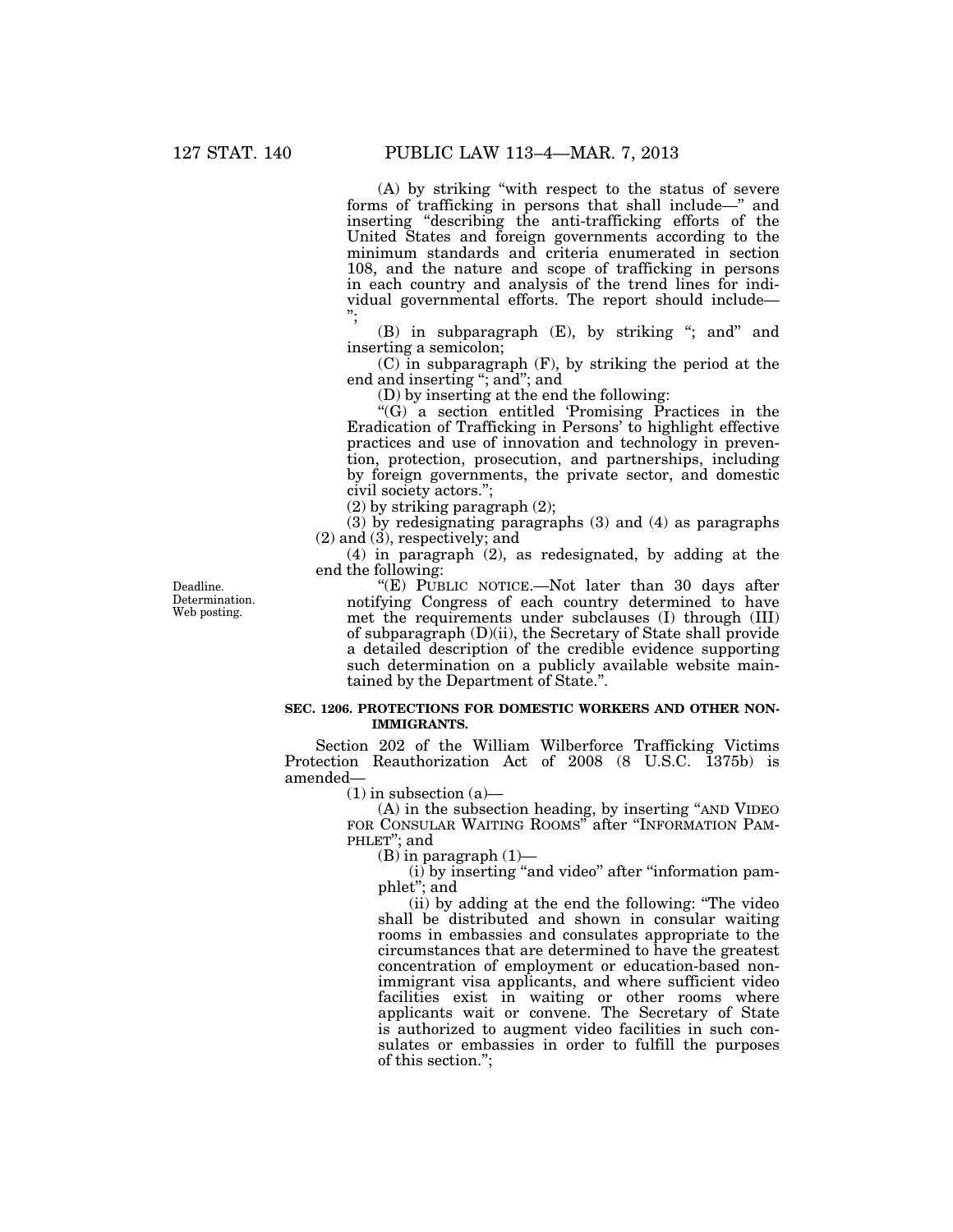(A) by striking "with respect to the status of severe forms of trafficking in persons that shall include—" and inserting "describing the anti-trafficking efforts of the United States and foreign governments according to the minimum standards and criteria enumerated in section 108, and the nature and scope of trafficking in persons in each country and analysis of the trend lines for individual governmental efforts. The report should include—";

(B) in subparagraph (E), by striking "; and" and inserting a semicolon;

(C) in subparagraph (F), by striking the period at the end and inserting "; and"; and

(D) by inserting at the end the following:

"(G) a section entitled 'Promising Practices in the Eradication of Trafficking in Persons' to highlight effective practices and use of innovation and technology in prevention, protection, prosecution, and partnerships, including by foreign governments, the private sector, and domestic civil society actors.";

(2) by striking paragraph (2);

(3) by redesignating paragraphs (3) and (4) as paragraphs (2) and (3), respectively; and

(4) in paragraph (2), as redesignated, by adding at the end the following:

Deadline. Determination. Web posting.

"(E) PUBLIC NOTICE.—Not later than 30 days after notifying Congress of each country determined to have met the requirements under subclauses (I) through (III) of subparagraph (D)(ii), the Secretary of State shall provide a detailed description of the credible evidence supporting such determination on a publicly available website maintained by the Department of State.".

**SEC. 1206. PROTECTIONS FOR DOMESTIC WORKERS AND OTHER NON-IMMIGRANTS.**

Section 202 of the William Wilberforce Trafficking Victims Protection Reauthorization Act of 2008 (8 U.S.C. 1375b) is amended—

(1) in subsection (a)—

(A) in the subsection heading, by inserting "AND VIDEO FOR CONSULAR WAITING ROOMS" after "INFORMATION PAMPHLET"; and

(B) in paragraph (1)—

(i) by inserting "and video" after "information pamphlet"; and

(ii) by adding at the end the following: "The video shall be distributed and shown in consular waiting rooms in embassies and consulates appropriate to the circumstances that are determined to have the greatest concentration of employment or education-based non-immigrant visa applicants, and where sufficient video facilities exist in waiting or other rooms where applicants wait or convene. The Secretary of State is authorized to augment video facilities in such consulates or embassies in order to fulfill the purposes of this section.";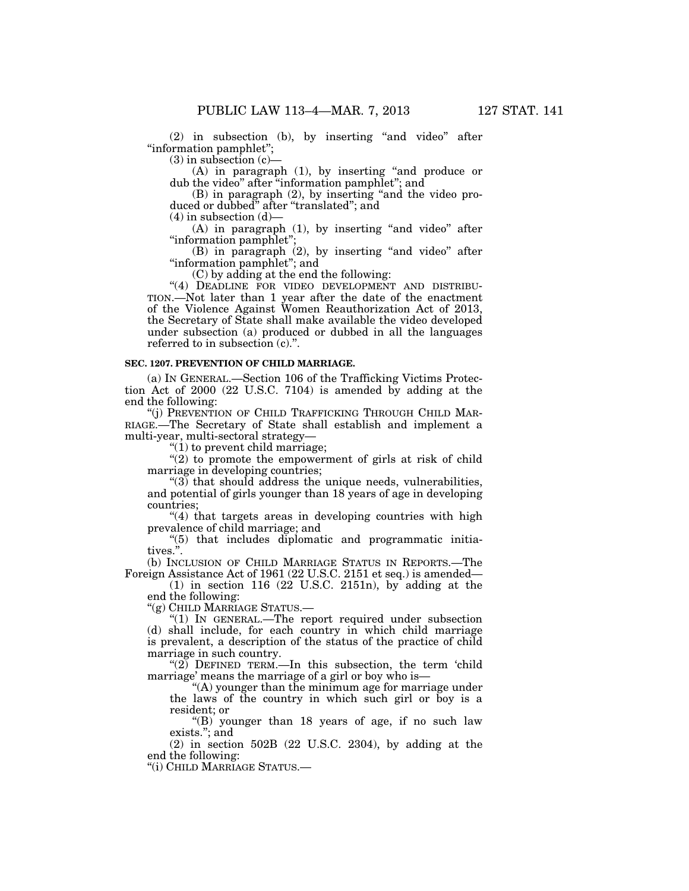(2) in subsection (b), by inserting "and video" after "information pamphlet";

(3) in subsection (c)—

(A) in paragraph (1), by inserting "and produce or dub the video" after "information pamphlet"; and

(B) in paragraph (2), by inserting "and the video produced or dubbed" after "translated"; and

(4) in subsection (d)—

(A) in paragraph (1), by inserting "and video" after "information pamphlet";

(B) in paragraph (2), by inserting "and video" after "information pamphlet"; and

(C) by adding at the end the following:

"(4) DEADLINE FOR VIDEO DEVELOPMENT AND DISTRIBUTION.—Not later than 1 year after the date of the enactment of the Violence Against Women Reauthorization Act of 2013, the Secretary of State shall make available the video developed under subsection (a) produced or dubbed in all the languages referred to in subsection (c).".

**SEC. 1207. PREVENTION OF CHILD MARRIAGE.**

(a) IN GENERAL.—Section 106 of the Trafficking Victims Protection Act of 2000 (22 U.S.C. 7104) is amended by adding at the end the following:

"(j) PREVENTION OF CHILD TRAFFICKING THROUGH CHILD MARRIAGE.—The Secretary of State shall establish and implement a multi-year, multi-sectoral strategy—

"(1) to prevent child marriage;

"(2) to promote the empowerment of girls at risk of child marriage in developing countries;

"(3) that should address the unique needs, vulnerabilities, and potential of girls younger than 18 years of age in developing countries;

"(4) that targets areas in developing countries with high prevalence of child marriage; and

"(5) that includes diplomatic and programmatic initiatives.".

(b) INCLUSION OF CHILD MARRIAGE STATUS IN REPORTS.—The Foreign Assistance Act of 1961 (22 U.S.C. 2151 et seq.) is amended—

(1) in section 116 (22 U.S.C. 2151n), by adding at the end the following:

"(g) CHILD MARRIAGE STATUS.—

"(1) IN GENERAL.—The report required under subsection (d) shall include, for each country in which child marriage is prevalent, a description of the status of the practice of child marriage in such country.

"(2) DEFINED TERM.—In this subsection, the term 'child marriage' means the marriage of a girl or boy who is—

"(A) younger than the minimum age for marriage under the laws of the country in which such girl or boy is a resident; or

"(B) younger than 18 years of age, if no such law exists."; and

(2) in section 502B (22 U.S.C. 2304), by adding at the end the following:

"(i) CHILD MARRIAGE STATUS.—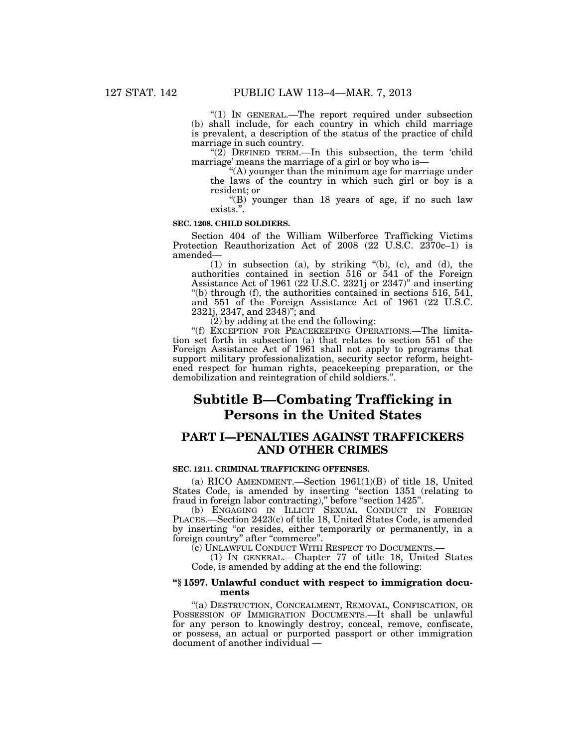"(1) IN GENERAL.—The report required under subsection (b) shall include, for each country in which child marriage is prevalent, a description of the status of the practice of child marriage in such country.

"(2) DEFINED TERM.—In this subsection, the term 'child marriage' means the marriage of a girl or boy who is—

"(A) younger than the minimum age for marriage under the laws of the country in which such girl or boy is a resident; or

"(B) younger than 18 years of age, if no such law exists.".

**SEC. 1208. CHILD SOLDIERS.**

Section 404 of the William Wilberforce Trafficking Victims Protection Reauthorization Act of 2008 (22 U.S.C. 2370c–1) is amended—

(1) in subsection (a), by striking "(b), (c), and (d), the authorities contained in section 516 or 541 of the Foreign Assistance Act of 1961 (22 U.S.C. 2321j or 2347)" and inserting "(b) through (f), the authorities contained in sections 516, 541, and 551 of the Foreign Assistance Act of 1961 (22 U.S.C. 2321j, 2347, and 2348)"; and

(2) by adding at the end the following:

"(f) EXCEPTION FOR PEACEKEEPING OPERATIONS.—The limitation set forth in subsection (a) that relates to section 551 of the Foreign Assistance Act of 1961 shall not apply to programs that support military professionalization, security sector reform, heightened respect for human rights, peacekeeping preparation, or the demobilization and reintegration of child soldiers.".

# Subtitle B—Combating Trafficking in Persons in the United States

## PART I—PENALTIES AGAINST TRAFFICKERS AND OTHER CRIMES

**SEC. 1211. CRIMINAL TRAFFICKING OFFENSES.**

(a) RICO AMENDMENT.—Section 1961(1)(B) of title 18, United States Code, is amended by inserting "section 1351 (relating to fraud in foreign labor contracting)," before "section 1425".

(b) ENGAGING IN ILLICIT SEXUAL CONDUCT IN FOREIGN PLACES.—Section 2423(c) of title 18, United States Code, is amended by inserting "or resides, either temporarily or permanently, in a foreign country" after "commerce".

(c) UNLAWFUL CONDUCT WITH RESPECT TO DOCUMENTS.—

(1) IN GENERAL.—Chapter 77 of title 18, United States Code, is amended by adding at the end the following:

**"§ 1597. Unlawful conduct with respect to immigration documents**

"(a) DESTRUCTION, CONCEALMENT, REMOVAL, CONFISCATION, OR POSSESSION OF IMMIGRATION DOCUMENTS.—It shall be unlawful for any person to knowingly destroy, conceal, remove, confiscate, or possess, an actual or purported passport or other immigration document of another individual —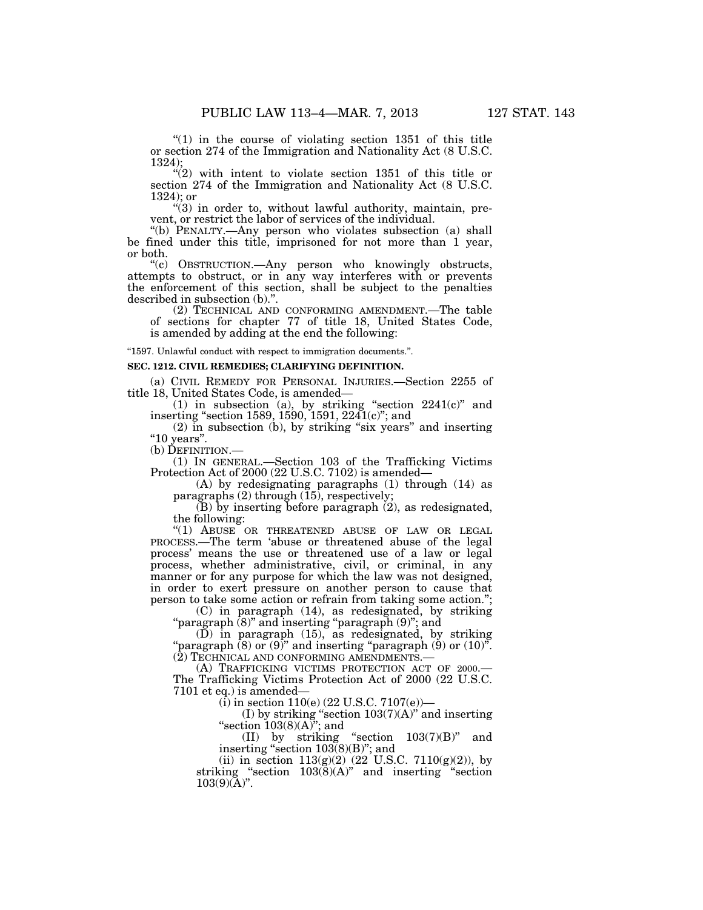"(1) in the course of violating section 1351 of this title or section 274 of the Immigration and Nationality Act (8 U.S.C. 1324);

"(2) with intent to violate section 1351 of this title or section 274 of the Immigration and Nationality Act (8 U.S.C. 1324); or

"(3) in order to, without lawful authority, maintain, prevent, or restrict the labor of services of the individual.

"(b) PENALTY.—Any person who violates subsection (a) shall be fined under this title, imprisoned for not more than 1 year, or both.

"(c) OBSTRUCTION.—Any person who knowingly obstructs, attempts to obstruct, or in any way interferes with or prevents the enforcement of this section, shall be subject to the penalties described in subsection (b).".

(2) TECHNICAL AND CONFORMING AMENDMENT.—The table of sections for chapter 77 of title 18, United States Code, is amended by adding at the end the following:

"1597. Unlawful conduct with respect to immigration documents.".

**SEC. 1212. CIVIL REMEDIES; CLARIFYING DEFINITION.**

(a) CIVIL REMEDY FOR PERSONAL INJURIES.—Section 2255 of title 18, United States Code, is amended—

(1) in subsection (a), by striking "section 2241(c)" and inserting "section 1589, 1590, 1591, 2241(c)"; and

(2) in subsection (b), by striking "six years" and inserting "10 years".

(b) DEFINITION.—

(1) IN GENERAL.—Section 103 of the Trafficking Victims Protection Act of 2000 (22 U.S.C. 7102) is amended—

(A) by redesignating paragraphs (1) through (14) as paragraphs (2) through (15), respectively;

(B) by inserting before paragraph (2), as redesignated, the following:

"(1) ABUSE OR THREATENED ABUSE OF LAW OR LEGAL PROCESS.—The term 'abuse or threatened abuse of the legal process' means the use or threatened use of a law or legal process, whether administrative, civil, or criminal, in any manner or for any purpose for which the law was not designed, in order to exert pressure on another person to cause that person to take some action or refrain from taking some action.";

(C) in paragraph (14), as redesignated, by striking "paragraph (8)" and inserting "paragraph (9)"; and

(D) in paragraph (15), as redesignated, by striking "paragraph (8) or (9)" and inserting "paragraph (9) or (10)".

(2) TECHNICAL AND CONFORMING AMENDMENTS.—

(A) TRAFFICKING VICTIMS PROTECTION ACT OF 2000.—The Trafficking Victims Protection Act of 2000 (22 U.S.C. 7101 et eq.) is amended—

(i) in section 110(e) (22 U.S.C. 7107(e))—

(I) by striking "section 103(7)(A)" and inserting "section 103(8)(A)"; and

(II) by striking "section 103(7)(B)" and inserting "section 103(8)(B)"; and

(ii) in section 113(g)(2) (22 U.S.C. 7110(g)(2)), by striking "section 103(8)(A)" and inserting "section 103(9)(A)".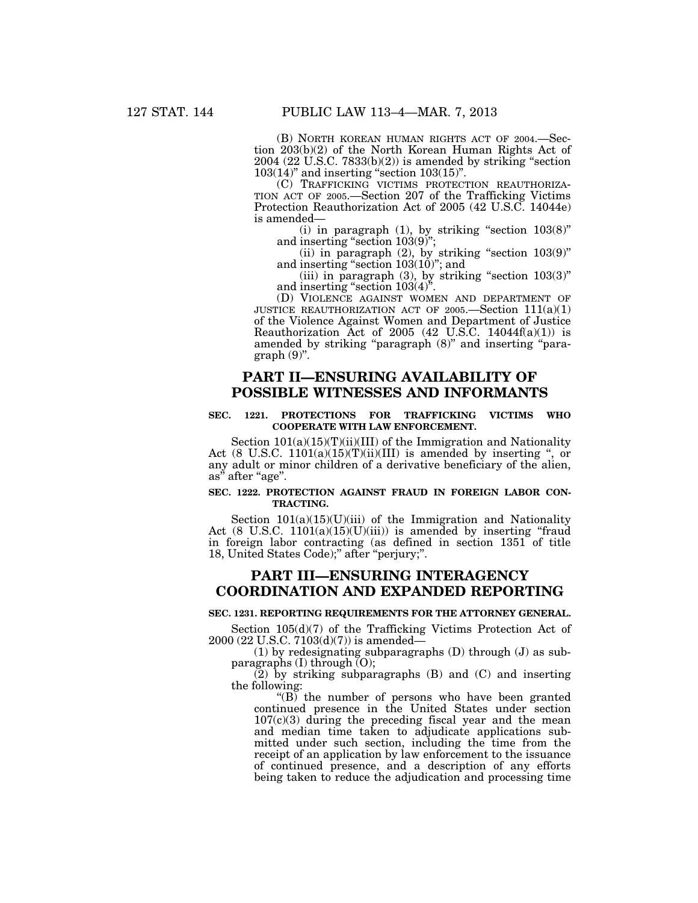(B) NORTH KOREAN HUMAN RIGHTS ACT OF 2004.—Section 203(b)(2) of the North Korean Human Rights Act of 2004 (22 U.S.C. 7833(b)(2)) is amended by striking "section 103(14)" and inserting "section 103(15)".

(C) TRAFFICKING VICTIMS PROTECTION REAUTHORIZATION ACT OF 2005.—Section 207 of the Trafficking Victims Protection Reauthorization Act of 2005 (42 U.S.C. 14044e) is amended—

(i) in paragraph (1), by striking "section 103(8)" and inserting "section 103(9)";

(ii) in paragraph (2), by striking "section 103(9)" and inserting "section 103(10)"; and

(iii) in paragraph (3), by striking "section 103(3)" and inserting "section 103(4)".

(D) VIOLENCE AGAINST WOMEN AND DEPARTMENT OF JUSTICE REAUTHORIZATION ACT OF 2005.—Section 111(a)(1) of the Violence Against Women and Department of Justice Reauthorization Act of 2005 (42 U.S.C. 14044f(a)(1)) is amended by striking "paragraph (8)" and inserting "paragraph (9)".

## PART II—ENSURING AVAILABILITY OF POSSIBLE WITNESSES AND INFORMANTS

**SEC. 1221. PROTECTIONS FOR TRAFFICKING VICTIMS WHO COOPERATE WITH LAW ENFORCEMENT.**

Section 101(a)(15)(T)(ii)(III) of the Immigration and Nationality Act (8 U.S.C. 1101(a)(15)(T)(ii)(III) is amended by inserting ", or any adult or minor children of a derivative beneficiary of the alien, as" after "age".

**SEC. 1222. PROTECTION AGAINST FRAUD IN FOREIGN LABOR CONTRACTING.**

Section 101(a)(15)(U)(iii) of the Immigration and Nationality Act (8 U.S.C. 1101(a)(15)(U)(iii)) is amended by inserting "fraud in foreign labor contracting (as defined in section 1351 of title 18, United States Code);" after "perjury;".

## PART III—ENSURING INTERAGENCY COORDINATION AND EXPANDED REPORTING

**SEC. 1231. REPORTING REQUIREMENTS FOR THE ATTORNEY GENERAL.**

Section 105(d)(7) of the Trafficking Victims Protection Act of 2000 (22 U.S.C. 7103(d)(7)) is amended—

(1) by redesignating subparagraphs (D) through (J) as subparagraphs (I) through (O);

(2) by striking subparagraphs (B) and (C) and inserting the following:

"(B) the number of persons who have been granted continued presence in the United States under section 107(c)(3) during the preceding fiscal year and the mean and median time taken to adjudicate applications submitted under such section, including the time from the receipt of an application by law enforcement to the issuance of continued presence, and a description of any efforts being taken to reduce the adjudication and processing time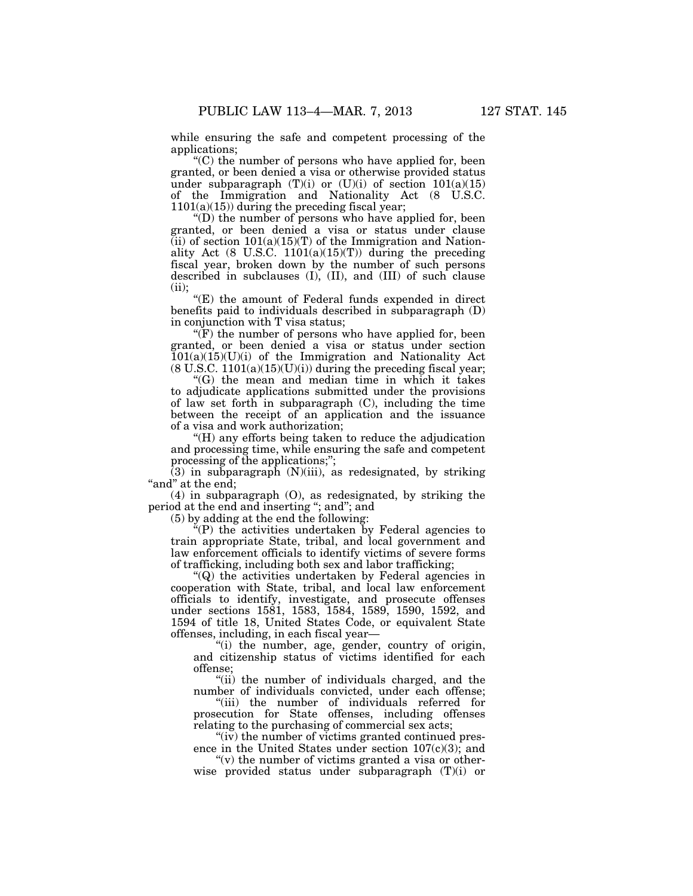while ensuring the safe and competent processing of the applications;

"(C) the number of persons who have applied for, been granted, or been denied a visa or otherwise provided status under subparagraph (T)(i) or (U)(i) of section 101(a)(15) of the Immigration and Nationality Act (8 U.S.C. 1101(a)(15)) during the preceding fiscal year;

"(D) the number of persons who have applied for, been granted, or been denied a visa or status under clause (ii) of section 101(a)(15)(T) of the Immigration and Nationality Act (8 U.S.C. 1101(a)(15)(T)) during the preceding fiscal year, broken down by the number of such persons described in subclauses (I), (II), and (III) of such clause (ii);

"(E) the amount of Federal funds expended in direct benefits paid to individuals described in subparagraph (D) in conjunction with T visa status;

"(F) the number of persons who have applied for, been granted, or been denied a visa or status under section 101(a)(15)(U)(i) of the Immigration and Nationality Act (8 U.S.C. 1101(a)(15)(U)(i)) during the preceding fiscal year;

"(G) the mean and median time in which it takes to adjudicate applications submitted under the provisions of law set forth in subparagraph (C), including the time between the receipt of an application and the issuance of a visa and work authorization;

"(H) any efforts being taken to reduce the adjudication and processing time, while ensuring the safe and competent processing of the applications;";

(3) in subparagraph (N)(iii), as redesignated, by striking "and" at the end;

(4) in subparagraph (O), as redesignated, by striking the period at the end and inserting "; and"; and

(5) by adding at the end the following:

"(P) the activities undertaken by Federal agencies to train appropriate State, tribal, and local government and law enforcement officials to identify victims of severe forms of trafficking, including both sex and labor trafficking;

"(Q) the activities undertaken by Federal agencies in cooperation with State, tribal, and local law enforcement officials to identify, investigate, and prosecute offenses under sections 1581, 1583, 1584, 1589, 1590, 1592, and 1594 of title 18, United States Code, or equivalent State offenses, including, in each fiscal year—

"(i) the number, age, gender, country of origin, and citizenship status of victims identified for each offense;

"(ii) the number of individuals charged, and the number of individuals convicted, under each offense;

"(iii) the number of individuals referred for prosecution for State offenses, including offenses relating to the purchasing of commercial sex acts;

"(iv) the number of victims granted continued presence in the United States under section 107(c)(3); and

"(v) the number of victims granted a visa or otherwise provided status under subparagraph (T)(i) or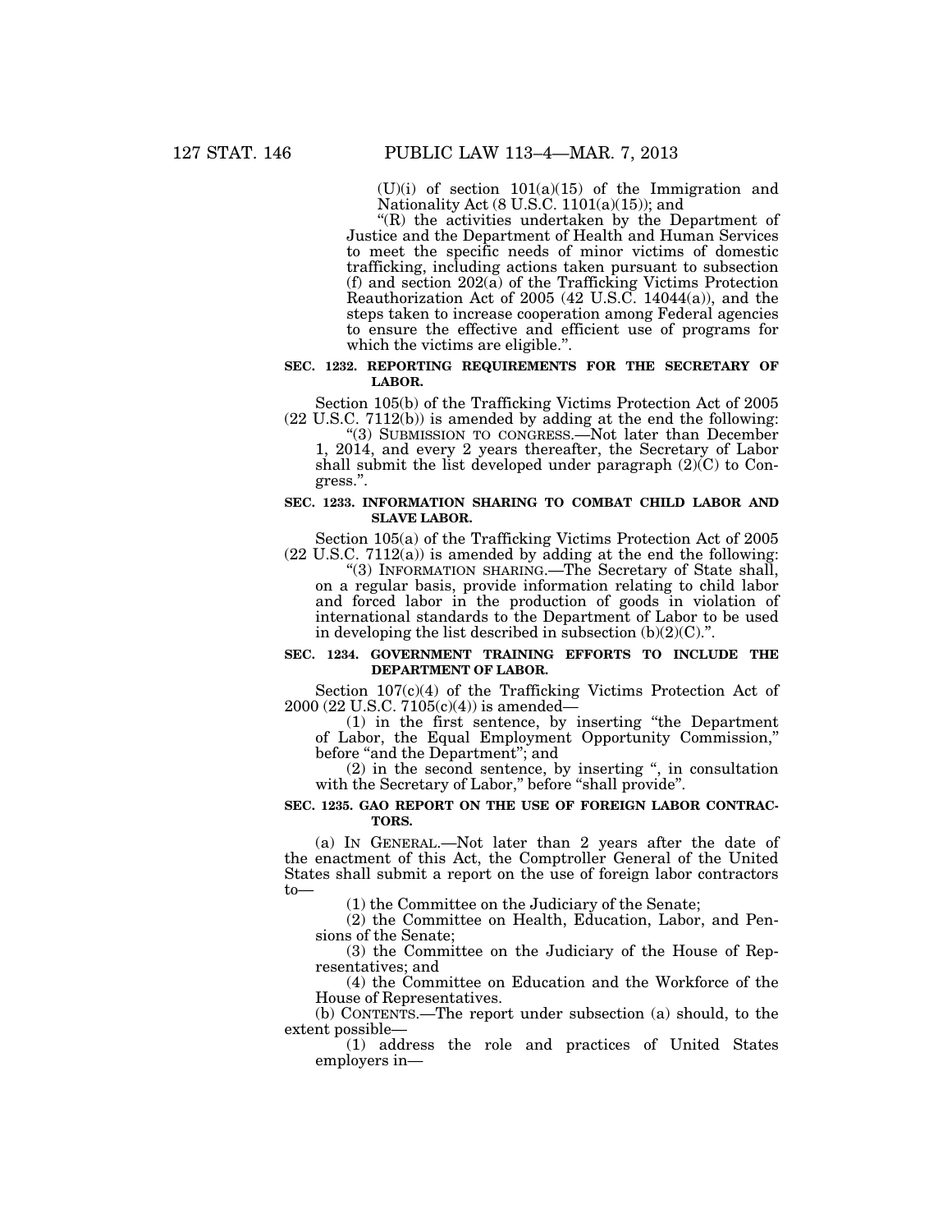(U)(i) of section 101(a)(15) of the Immigration and Nationality Act (8 U.S.C. 1101(a)(15)); and

"(R) the activities undertaken by the Department of Justice and the Department of Health and Human Services to meet the specific needs of minor victims of domestic trafficking, including actions taken pursuant to subsection (f) and section 202(a) of the Trafficking Victims Protection Reauthorization Act of 2005 (42 U.S.C. 14044(a)), and the steps taken to increase cooperation among Federal agencies to ensure the effective and efficient use of programs for which the victims are eligible.".

**SEC. 1232. REPORTING REQUIREMENTS FOR THE SECRETARY OF LABOR.**

Section 105(b) of the Trafficking Victims Protection Act of 2005 (22 U.S.C. 7112(b)) is amended by adding at the end the following:

"(3) SUBMISSION TO CONGRESS.—Not later than December 1, 2014, and every 2 years thereafter, the Secretary of Labor shall submit the list developed under paragraph (2)(C) to Congress.".

**SEC. 1233. INFORMATION SHARING TO COMBAT CHILD LABOR AND SLAVE LABOR.**

Section 105(a) of the Trafficking Victims Protection Act of 2005 (22 U.S.C. 7112(a)) is amended by adding at the end the following:

"(3) INFORMATION SHARING.—The Secretary of State shall, on a regular basis, provide information relating to child labor and forced labor in the production of goods in violation of international standards to the Department of Labor to be used in developing the list described in subsection (b)(2)(C).".

**SEC. 1234. GOVERNMENT TRAINING EFFORTS TO INCLUDE THE DEPARTMENT OF LABOR.**

Section 107(c)(4) of the Trafficking Victims Protection Act of 2000 (22 U.S.C. 7105(c)(4)) is amended—

(1) in the first sentence, by inserting "the Department of Labor, the Equal Employment Opportunity Commission," before "and the Department"; and

(2) in the second sentence, by inserting ", in consultation with the Secretary of Labor," before "shall provide".

**SEC. 1235. GAO REPORT ON THE USE OF FOREIGN LABOR CONTRACTORS.**

(a) IN GENERAL.—Not later than 2 years after the date of the enactment of this Act, the Comptroller General of the United States shall submit a report on the use of foreign labor contractors to—

(1) the Committee on the Judiciary of the Senate;

(2) the Committee on Health, Education, Labor, and Pensions of the Senate;

(3) the Committee on the Judiciary of the House of Representatives; and

(4) the Committee on Education and the Workforce of the House of Representatives.

(b) CONTENTS.—The report under subsection (a) should, to the extent possible—

(1) address the role and practices of United States employers in—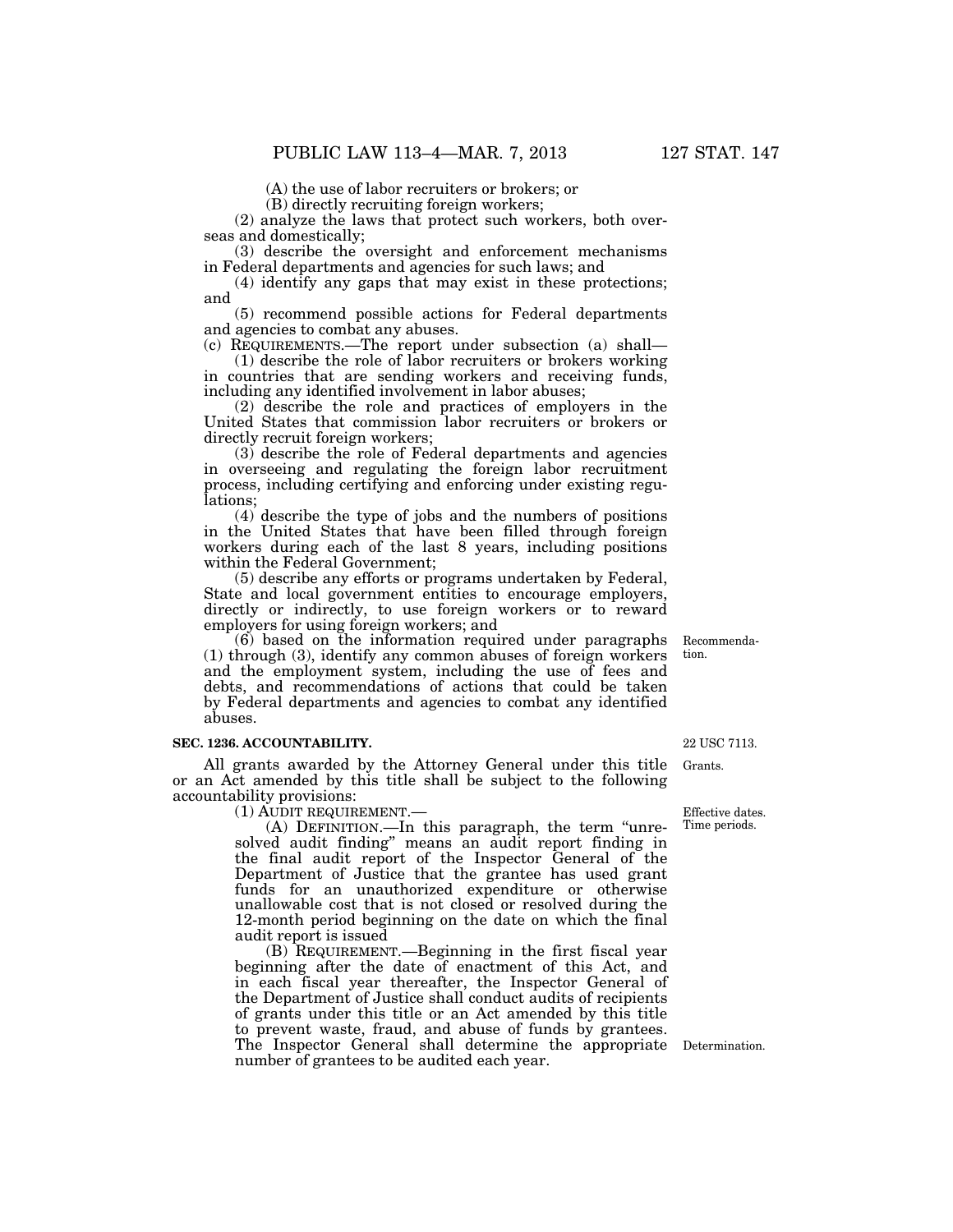(A) the use of labor recruiters or brokers; or

(B) directly recruiting foreign workers;

(2) analyze the laws that protect such workers, both overseas and domestically;

(3) describe the oversight and enforcement mechanisms in Federal departments and agencies for such laws; and

(4) identify any gaps that may exist in these protections; and

(5) recommend possible actions for Federal departments and agencies to combat any abuses.

(c) REQUIREMENTS.—The report under subsection (a) shall—

(1) describe the role of labor recruiters or brokers working in countries that are sending workers and receiving funds, including any identified involvement in labor abuses;

(2) describe the role and practices of employers in the United States that commission labor recruiters or brokers or directly recruit foreign workers;

(3) describe the role of Federal departments and agencies in overseeing and regulating the foreign labor recruitment process, including certifying and enforcing under existing regulations;

(4) describe the type of jobs and the numbers of positions in the United States that have been filled through foreign workers during each of the last 8 years, including positions within the Federal Government;

(5) describe any efforts or programs undertaken by Federal, State and local government entities to encourage employers, directly or indirectly, to use foreign workers or to reward employers for using foreign workers; and

(6) based on the information required under paragraphs (1) through (3), identify any common abuses of foreign workers and the employment system, including the use of fees and debts, and recommendations of actions that could be taken by Federal departments and agencies to combat any identified abuses.

Recommendation.

**SEC. 1236. ACCOUNTABILITY.**

22 USC 7113.

Grants.

All grants awarded by the Attorney General under this title or an Act amended by this title shall be subject to the following accountability provisions:

Effective dates. Time periods.

(1) AUDIT REQUIREMENT.—

(A) DEFINITION.—In this paragraph, the term "unresolved audit finding" means an audit report finding in the final audit report of the Inspector General of the Department of Justice that the grantee has used grant funds for an unauthorized expenditure or otherwise unallowable cost that is not closed or resolved during the 12-month period beginning on the date on which the final audit report is issued

(B) REQUIREMENT.—Beginning in the first fiscal year beginning after the date of enactment of this Act, and in each fiscal year thereafter, the Inspector General of the Department of Justice shall conduct audits of recipients of grants under this title or an Act amended by this title to prevent waste, fraud, and abuse of funds by grantees. The Inspector General shall determine the appropriate number of grantees to be audited each year.

Determination.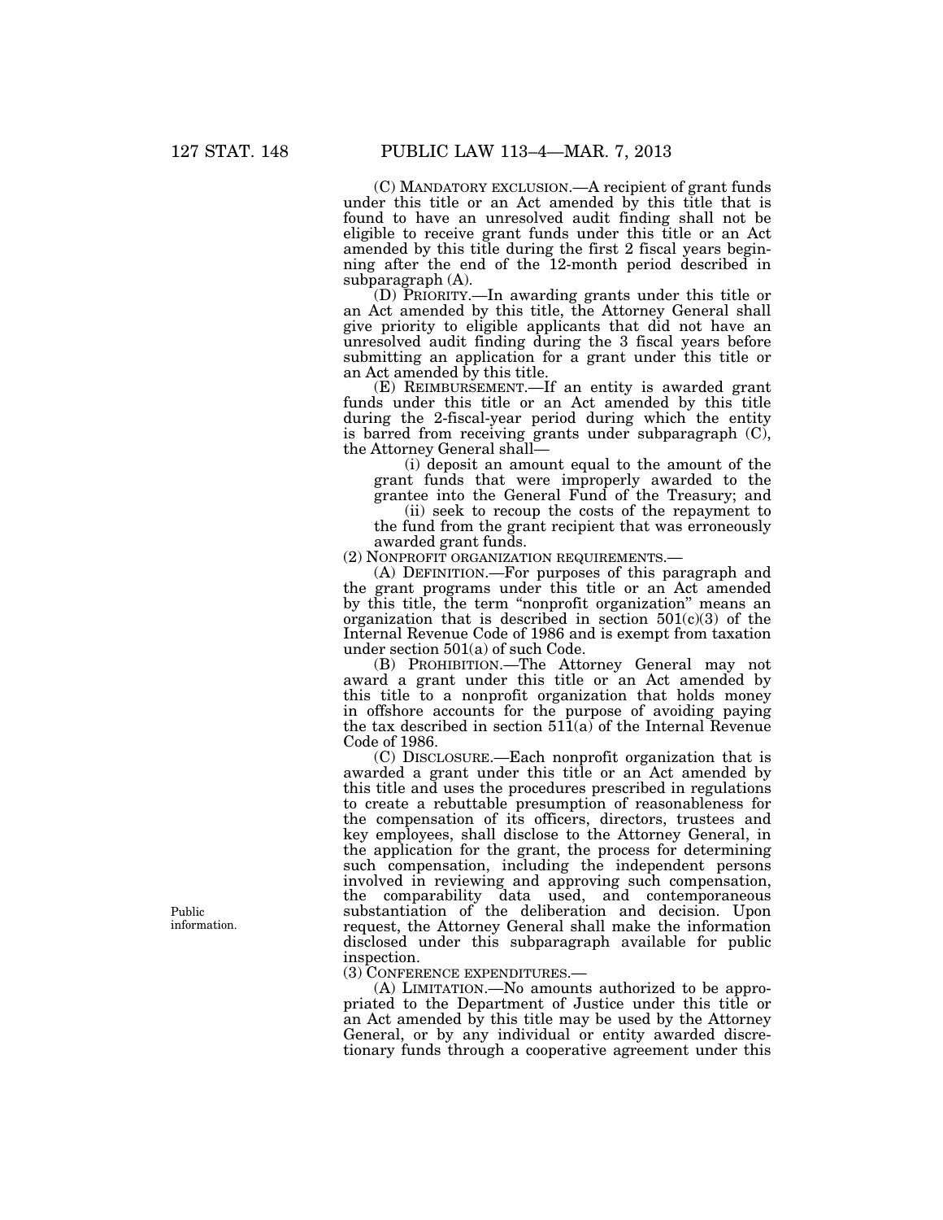(C) MANDATORY EXCLUSION.—A recipient of grant funds under this title or an Act amended by this title that is found to have an unresolved audit finding shall not be eligible to receive grant funds under this title or an Act amended by this title during the first 2 fiscal years beginning after the end of the 12-month period described in subparagraph (A).

(D) PRIORITY.—In awarding grants under this title or an Act amended by this title, the Attorney General shall give priority to eligible applicants that did not have an unresolved audit finding during the 3 fiscal years before submitting an application for a grant under this title or an Act amended by this title.

(E) REIMBURSEMENT.—If an entity is awarded grant funds under this title or an Act amended by this title during the 2-fiscal-year period during which the entity is barred from receiving grants under subparagraph (C), the Attorney General shall—

(i) deposit an amount equal to the amount of the grant funds that were improperly awarded to the grantee into the General Fund of the Treasury; and

(ii) seek to recoup the costs of the repayment to the fund from the grant recipient that was erroneously awarded grant funds.

(2) NONPROFIT ORGANIZATION REQUIREMENTS.—

(A) DEFINITION.—For purposes of this paragraph and the grant programs under this title or an Act amended by this title, the term "nonprofit organization" means an organization that is described in section 501(c)(3) of the Internal Revenue Code of 1986 and is exempt from taxation under section 501(a) of such Code.

(B) PROHIBITION.—The Attorney General may not award a grant under this title or an Act amended by this title to a nonprofit organization that holds money in offshore accounts for the purpose of avoiding paying the tax described in section 511(a) of the Internal Revenue Code of 1986.

(C) DISCLOSURE.—Each nonprofit organization that is awarded a grant under this title or an Act amended by this title and uses the procedures prescribed in regulations to create a rebuttable presumption of reasonableness for the compensation of its officers, directors, trustees and key employees, shall disclose to the Attorney General, in the application for the grant, the process for determining such compensation, including the independent persons involved in reviewing and approving such compensation, the comparability data used, and contemporaneous substantiation of the deliberation and decision. Upon request, the Attorney General shall make the information disclosed under this subparagraph available for public inspection.

Public information.

(3) CONFERENCE EXPENDITURES.—

(A) LIMITATION.—No amounts authorized to be appropriated to the Department of Justice under this title or an Act amended by this title may be used by the Attorney General, or by any individual or entity awarded discretionary funds through a cooperative agreement under this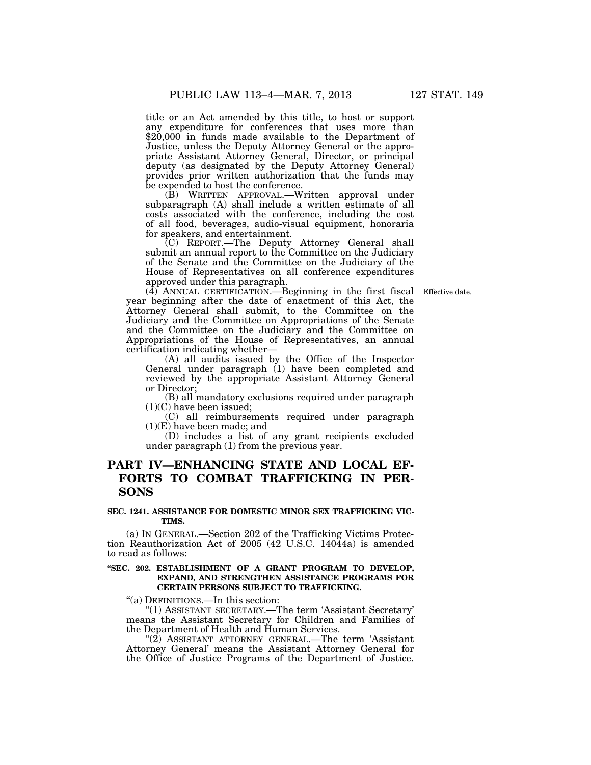title or an Act amended by this title, to host or support any expenditure for conferences that uses more than $20,000 in funds made available to the Department of Justice, unless the Deputy Attorney General or the appropriate Assistant Attorney General, Director, or principal deputy (as designated by the Deputy Attorney General) provides prior written authorization that the funds may be expended to host the conference.

(B) WRITTEN APPROVAL.—Written approval under subparagraph (A) shall include a written estimate of all costs associated with the conference, including the cost of all food, beverages, audio-visual equipment, honoraria for speakers, and entertainment.

(C) REPORT.—The Deputy Attorney General shall submit an annual report to the Committee on the Judiciary of the Senate and the Committee on the Judiciary of the House of Representatives on all conference expenditures approved under this paragraph.

(4) ANNUAL CERTIFICATION.—Beginning in the first fiscal year beginning after the date of enactment of this Act, the Attorney General shall submit, to the Committee on the Judiciary and the Committee on Appropriations of the Senate and the Committee on the Judiciary and the Committee on Appropriations of the House of Representatives, an annual certification indicating whether—

Effective date.

(A) all audits issued by the Office of the Inspector General under paragraph (1) have been completed and reviewed by the appropriate Assistant Attorney General or Director;

(B) all mandatory exclusions required under paragraph (1)(C) have been issued;

(C) all reimbursements required under paragraph (1)(E) have been made; and

(D) includes a list of any grant recipients excluded under paragraph (1) from the previous year.

# PART IV—ENHANCING STATE AND LOCAL EFFORTS TO COMBAT TRAFFICKING IN PERSONS

**SEC. 1241. ASSISTANCE FOR DOMESTIC MINOR SEX TRAFFICKING VICTIMS.**

(a) IN GENERAL.—Section 202 of the Trafficking Victims Protection Reauthorization Act of 2005 (42 U.S.C. 14044a) is amended to read as follows:

**"SEC. 202. ESTABLISHMENT OF A GRANT PROGRAM TO DEVELOP, EXPAND, AND STRENGTHEN ASSISTANCE PROGRAMS FOR CERTAIN PERSONS SUBJECT TO TRAFFICKING.**

"(a) DEFINITIONS.—In this section:

"(1) ASSISTANT SECRETARY.—The term 'Assistant Secretary' means the Assistant Secretary for Children and Families of the Department of Health and Human Services.

"(2) ASSISTANT ATTORNEY GENERAL.—The term 'Assistant Attorney General' means the Assistant Attorney General for the Office of Justice Programs of the Department of Justice.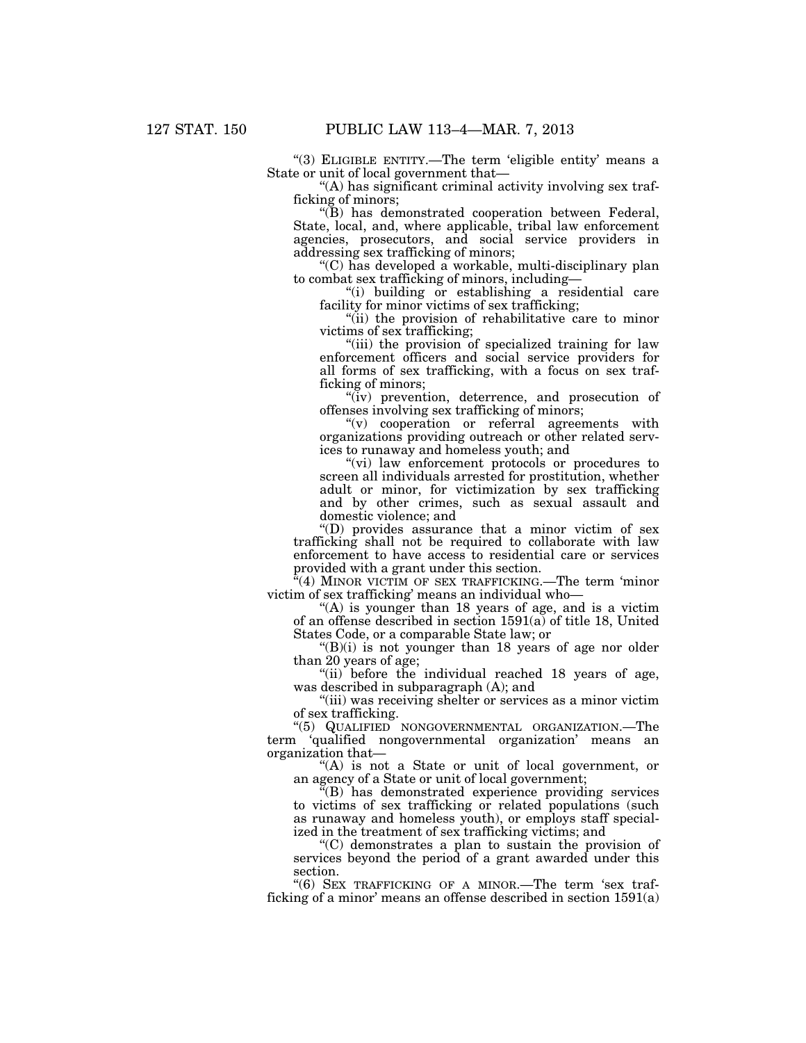"(3) ELIGIBLE ENTITY.—The term 'eligible entity' means a State or unit of local government that—

"(A) has significant criminal activity involving sex trafficking of minors;

"(B) has demonstrated cooperation between Federal, State, local, and, where applicable, tribal law enforcement agencies, prosecutors, and social service providers in addressing sex trafficking of minors;

"(C) has developed a workable, multi-disciplinary plan to combat sex trafficking of minors, including—

"(i) building or establishing a residential care facility for minor victims of sex trafficking;

"(ii) the provision of rehabilitative care to minor victims of sex trafficking;

"(iii) the provision of specialized training for law enforcement officers and social service providers for all forms of sex trafficking, with a focus on sex trafficking of minors;

"(iv) prevention, deterrence, and prosecution of offenses involving sex trafficking of minors;

"(v) cooperation or referral agreements with organizations providing outreach or other related services to runaway and homeless youth; and

"(vi) law enforcement protocols or procedures to screen all individuals arrested for prostitution, whether adult or minor, for victimization by sex trafficking and by other crimes, such as sexual assault and domestic violence; and

"(D) provides assurance that a minor victim of sex trafficking shall not be required to collaborate with law enforcement to have access to residential care or services provided with a grant under this section.

"(4) MINOR VICTIM OF SEX TRAFFICKING.—The term 'minor victim of sex trafficking' means an individual who—

"(A) is younger than 18 years of age, and is a victim of an offense described in section 1591(a) of title 18, United States Code, or a comparable State law; or

"(B)(i) is not younger than 18 years of age nor older than 20 years of age;

"(ii) before the individual reached 18 years of age, was described in subparagraph (A); and

"(iii) was receiving shelter or services as a minor victim of sex trafficking.

"(5) QUALIFIED NONGOVERNMENTAL ORGANIZATION.—The term 'qualified nongovernmental organization' means an organization that—

"(A) is not a State or unit of local government, or an agency of a State or unit of local government;

"(B) has demonstrated experience providing services to victims of sex trafficking or related populations (such as runaway and homeless youth), or employs staff specialized in the treatment of sex trafficking victims; and

"(C) demonstrates a plan to sustain the provision of services beyond the period of a grant awarded under this section.

"(6) SEX TRAFFICKING OF A MINOR.—The term 'sex trafficking of a minor' means an offense described in section 1591(a)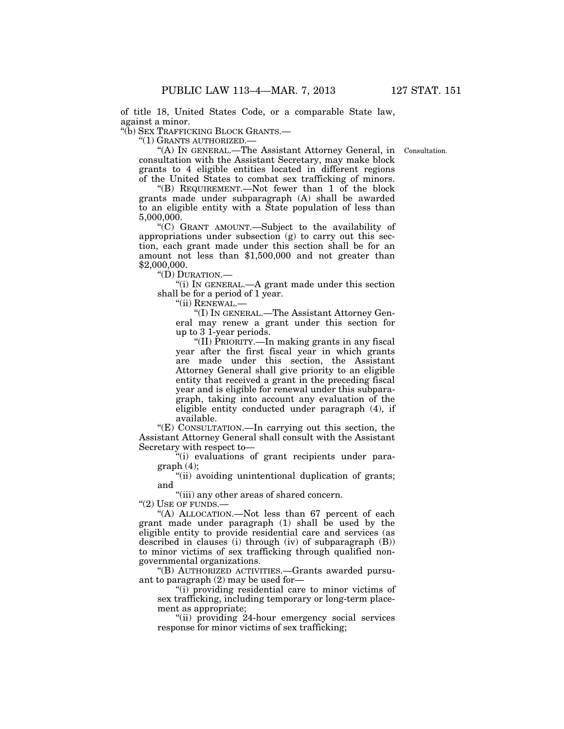of title 18, United States Code, or a comparable State law, against a minor.

"(b) SEX TRAFFICKING BLOCK GRANTS.—

"(1) GRANTS AUTHORIZED.—

"(A) IN GENERAL.—The Assistant Attorney General, in consultation with the Assistant Secretary, may make block grants to 4 eligible entities located in different regions of the United States to combat sex trafficking of minors.

Consultation.

"(B) REQUIREMENT.—Not fewer than 1 of the block grants made under subparagraph (A) shall be awarded to an eligible entity with a State population of less than 5,000,000.

"(C) GRANT AMOUNT.—Subject to the availability of appropriations under subsection (g) to carry out this section, each grant made under this section shall be for an amount not less than $1,500,000 and not greater than $2,000,000.

"(D) DURATION.—

"(i) IN GENERAL.—A grant made under this section shall be for a period of 1 year.

"(ii) RENEWAL.—

"(I) IN GENERAL.—The Assistant Attorney General may renew a grant under this section for up to 3 1-year periods.

"(II) PRIORITY.—In making grants in any fiscal year after the first fiscal year in which grants are made under this section, the Assistant Attorney General shall give priority to an eligible entity that received a grant in the preceding fiscal year and is eligible for renewal under this subparagraph, taking into account any evaluation of the eligible entity conducted under paragraph (4), if available.

"(E) CONSULTATION.—In carrying out this section, the Assistant Attorney General shall consult with the Assistant Secretary with respect to—

"(i) evaluations of grant recipients under paragraph (4);

"(ii) avoiding unintentional duplication of grants; and

"(iii) any other areas of shared concern.

"(2) USE OF FUNDS.—

"(A) ALLOCATION.—Not less than 67 percent of each grant made under paragraph (1) shall be used by the eligible entity to provide residential care and services (as described in clauses (i) through (iv) of subparagraph (B)) to minor victims of sex trafficking through qualified nongovernmental organizations.

"(B) AUTHORIZED ACTIVITIES.—Grants awarded pursuant to paragraph (2) may be used for—

"(i) providing residential care to minor victims of sex trafficking, including temporary or long-term placement as appropriate;

"(ii) providing 24-hour emergency social services response for minor victims of sex trafficking;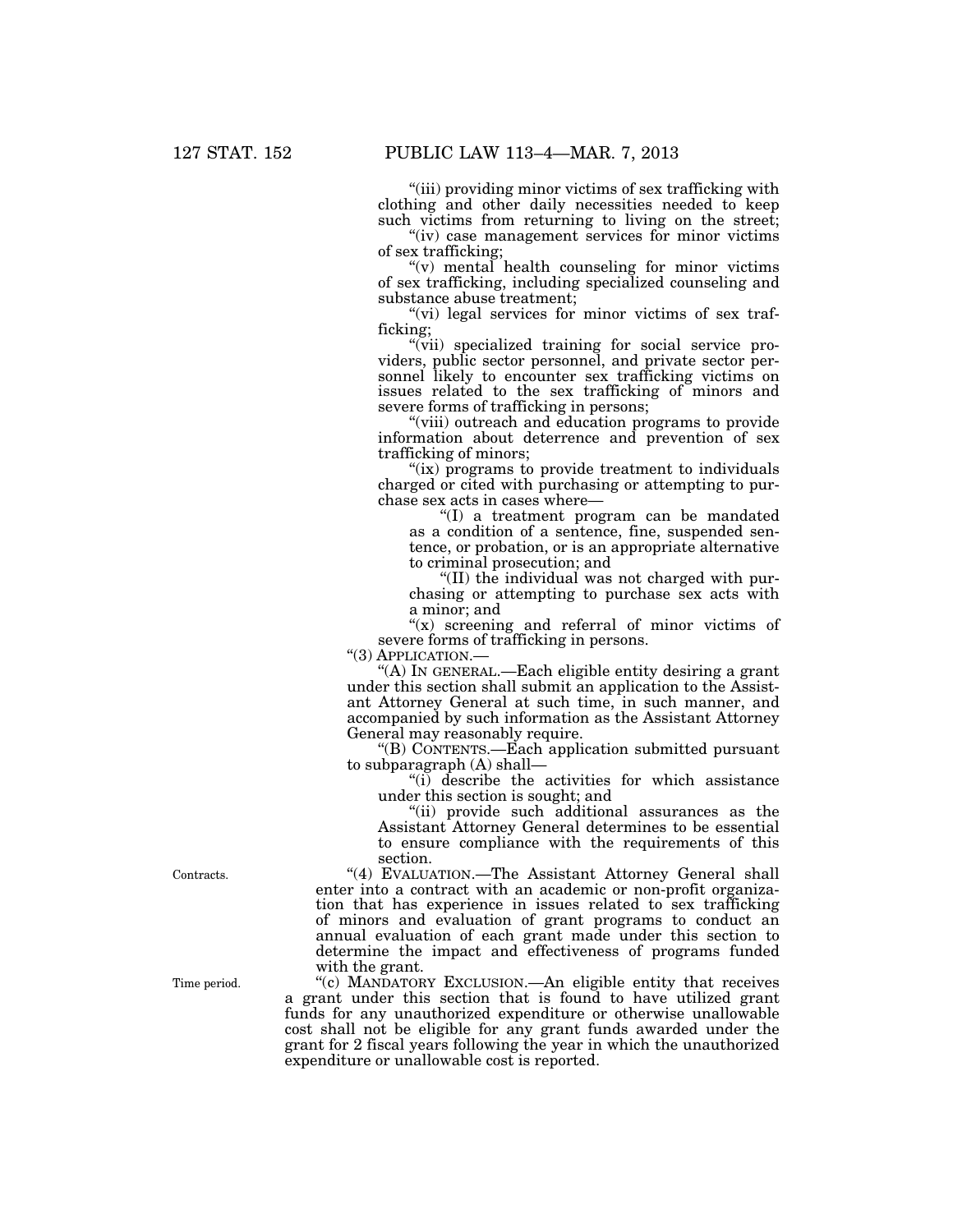"(iii) providing minor victims of sex trafficking with clothing and other daily necessities needed to keep such victims from returning to living on the street;

"(iv) case management services for minor victims of sex trafficking;

"(v) mental health counseling for minor victims of sex trafficking, including specialized counseling and substance abuse treatment;

"(vi) legal services for minor victims of sex trafficking;

"(vii) specialized training for social service providers, public sector personnel, and private sector personnel likely to encounter sex trafficking victims on issues related to the sex trafficking of minors and severe forms of trafficking in persons;

"(viii) outreach and education programs to provide information about deterrence and prevention of sex trafficking of minors;

"(ix) programs to provide treatment to individuals charged or cited with purchasing or attempting to purchase sex acts in cases where—

"(I) a treatment program can be mandated as a condition of a sentence, fine, suspended sentence, or probation, or is an appropriate alternative to criminal prosecution; and

"(II) the individual was not charged with purchasing or attempting to purchase sex acts with a minor; and

"(x) screening and referral of minor victims of severe forms of trafficking in persons.

"(3) APPLICATION.—

"(A) IN GENERAL.—Each eligible entity desiring a grant under this section shall submit an application to the Assistant Attorney General at such time, in such manner, and accompanied by such information as the Assistant Attorney General may reasonably require.

"(B) CONTENTS.—Each application submitted pursuant to subparagraph (A) shall—

"(i) describe the activities for which assistance under this section is sought; and

"(ii) provide such additional assurances as the Assistant Attorney General determines to be essential to ensure compliance with the requirements of this section.

Contracts.

"(4) EVALUATION.—The Assistant Attorney General shall enter into a contract with an academic or non-profit organization that has experience in issues related to sex trafficking of minors and evaluation of grant programs to conduct an annual evaluation of each grant made under this section to determine the impact and effectiveness of programs funded with the grant.

Time period.

"(c) MANDATORY EXCLUSION.—An eligible entity that receives a grant under this section that is found to have utilized grant funds for any unauthorized expenditure or otherwise unallowable cost shall not be eligible for any grant funds awarded under the grant for 2 fiscal years following the year in which the unauthorized expenditure or unallowable cost is reported.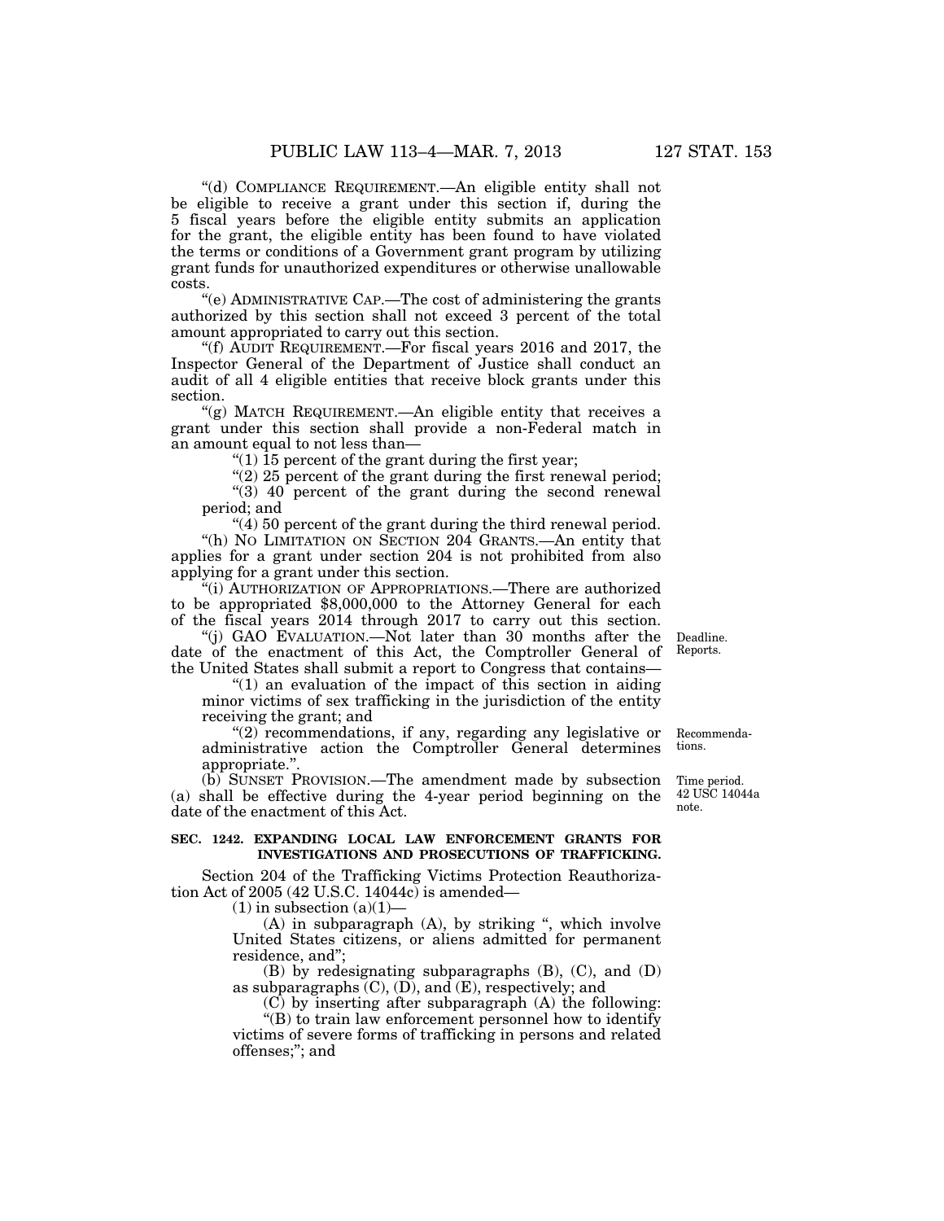"(d) COMPLIANCE REQUIREMENT.—An eligible entity shall not be eligible to receive a grant under this section if, during the 5 fiscal years before the eligible entity submits an application for the grant, the eligible entity has been found to have violated the terms or conditions of a Government grant program by utilizing grant funds for unauthorized expenditures or otherwise unallowable costs.

"(e) ADMINISTRATIVE CAP.—The cost of administering the grants authorized by this section shall not exceed 3 percent of the total amount appropriated to carry out this section.

"(f) AUDIT REQUIREMENT.—For fiscal years 2016 and 2017, the Inspector General of the Department of Justice shall conduct an audit of all 4 eligible entities that receive block grants under this section.

"(g) MATCH REQUIREMENT.—An eligible entity that receives a grant under this section shall provide a non-Federal match in an amount equal to not less than—

"(1) 15 percent of the grant during the first year;

"(2) 25 percent of the grant during the first renewal period;

"(3) 40 percent of the grant during the second renewal period; and

"(4) 50 percent of the grant during the third renewal period.

"(h) NO LIMITATION ON SECTION 204 GRANTS.—An entity that applies for a grant under section 204 is not prohibited from also applying for a grant under this section.

"(i) AUTHORIZATION OF APPROPRIATIONS.—There are authorized to be appropriated $8,000,000 to the Attorney General for each of the fiscal years 2014 through 2017 to carry out this section.

Deadline. Reports.

"(j) GAO EVALUATION.—Not later than 30 months after the date of the enactment of this Act, the Comptroller General of the United States shall submit a report to Congress that contains—

"(1) an evaluation of the impact of this section in aiding minor victims of sex trafficking in the jurisdiction of the entity receiving the grant; and

Recommendations.

"(2) recommendations, if any, regarding any legislative or administrative action the Comptroller General determines appropriate.".

Time period. 42 USC 14044a note.

(b) SUNSET PROVISION.—The amendment made by subsection (a) shall be effective during the 4-year period beginning on the date of the enactment of this Act.

**SEC. 1242. EXPANDING LOCAL LAW ENFORCEMENT GRANTS FOR INVESTIGATIONS AND PROSECUTIONS OF TRAFFICKING.**

Section 204 of the Trafficking Victims Protection Reauthorization Act of 2005 (42 U.S.C. 14044c) is amended—

(1) in subsection (a)(1)—

(A) in subparagraph (A), by striking ", which involve United States citizens, or aliens admitted for permanent residence, and";

(B) by redesignating subparagraphs (B), (C), and (D) as subparagraphs (C), (D), and (E), respectively; and

(C) by inserting after subparagraph (A) the following:

"(B) to train law enforcement personnel how to identify victims of severe forms of trafficking in persons and related offenses;"; and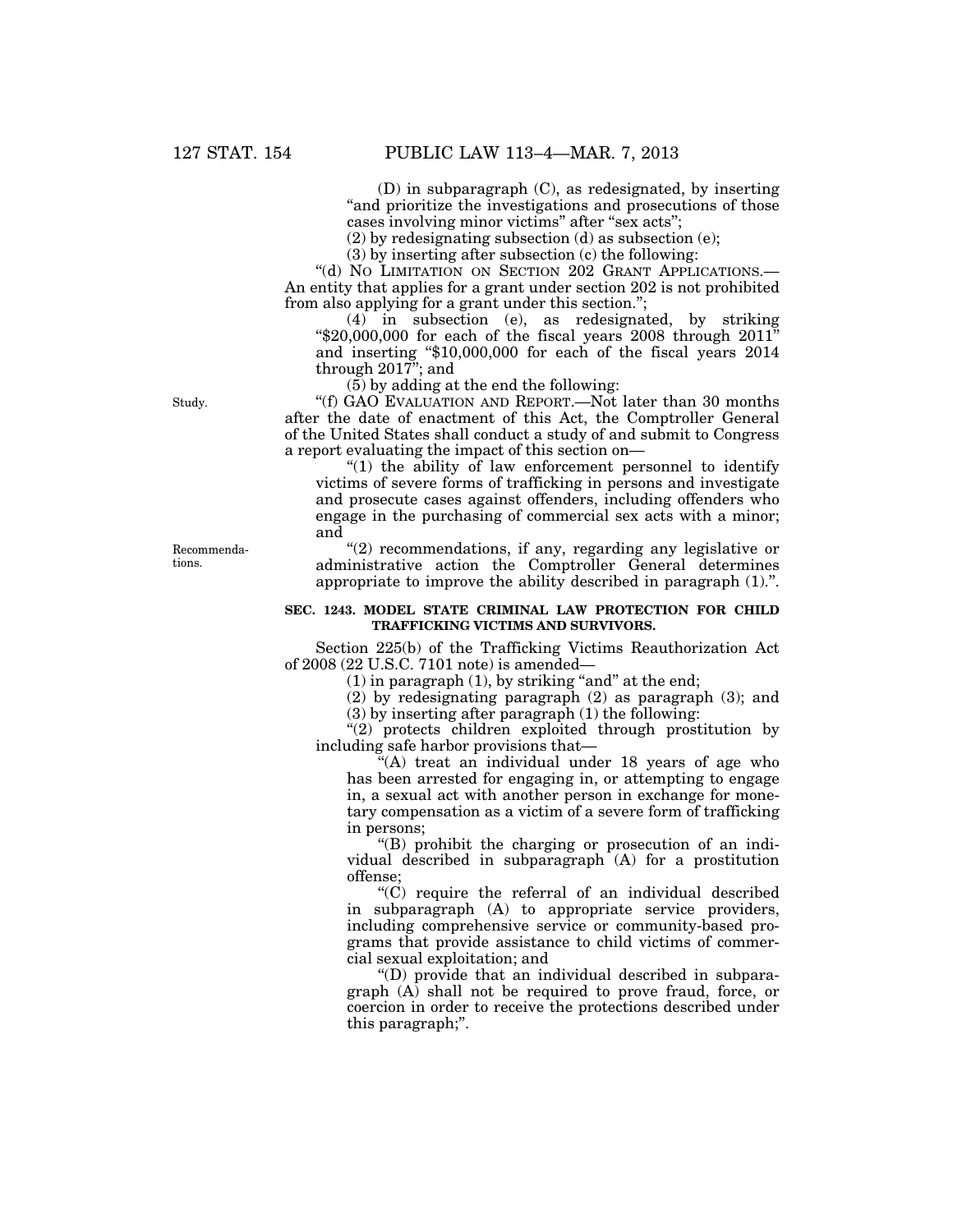(D) in subparagraph (C), as redesignated, by inserting "and prioritize the investigations and prosecutions of those cases involving minor victims" after "sex acts";

(2) by redesignating subsection (d) as subsection (e);

(3) by inserting after subsection (c) the following:

"(d) NO LIMITATION ON SECTION 202 GRANT APPLICATIONS.—An entity that applies for a grant under section 202 is not prohibited from also applying for a grant under this section.";

(4) in subsection (e), as redesignated, by striking "$20,000,000 for each of the fiscal years 2008 through 2011" and inserting "$10,000,000 for each of the fiscal years 2014 through 2017"; and

(5) by adding at the end the following:

Study.

"(f) GAO EVALUATION AND REPORT.—Not later than 30 months after the date of enactment of this Act, the Comptroller General of the United States shall conduct a study of and submit to Congress a report evaluating the impact of this section on—

"(1) the ability of law enforcement personnel to identify victims of severe forms of trafficking in persons and investigate and prosecute cases against offenders, including offenders who engage in the purchasing of commercial sex acts with a minor; and

Recommendations.

"(2) recommendations, if any, regarding any legislative or administrative action the Comptroller General determines appropriate to improve the ability described in paragraph (1).".

**SEC. 1243. MODEL STATE CRIMINAL LAW PROTECTION FOR CHILD TRAFFICKING VICTIMS AND SURVIVORS.**

Section 225(b) of the Trafficking Victims Reauthorization Act of 2008 (22 U.S.C. 7101 note) is amended—

(1) in paragraph (1), by striking "and" at the end;

(2) by redesignating paragraph (2) as paragraph (3); and

(3) by inserting after paragraph (1) the following:

"(2) protects children exploited through prostitution by including safe harbor provisions that—

"(A) treat an individual under 18 years of age who has been arrested for engaging in, or attempting to engage in, a sexual act with another person in exchange for monetary compensation as a victim of a severe form of trafficking in persons;

"(B) prohibit the charging or prosecution of an individual described in subparagraph (A) for a prostitution offense;

"(C) require the referral of an individual described in subparagraph (A) to appropriate service providers, including comprehensive service or community-based programs that provide assistance to child victims of commercial sexual exploitation; and

"(D) provide that an individual described in subparagraph (A) shall not be required to prove fraud, force, or coercion in order to receive the protections described under this paragraph;".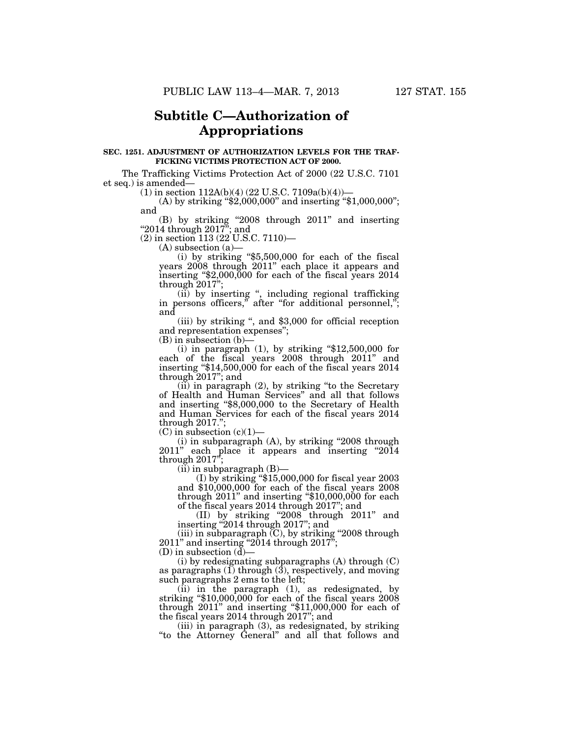# Subtitle C—Authorization of Appropriations

**SEC. 1251. ADJUSTMENT OF AUTHORIZATION LEVELS FOR THE TRAFFICKING VICTIMS PROTECTION ACT OF 2000.**

The Trafficking Victims Protection Act of 2000 (22 U.S.C. 7101 et seq.) is amended—

(1) in section 112A(b)(4) (22 U.S.C. 7109a(b)(4))—

(A) by striking "$2,000,000" and inserting "$1,000,000"; and

(B) by striking "2008 through 2011" and inserting "2014 through 2017"; and

(2) in section 113 (22 U.S.C. 7110)—

(A) subsection (a)—

(i) by striking "$5,500,000 for each of the fiscal years 2008 through 2011" each place it appears and inserting "$2,000,000 for each of the fiscal years 2014 through 2017";

(ii) by inserting ", including regional trafficking in persons officers," after "for additional personnel,"; and

(iii) by striking ", and $3,000 for official reception and representation expenses";

(B) in subsection (b)—

(i) in paragraph (1), by striking "$12,500,000 for each of the fiscal years 2008 through 2011" and inserting "$14,500,000 for each of the fiscal years 2014 through 2017"; and

(ii) in paragraph (2), by striking "to the Secretary of Health and Human Services" and all that follows and inserting "$8,000,000 to the Secretary of Health and Human Services for each of the fiscal years 2014 through 2017.";

(C) in subsection (c)(1)—

(i) in subparagraph (A), by striking "2008 through 2011" each place it appears and inserting "2014 through 2017";

(ii) in subparagraph (B)—

(I) by striking "$15,000,000 for fiscal year 2003 and $10,000,000 for each of the fiscal years 2008 through 2011" and inserting "$10,000,000 for each of the fiscal years 2014 through 2017"; and

(II) by striking "2008 through 2011" and inserting "2014 through 2017"; and

(iii) in subparagraph (C), by striking "2008 through 2011" and inserting "2014 through 2017";

(D) in subsection (d)—

(i) by redesignating subparagraphs (A) through (C) as paragraphs (1) through (3), respectively, and moving such paragraphs 2 ems to the left;

(ii) in the paragraph (1), as redesignated, by striking "$10,000,000 for each of the fiscal years 2008 through 2011" and inserting "$11,000,000 for each of the fiscal years 2014 through 2017"; and

(iii) in paragraph (3), as redesignated, by striking "to the Attorney General" and all that follows and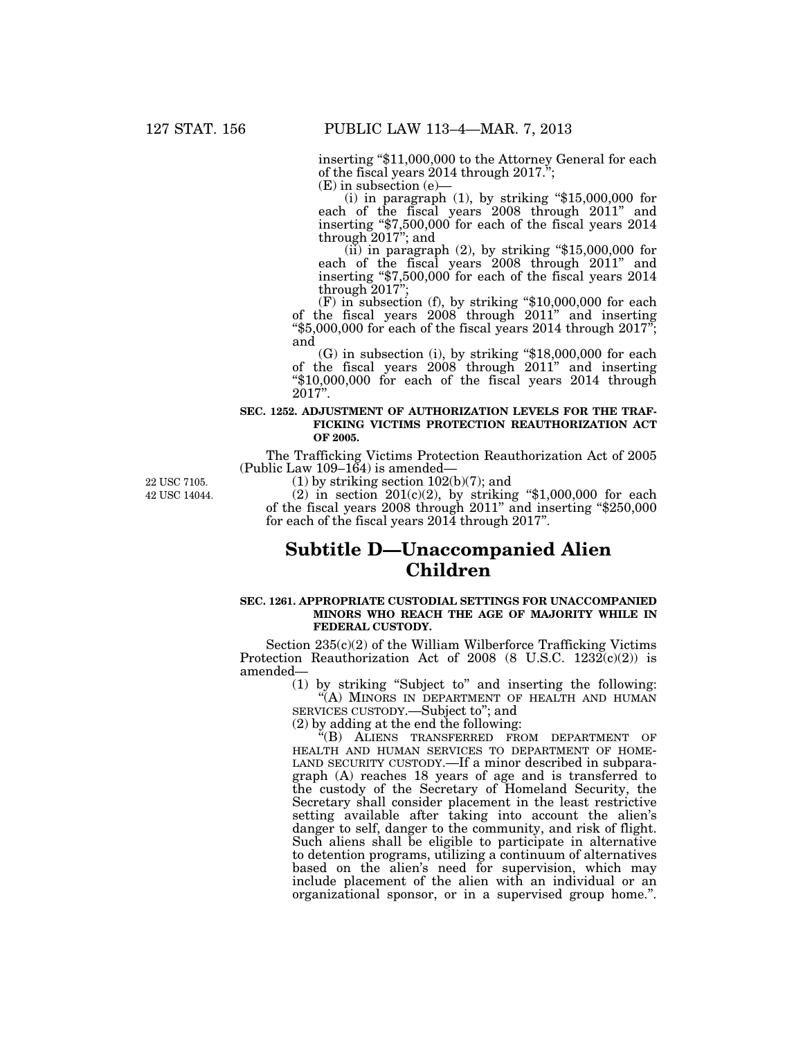inserting "$11,000,000 to the Attorney General for each of the fiscal years 2014 through 2017.";

(E) in subsection (e)—

(i) in paragraph (1), by striking "$15,000,000 for each of the fiscal years 2008 through 2011" and inserting "$7,500,000 for each of the fiscal years 2014 through 2017"; and

(ii) in paragraph (2), by striking "$15,000,000 for each of the fiscal years 2008 through 2011" and inserting "$7,500,000 for each of the fiscal years 2014 through 2017";

(F) in subsection (f), by striking "$10,000,000 for each of the fiscal years 2008 through 2011" and inserting "$5,000,000 for each of the fiscal years 2014 through 2017"; and

(G) in subsection (i), by striking "$18,000,000 for each of the fiscal years 2008 through 2011" and inserting "$10,000,000 for each of the fiscal years 2014 through 2017".

**SEC. 1252. ADJUSTMENT OF AUTHORIZATION LEVELS FOR THE TRAFFICKING VICTIMS PROTECTION REAUTHORIZATION ACT OF 2005.**

The Trafficking Victims Protection Reauthorization Act of 2005 (Public Law 109–164) is amended—

22 USC 7105.
42 USC 14044.

(1) by striking section 102(b)(7); and

(2) in section 201(c)(2), by striking "$1,000,000 for each of the fiscal years 2008 through 2011" and inserting "$250,000 for each of the fiscal years 2014 through 2017".

## Subtitle D—Unaccompanied Alien Children

**SEC. 1261. APPROPRIATE CUSTODIAL SETTINGS FOR UNACCOMPANIED MINORS WHO REACH THE AGE OF MAJORITY WHILE IN FEDERAL CUSTODY.**

Section 235(c)(2) of the William Wilberforce Trafficking Victims Protection Reauthorization Act of 2008 (8 U.S.C. 1232(c)(2)) is amended—

(1) by striking "Subject to" and inserting the following:

"(A) MINORS IN DEPARTMENT OF HEALTH AND HUMAN SERVICES CUSTODY.—Subject to"; and

(2) by adding at the end the following:

"(B) ALIENS TRANSFERRED FROM DEPARTMENT OF HEALTH AND HUMAN SERVICES TO DEPARTMENT OF HOMELAND SECURITY CUSTODY.—If a minor described in subparagraph (A) reaches 18 years of age and is transferred to the custody of the Secretary of Homeland Security, the Secretary shall consider placement in the least restrictive setting available after taking into account the alien's danger to self, danger to the community, and risk of flight. Such aliens shall be eligible to participate in alternative to detention programs, utilizing a continuum of alternatives based on the alien's need for supervision, which may include placement of the alien with an individual or an organizational sponsor, or in a supervised group home.".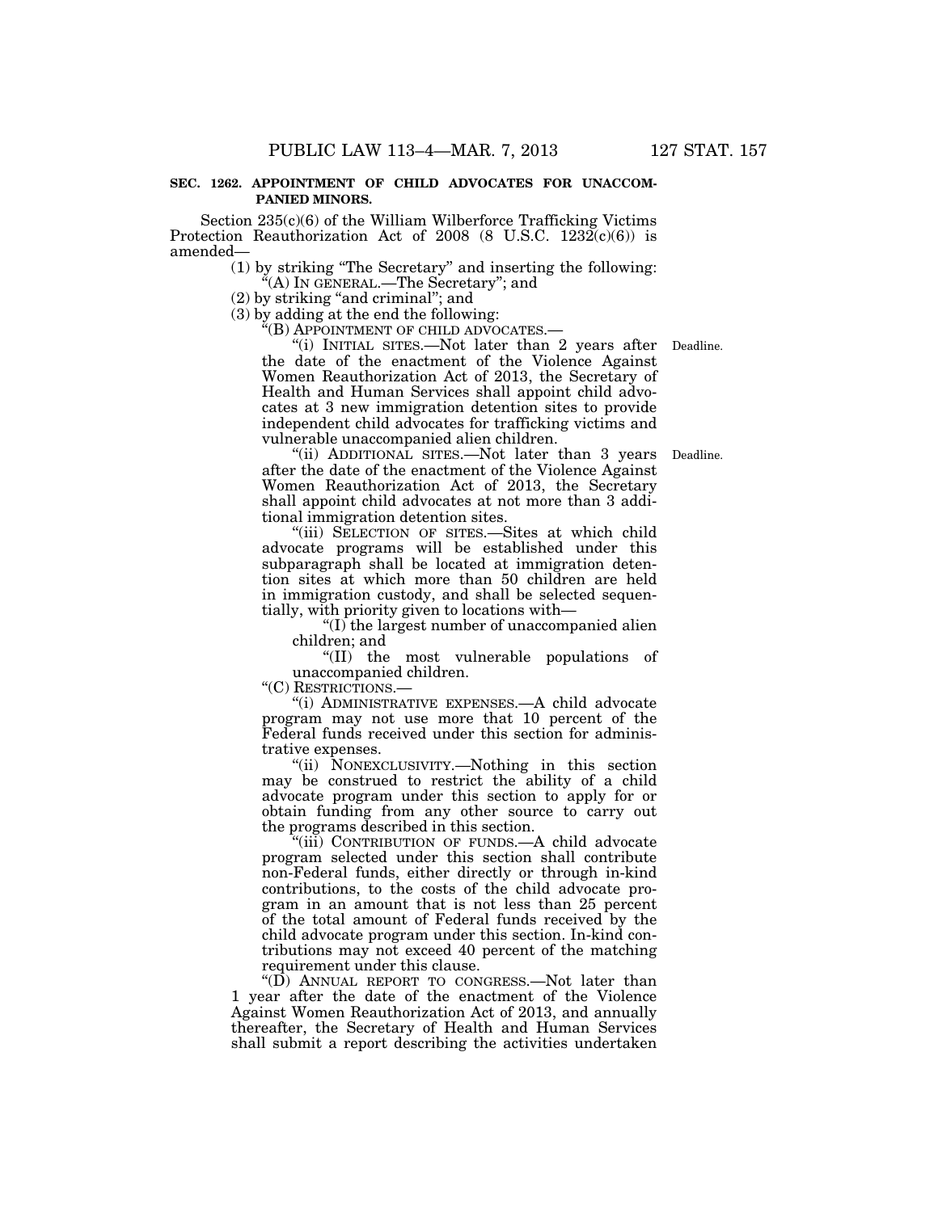**SEC. 1262. APPOINTMENT OF CHILD ADVOCATES FOR UNACCOMPANIED MINORS.**

Section 235(c)(6) of the William Wilberforce Trafficking Victims Protection Reauthorization Act of 2008 (8 U.S.C. 1232(c)(6)) is amended—

(1) by striking "The Secretary" and inserting the following: "(A) IN GENERAL.—The Secretary"; and

(2) by striking "and criminal"; and

(3) by adding at the end the following:

"(B) APPOINTMENT OF CHILD ADVOCATES.—

"(i) INITIAL SITES.—Not later than 2 years after the date of the enactment of the Violence Against Women Reauthorization Act of 2013, the Secretary of Health and Human Services shall appoint child advocates at 3 new immigration detention sites to provide independent child advocates for trafficking victims and vulnerable unaccompanied alien children.

Deadline.

"(ii) ADDITIONAL SITES.—Not later than 3 years after the date of the enactment of the Violence Against Women Reauthorization Act of 2013, the Secretary shall appoint child advocates at not more than 3 additional immigration detention sites.

Deadline.

"(iii) SELECTION OF SITES.—Sites at which child advocate programs will be established under this subparagraph shall be located at immigration detention sites at which more than 50 children are held in immigration custody, and shall be selected sequentially, with priority given to locations with—

"(I) the largest number of unaccompanied alien children; and

"(II) the most vulnerable populations of unaccompanied children.

"(C) RESTRICTIONS.—

"(i) ADMINISTRATIVE EXPENSES.—A child advocate program may not use more that 10 percent of the Federal funds received under this section for administrative expenses.

"(ii) NONEXCLUSIVITY.—Nothing in this section may be construed to restrict the ability of a child advocate program under this section to apply for or obtain funding from any other source to carry out the programs described in this section.

"(iii) CONTRIBUTION OF FUNDS.—A child advocate program selected under this section shall contribute non-Federal funds, either directly or through in-kind contributions, to the costs of the child advocate program in an amount that is not less than 25 percent of the total amount of Federal funds received by the child advocate program under this section. In-kind contributions may not exceed 40 percent of the matching requirement under this clause.

"(D) ANNUAL REPORT TO CONGRESS.—Not later than 1 year after the date of the enactment of the Violence Against Women Reauthorization Act of 2013, and annually thereafter, the Secretary of Health and Human Services shall submit a report describing the activities undertaken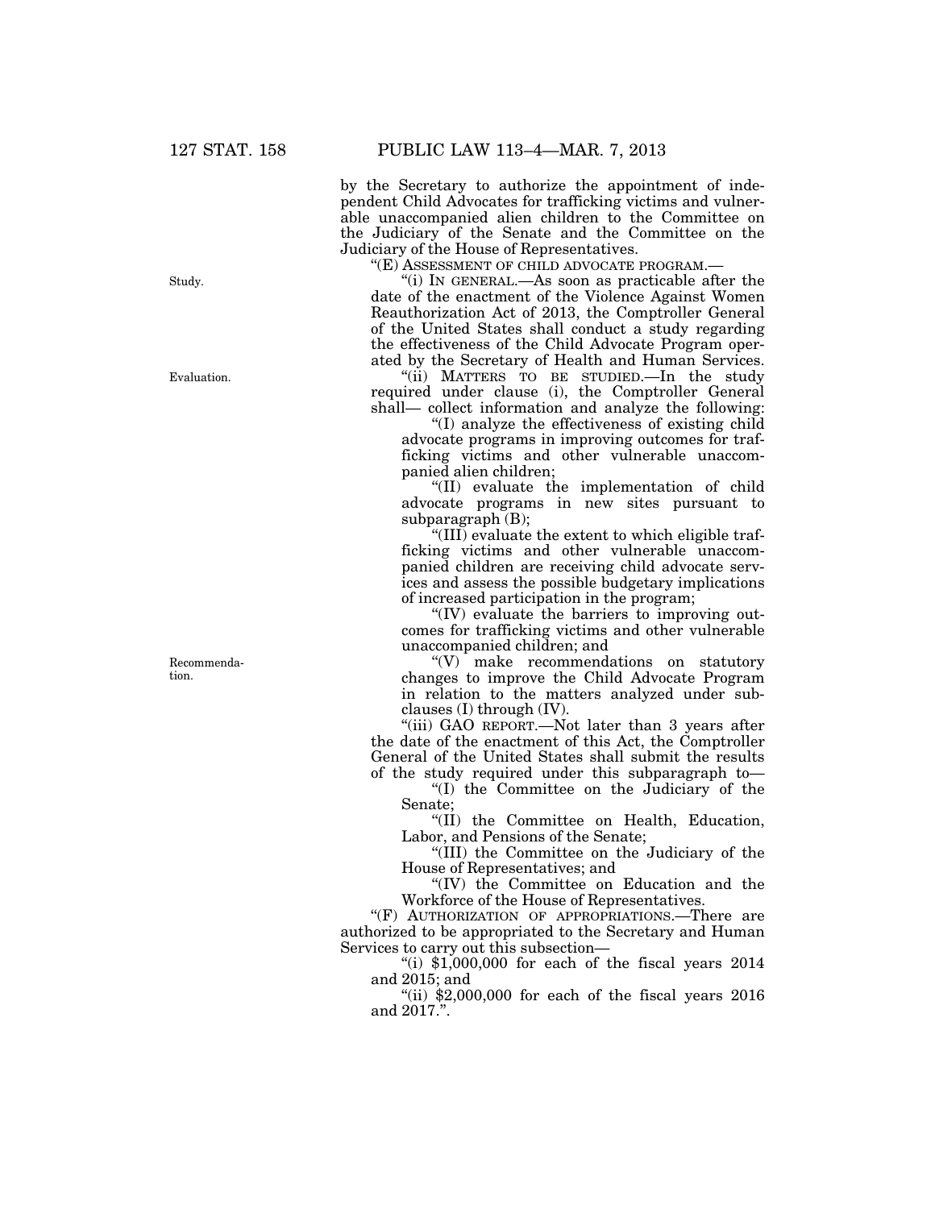by the Secretary to authorize the appointment of independent Child Advocates for trafficking victims and vulnerable unaccompanied alien children to the Committee on the Judiciary of the Senate and the Committee on the Judiciary of the House of Representatives.

"(E) ASSESSMENT OF CHILD ADVOCATE PROGRAM.—

Study.

"(i) IN GENERAL.—As soon as practicable after the date of the enactment of the Violence Against Women Reauthorization Act of 2013, the Comptroller General of the United States shall conduct a study regarding the effectiveness of the Child Advocate Program operated by the Secretary of Health and Human Services.

Evaluation.

"(ii) MATTERS TO BE STUDIED.—In the study required under clause (i), the Comptroller General shall— collect information and analyze the following:

"(I) analyze the effectiveness of existing child advocate programs in improving outcomes for trafficking victims and other vulnerable unaccompanied alien children;

"(II) evaluate the implementation of child advocate programs in new sites pursuant to subparagraph (B);

"(III) evaluate the extent to which eligible trafficking victims and other vulnerable unaccompanied children are receiving child advocate services and assess the possible budgetary implications of increased participation in the program;

"(IV) evaluate the barriers to improving outcomes for trafficking victims and other vulnerable unaccompanied children; and

Recommendation.

"(V) make recommendations on statutory changes to improve the Child Advocate Program in relation to the matters analyzed under subclauses (I) through (IV).

"(iii) GAO REPORT.—Not later than 3 years after the date of the enactment of this Act, the Comptroller General of the United States shall submit the results of the study required under this subparagraph to—

"(I) the Committee on the Judiciary of the Senate;

"(II) the Committee on Health, Education, Labor, and Pensions of the Senate;

"(III) the Committee on the Judiciary of the House of Representatives; and

"(IV) the Committee on Education and the Workforce of the House of Representatives.

"(F) AUTHORIZATION OF APPROPRIATIONS.—There are authorized to be appropriated to the Secretary and Human Services to carry out this subsection—

"(i) $1,000,000 for each of the fiscal years 2014 and 2015; and

"(ii) $2,000,000 for each of the fiscal years 2016 and 2017.".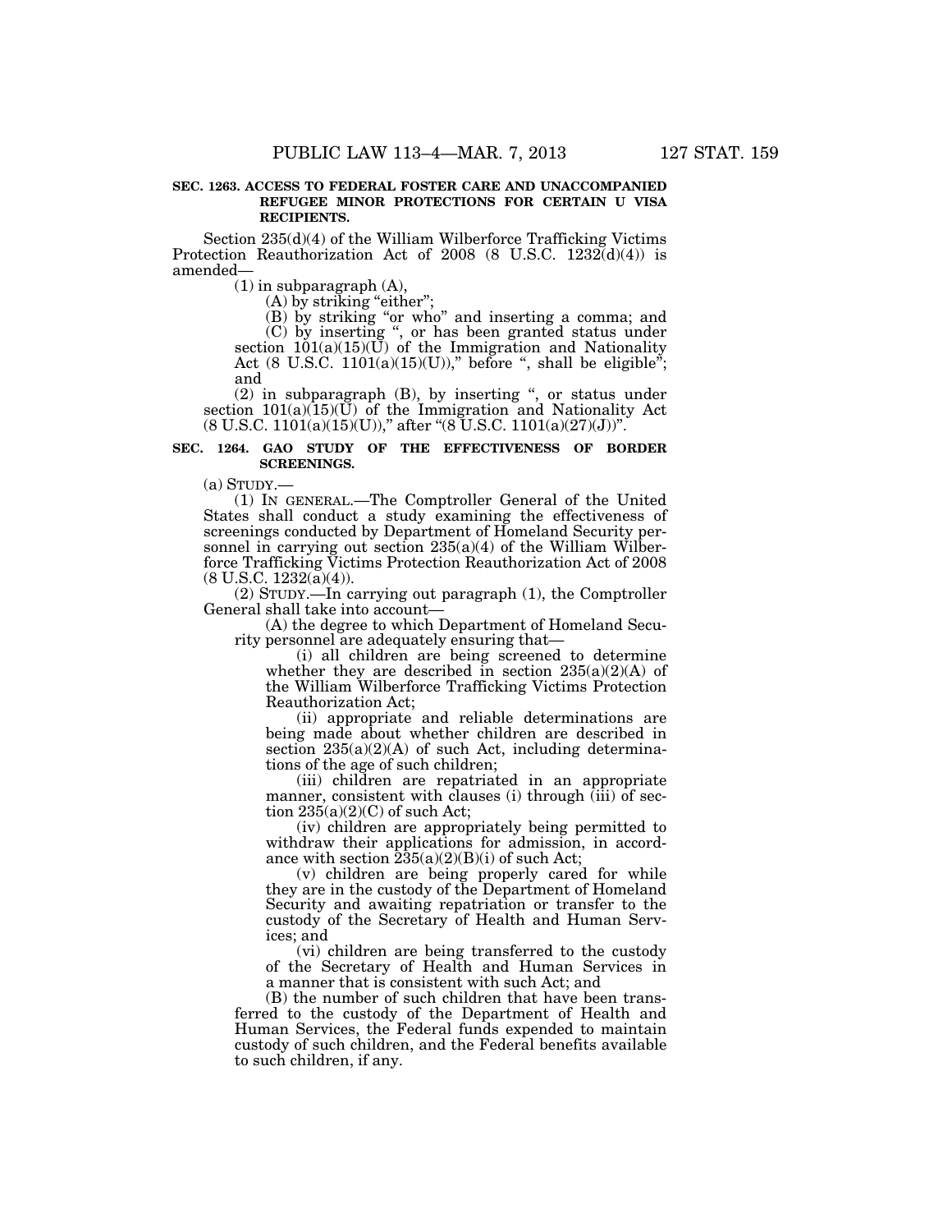**SEC. 1263. ACCESS TO FEDERAL FOSTER CARE AND UNACCOMPANIED REFUGEE MINOR PROTECTIONS FOR CERTAIN U VISA RECIPIENTS.**

Section 235(d)(4) of the William Wilberforce Trafficking Victims Protection Reauthorization Act of 2008 (8 U.S.C. 1232(d)(4)) is amended—

(1) in subparagraph (A),

(A) by striking "either";

(B) by striking "or who" and inserting a comma; and

(C) by inserting ", or has been granted status under section 101(a)(15)(U) of the Immigration and Nationality Act (8 U.S.C. 1101(a)(15)(U))," before ", shall be eligible"; and

(2) in subparagraph (B), by inserting ", or status under section 101(a)(15)(U) of the Immigration and Nationality Act (8 U.S.C. 1101(a)(15)(U))," after "(8 U.S.C. 1101(a)(27)(J))".

**SEC. 1264. GAO STUDY OF THE EFFECTIVENESS OF BORDER SCREENINGS.**

(a) STUDY.—

(1) IN GENERAL.—The Comptroller General of the United States shall conduct a study examining the effectiveness of screenings conducted by Department of Homeland Security personnel in carrying out section 235(a)(4) of the William Wilberforce Trafficking Victims Protection Reauthorization Act of 2008 (8 U.S.C. 1232(a)(4)).

(2) STUDY.—In carrying out paragraph (1), the Comptroller General shall take into account—

(A) the degree to which Department of Homeland Security personnel are adequately ensuring that—

(i) all children are being screened to determine whether they are described in section 235(a)(2)(A) of the William Wilberforce Trafficking Victims Protection Reauthorization Act;

(ii) appropriate and reliable determinations are being made about whether children are described in section 235(a)(2)(A) of such Act, including determinations of the age of such children;

(iii) children are repatriated in an appropriate manner, consistent with clauses (i) through (iii) of section 235(a)(2)(C) of such Act;

(iv) children are appropriately being permitted to withdraw their applications for admission, in accordance with section 235(a)(2)(B)(i) of such Act;

(v) children are being properly cared for while they are in the custody of the Department of Homeland Security and awaiting repatriation or transfer to the custody of the Secretary of Health and Human Services; and

(vi) children are being transferred to the custody of the Secretary of Health and Human Services in a manner that is consistent with such Act; and

(B) the number of such children that have been transferred to the custody of the Department of Health and Human Services, the Federal funds expended to maintain custody of such children, and the Federal benefits available to such children, if any.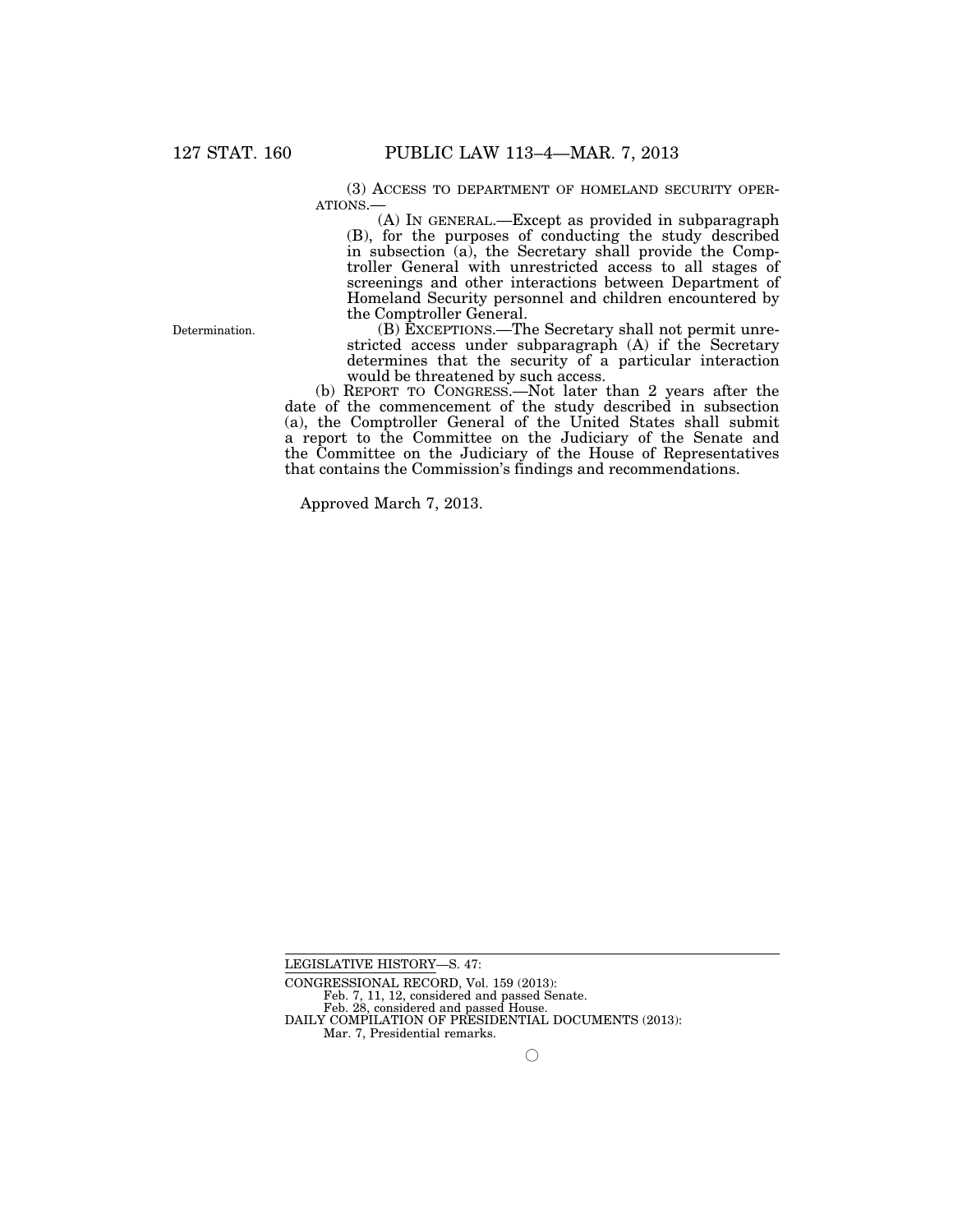(3) ACCESS TO DEPARTMENT OF HOMELAND SECURITY OPERATIONS.—

(A) IN GENERAL.—Except as provided in subparagraph (B), for the purposes of conducting the study described in subsection (a), the Secretary shall provide the Comptroller General with unrestricted access to all stages of screenings and other interactions between Department of Homeland Security personnel and children encountered by the Comptroller General.

Determination.

(B) EXCEPTIONS.—The Secretary shall not permit unrestricted access under subparagraph (A) if the Secretary determines that the security of a particular interaction would be threatened by such access.

(b) REPORT TO CONGRESS.—Not later than 2 years after the date of the commencement of the study described in subsection (a), the Comptroller General of the United States shall submit a report to the Committee on the Judiciary of the Senate and the Committee on the Judiciary of the House of Representatives that contains the Commission's findings and recommendations.

Approved March 7, 2013.

---

LEGISLATIVE HISTORY—S. 47:

CONGRESSIONAL RECORD, Vol. 159 (2013):
Feb. 7, 11, 12, considered and passed Senate.
Feb. 28, considered and passed House.

DAILY COMPILATION OF PRESIDENTIAL DOCUMENTS (2013):
Mar. 7, Presidential remarks.